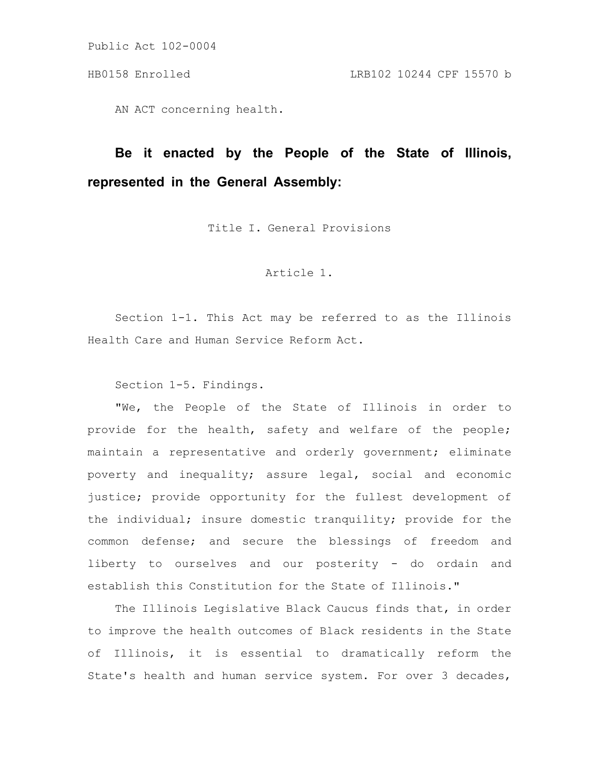Public Act 102-0004

HB0158 Enrolled LRB102 10244 CPF 15570 b

AN ACT concerning health.

**Be it enacted by the People of the State of Illinois, represented in the General Assembly:**

Title I. General Provisions

Article 1.

Section 1-1. This Act may be referred to as the Illinois Health Care and Human Service Reform Act.

Section 1-5. Findings.

"We, the People of the State of Illinois in order to provide for the health, safety and welfare of the people; maintain a representative and orderly government; eliminate poverty and inequality; assure legal, social and economic justice; provide opportunity for the fullest development of the individual; insure domestic tranquility; provide for the common defense; and secure the blessings of freedom and liberty to ourselves and our posterity - do ordain and establish this Constitution for the State of Illinois."

The Illinois Legislative Black Caucus finds that, in order to improve the health outcomes of Black residents in the State of Illinois, it is essential to dramatically reform the State's health and human service system. For over 3 decades,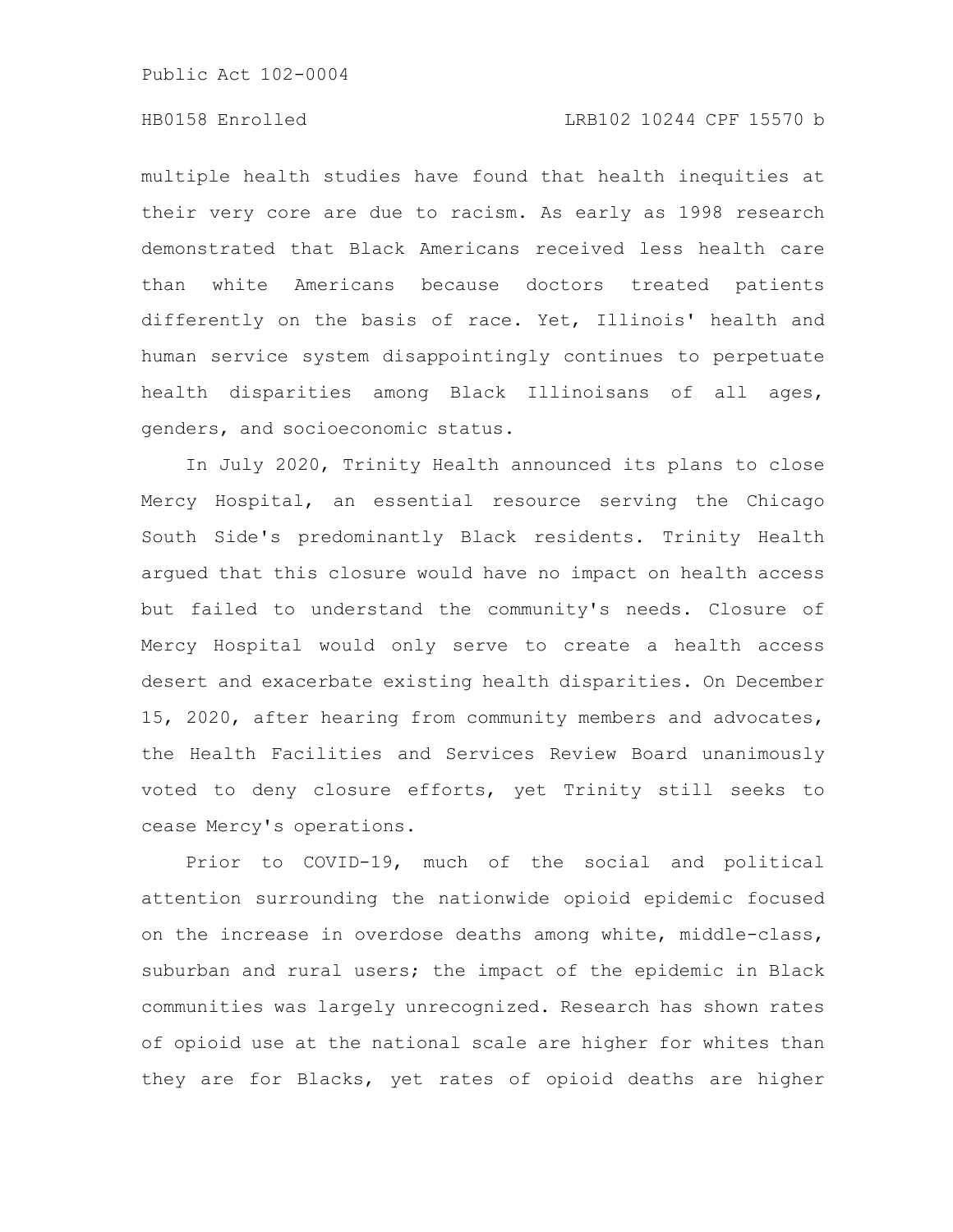multiple health studies have found that health inequities at their very core are due to racism. As early as 1998 research demonstrated that Black Americans received less health care than white Americans because doctors treated patients differently on the basis of race. Yet, Illinois' health and human service system disappointingly continues to perpetuate health disparities among Black Illinoisans of all ages, genders, and socioeconomic status.

In July 2020, Trinity Health announced its plans to close Mercy Hospital, an essential resource serving the Chicago South Side's predominantly Black residents. Trinity Health argued that this closure would have no impact on health access but failed to understand the community's needs. Closure of Mercy Hospital would only serve to create a health access desert and exacerbate existing health disparities. On December 15, 2020, after hearing from community members and advocates, the Health Facilities and Services Review Board unanimously voted to deny closure efforts, yet Trinity still seeks to cease Mercy's operations.

Prior to COVID-19, much of the social and political attention surrounding the nationwide opioid epidemic focused on the increase in overdose deaths among white, middle-class, suburban and rural users; the impact of the epidemic in Black communities was largely unrecognized. Research has shown rates of opioid use at the national scale are higher for whites than they are for Blacks, yet rates of opioid deaths are higher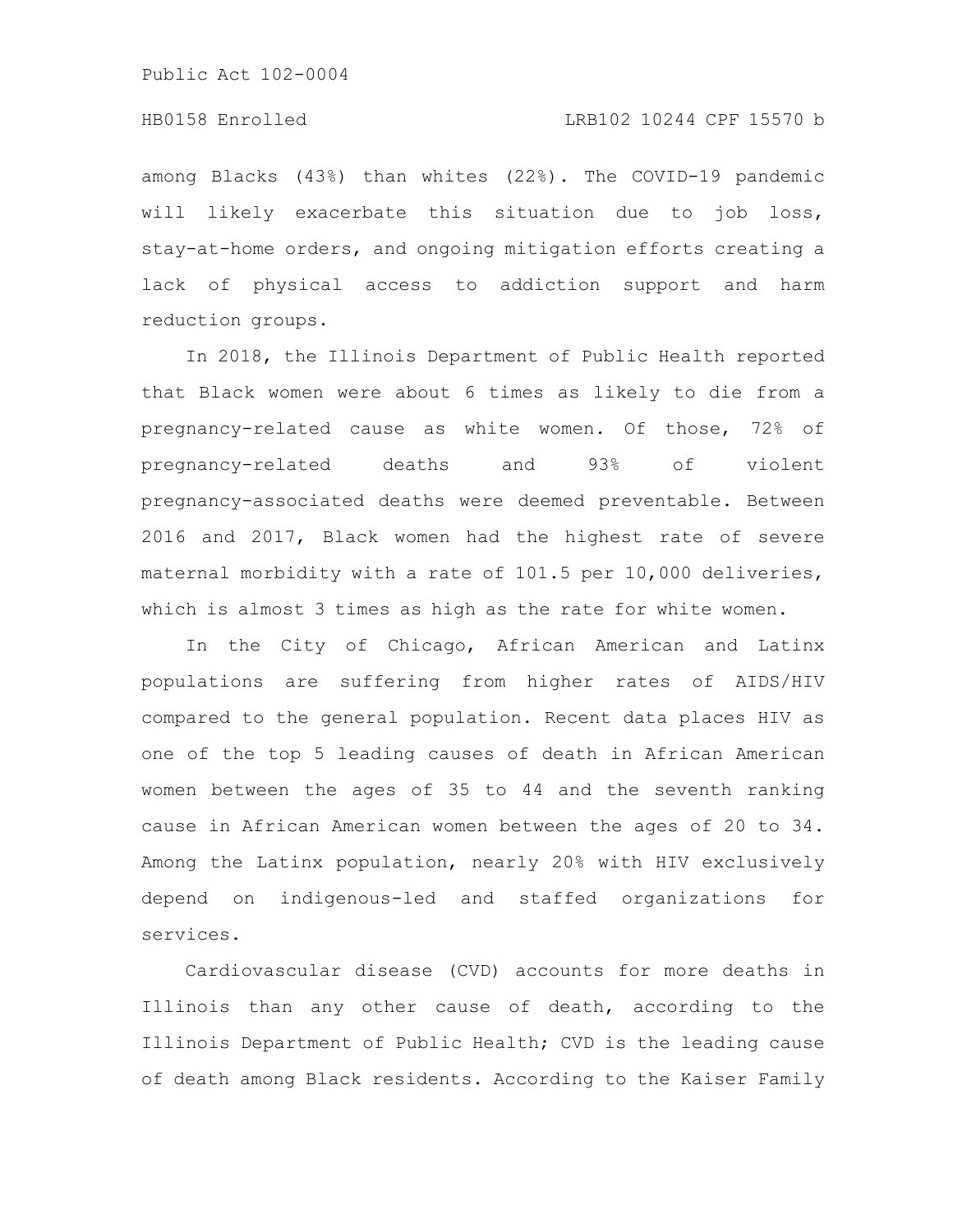among Blacks (43%) than whites (22%). The COVID-19 pandemic will likely exacerbate this situation due to job loss, stay-at-home orders, and ongoing mitigation efforts creating a lack of physical access to addiction support and harm reduction groups.

In 2018, the Illinois Department of Public Health reported that Black women were about 6 times as likely to die from a pregnancy-related cause as white women. Of those, 72% of pregnancy-related deaths and 93% of violent pregnancy-associated deaths were deemed preventable. Between 2016 and 2017, Black women had the highest rate of severe maternal morbidity with a rate of 101.5 per 10,000 deliveries, which is almost 3 times as high as the rate for white women.

In the City of Chicago, African American and Latinx populations are suffering from higher rates of AIDS/HIV compared to the general population. Recent data places HIV as one of the top 5 leading causes of death in African American women between the ages of 35 to 44 and the seventh ranking cause in African American women between the ages of 20 to 34. Among the Latinx population, nearly 20% with HIV exclusively depend on indigenous-led and staffed organizations for services.

Cardiovascular disease (CVD) accounts for more deaths in Illinois than any other cause of death, according to the Illinois Department of Public Health; CVD is the leading cause of death among Black residents. According to the Kaiser Family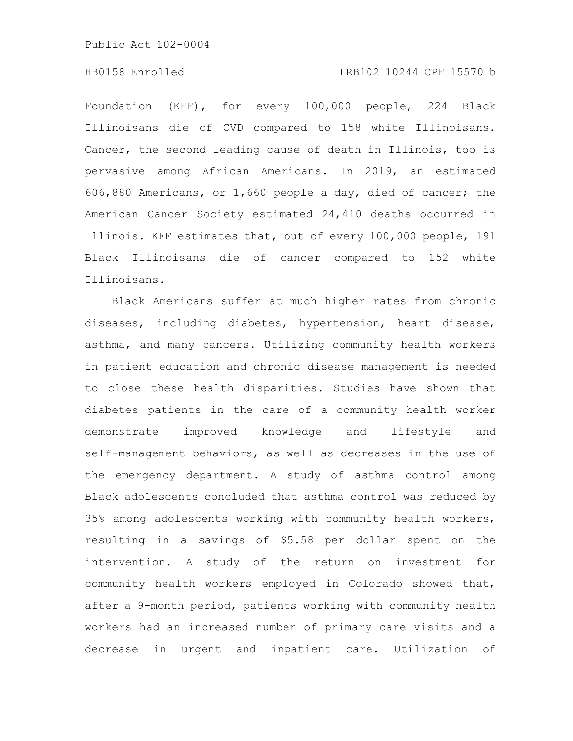Foundation (KFF), for every 100,000 people, 224 Black Illinoisans die of CVD compared to 158 white Illinoisans. Cancer, the second leading cause of death in Illinois, too is pervasive among African Americans. In 2019, an estimated 606,880 Americans, or 1,660 people a day, died of cancer; the American Cancer Society estimated 24,410 deaths occurred in Illinois. KFF estimates that, out of every 100,000 people, 191 Black Illinoisans die of cancer compared to 152 white Illinoisans.

Black Americans suffer at much higher rates from chronic diseases, including diabetes, hypertension, heart disease, asthma, and many cancers. Utilizing community health workers in patient education and chronic disease management is needed to close these health disparities. Studies have shown that diabetes patients in the care of a community health worker demonstrate improved knowledge and lifestyle and self-management behaviors, as well as decreases in the use of the emergency department. A study of asthma control among Black adolescents concluded that asthma control was reduced by 35% among adolescents working with community health workers, resulting in a savings of $5.58 per dollar spent on the intervention. A study of the return on investment for community health workers employed in Colorado showed that, after a 9-month period, patients working with community health workers had an increased number of primary care visits and a decrease in urgent and inpatient care. Utilization of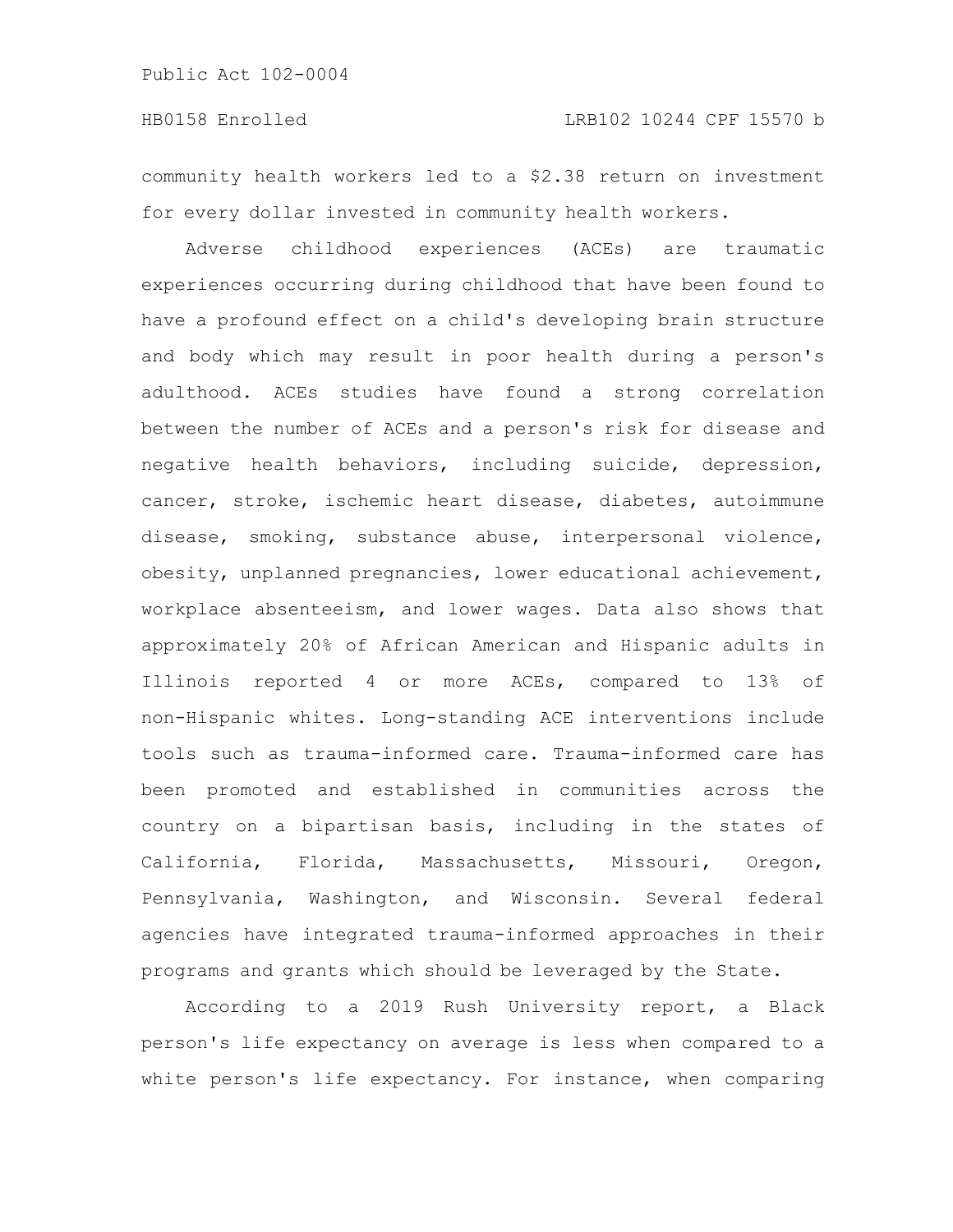community health workers led to a $2.38 return on investment for every dollar invested in community health workers.

Adverse childhood experiences (ACEs) are traumatic experiences occurring during childhood that have been found to have a profound effect on a child's developing brain structure and body which may result in poor health during a person's adulthood. ACEs studies have found a strong correlation between the number of ACEs and a person's risk for disease and negative health behaviors, including suicide, depression, cancer, stroke, ischemic heart disease, diabetes, autoimmune disease, smoking, substance abuse, interpersonal violence, obesity, unplanned pregnancies, lower educational achievement, workplace absenteeism, and lower wages. Data also shows that approximately 20% of African American and Hispanic adults in Illinois reported 4 or more ACEs, compared to 13% of non-Hispanic whites. Long-standing ACE interventions include tools such as trauma-informed care. Trauma-informed care has been promoted and established in communities across the country on a bipartisan basis, including in the states of California, Florida, Massachusetts, Missouri, Oregon, Pennsylvania, Washington, and Wisconsin. Several federal agencies have integrated trauma-informed approaches in their programs and grants which should be leveraged by the State.

According to a 2019 Rush University report, a Black person's life expectancy on average is less when compared to a white person's life expectancy. For instance, when comparing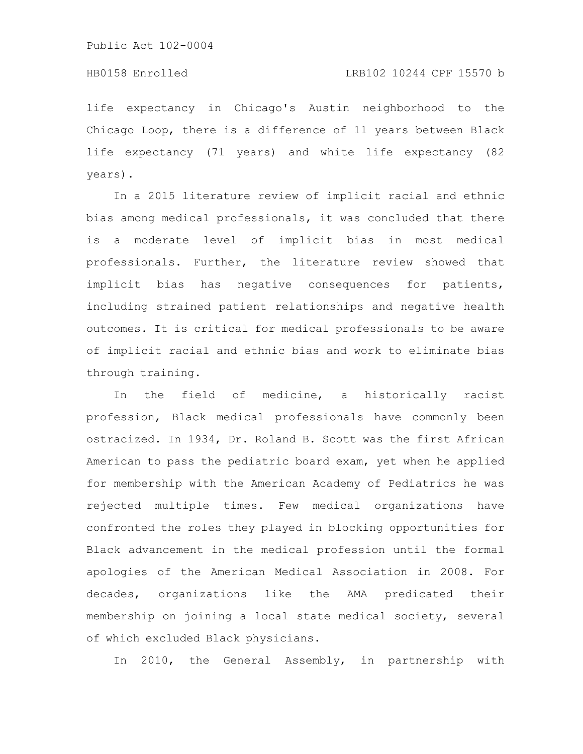life expectancy in Chicago's Austin neighborhood to the Chicago Loop, there is a difference of 11 years between Black life expectancy (71 years) and white life expectancy (82 years).

In a 2015 literature review of implicit racial and ethnic bias among medical professionals, it was concluded that there is a moderate level of implicit bias in most medical professionals. Further, the literature review showed that implicit bias has negative consequences for patients, including strained patient relationships and negative health outcomes. It is critical for medical professionals to be aware of implicit racial and ethnic bias and work to eliminate bias through training.

In the field of medicine, a historically racist profession, Black medical professionals have commonly been ostracized. In 1934, Dr. Roland B. Scott was the first African American to pass the pediatric board exam, yet when he applied for membership with the American Academy of Pediatrics he was rejected multiple times. Few medical organizations have confronted the roles they played in blocking opportunities for Black advancement in the medical profession until the formal apologies of the American Medical Association in 2008. For decades, organizations like the AMA predicated their membership on joining a local state medical society, several of which excluded Black physicians.

In 2010, the General Assembly, in partnership with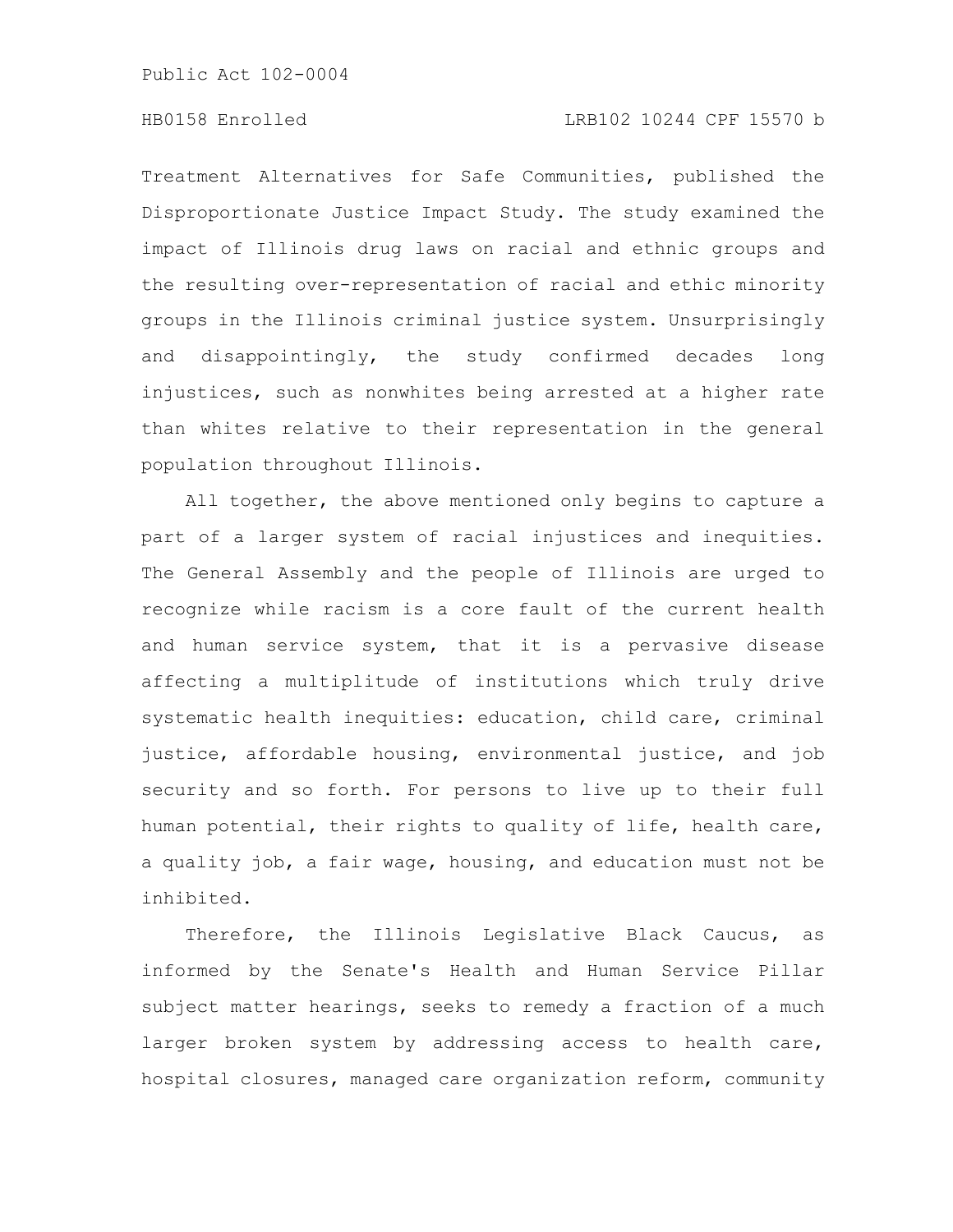Treatment Alternatives for Safe Communities, published the Disproportionate Justice Impact Study. The study examined the impact of Illinois drug laws on racial and ethnic groups and the resulting over-representation of racial and ethic minority groups in the Illinois criminal justice system. Unsurprisingly and disappointingly, the study confirmed decades long injustices, such as nonwhites being arrested at a higher rate than whites relative to their representation in the general population throughout Illinois.

All together, the above mentioned only begins to capture a part of a larger system of racial injustices and inequities. The General Assembly and the people of Illinois are urged to recognize while racism is a core fault of the current health and human service system, that it is a pervasive disease affecting a multiplitude of institutions which truly drive systematic health inequities: education, child care, criminal justice, affordable housing, environmental justice, and job security and so forth. For persons to live up to their full human potential, their rights to quality of life, health care, a quality job, a fair wage, housing, and education must not be inhibited.

Therefore, the Illinois Legislative Black Caucus, as informed by the Senate's Health and Human Service Pillar subject matter hearings, seeks to remedy a fraction of a much larger broken system by addressing access to health care, hospital closures, managed care organization reform, community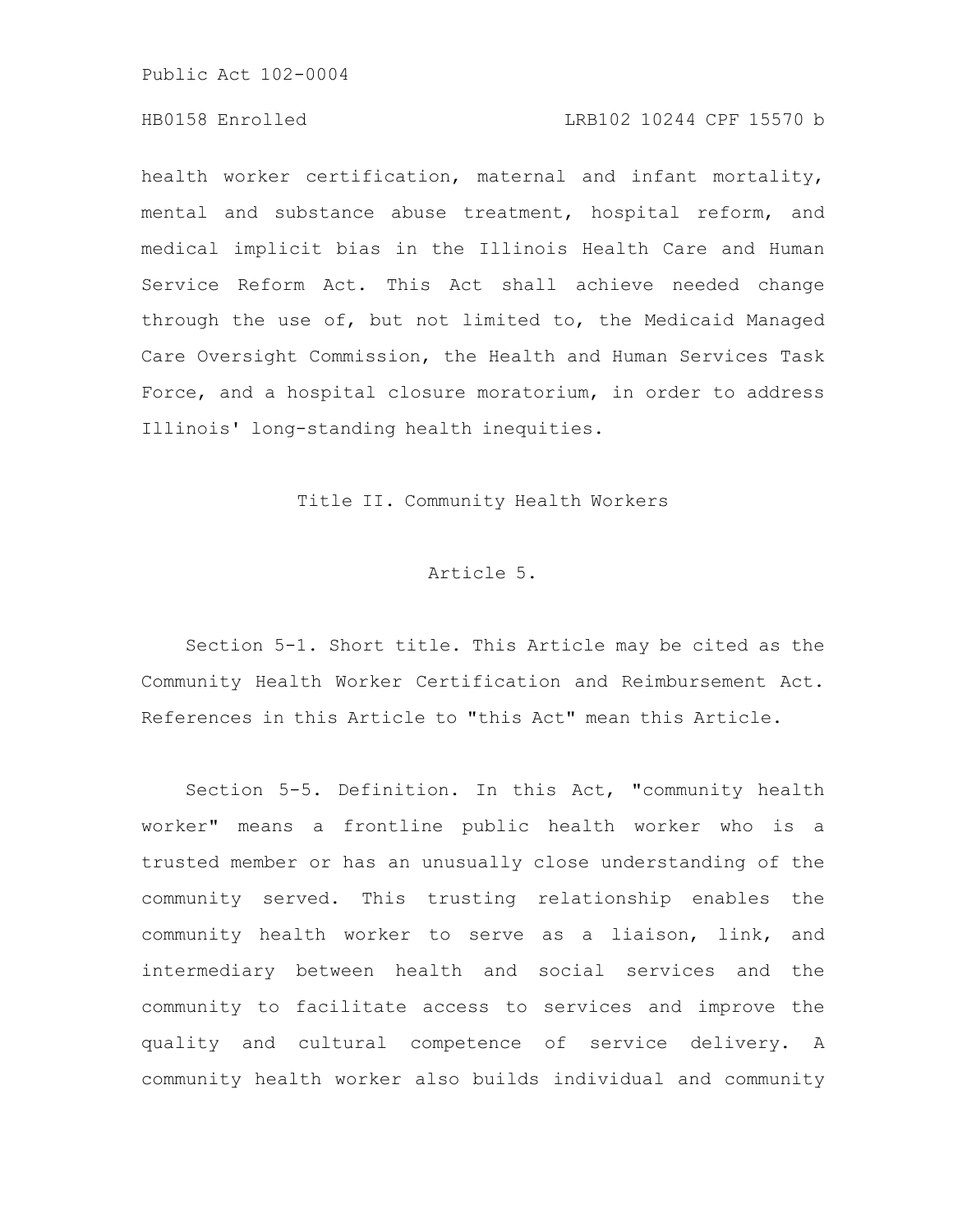health worker certification, maternal and infant mortality, mental and substance abuse treatment, hospital reform, and medical implicit bias in the Illinois Health Care and Human Service Reform Act. This Act shall achieve needed change through the use of, but not limited to, the Medicaid Managed Care Oversight Commission, the Health and Human Services Task Force, and a hospital closure moratorium, in order to address Illinois' long-standing health inequities.

## Title II. Community Health Workers

### Article 5.

Section 5-1. Short title. This Article may be cited as the Community Health Worker Certification and Reimbursement Act. References in this Article to "this Act" mean this Article.

Section 5-5. Definition. In this Act, "community health worker" means a frontline public health worker who is a trusted member or has an unusually close understanding of the community served. This trusting relationship enables the community health worker to serve as a liaison, link, and intermediary between health and social services and the community to facilitate access to services and improve the quality and cultural competence of service delivery. A community health worker also builds individual and community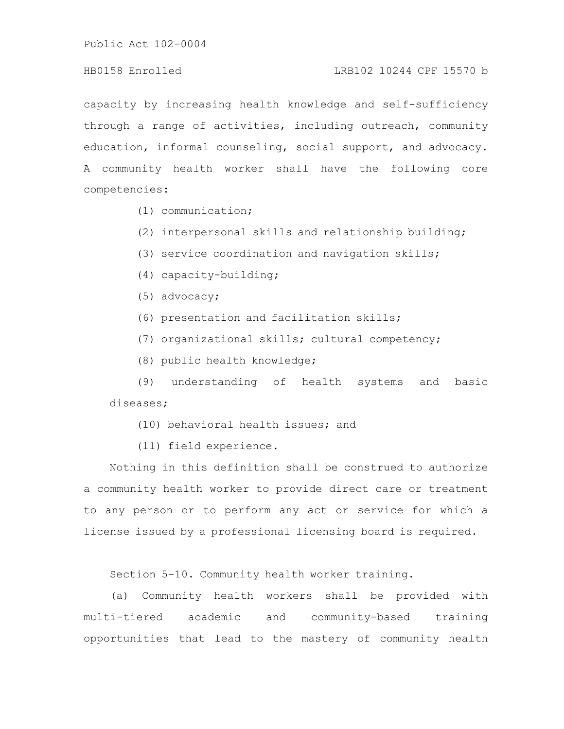capacity by increasing health knowledge and self-sufficiency through a range of activities, including outreach, community education, informal counseling, social support, and advocacy. A community health worker shall have the following core competencies:

(1) communication;

(2) interpersonal skills and relationship building;

(3) service coordination and navigation skills;

(4) capacity-building;

(5) advocacy;

(6) presentation and facilitation skills;

(7) organizational skills; cultural competency;

(8) public health knowledge;

(9) understanding of health systems and basic diseases;

(10) behavioral health issues; and

(11) field experience.

Nothing in this definition shall be construed to authorize a community health worker to provide direct care or treatment to any person or to perform any act or service for which a license issued by a professional licensing board is required.

Section 5-10. Community health worker training.

(a) Community health workers shall be provided with multi-tiered academic and community-based training opportunities that lead to the mastery of community health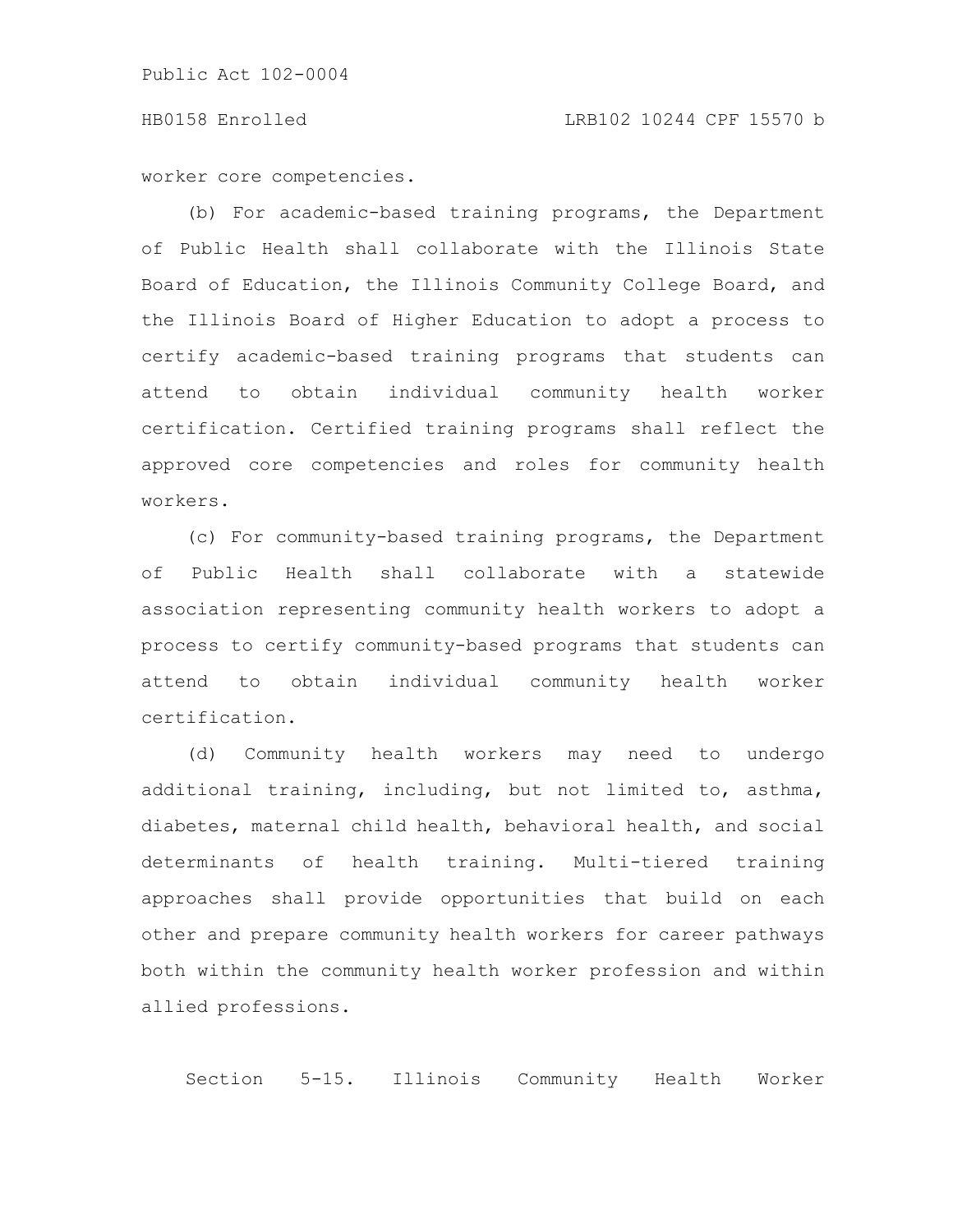worker core competencies.

(b) For academic-based training programs, the Department of Public Health shall collaborate with the Illinois State Board of Education, the Illinois Community College Board, and the Illinois Board of Higher Education to adopt a process to certify academic-based training programs that students can attend to obtain individual community health worker certification. Certified training programs shall reflect the approved core competencies and roles for community health workers.

(c) For community-based training programs, the Department of Public Health shall collaborate with a statewide association representing community health workers to adopt a process to certify community-based programs that students can attend to obtain individual community health worker certification.

(d) Community health workers may need to undergo additional training, including, but not limited to, asthma, diabetes, maternal child health, behavioral health, and social determinants of health training. Multi-tiered training approaches shall provide opportunities that build on each other and prepare community health workers for career pathways both within the community health worker profession and within allied professions.

Section 5-15. Illinois Community Health Worker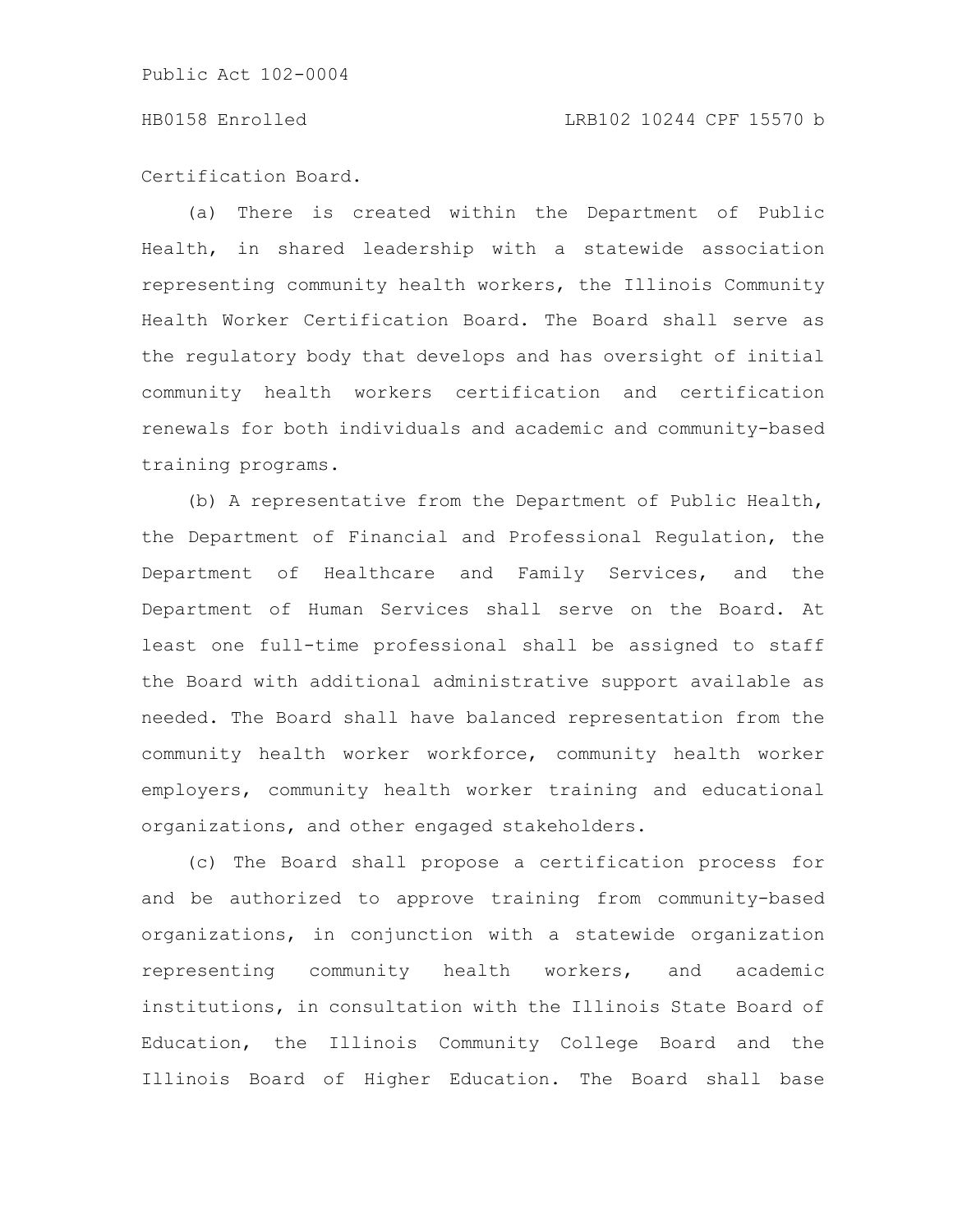Certification Board.

(a) There is created within the Department of Public Health, in shared leadership with a statewide association representing community health workers, the Illinois Community Health Worker Certification Board. The Board shall serve as the regulatory body that develops and has oversight of initial community health workers certification and certification renewals for both individuals and academic and community-based training programs.

(b) A representative from the Department of Public Health, the Department of Financial and Professional Regulation, the Department of Healthcare and Family Services, and the Department of Human Services shall serve on the Board. At least one full-time professional shall be assigned to staff the Board with additional administrative support available as needed. The Board shall have balanced representation from the community health worker workforce, community health worker employers, community health worker training and educational organizations, and other engaged stakeholders.

(c) The Board shall propose a certification process for and be authorized to approve training from community-based organizations, in conjunction with a statewide organization representing community health workers, and academic institutions, in consultation with the Illinois State Board of Education, the Illinois Community College Board and the Illinois Board of Higher Education. The Board shall base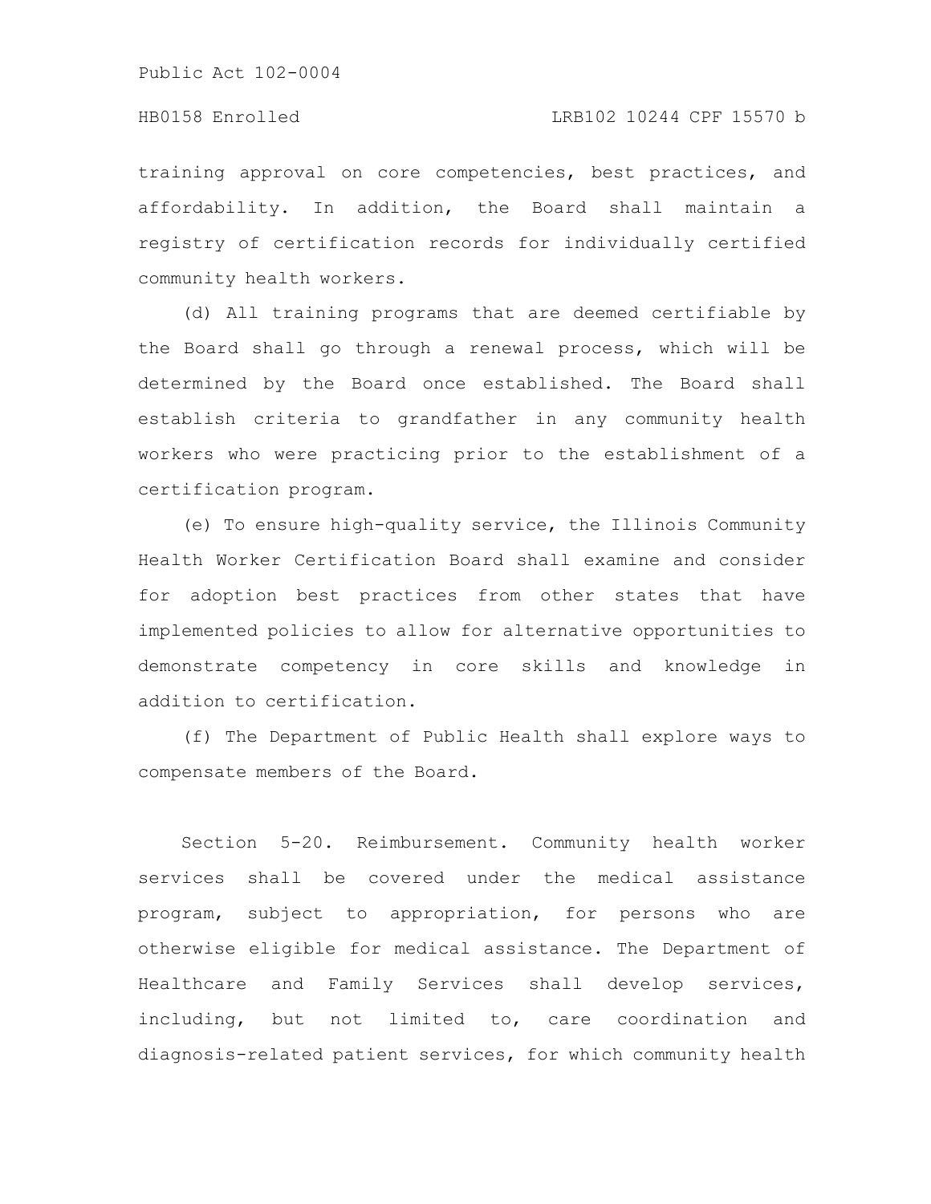training approval on core competencies, best practices, and affordability. In addition, the Board shall maintain a registry of certification records for individually certified community health workers.

(d) All training programs that are deemed certifiable by the Board shall go through a renewal process, which will be determined by the Board once established. The Board shall establish criteria to grandfather in any community health workers who were practicing prior to the establishment of a certification program.

(e) To ensure high-quality service, the Illinois Community Health Worker Certification Board shall examine and consider for adoption best practices from other states that have implemented policies to allow for alternative opportunities to demonstrate competency in core skills and knowledge in addition to certification.

(f) The Department of Public Health shall explore ways to compensate members of the Board.

Section 5-20. Reimbursement. Community health worker services shall be covered under the medical assistance program, subject to appropriation, for persons who are otherwise eligible for medical assistance. The Department of Healthcare and Family Services shall develop services, including, but not limited to, care coordination and diagnosis-related patient services, for which community health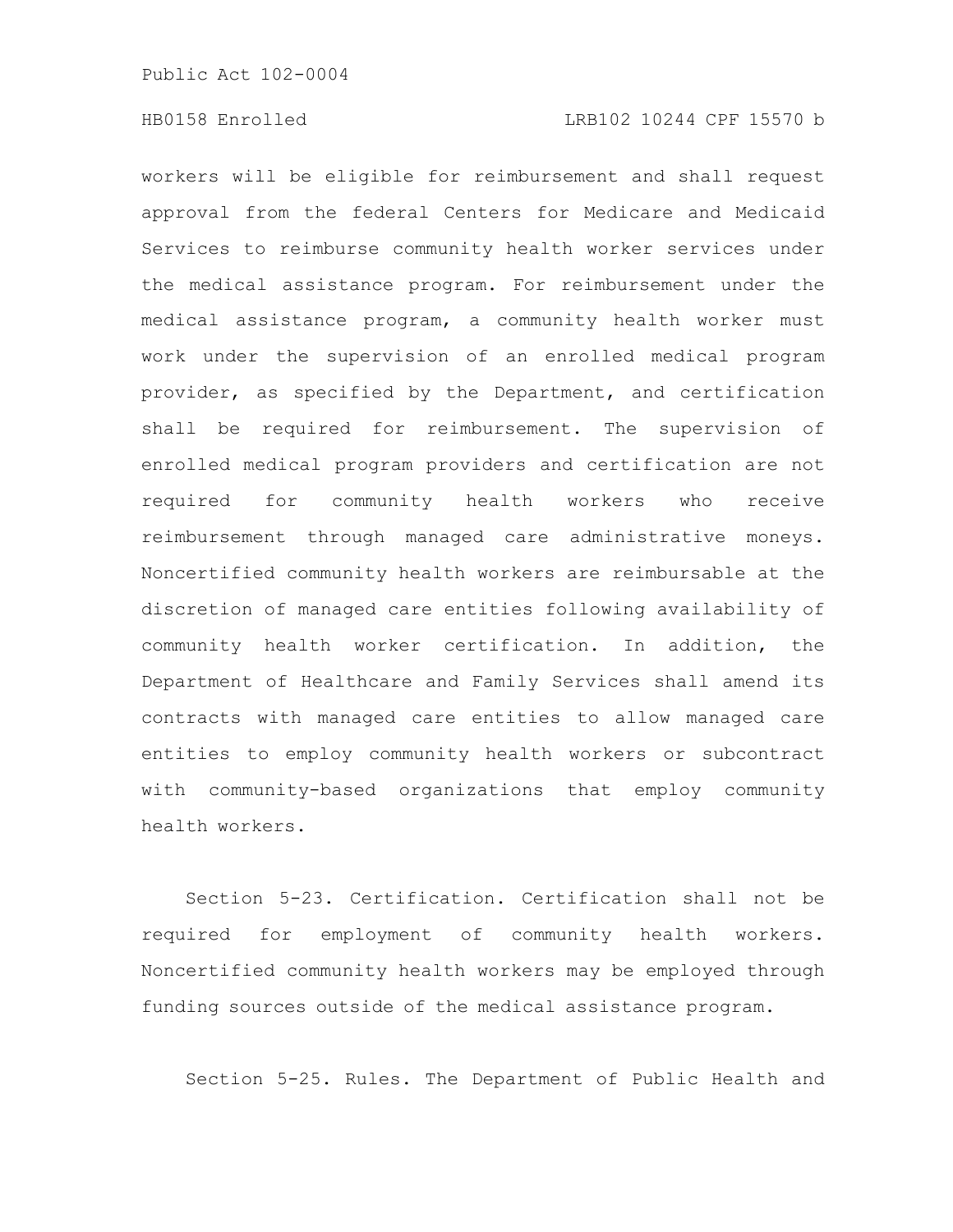workers will be eligible for reimbursement and shall request approval from the federal Centers for Medicare and Medicaid Services to reimburse community health worker services under the medical assistance program. For reimbursement under the medical assistance program, a community health worker must work under the supervision of an enrolled medical program provider, as specified by the Department, and certification shall be required for reimbursement. The supervision of enrolled medical program providers and certification are not required for community health workers who receive reimbursement through managed care administrative moneys. Noncertified community health workers are reimbursable at the discretion of managed care entities following availability of community health worker certification. In addition, the Department of Healthcare and Family Services shall amend its contracts with managed care entities to allow managed care entities to employ community health workers or subcontract with community-based organizations that employ community health workers.

Section 5-23. Certification. Certification shall not be required for employment of community health workers. Noncertified community health workers may be employed through funding sources outside of the medical assistance program.

Section 5-25. Rules. The Department of Public Health and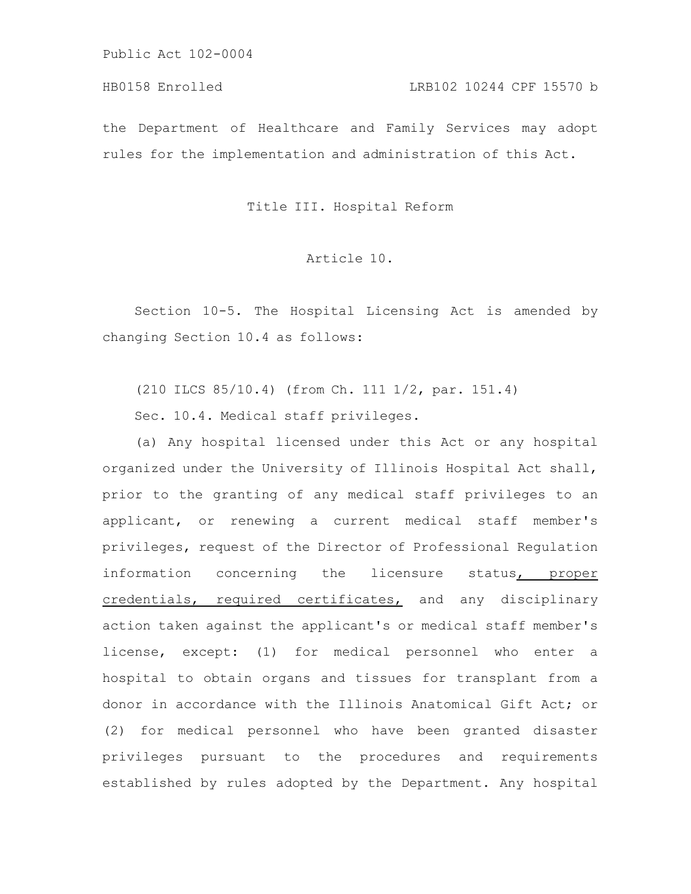the Department of Healthcare and Family Services may adopt rules for the implementation and administration of this Act.

## Title III. Hospital Reform

### Article 10.

Section 10-5. The Hospital Licensing Act is amended by changing Section 10.4 as follows:

(210 ILCS 85/10.4) (from Ch. 111 1/2, par. 151.4)

Sec. 10.4. Medical staff privileges.

(a) Any hospital licensed under this Act or any hospital organized under the University of Illinois Hospital Act shall, prior to the granting of any medical staff privileges to an applicant, or renewing a current medical staff member's privileges, request of the Director of Professional Regulation information concerning the licensure status, proper credentials, required certificates, and any disciplinary action taken against the applicant's or medical staff member's license, except: (1) for medical personnel who enter a hospital to obtain organs and tissues for transplant from a donor in accordance with the Illinois Anatomical Gift Act; or (2) for medical personnel who have been granted disaster privileges pursuant to the procedures and requirements established by rules adopted by the Department. Any hospital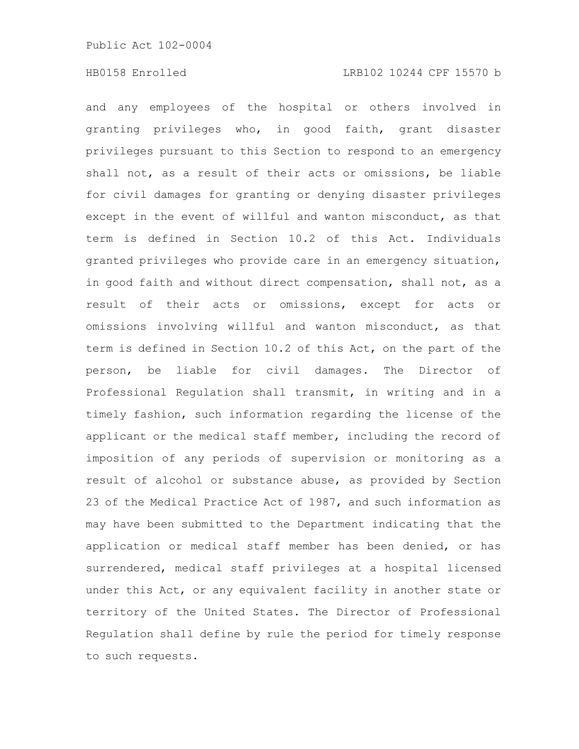and any employees of the hospital or others involved in granting privileges who, in good faith, grant disaster privileges pursuant to this Section to respond to an emergency shall not, as a result of their acts or omissions, be liable for civil damages for granting or denying disaster privileges except in the event of willful and wanton misconduct, as that term is defined in Section 10.2 of this Act. Individuals granted privileges who provide care in an emergency situation, in good faith and without direct compensation, shall not, as a result of their acts or omissions, except for acts or omissions involving willful and wanton misconduct, as that term is defined in Section 10.2 of this Act, on the part of the person, be liable for civil damages. The Director of Professional Regulation shall transmit, in writing and in a timely fashion, such information regarding the license of the applicant or the medical staff member, including the record of imposition of any periods of supervision or monitoring as a result of alcohol or substance abuse, as provided by Section 23 of the Medical Practice Act of 1987, and such information as may have been submitted to the Department indicating that the application or medical staff member has been denied, or has surrendered, medical staff privileges at a hospital licensed under this Act, or any equivalent facility in another state or territory of the United States. The Director of Professional Regulation shall define by rule the period for timely response to such requests.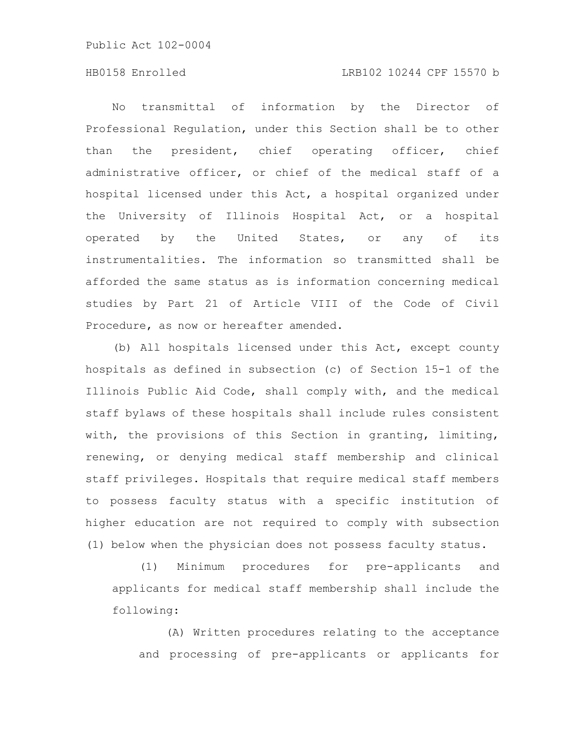No transmittal of information by the Director of Professional Regulation, under this Section shall be to other than the president, chief operating officer, chief administrative officer, or chief of the medical staff of a hospital licensed under this Act, a hospital organized under the University of Illinois Hospital Act, or a hospital operated by the United States, or any of its instrumentalities. The information so transmitted shall be afforded the same status as is information concerning medical studies by Part 21 of Article VIII of the Code of Civil Procedure, as now or hereafter amended.

(b) All hospitals licensed under this Act, except county hospitals as defined in subsection (c) of Section 15-1 of the Illinois Public Aid Code, shall comply with, and the medical staff bylaws of these hospitals shall include rules consistent with, the provisions of this Section in granting, limiting, renewing, or denying medical staff membership and clinical staff privileges. Hospitals that require medical staff members to possess faculty status with a specific institution of higher education are not required to comply with subsection (1) below when the physician does not possess faculty status.

(1) Minimum procedures for pre-applicants and applicants for medical staff membership shall include the following:

(A) Written procedures relating to the acceptance and processing of pre-applicants or applicants for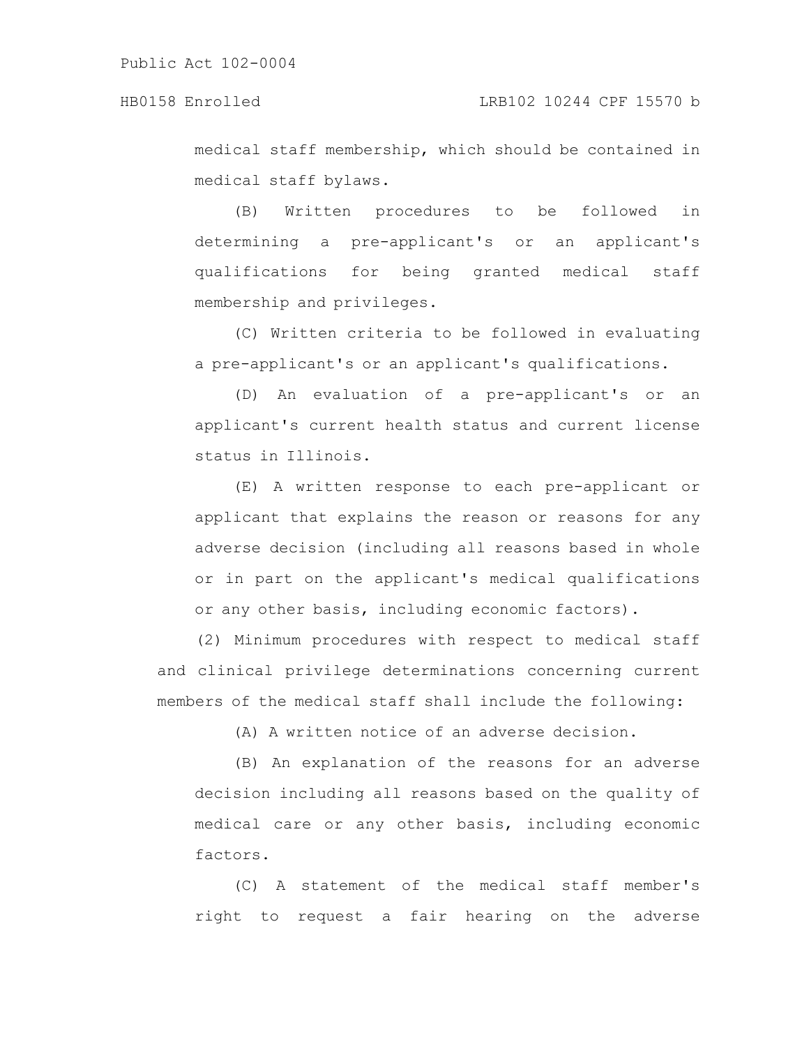medical staff membership, which should be contained in medical staff bylaws.

(B) Written procedures to be followed in determining a pre-applicant's or an applicant's qualifications for being granted medical staff membership and privileges.

(C) Written criteria to be followed in evaluating a pre-applicant's or an applicant's qualifications.

(D) An evaluation of a pre-applicant's or an applicant's current health status and current license status in Illinois.

(E) A written response to each pre-applicant or applicant that explains the reason or reasons for any adverse decision (including all reasons based in whole or in part on the applicant's medical qualifications or any other basis, including economic factors).

(2) Minimum procedures with respect to medical staff and clinical privilege determinations concerning current members of the medical staff shall include the following:

(A) A written notice of an adverse decision.

(B) An explanation of the reasons for an adverse decision including all reasons based on the quality of medical care or any other basis, including economic factors.

(C) A statement of the medical staff member's right to request a fair hearing on the adverse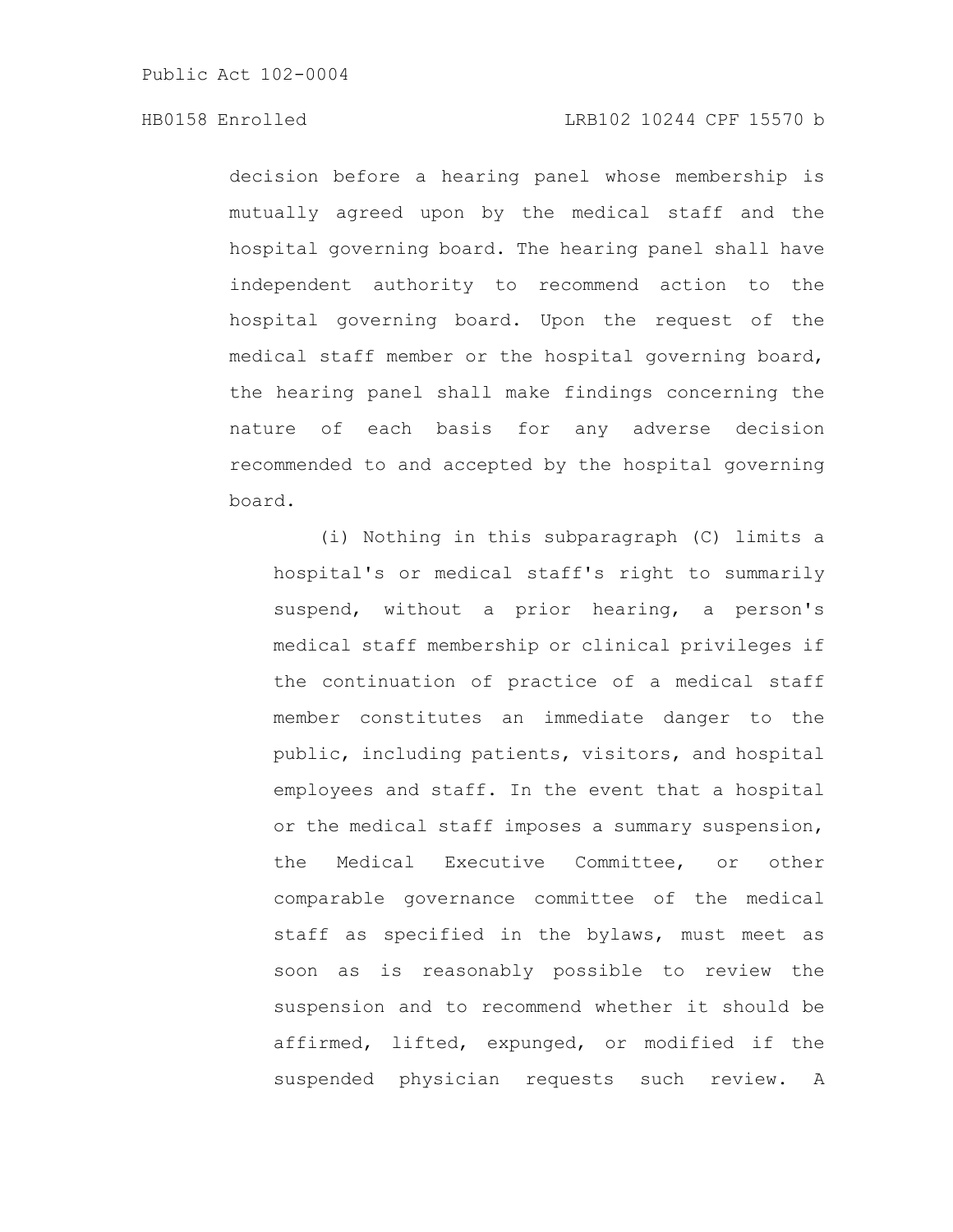decision before a hearing panel whose membership is mutually agreed upon by the medical staff and the hospital governing board. The hearing panel shall have independent authority to recommend action to the hospital governing board. Upon the request of the medical staff member or the hospital governing board, the hearing panel shall make findings concerning the nature of each basis for any adverse decision recommended to and accepted by the hospital governing board.

(i) Nothing in this subparagraph (C) limits a hospital's or medical staff's right to summarily suspend, without a prior hearing, a person's medical staff membership or clinical privileges if the continuation of practice of a medical staff member constitutes an immediate danger to the public, including patients, visitors, and hospital employees and staff. In the event that a hospital or the medical staff imposes a summary suspension, the Medical Executive Committee, or other comparable governance committee of the medical staff as specified in the bylaws, must meet as soon as is reasonably possible to review the suspension and to recommend whether it should be affirmed, lifted, expunged, or modified if the suspended physician requests such review. A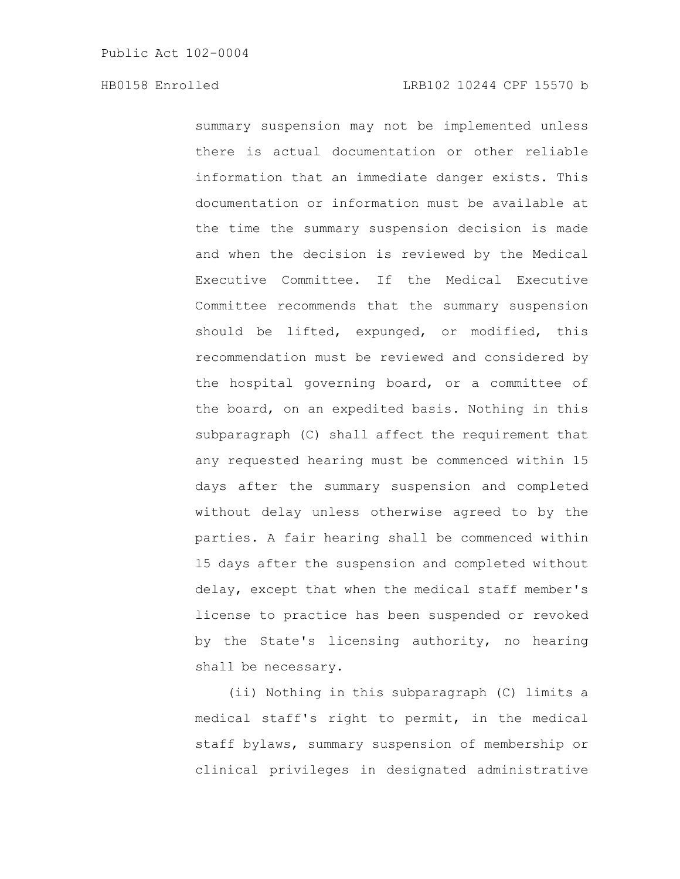summary suspension may not be implemented unless there is actual documentation or other reliable information that an immediate danger exists. This documentation or information must be available at the time the summary suspension decision is made and when the decision is reviewed by the Medical Executive Committee. If the Medical Executive Committee recommends that the summary suspension should be lifted, expunged, or modified, this recommendation must be reviewed and considered by the hospital governing board, or a committee of the board, on an expedited basis. Nothing in this subparagraph (C) shall affect the requirement that any requested hearing must be commenced within 15 days after the summary suspension and completed without delay unless otherwise agreed to by the parties. A fair hearing shall be commenced within 15 days after the suspension and completed without delay, except that when the medical staff member's license to practice has been suspended or revoked by the State's licensing authority, no hearing shall be necessary.

(ii) Nothing in this subparagraph (C) limits a medical staff's right to permit, in the medical staff bylaws, summary suspension of membership or clinical privileges in designated administrative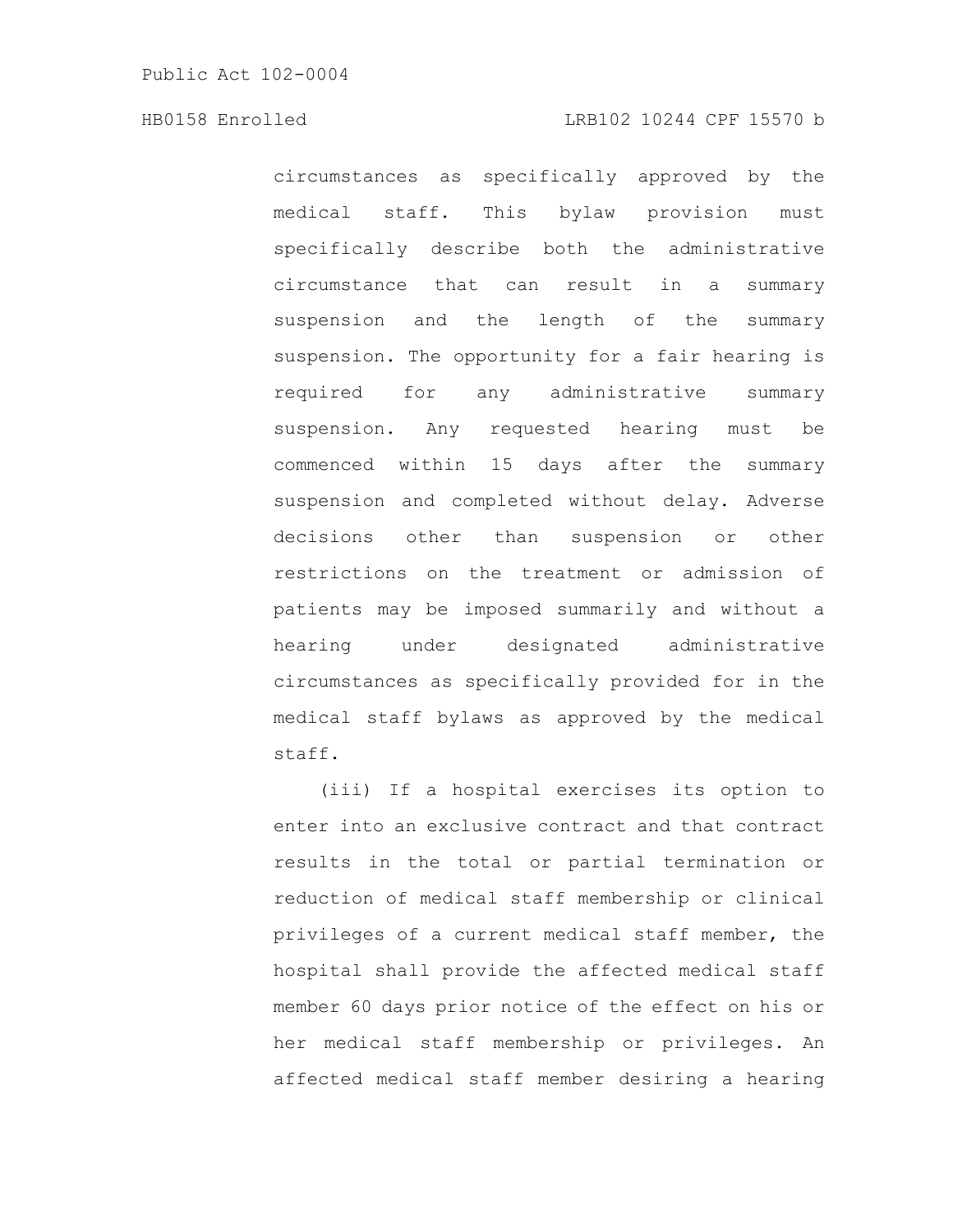circumstances as specifically approved by the medical staff. This bylaw provision must specifically describe both the administrative circumstance that can result in a summary suspension and the length of the summary suspension. The opportunity for a fair hearing is required for any administrative summary suspension. Any requested hearing must be commenced within 15 days after the summary suspension and completed without delay. Adverse decisions other than suspension or other restrictions on the treatment or admission of patients may be imposed summarily and without a hearing under designated administrative circumstances as specifically provided for in the medical staff bylaws as approved by the medical staff.

(iii) If a hospital exercises its option to enter into an exclusive contract and that contract results in the total or partial termination or reduction of medical staff membership or clinical privileges of a current medical staff member, the hospital shall provide the affected medical staff member 60 days prior notice of the effect on his or her medical staff membership or privileges. An affected medical staff member desiring a hearing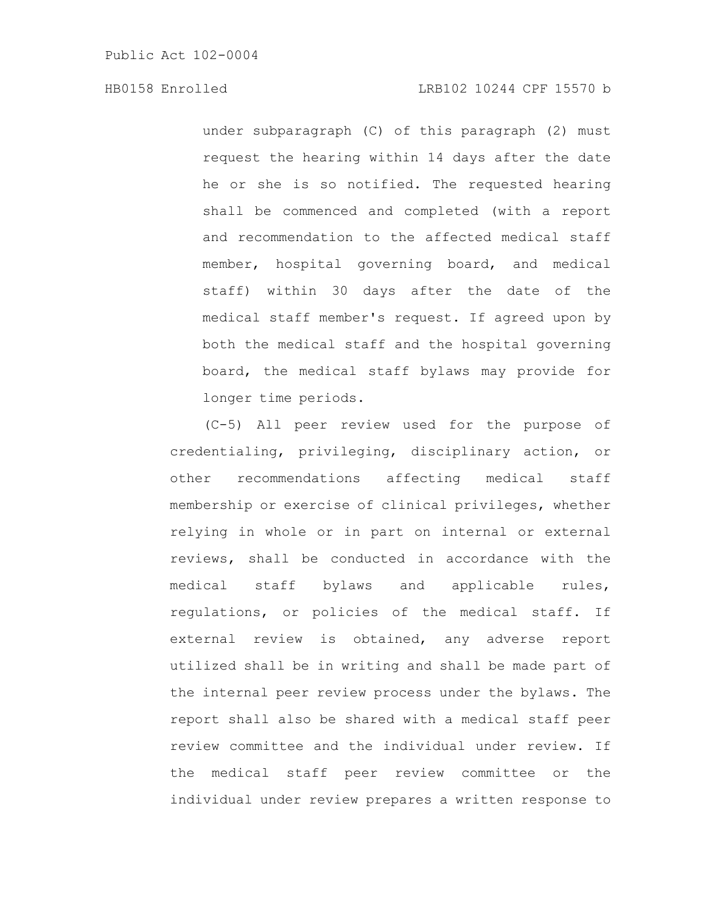under subparagraph (C) of this paragraph (2) must request the hearing within 14 days after the date he or she is so notified. The requested hearing shall be commenced and completed (with a report and recommendation to the affected medical staff member, hospital governing board, and medical staff) within 30 days after the date of the medical staff member's request. If agreed upon by both the medical staff and the hospital governing board, the medical staff bylaws may provide for longer time periods.

(C-5) All peer review used for the purpose of credentialing, privileging, disciplinary action, or other recommendations affecting medical staff membership or exercise of clinical privileges, whether relying in whole or in part on internal or external reviews, shall be conducted in accordance with the medical staff bylaws and applicable rules, regulations, or policies of the medical staff. If external review is obtained, any adverse report utilized shall be in writing and shall be made part of the internal peer review process under the bylaws. The report shall also be shared with a medical staff peer review committee and the individual under review. If the medical staff peer review committee or the individual under review prepares a written response to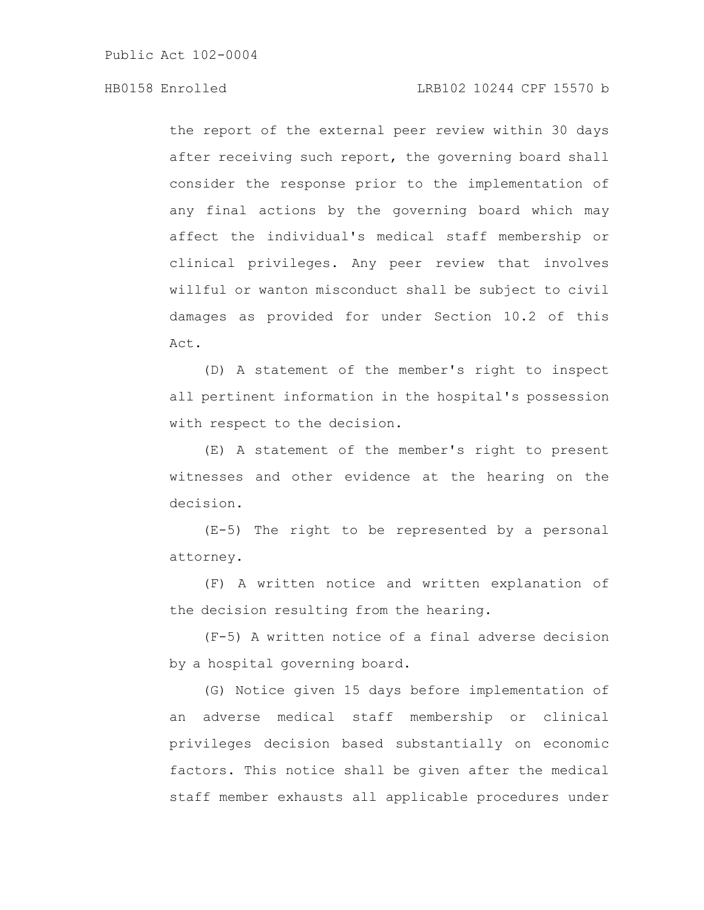the report of the external peer review within 30 days after receiving such report, the governing board shall consider the response prior to the implementation of any final actions by the governing board which may affect the individual's medical staff membership or clinical privileges. Any peer review that involves willful or wanton misconduct shall be subject to civil damages as provided for under Section 10.2 of this Act.

(D) A statement of the member's right to inspect all pertinent information in the hospital's possession with respect to the decision.

(E) A statement of the member's right to present witnesses and other evidence at the hearing on the decision.

(E-5) The right to be represented by a personal attorney.

(F) A written notice and written explanation of the decision resulting from the hearing.

(F-5) A written notice of a final adverse decision by a hospital governing board.

(G) Notice given 15 days before implementation of an adverse medical staff membership or clinical privileges decision based substantially on economic factors. This notice shall be given after the medical staff member exhausts all applicable procedures under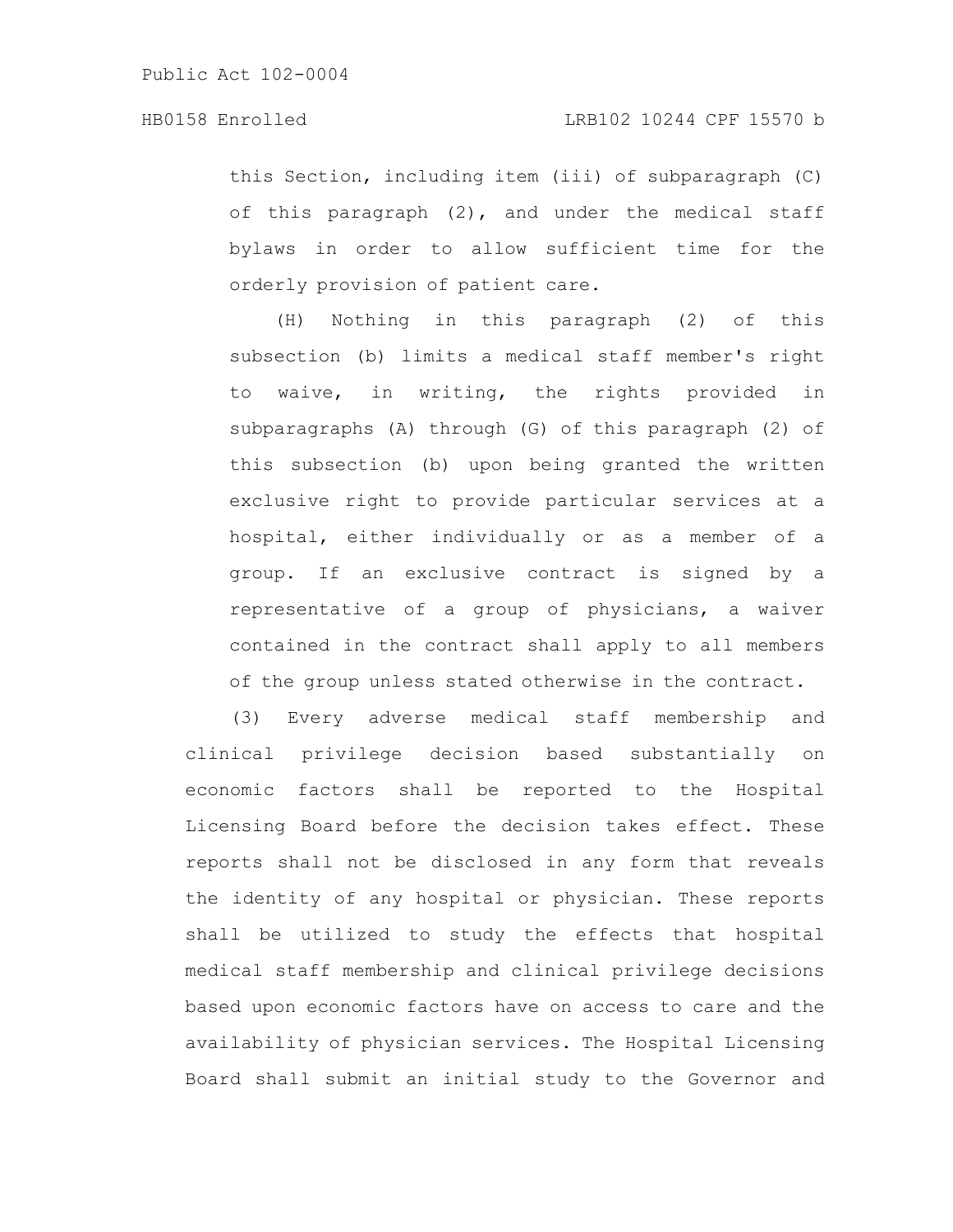this Section, including item (iii) of subparagraph (C) of this paragraph (2), and under the medical staff bylaws in order to allow sufficient time for the orderly provision of patient care.

(H) Nothing in this paragraph (2) of this subsection (b) limits a medical staff member's right to waive, in writing, the rights provided in subparagraphs (A) through (G) of this paragraph (2) of this subsection (b) upon being granted the written exclusive right to provide particular services at a hospital, either individually or as a member of a group. If an exclusive contract is signed by a representative of a group of physicians, a waiver contained in the contract shall apply to all members of the group unless stated otherwise in the contract.

(3) Every adverse medical staff membership and clinical privilege decision based substantially on economic factors shall be reported to the Hospital Licensing Board before the decision takes effect. These reports shall not be disclosed in any form that reveals the identity of any hospital or physician. These reports shall be utilized to study the effects that hospital medical staff membership and clinical privilege decisions based upon economic factors have on access to care and the availability of physician services. The Hospital Licensing Board shall submit an initial study to the Governor and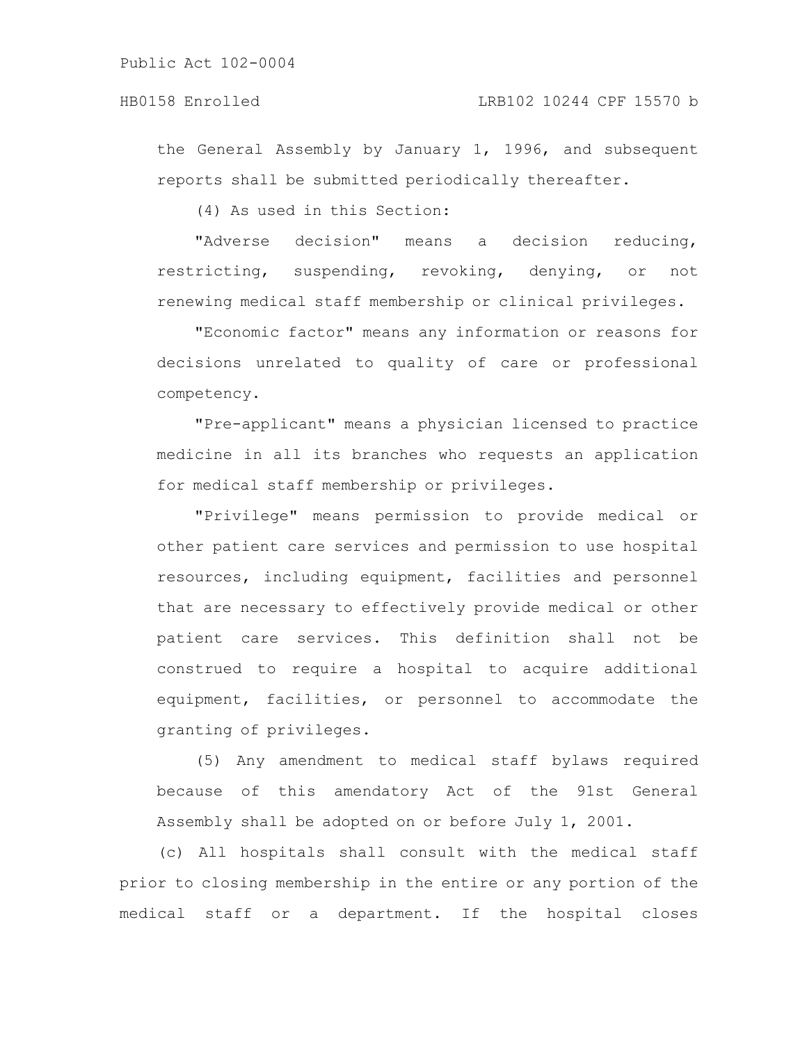the General Assembly by January 1, 1996, and subsequent reports shall be submitted periodically thereafter.

(4) As used in this Section:

"Adverse decision" means a decision reducing, restricting, suspending, revoking, denying, or not renewing medical staff membership or clinical privileges.

"Economic factor" means any information or reasons for decisions unrelated to quality of care or professional competency.

"Pre-applicant" means a physician licensed to practice medicine in all its branches who requests an application for medical staff membership or privileges.

"Privilege" means permission to provide medical or other patient care services and permission to use hospital resources, including equipment, facilities and personnel that are necessary to effectively provide medical or other patient care services. This definition shall not be construed to require a hospital to acquire additional equipment, facilities, or personnel to accommodate the granting of privileges.

(5) Any amendment to medical staff bylaws required because of this amendatory Act of the 91st General Assembly shall be adopted on or before July 1, 2001.

(c) All hospitals shall consult with the medical staff prior to closing membership in the entire or any portion of the medical staff or a department. If the hospital closes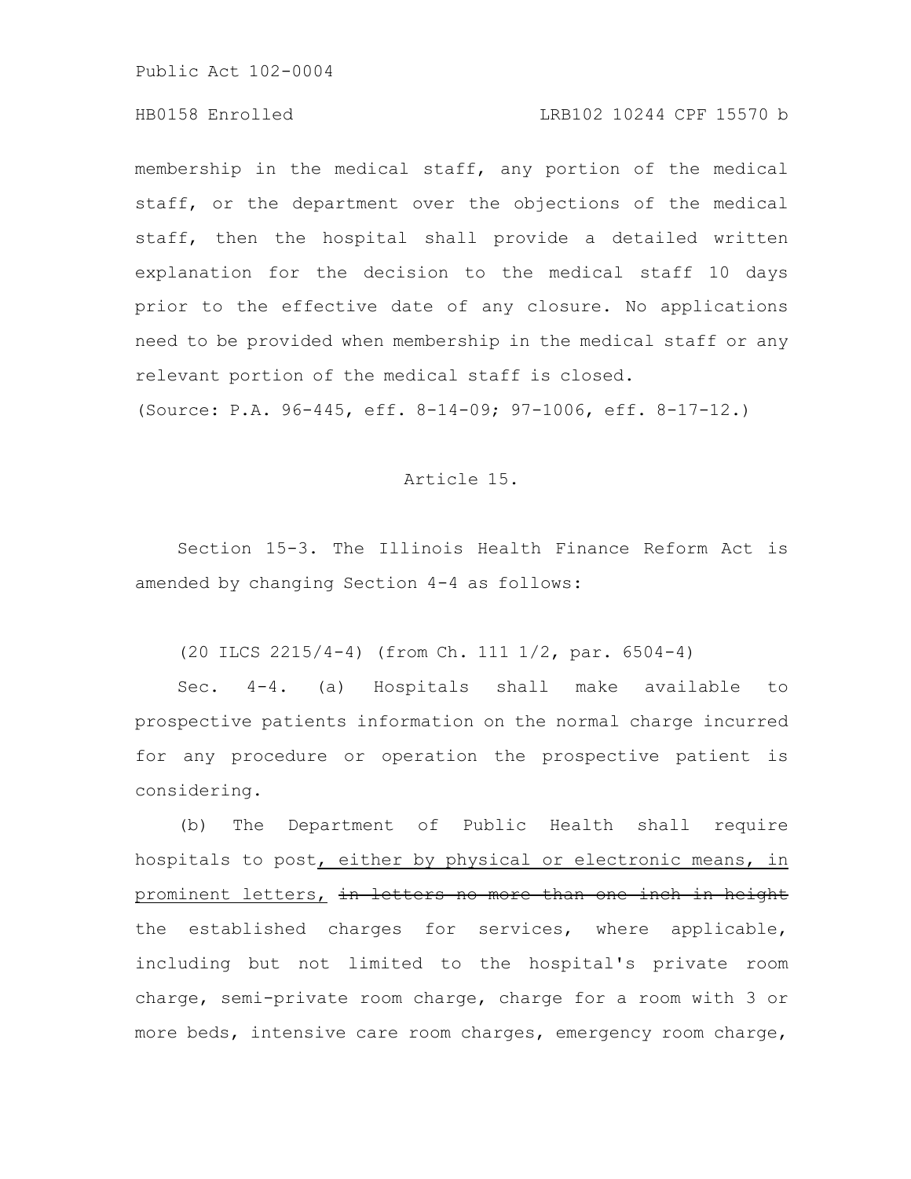membership in the medical staff, any portion of the medical staff, or the department over the objections of the medical staff, then the hospital shall provide a detailed written explanation for the decision to the medical staff 10 days prior to the effective date of any closure. No applications need to be provided when membership in the medical staff or any relevant portion of the medical staff is closed.

(Source: P.A. 96-445, eff. 8-14-09; 97-1006, eff. 8-17-12.)

Article 15.

Section 15-3. The Illinois Health Finance Reform Act is amended by changing Section 4-4 as follows:

(20 ILCS 2215/4-4) (from Ch. 111 1/2, par. 6504-4)

Sec. 4-4. (a) Hospitals shall make available to prospective patients information on the normal charge incurred for any procedure or operation the prospective patient is considering.

(b) The Department of Public Health shall require hospitals to post<u>, either by physical or electronic means, in prominent letters,</u> ~~in letters no more than one inch in height~~ the established charges for services, where applicable, including but not limited to the hospital's private room charge, semi-private room charge, charge for a room with 3 or more beds, intensive care room charges, emergency room charge,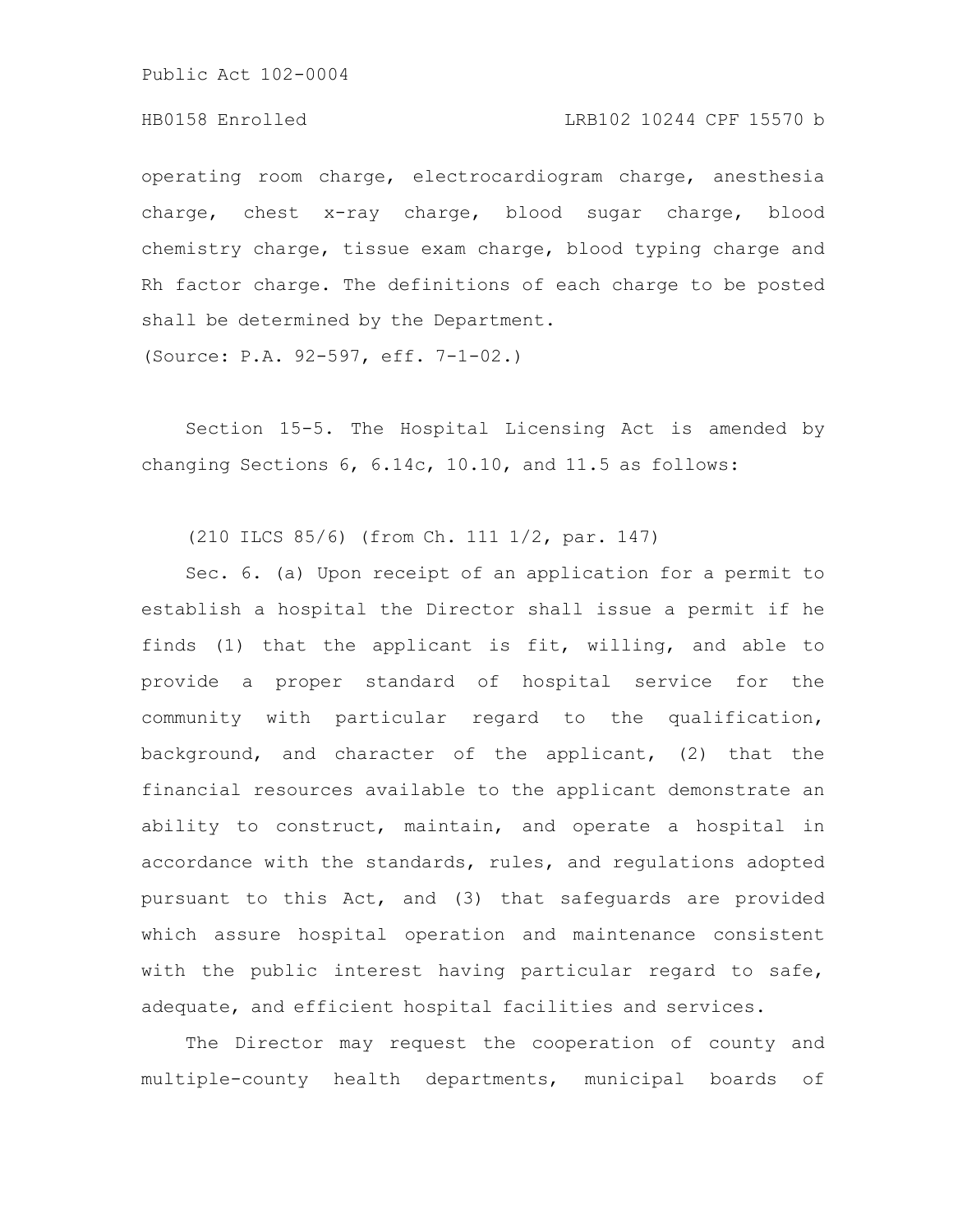operating room charge, electrocardiogram charge, anesthesia charge, chest x-ray charge, blood sugar charge, blood chemistry charge, tissue exam charge, blood typing charge and Rh factor charge. The definitions of each charge to be posted shall be determined by the Department.

(Source: P.A. 92-597, eff. 7-1-02.)

Section 15-5. The Hospital Licensing Act is amended by changing Sections 6, 6.14c, 10.10, and 11.5 as follows:

(210 ILCS 85/6) (from Ch. 111 1/2, par. 147)

Sec. 6. (a) Upon receipt of an application for a permit to establish a hospital the Director shall issue a permit if he finds (1) that the applicant is fit, willing, and able to provide a proper standard of hospital service for the community with particular regard to the qualification, background, and character of the applicant, (2) that the financial resources available to the applicant demonstrate an ability to construct, maintain, and operate a hospital in accordance with the standards, rules, and regulations adopted pursuant to this Act, and (3) that safeguards are provided which assure hospital operation and maintenance consistent with the public interest having particular regard to safe, adequate, and efficient hospital facilities and services.

The Director may request the cooperation of county and multiple-county health departments, municipal boards of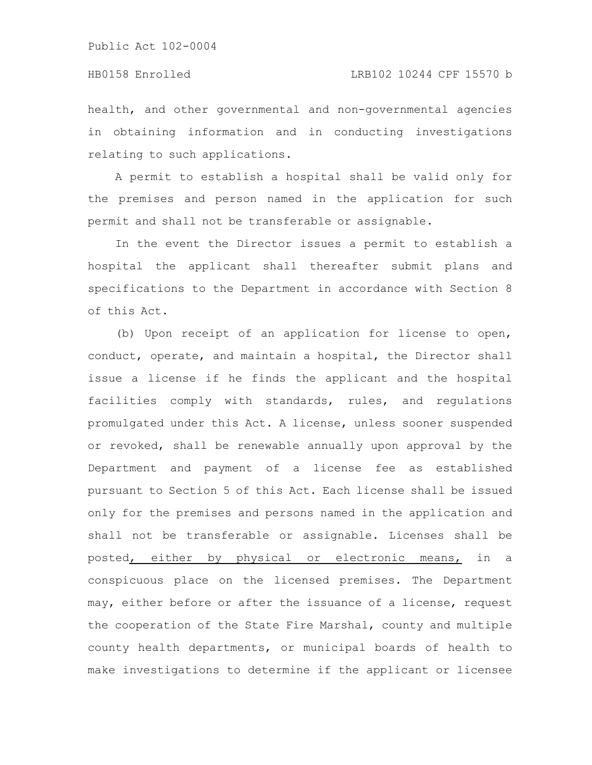health, and other governmental and non-governmental agencies in obtaining information and in conducting investigations relating to such applications.

A permit to establish a hospital shall be valid only for the premises and person named in the application for such permit and shall not be transferable or assignable.

In the event the Director issues a permit to establish a hospital the applicant shall thereafter submit plans and specifications to the Department in accordance with Section 8 of this Act.

(b) Upon receipt of an application for license to open, conduct, operate, and maintain a hospital, the Director shall issue a license if he finds the applicant and the hospital facilities comply with standards, rules, and regulations promulgated under this Act. A license, unless sooner suspended or revoked, shall be renewable annually upon approval by the Department and payment of a license fee as established pursuant to Section 5 of this Act. Each license shall be issued only for the premises and persons named in the application and shall not be transferable or assignable. Licenses shall be posted<u>, either by physical or electronic means,</u> in a conspicuous place on the licensed premises. The Department may, either before or after the issuance of a license, request the cooperation of the State Fire Marshal, county and multiple county health departments, or municipal boards of health to make investigations to determine if the applicant or licensee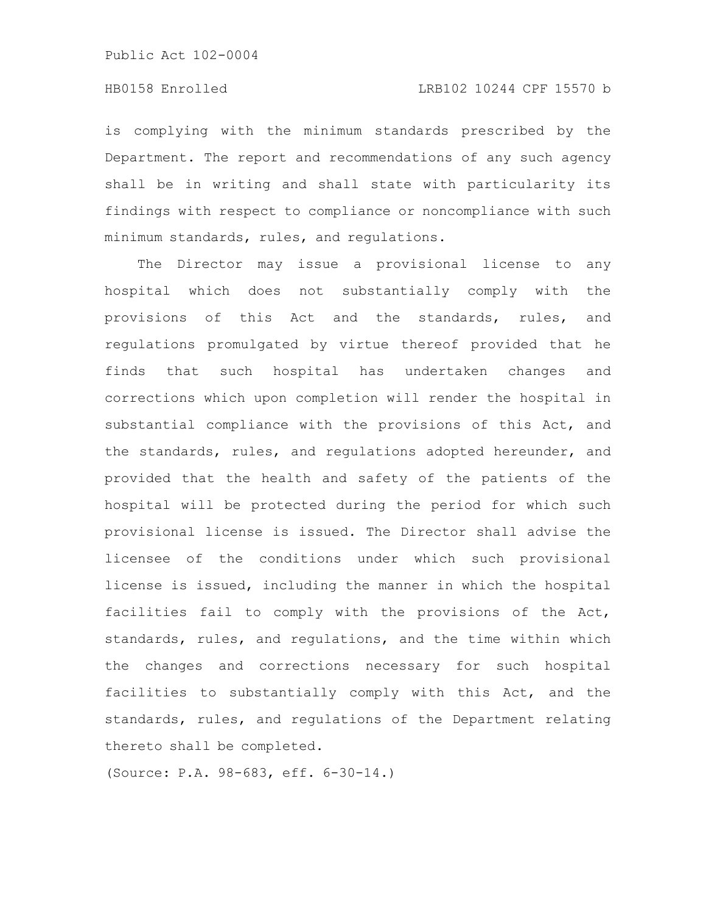is complying with the minimum standards prescribed by the Department. The report and recommendations of any such agency shall be in writing and shall state with particularity its findings with respect to compliance or noncompliance with such minimum standards, rules, and regulations.

The Director may issue a provisional license to any hospital which does not substantially comply with the provisions of this Act and the standards, rules, and regulations promulgated by virtue thereof provided that he finds that such hospital has undertaken changes and corrections which upon completion will render the hospital in substantial compliance with the provisions of this Act, and the standards, rules, and regulations adopted hereunder, and provided that the health and safety of the patients of the hospital will be protected during the period for which such provisional license is issued. The Director shall advise the licensee of the conditions under which such provisional license is issued, including the manner in which the hospital facilities fail to comply with the provisions of the Act, standards, rules, and regulations, and the time within which the changes and corrections necessary for such hospital facilities to substantially comply with this Act, and the standards, rules, and regulations of the Department relating thereto shall be completed.

(Source: P.A. 98-683, eff. 6-30-14.)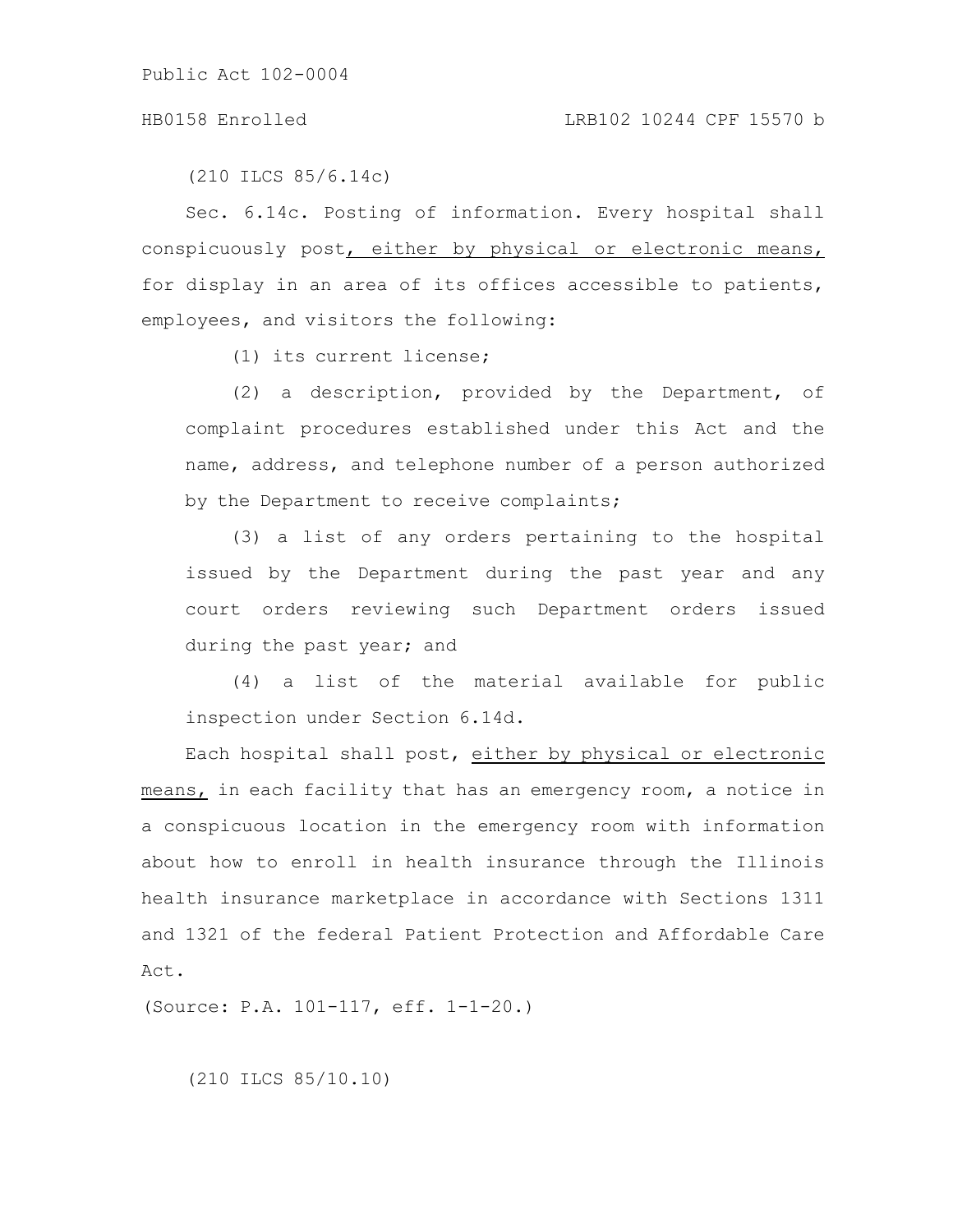(210 ILCS 85/6.14c)

Sec. 6.14c. Posting of information. Every hospital shall conspicuously post, either by physical or electronic means, for display in an area of its offices accessible to patients, employees, and visitors the following:

(1) its current license;

(2) a description, provided by the Department, of complaint procedures established under this Act and the name, address, and telephone number of a person authorized by the Department to receive complaints;

(3) a list of any orders pertaining to the hospital issued by the Department during the past year and any court orders reviewing such Department orders issued during the past year; and

(4) a list of the material available for public inspection under Section 6.14d.

Each hospital shall post, either by physical or electronic means, in each facility that has an emergency room, a notice in a conspicuous location in the emergency room with information about how to enroll in health insurance through the Illinois health insurance marketplace in accordance with Sections 1311 and 1321 of the federal Patient Protection and Affordable Care Act.

(Source: P.A. 101-117, eff. 1-1-20.)

(210 ILCS 85/10.10)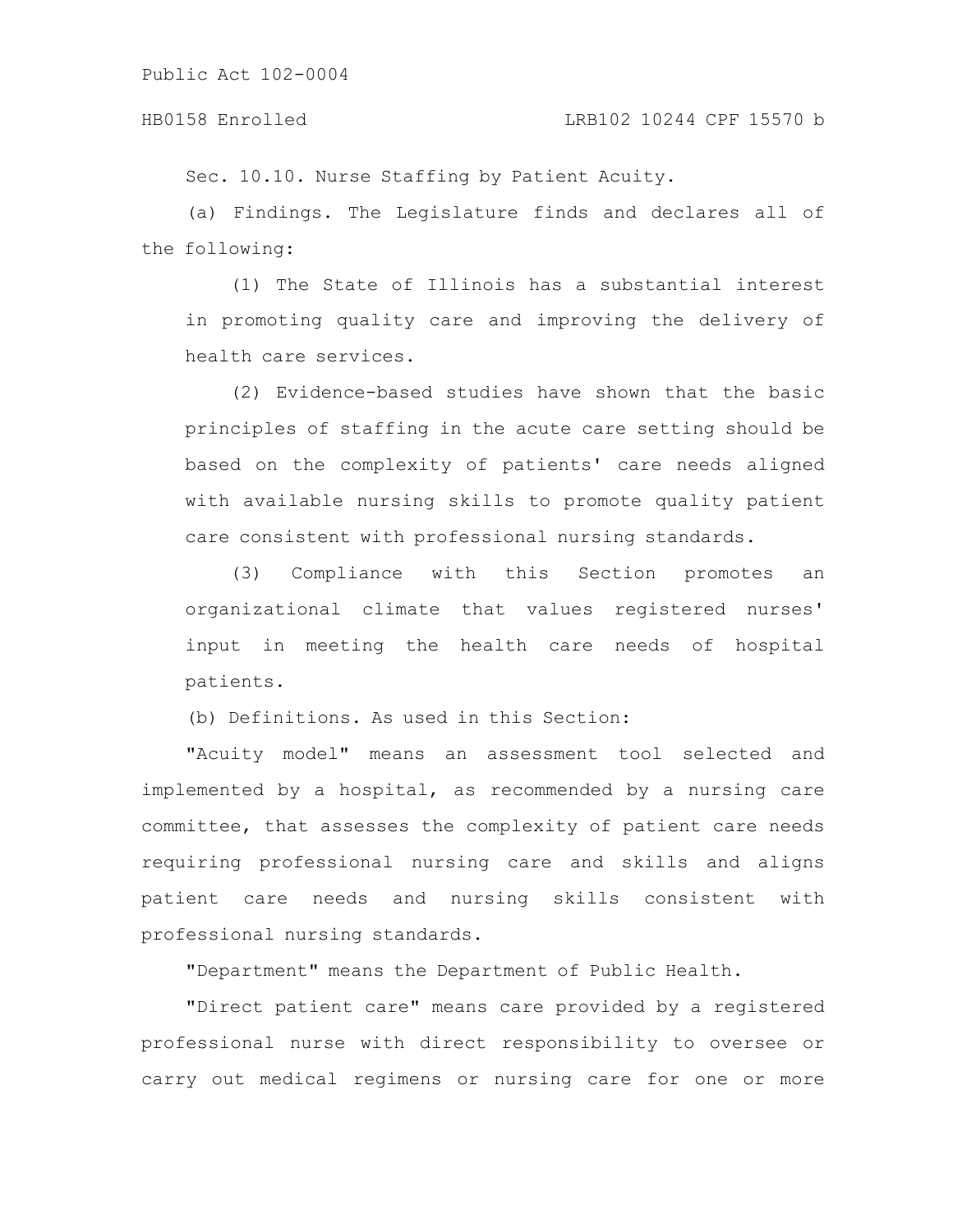Sec. 10.10. Nurse Staffing by Patient Acuity.

(a) Findings. The Legislature finds and declares all of the following:

(1) The State of Illinois has a substantial interest in promoting quality care and improving the delivery of health care services.

(2) Evidence-based studies have shown that the basic principles of staffing in the acute care setting should be based on the complexity of patients' care needs aligned with available nursing skills to promote quality patient care consistent with professional nursing standards.

(3) Compliance with this Section promotes an organizational climate that values registered nurses' input in meeting the health care needs of hospital patients.

(b) Definitions. As used in this Section:

"Acuity model" means an assessment tool selected and implemented by a hospital, as recommended by a nursing care committee, that assesses the complexity of patient care needs requiring professional nursing care and skills and aligns patient care needs and nursing skills consistent with professional nursing standards.

"Department" means the Department of Public Health.

"Direct patient care" means care provided by a registered professional nurse with direct responsibility to oversee or carry out medical regimens or nursing care for one or more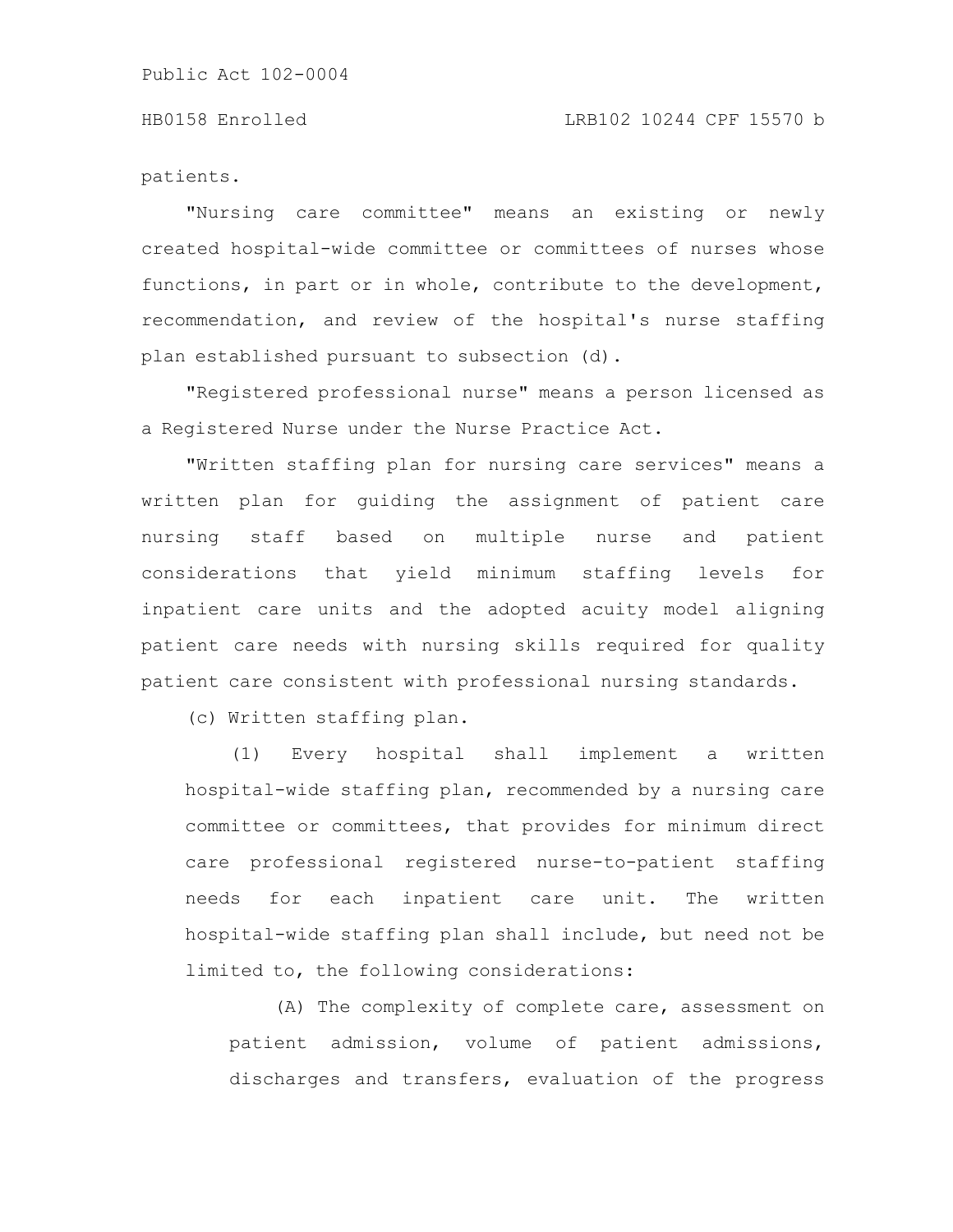patients.

"Nursing care committee" means an existing or newly created hospital-wide committee or committees of nurses whose functions, in part or in whole, contribute to the development, recommendation, and review of the hospital's nurse staffing plan established pursuant to subsection (d).

"Registered professional nurse" means a person licensed as a Registered Nurse under the Nurse Practice Act.

"Written staffing plan for nursing care services" means a written plan for guiding the assignment of patient care nursing staff based on multiple nurse and patient considerations that yield minimum staffing levels for inpatient care units and the adopted acuity model aligning patient care needs with nursing skills required for quality patient care consistent with professional nursing standards.

(c) Written staffing plan.

(1) Every hospital shall implement a written hospital-wide staffing plan, recommended by a nursing care committee or committees, that provides for minimum direct care professional registered nurse-to-patient staffing needs for each inpatient care unit. The written hospital-wide staffing plan shall include, but need not be limited to, the following considerations:

(A) The complexity of complete care, assessment on patient admission, volume of patient admissions, discharges and transfers, evaluation of the progress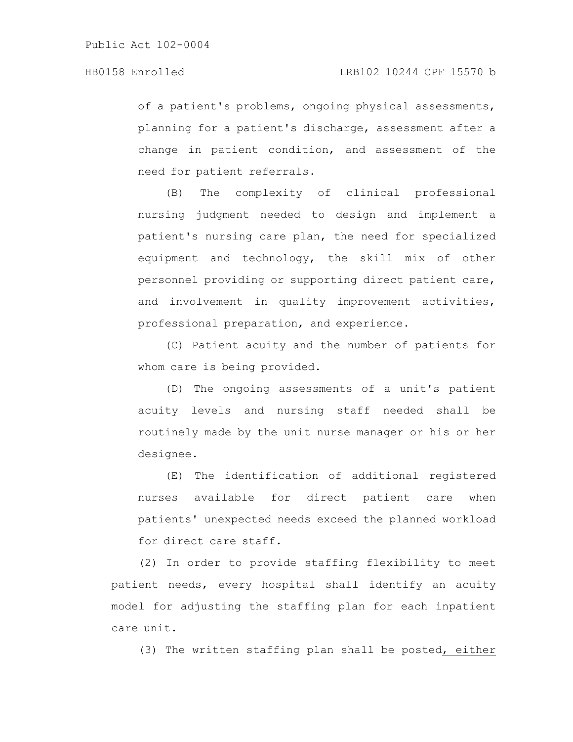of a patient's problems, ongoing physical assessments, planning for a patient's discharge, assessment after a change in patient condition, and assessment of the need for patient referrals.

(B) The complexity of clinical professional nursing judgment needed to design and implement a patient's nursing care plan, the need for specialized equipment and technology, the skill mix of other personnel providing or supporting direct patient care, and involvement in quality improvement activities, professional preparation, and experience.

(C) Patient acuity and the number of patients for whom care is being provided.

(D) The ongoing assessments of a unit's patient acuity levels and nursing staff needed shall be routinely made by the unit nurse manager or his or her designee.

(E) The identification of additional registered nurses available for direct patient care when patients' unexpected needs exceed the planned workload for direct care staff.

(2) In order to provide staffing flexibility to meet patient needs, every hospital shall identify an acuity model for adjusting the staffing plan for each inpatient care unit.

(3) The written staffing plan shall be posted, either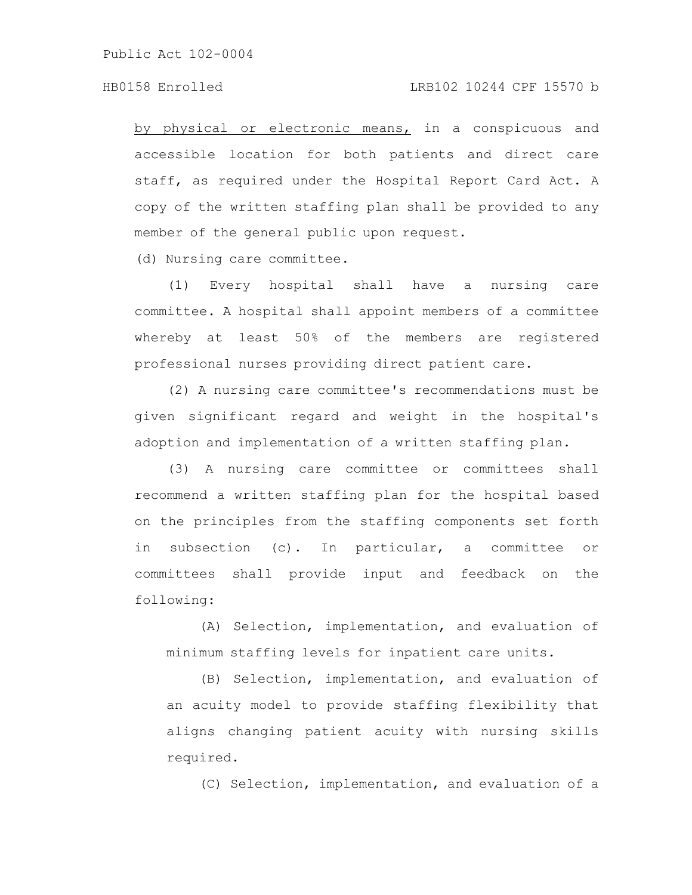by physical or electronic means, in a conspicuous and accessible location for both patients and direct care staff, as required under the Hospital Report Card Act. A copy of the written staffing plan shall be provided to any member of the general public upon request.

(d) Nursing care committee.

(1) Every hospital shall have a nursing care committee. A hospital shall appoint members of a committee whereby at least 50% of the members are registered professional nurses providing direct patient care.

(2) A nursing care committee's recommendations must be given significant regard and weight in the hospital's adoption and implementation of a written staffing plan.

(3) A nursing care committee or committees shall recommend a written staffing plan for the hospital based on the principles from the staffing components set forth in subsection (c). In particular, a committee or committees shall provide input and feedback on the following:

(A) Selection, implementation, and evaluation of minimum staffing levels for inpatient care units.

(B) Selection, implementation, and evaluation of an acuity model to provide staffing flexibility that aligns changing patient acuity with nursing skills required.

(C) Selection, implementation, and evaluation of a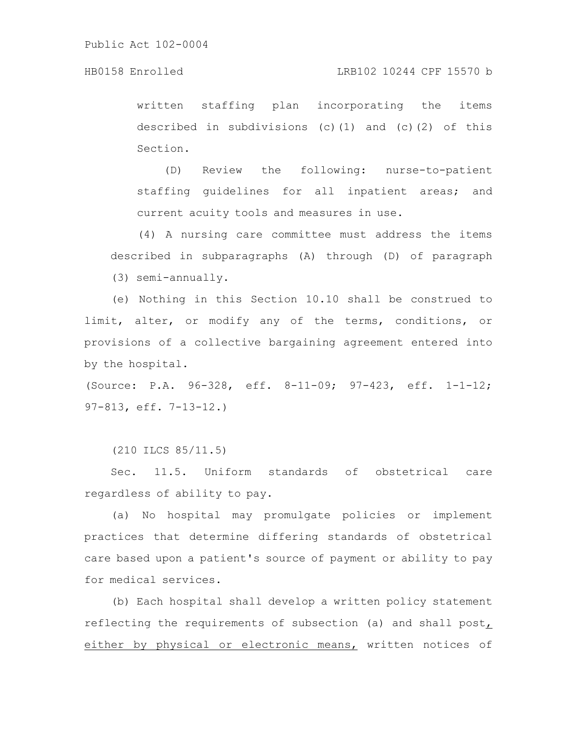written staffing plan incorporating the items described in subdivisions (c)(1) and (c)(2) of this Section.

(D) Review the following: nurse-to-patient staffing guidelines for all inpatient areas; and current acuity tools and measures in use.

(4) A nursing care committee must address the items described in subparagraphs (A) through (D) of paragraph (3) semi-annually.

(e) Nothing in this Section 10.10 shall be construed to limit, alter, or modify any of the terms, conditions, or provisions of a collective bargaining agreement entered into by the hospital.

(Source: P.A. 96-328, eff. 8-11-09; 97-423, eff. 1-1-12; 97-813, eff. 7-13-12.)

(210 ILCS 85/11.5)

Sec. 11.5. Uniform standards of obstetrical care regardless of ability to pay.

(a) No hospital may promulgate policies or implement practices that determine differing standards of obstetrical care based upon a patient's source of payment or ability to pay for medical services.

(b) Each hospital shall develop a written policy statement reflecting the requirements of subsection (a) and shall post, either by physical or electronic means, written notices of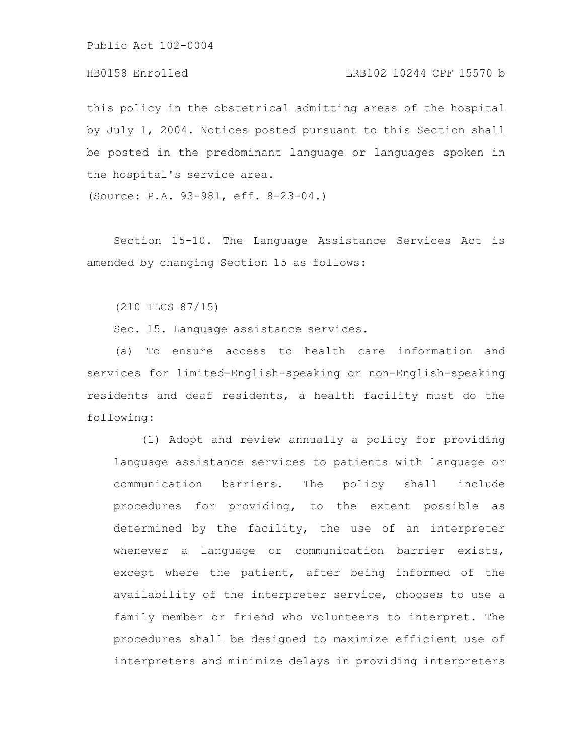this policy in the obstetrical admitting areas of the hospital by July 1, 2004. Notices posted pursuant to this Section shall be posted in the predominant language or languages spoken in the hospital's service area.

(Source: P.A. 93-981, eff. 8-23-04.)

Section 15-10. The Language Assistance Services Act is amended by changing Section 15 as follows:

(210 ILCS 87/15)

Sec. 15. Language assistance services.

(a) To ensure access to health care information and services for limited-English-speaking or non-English-speaking residents and deaf residents, a health facility must do the following:

(1) Adopt and review annually a policy for providing language assistance services to patients with language or communication barriers. The policy shall include procedures for providing, to the extent possible as determined by the facility, the use of an interpreter whenever a language or communication barrier exists, except where the patient, after being informed of the availability of the interpreter service, chooses to use a family member or friend who volunteers to interpret. The procedures shall be designed to maximize efficient use of interpreters and minimize delays in providing interpreters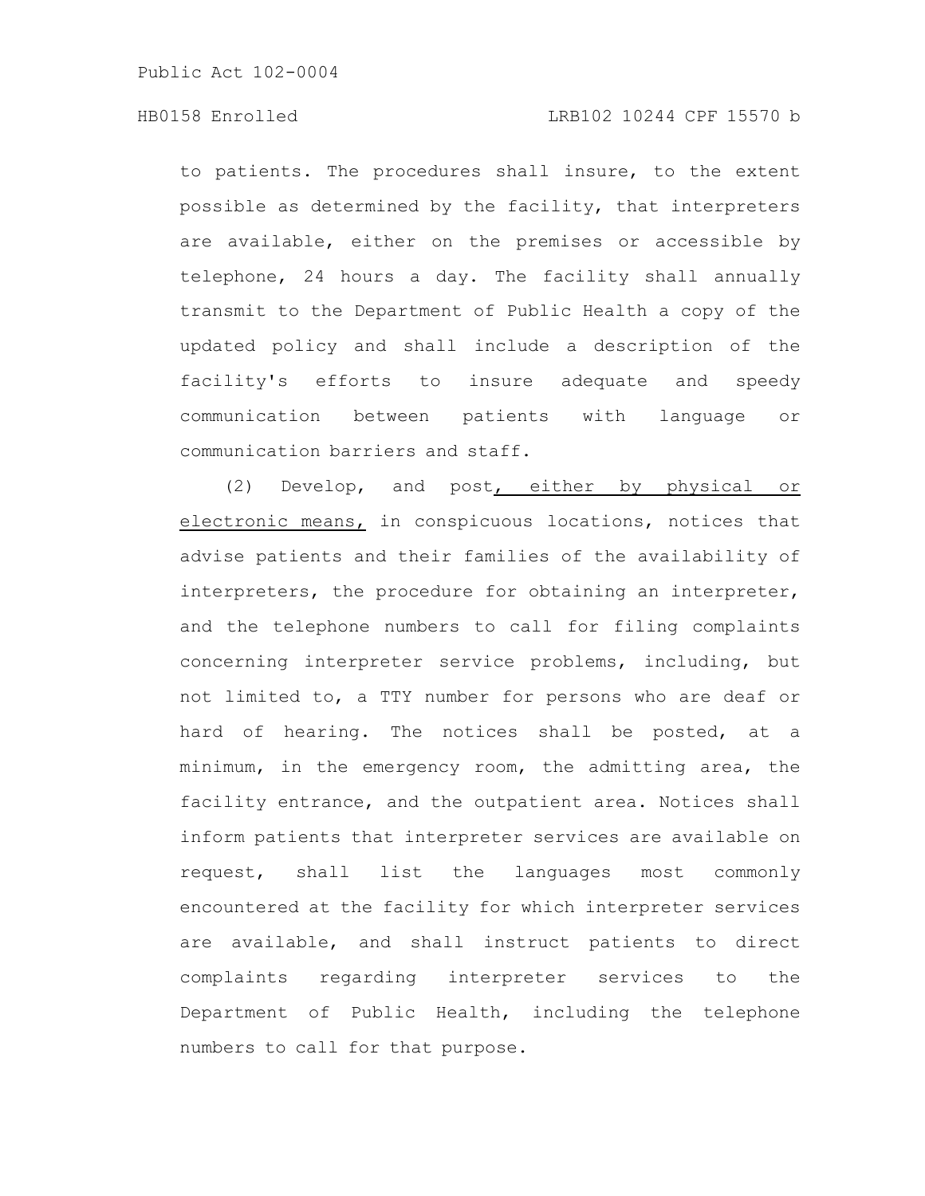to patients. The procedures shall insure, to the extent possible as determined by the facility, that interpreters are available, either on the premises or accessible by telephone, 24 hours a day. The facility shall annually transmit to the Department of Public Health a copy of the updated policy and shall include a description of the facility's efforts to insure adequate and speedy communication between patients with language or communication barriers and staff.

(2) Develop, and post, either by physical or electronic means, in conspicuous locations, notices that advise patients and their families of the availability of interpreters, the procedure for obtaining an interpreter, and the telephone numbers to call for filing complaints concerning interpreter service problems, including, but not limited to, a TTY number for persons who are deaf or hard of hearing. The notices shall be posted, at a minimum, in the emergency room, the admitting area, the facility entrance, and the outpatient area. Notices shall inform patients that interpreter services are available on request, shall list the languages most commonly encountered at the facility for which interpreter services are available, and shall instruct patients to direct complaints regarding interpreter services to the Department of Public Health, including the telephone numbers to call for that purpose.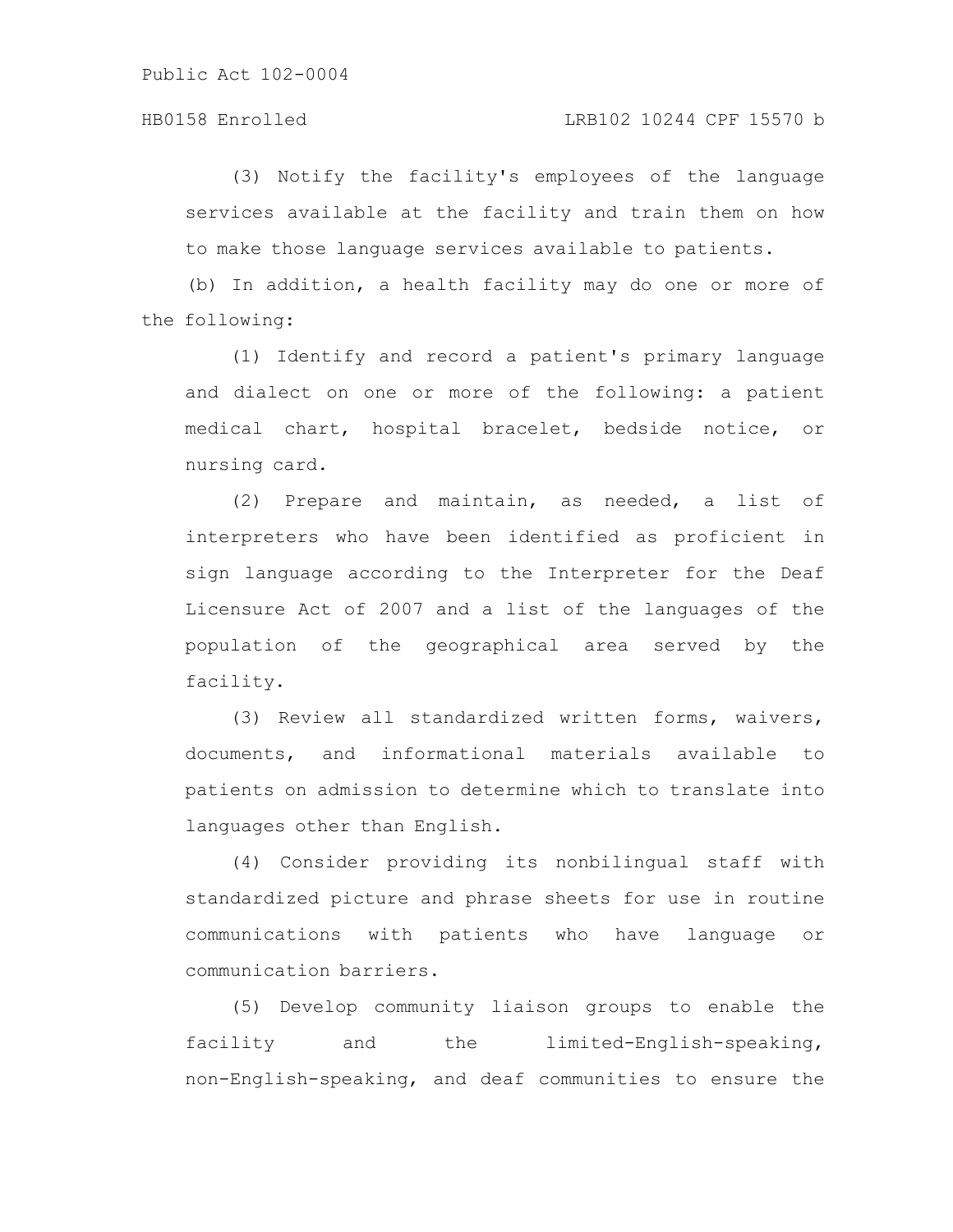(3) Notify the facility's employees of the language services available at the facility and train them on how to make those language services available to patients.

(b) In addition, a health facility may do one or more of the following:

(1) Identify and record a patient's primary language and dialect on one or more of the following: a patient medical chart, hospital bracelet, bedside notice, or nursing card.

(2) Prepare and maintain, as needed, a list of interpreters who have been identified as proficient in sign language according to the Interpreter for the Deaf Licensure Act of 2007 and a list of the languages of the population of the geographical area served by the facility.

(3) Review all standardized written forms, waivers, documents, and informational materials available to patients on admission to determine which to translate into languages other than English.

(4) Consider providing its nonbilingual staff with standardized picture and phrase sheets for use in routine communications with patients who have language or communication barriers.

(5) Develop community liaison groups to enable the facility and the limited-English-speaking, non-English-speaking, and deaf communities to ensure the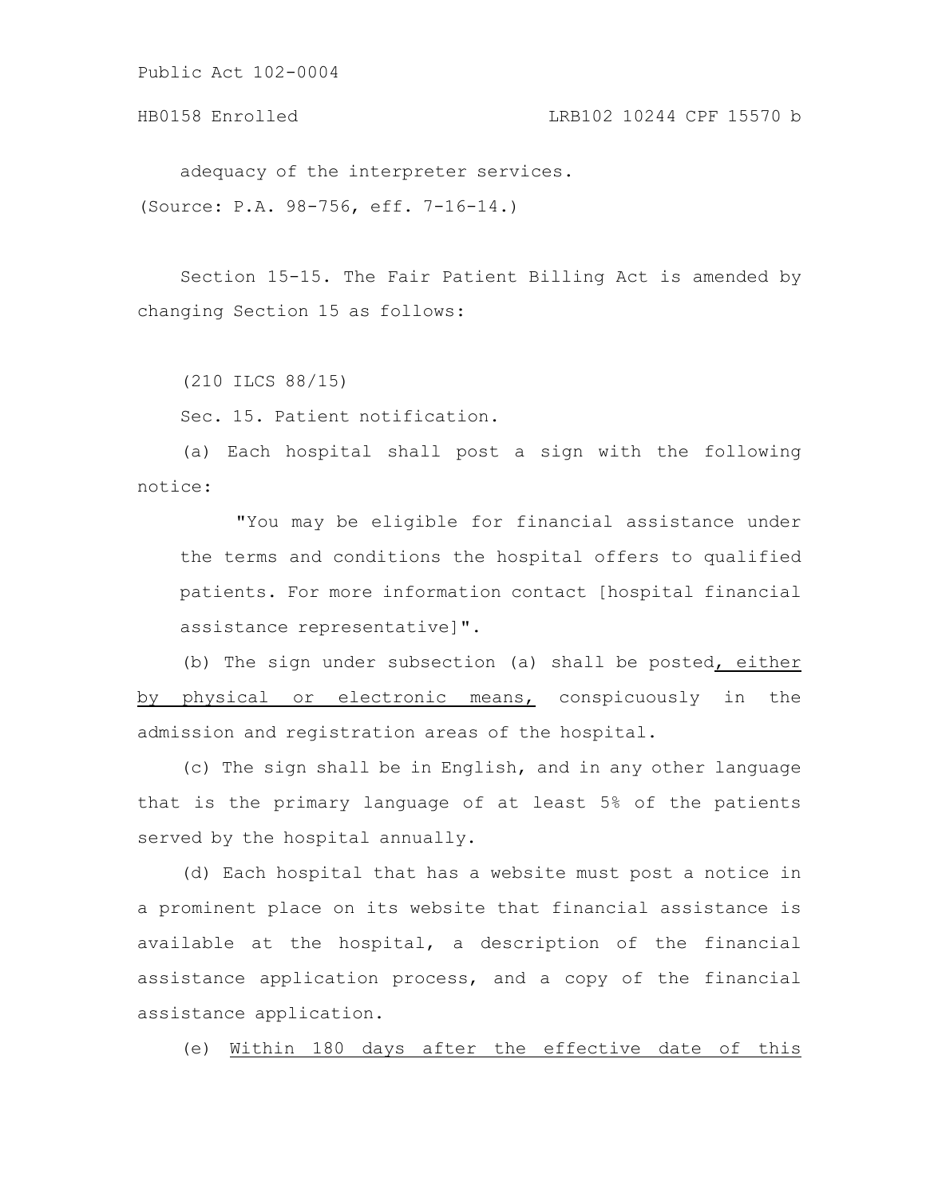adequacy of the interpreter services.

(Source: P.A. 98-756, eff. 7-16-14.)

Section 15-15. The Fair Patient Billing Act is amended by changing Section 15 as follows:

(210 ILCS 88/15)

Sec. 15. Patient notification.

(a) Each hospital shall post a sign with the following notice:

"You may be eligible for financial assistance under the terms and conditions the hospital offers to qualified patients. For more information contact [hospital financial assistance representative]".

(b) The sign under subsection (a) shall be posted<u>, either by physical or electronic means,</u> conspicuously in the admission and registration areas of the hospital.

(c) The sign shall be in English, and in any other language that is the primary language of at least 5% of the patients served by the hospital annually.

(d) Each hospital that has a website must post a notice in a prominent place on its website that financial assistance is available at the hospital, a description of the financial assistance application process, and a copy of the financial assistance application.

(e) <u>Within 180 days after the effective date of this</u>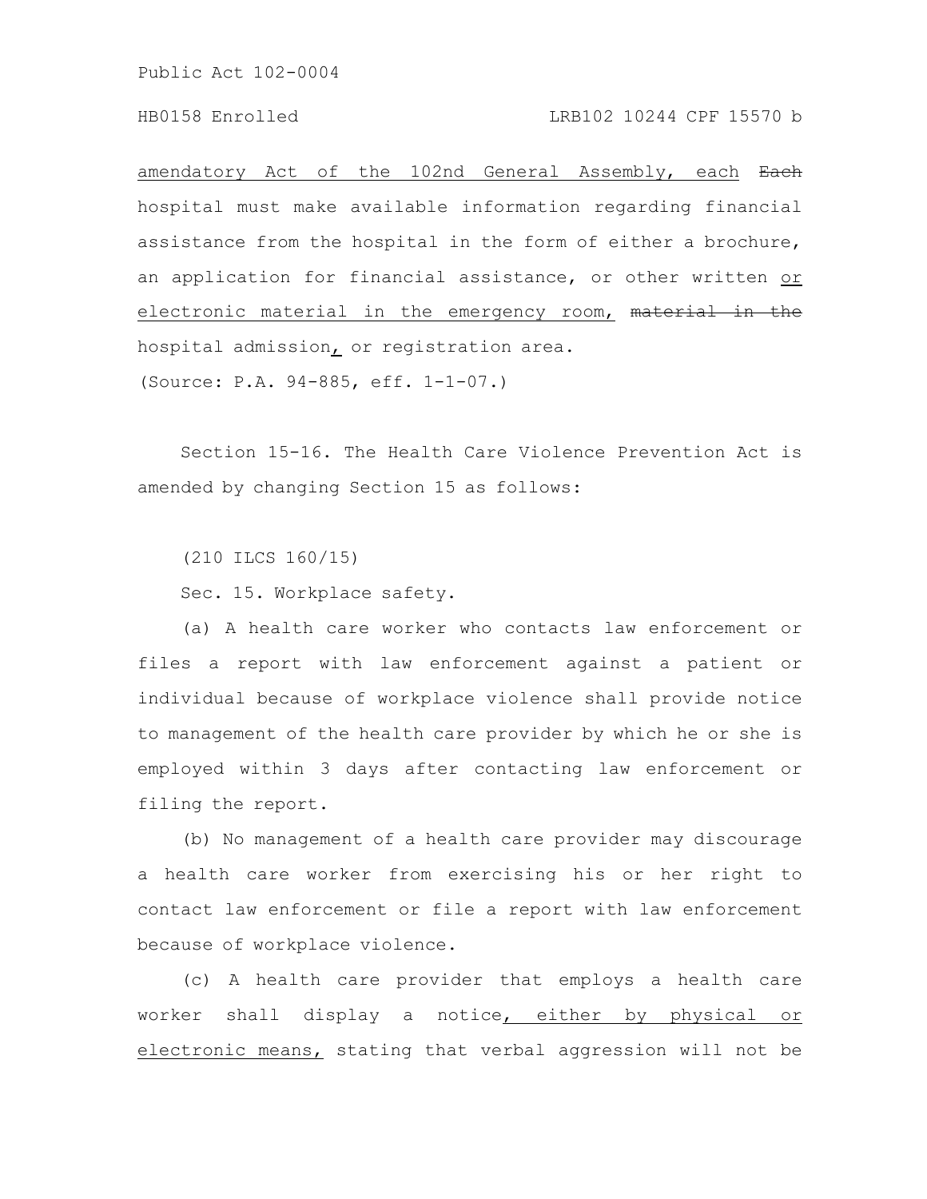amendatory Act of the 102nd General Assembly, each ~~Each~~ hospital must make available information regarding financial assistance from the hospital in the form of either a brochure, an application for financial assistance, or other written or electronic material in the emergency room, ~~material in the~~ hospital admission, or registration area.

(Source: P.A. 94-885, eff. 1-1-07.)

Section 15-16. The Health Care Violence Prevention Act is amended by changing Section 15 as follows:

(210 ILCS 160/15)

Sec. 15. Workplace safety.

(a) A health care worker who contacts law enforcement or files a report with law enforcement against a patient or individual because of workplace violence shall provide notice to management of the health care provider by which he or she is employed within 3 days after contacting law enforcement or filing the report.

(b) No management of a health care provider may discourage a health care worker from exercising his or her right to contact law enforcement or file a report with law enforcement because of workplace violence.

(c) A health care provider that employs a health care worker shall display a notice, either by physical or electronic means, stating that verbal aggression will not be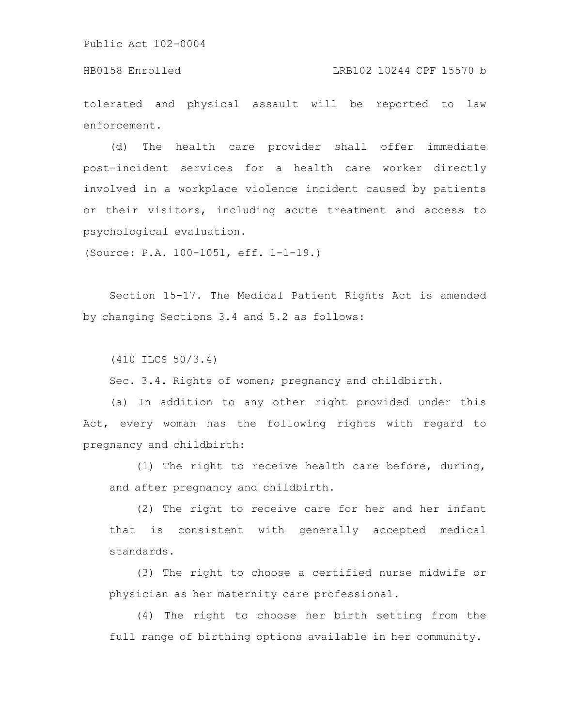tolerated and physical assault will be reported to law enforcement.

(d) The health care provider shall offer immediate post-incident services for a health care worker directly involved in a workplace violence incident caused by patients or their visitors, including acute treatment and access to psychological evaluation.

(Source: P.A. 100-1051, eff. 1-1-19.)

Section 15-17. The Medical Patient Rights Act is amended by changing Sections 3.4 and 5.2 as follows:

(410 ILCS 50/3.4)

Sec. 3.4. Rights of women; pregnancy and childbirth.

(a) In addition to any other right provided under this Act, every woman has the following rights with regard to pregnancy and childbirth:

(1) The right to receive health care before, during, and after pregnancy and childbirth.

(2) The right to receive care for her and her infant that is consistent with generally accepted medical standards.

(3) The right to choose a certified nurse midwife or physician as her maternity care professional.

(4) The right to choose her birth setting from the full range of birthing options available in her community.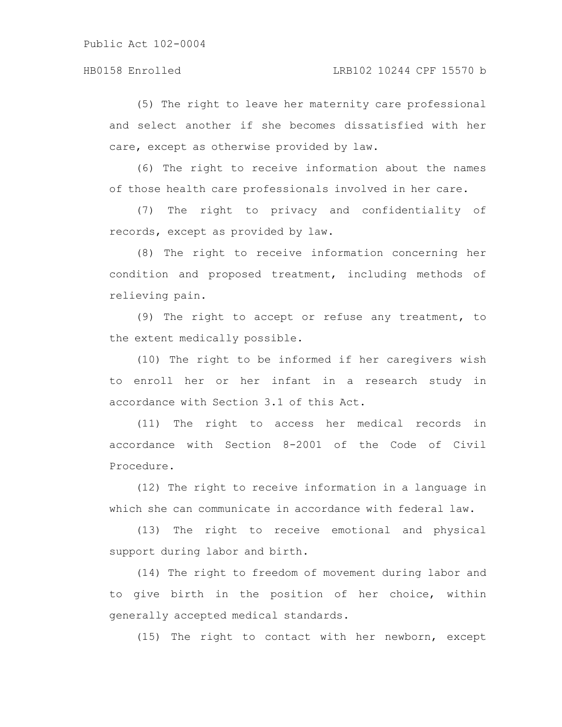(5) The right to leave her maternity care professional and select another if she becomes dissatisfied with her care, except as otherwise provided by law.

(6) The right to receive information about the names of those health care professionals involved in her care.

(7) The right to privacy and confidentiality of records, except as provided by law.

(8) The right to receive information concerning her condition and proposed treatment, including methods of relieving pain.

(9) The right to accept or refuse any treatment, to the extent medically possible.

(10) The right to be informed if her caregivers wish to enroll her or her infant in a research study in accordance with Section 3.1 of this Act.

(11) The right to access her medical records in accordance with Section 8-2001 of the Code of Civil Procedure.

(12) The right to receive information in a language in which she can communicate in accordance with federal law.

(13) The right to receive emotional and physical support during labor and birth.

(14) The right to freedom of movement during labor and to give birth in the position of her choice, within generally accepted medical standards.

(15) The right to contact with her newborn, except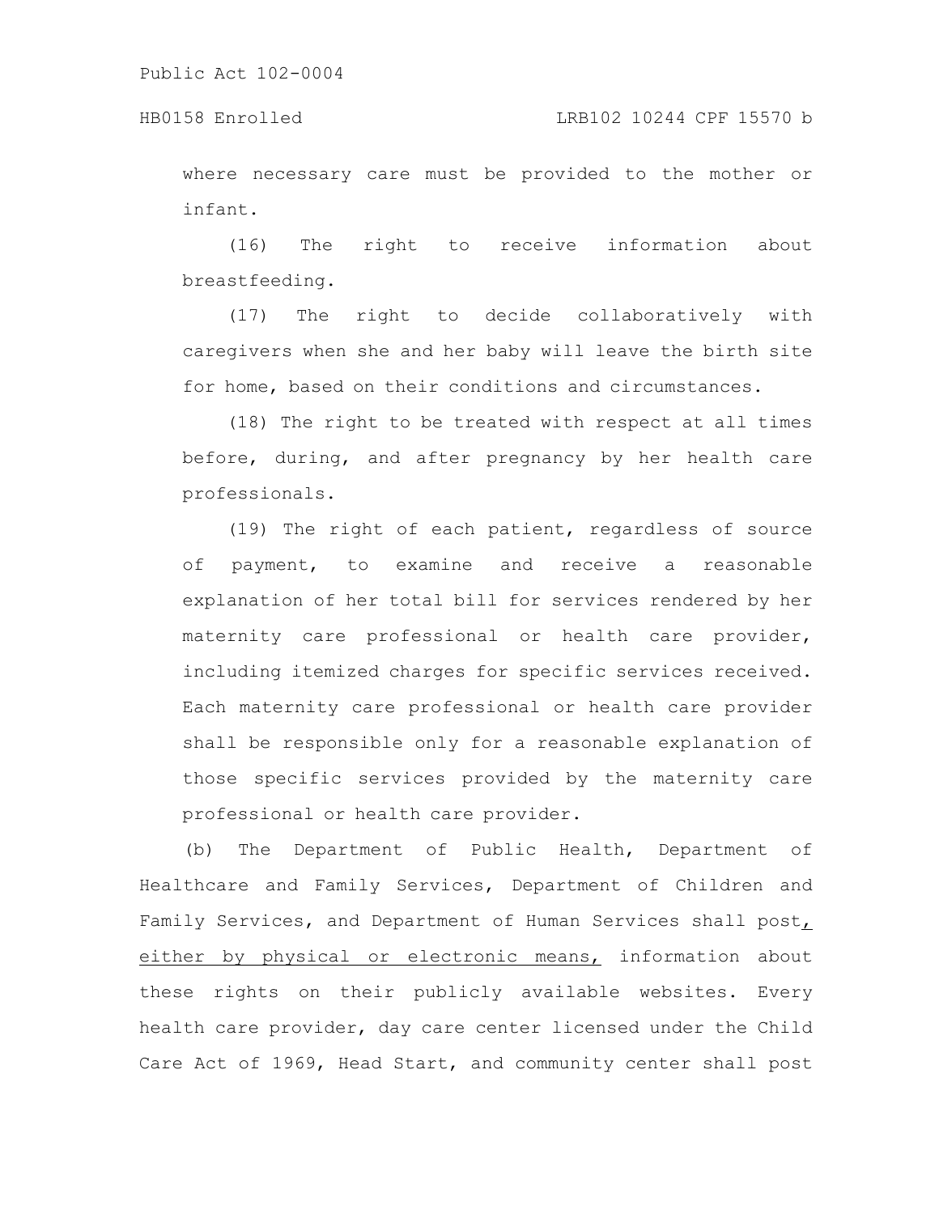where necessary care must be provided to the mother or infant.

(16) The right to receive information about breastfeeding.

(17) The right to decide collaboratively with caregivers when she and her baby will leave the birth site for home, based on their conditions and circumstances.

(18) The right to be treated with respect at all times before, during, and after pregnancy by her health care professionals.

(19) The right of each patient, regardless of source of payment, to examine and receive a reasonable explanation of her total bill for services rendered by her maternity care professional or health care provider, including itemized charges for specific services received. Each maternity care professional or health care provider shall be responsible only for a reasonable explanation of those specific services provided by the maternity care professional or health care provider.

(b) The Department of Public Health, Department of Healthcare and Family Services, Department of Children and Family Services, and Department of Human Services shall post, either by physical or electronic means, information about these rights on their publicly available websites. Every health care provider, day care center licensed under the Child Care Act of 1969, Head Start, and community center shall post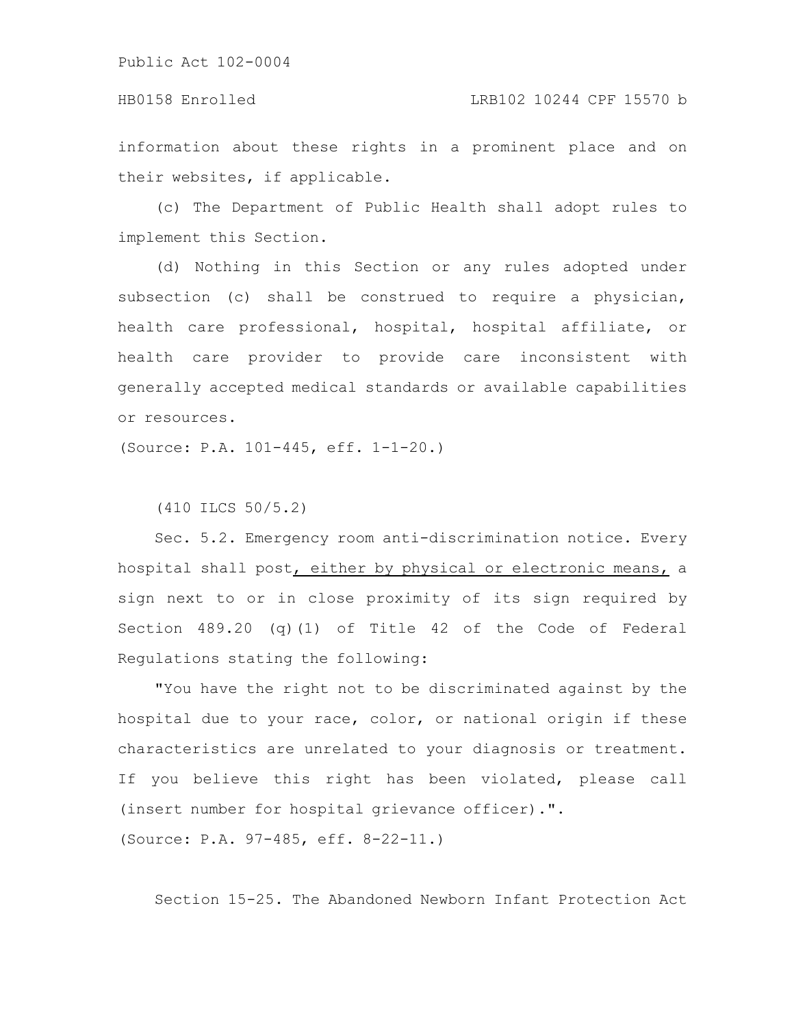information about these rights in a prominent place and on their websites, if applicable.

(c) The Department of Public Health shall adopt rules to implement this Section.

(d) Nothing in this Section or any rules adopted under subsection (c) shall be construed to require a physician, health care professional, hospital, hospital affiliate, or health care provider to provide care inconsistent with generally accepted medical standards or available capabilities or resources.

(Source: P.A. 101-445, eff. 1-1-20.)

(410 ILCS 50/5.2)

Sec. 5.2. Emergency room anti-discrimination notice. Every hospital shall post, either by physical or electronic means, a sign next to or in close proximity of its sign required by Section 489.20 (q)(1) of Title 42 of the Code of Federal Regulations stating the following:

"You have the right not to be discriminated against by the hospital due to your race, color, or national origin if these characteristics are unrelated to your diagnosis or treatment. If you believe this right has been violated, please call (insert number for hospital grievance officer).".

(Source: P.A. 97-485, eff. 8-22-11.)

Section 15-25. The Abandoned Newborn Infant Protection Act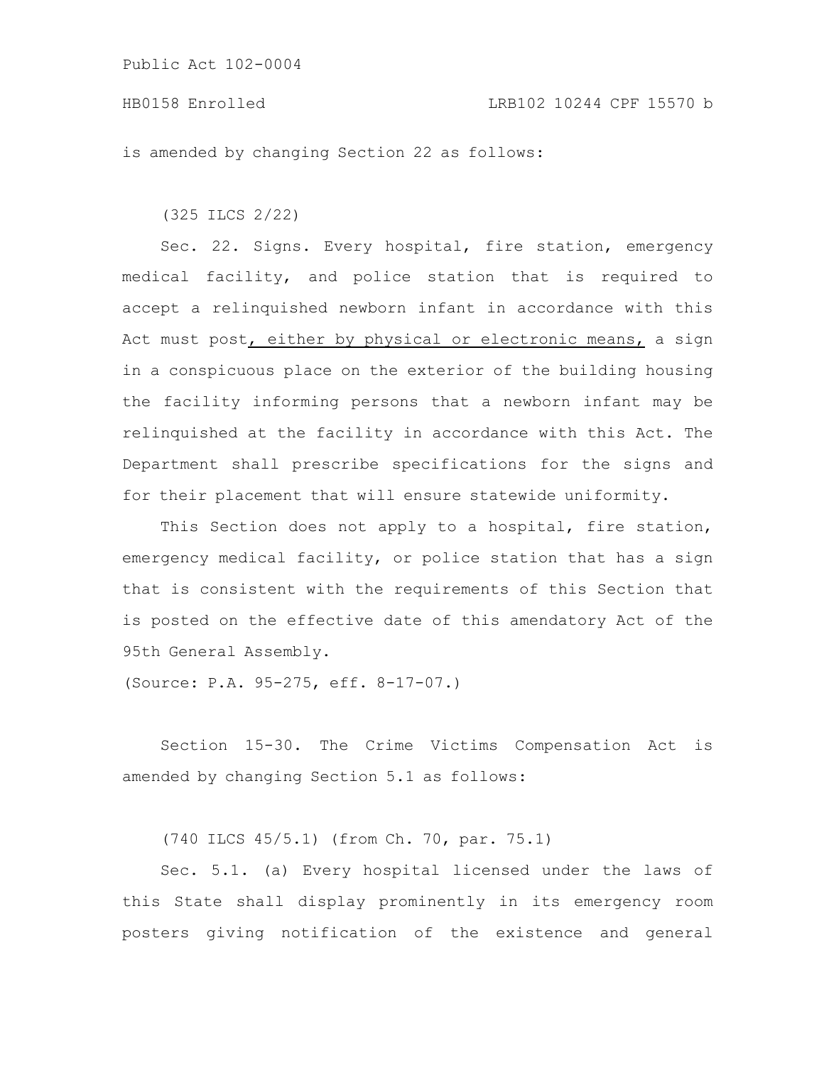is amended by changing Section 22 as follows:

(325 ILCS 2/22)

Sec. 22. Signs. Every hospital, fire station, emergency medical facility, and police station that is required to accept a relinquished newborn infant in accordance with this Act must post<u>, either by physical or electronic means,</u> a sign in a conspicuous place on the exterior of the building housing the facility informing persons that a newborn infant may be relinquished at the facility in accordance with this Act. The Department shall prescribe specifications for the signs and for their placement that will ensure statewide uniformity.

This Section does not apply to a hospital, fire station, emergency medical facility, or police station that has a sign that is consistent with the requirements of this Section that is posted on the effective date of this amendatory Act of the 95th General Assembly.

(Source: P.A. 95-275, eff. 8-17-07.)

Section 15-30. The Crime Victims Compensation Act is amended by changing Section 5.1 as follows:

(740 ILCS 45/5.1) (from Ch. 70, par. 75.1)

Sec. 5.1. (a) Every hospital licensed under the laws of this State shall display prominently in its emergency room posters giving notification of the existence and general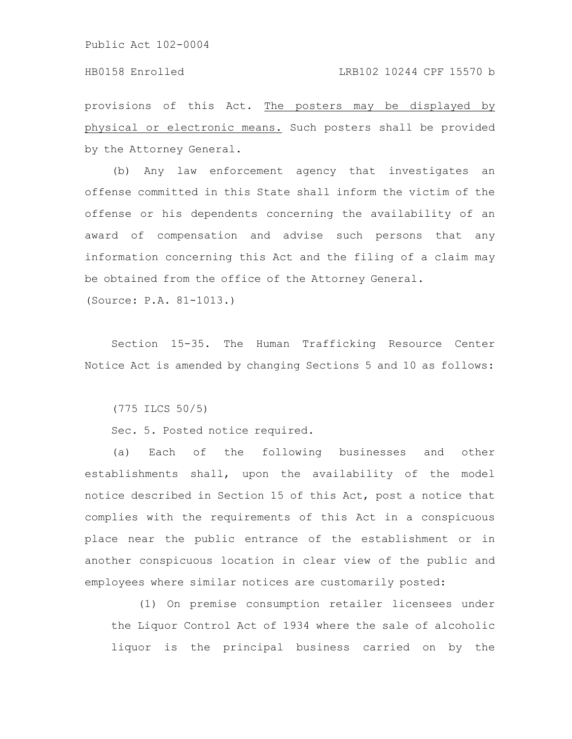provisions of this Act. The posters may be displayed by physical or electronic means. Such posters shall be provided by the Attorney General.

(b) Any law enforcement agency that investigates an offense committed in this State shall inform the victim of the offense or his dependents concerning the availability of an award of compensation and advise such persons that any information concerning this Act and the filing of a claim may be obtained from the office of the Attorney General.

(Source: P.A. 81-1013.)

Section 15-35. The Human Trafficking Resource Center Notice Act is amended by changing Sections 5 and 10 as follows:

(775 ILCS 50/5)

Sec. 5. Posted notice required.

(a) Each of the following businesses and other establishments shall, upon the availability of the model notice described in Section 15 of this Act, post a notice that complies with the requirements of this Act in a conspicuous place near the public entrance of the establishment or in another conspicuous location in clear view of the public and employees where similar notices are customarily posted:

(1) On premise consumption retailer licensees under the Liquor Control Act of 1934 where the sale of alcoholic liquor is the principal business carried on by the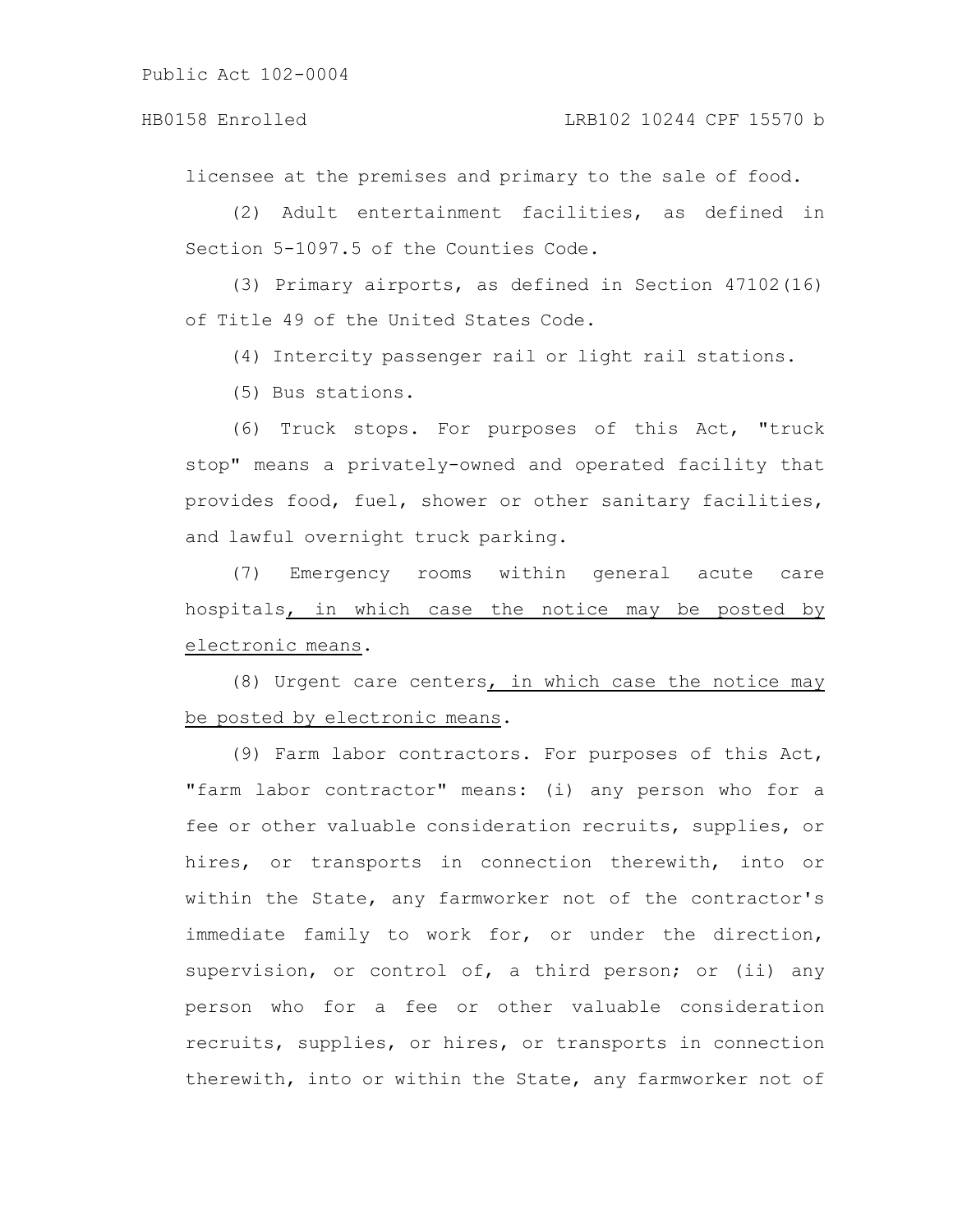licensee at the premises and primary to the sale of food.

(2) Adult entertainment facilities, as defined in Section 5-1097.5 of the Counties Code.

(3) Primary airports, as defined in Section 47102(16) of Title 49 of the United States Code.

(4) Intercity passenger rail or light rail stations.

(5) Bus stations.

(6) Truck stops. For purposes of this Act, "truck stop" means a privately-owned and operated facility that provides food, fuel, shower or other sanitary facilities, and lawful overnight truck parking.

(7) Emergency rooms within general acute care hospitals<u>, in which case the notice may be posted by electronic means</u>.

(8) Urgent care centers<u>, in which case the notice may be posted by electronic means</u>.

(9) Farm labor contractors. For purposes of this Act, "farm labor contractor" means: (i) any person who for a fee or other valuable consideration recruits, supplies, or hires, or transports in connection therewith, into or within the State, any farmworker not of the contractor's immediate family to work for, or under the direction, supervision, or control of, a third person; or (ii) any person who for a fee or other valuable consideration recruits, supplies, or hires, or transports in connection therewith, into or within the State, any farmworker not of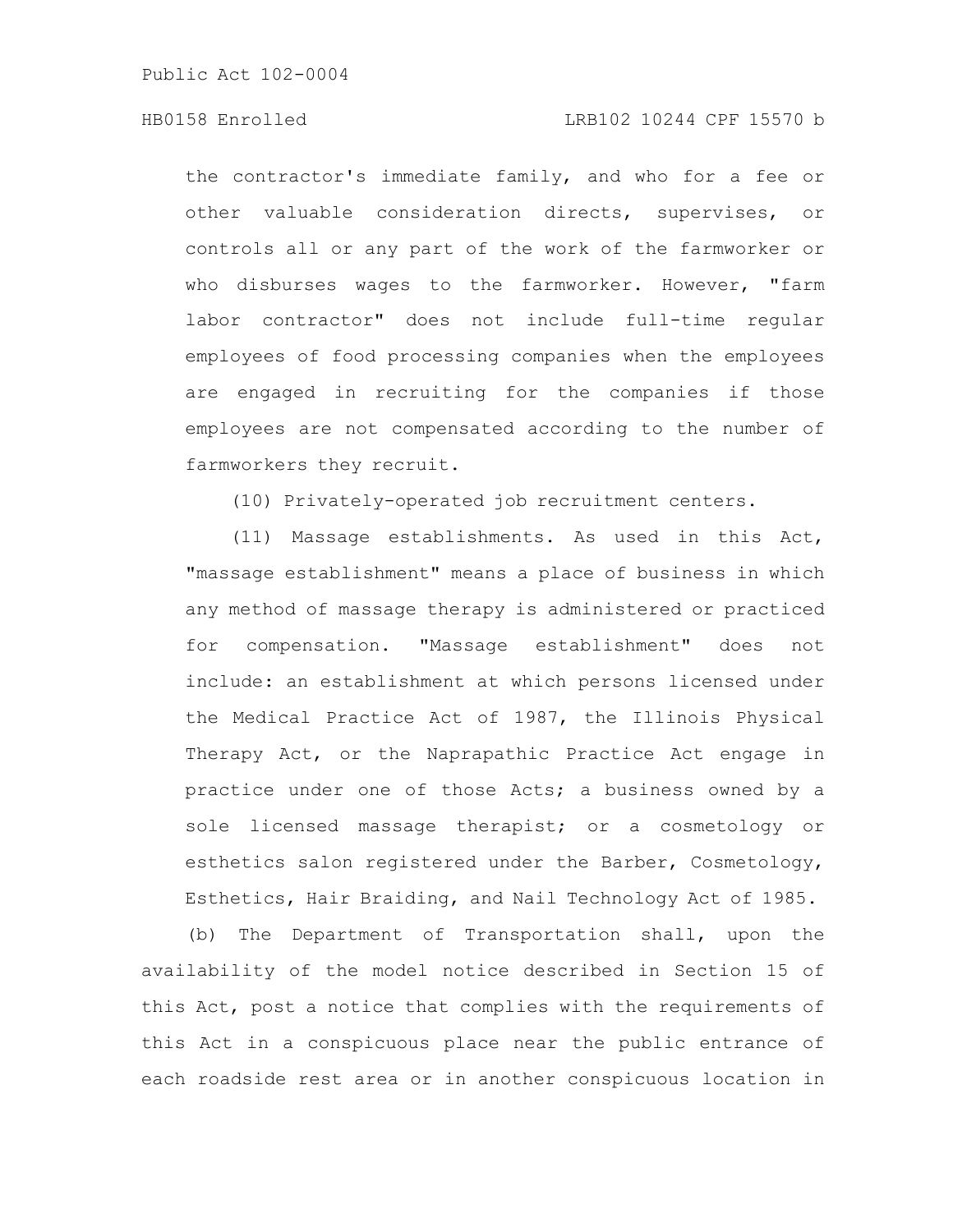the contractor's immediate family, and who for a fee or other valuable consideration directs, supervises, or controls all or any part of the work of the farmworker or who disburses wages to the farmworker. However, "farm labor contractor" does not include full-time regular employees of food processing companies when the employees are engaged in recruiting for the companies if those employees are not compensated according to the number of farmworkers they recruit.

(10) Privately-operated job recruitment centers.

(11) Massage establishments. As used in this Act, "massage establishment" means a place of business in which any method of massage therapy is administered or practiced for compensation. "Massage establishment" does not include: an establishment at which persons licensed under the Medical Practice Act of 1987, the Illinois Physical Therapy Act, or the Naprapathic Practice Act engage in practice under one of those Acts; a business owned by a sole licensed massage therapist; or a cosmetology or esthetics salon registered under the Barber, Cosmetology, Esthetics, Hair Braiding, and Nail Technology Act of 1985.

(b) The Department of Transportation shall, upon the availability of the model notice described in Section 15 of this Act, post a notice that complies with the requirements of this Act in a conspicuous place near the public entrance of each roadside rest area or in another conspicuous location in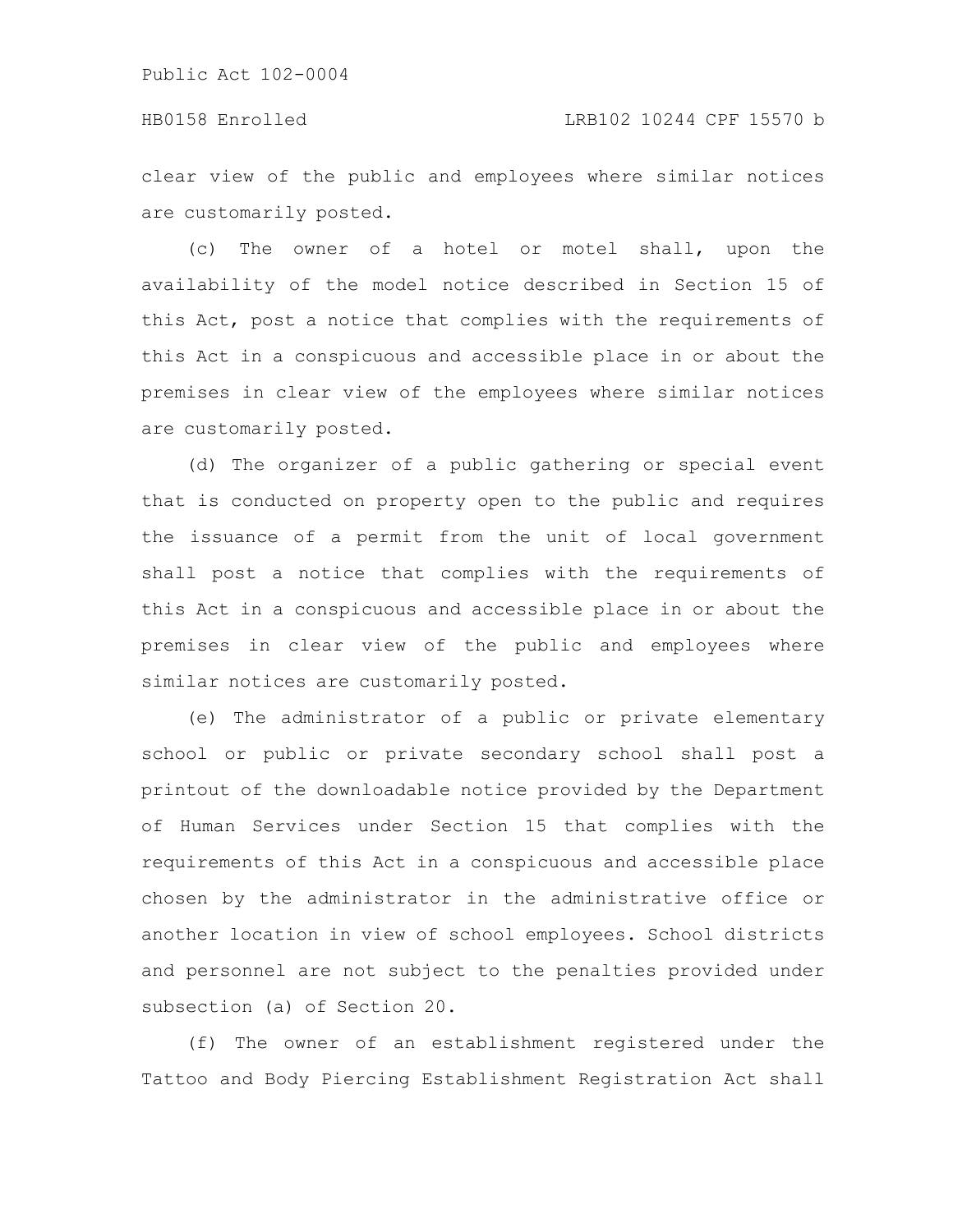clear view of the public and employees where similar notices are customarily posted.

(c) The owner of a hotel or motel shall, upon the availability of the model notice described in Section 15 of this Act, post a notice that complies with the requirements of this Act in a conspicuous and accessible place in or about the premises in clear view of the employees where similar notices are customarily posted.

(d) The organizer of a public gathering or special event that is conducted on property open to the public and requires the issuance of a permit from the unit of local government shall post a notice that complies with the requirements of this Act in a conspicuous and accessible place in or about the premises in clear view of the public and employees where similar notices are customarily posted.

(e) The administrator of a public or private elementary school or public or private secondary school shall post a printout of the downloadable notice provided by the Department of Human Services under Section 15 that complies with the requirements of this Act in a conspicuous and accessible place chosen by the administrator in the administrative office or another location in view of school employees. School districts and personnel are not subject to the penalties provided under subsection (a) of Section 20.

(f) The owner of an establishment registered under the Tattoo and Body Piercing Establishment Registration Act shall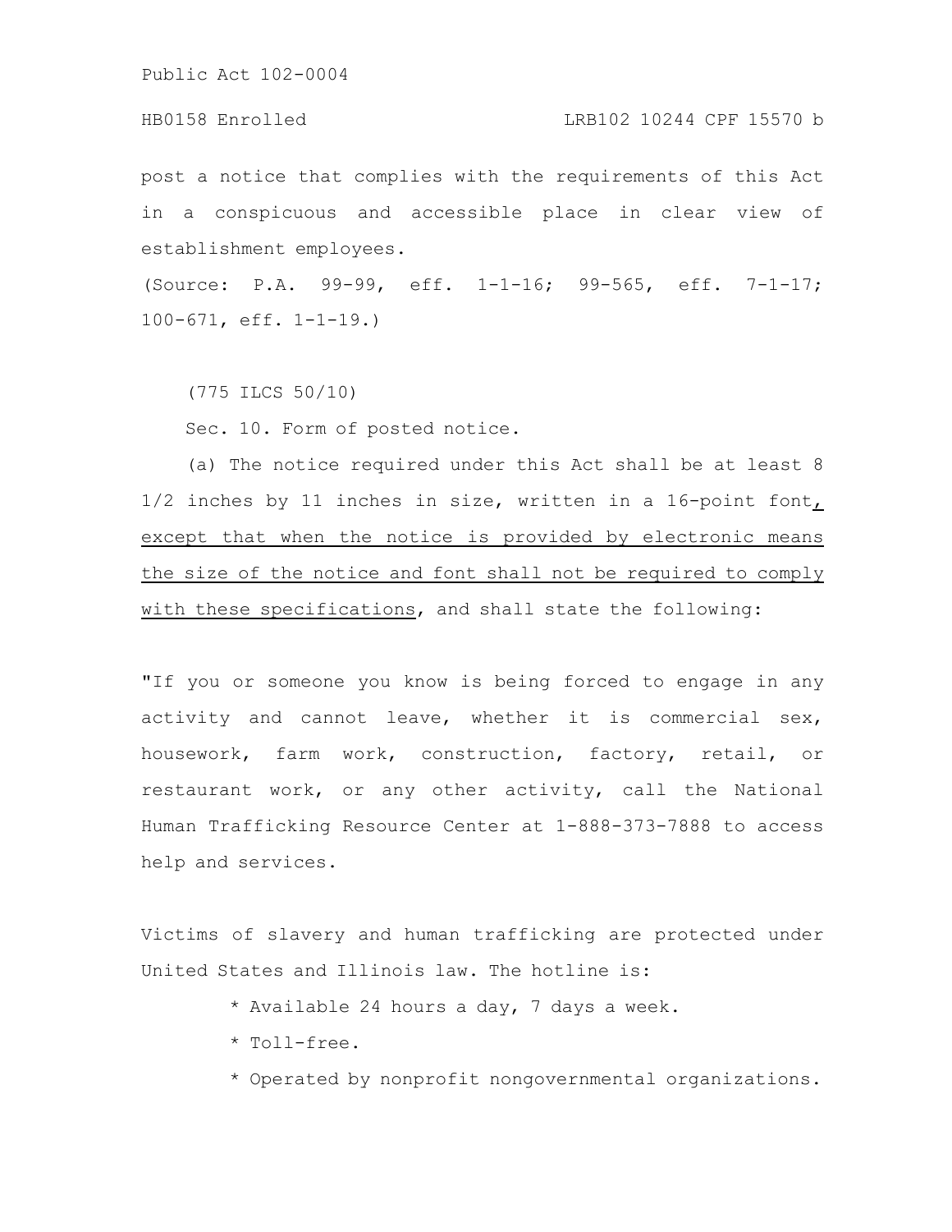post a notice that complies with the requirements of this Act in a conspicuous and accessible place in clear view of establishment employees.

(Source: P.A. 99-99, eff. 1-1-16; 99-565, eff. 7-1-17; 100-671, eff. 1-1-19.)

(775 ILCS 50/10)

Sec. 10. Form of posted notice.

(a) The notice required under this Act shall be at least 8 1/2 inches by 11 inches in size, written in a 16-point font<u>, except that when the notice is provided by electronic means the size of the notice and font shall not be required to comply with these specifications</u>, and shall state the following:

"If you or someone you know is being forced to engage in any activity and cannot leave, whether it is commercial sex, housework, farm work, construction, factory, retail, or restaurant work, or any other activity, call the National Human Trafficking Resource Center at 1-888-373-7888 to access help and services.

Victims of slavery and human trafficking are protected under United States and Illinois law. The hotline is:

* Available 24 hours a day, 7 days a week.
* Toll-free.
* Operated by nonprofit nongovernmental organizations.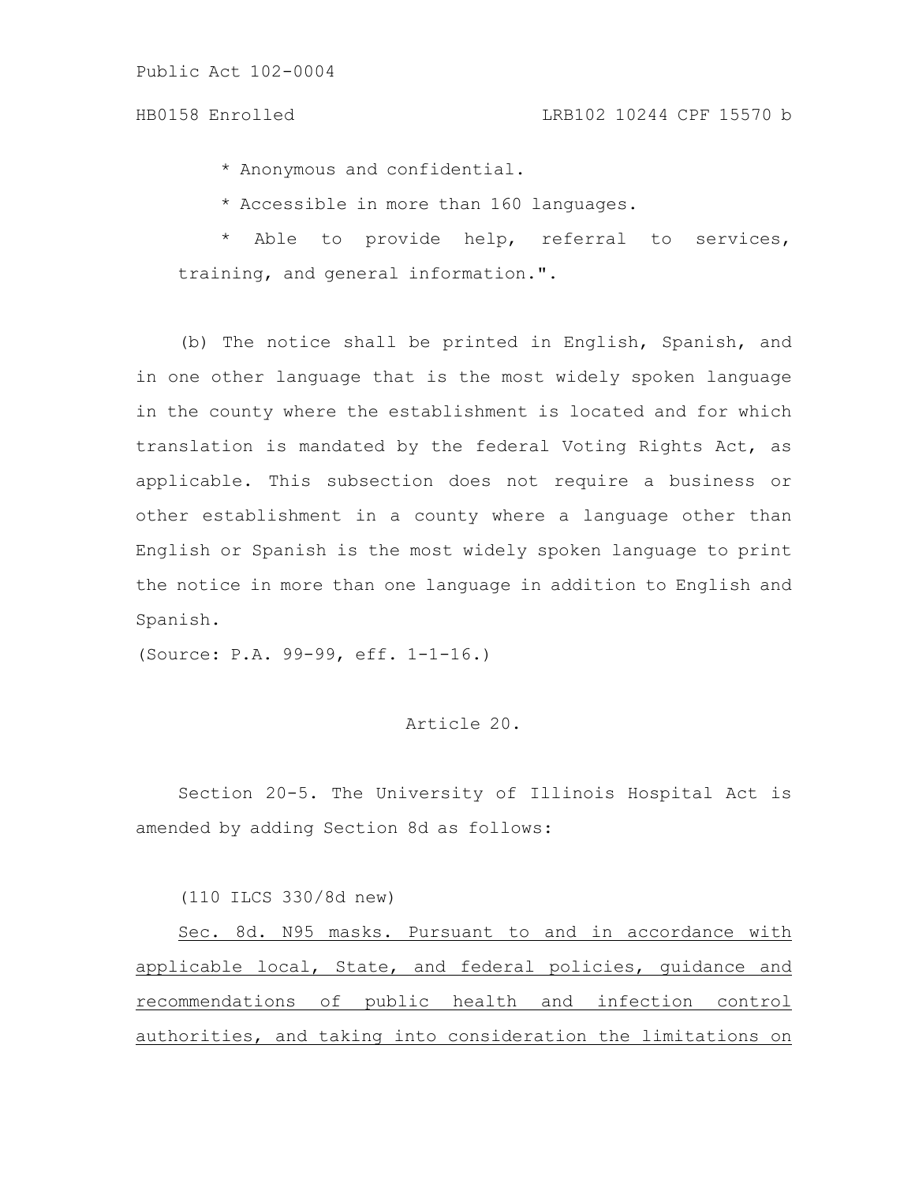* Anonymous and confidential.

* Accessible in more than 160 languages.

* Able to provide help, referral to services, training, and general information.".

(b) The notice shall be printed in English, Spanish, and in one other language that is the most widely spoken language in the county where the establishment is located and for which translation is mandated by the federal Voting Rights Act, as applicable. This subsection does not require a business or other establishment in a county where a language other than English or Spanish is the most widely spoken language to print the notice in more than one language in addition to English and Spanish.

(Source: P.A. 99-99, eff. 1-1-16.)

Article 20.

Section 20-5. The University of Illinois Hospital Act is amended by adding Section 8d as follows:

(110 ILCS 330/8d new)

<u>Sec. 8d. N95 masks. Pursuant to and in accordance with applicable local, State, and federal policies, guidance and recommendations of public health and infection control authorities, and taking into consideration the limitations on</u>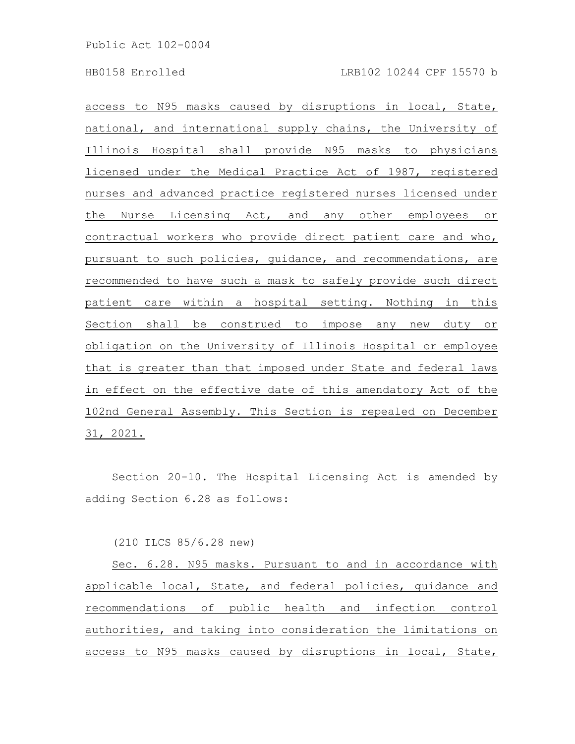access to N95 masks caused by disruptions in local, State, national, and international supply chains, the University of Illinois Hospital shall provide N95 masks to physicians licensed under the Medical Practice Act of 1987, registered nurses and advanced practice registered nurses licensed under the Nurse Licensing Act, and any other employees or contractual workers who provide direct patient care and who, pursuant to such policies, guidance, and recommendations, are recommended to have such a mask to safely provide such direct patient care within a hospital setting. Nothing in this Section shall be construed to impose any new duty or obligation on the University of Illinois Hospital or employee that is greater than that imposed under State and federal laws in effect on the effective date of this amendatory Act of the 102nd General Assembly. This Section is repealed on December 31, 2021.

Section 20-10. The Hospital Licensing Act is amended by adding Section 6.28 as follows:

(210 ILCS 85/6.28 new)

Sec. 6.28. N95 masks. Pursuant to and in accordance with applicable local, State, and federal policies, guidance and recommendations of public health and infection control authorities, and taking into consideration the limitations on access to N95 masks caused by disruptions in local, State,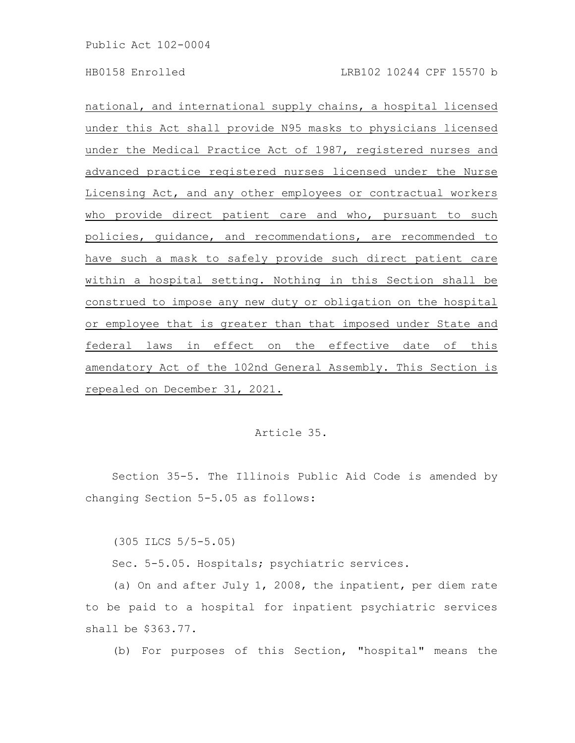national, and international supply chains, a hospital licensed under this Act shall provide N95 masks to physicians licensed under the Medical Practice Act of 1987, registered nurses and advanced practice registered nurses licensed under the Nurse Licensing Act, and any other employees or contractual workers who provide direct patient care and who, pursuant to such policies, guidance, and recommendations, are recommended to have such a mask to safely provide such direct patient care within a hospital setting. Nothing in this Section shall be construed to impose any new duty or obligation on the hospital or employee that is greater than that imposed under State and federal laws in effect on the effective date of this amendatory Act of the 102nd General Assembly. This Section is repealed on December 31, 2021.

Article 35.

Section 35-5. The Illinois Public Aid Code is amended by changing Section 5-5.05 as follows:

(305 ILCS 5/5-5.05)

Sec. 5-5.05. Hospitals; psychiatric services.

(a) On and after July 1, 2008, the inpatient, per diem rate to be paid to a hospital for inpatient psychiatric services shall be $363.77.

(b) For purposes of this Section, "hospital" means the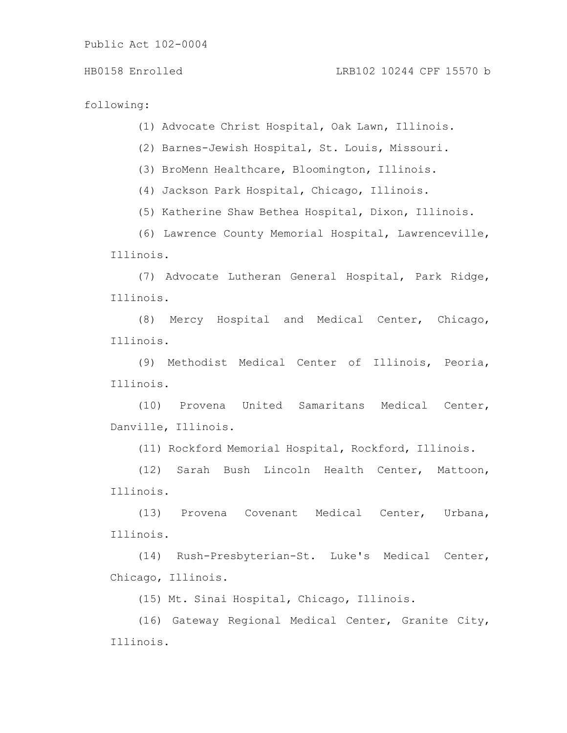following:

(1) Advocate Christ Hospital, Oak Lawn, Illinois.

(2) Barnes-Jewish Hospital, St. Louis, Missouri.

(3) BroMenn Healthcare, Bloomington, Illinois.

(4) Jackson Park Hospital, Chicago, Illinois.

(5) Katherine Shaw Bethea Hospital, Dixon, Illinois.

(6) Lawrence County Memorial Hospital, Lawrenceville, Illinois.

(7) Advocate Lutheran General Hospital, Park Ridge, Illinois.

(8) Mercy Hospital and Medical Center, Chicago, Illinois.

(9) Methodist Medical Center of Illinois, Peoria, Illinois.

(10) Provena United Samaritans Medical Center, Danville, Illinois.

(11) Rockford Memorial Hospital, Rockford, Illinois.

(12) Sarah Bush Lincoln Health Center, Mattoon, Illinois.

(13) Provena Covenant Medical Center, Urbana, Illinois.

(14) Rush-Presbyterian-St. Luke's Medical Center, Chicago, Illinois.

(15) Mt. Sinai Hospital, Chicago, Illinois.

(16) Gateway Regional Medical Center, Granite City, Illinois.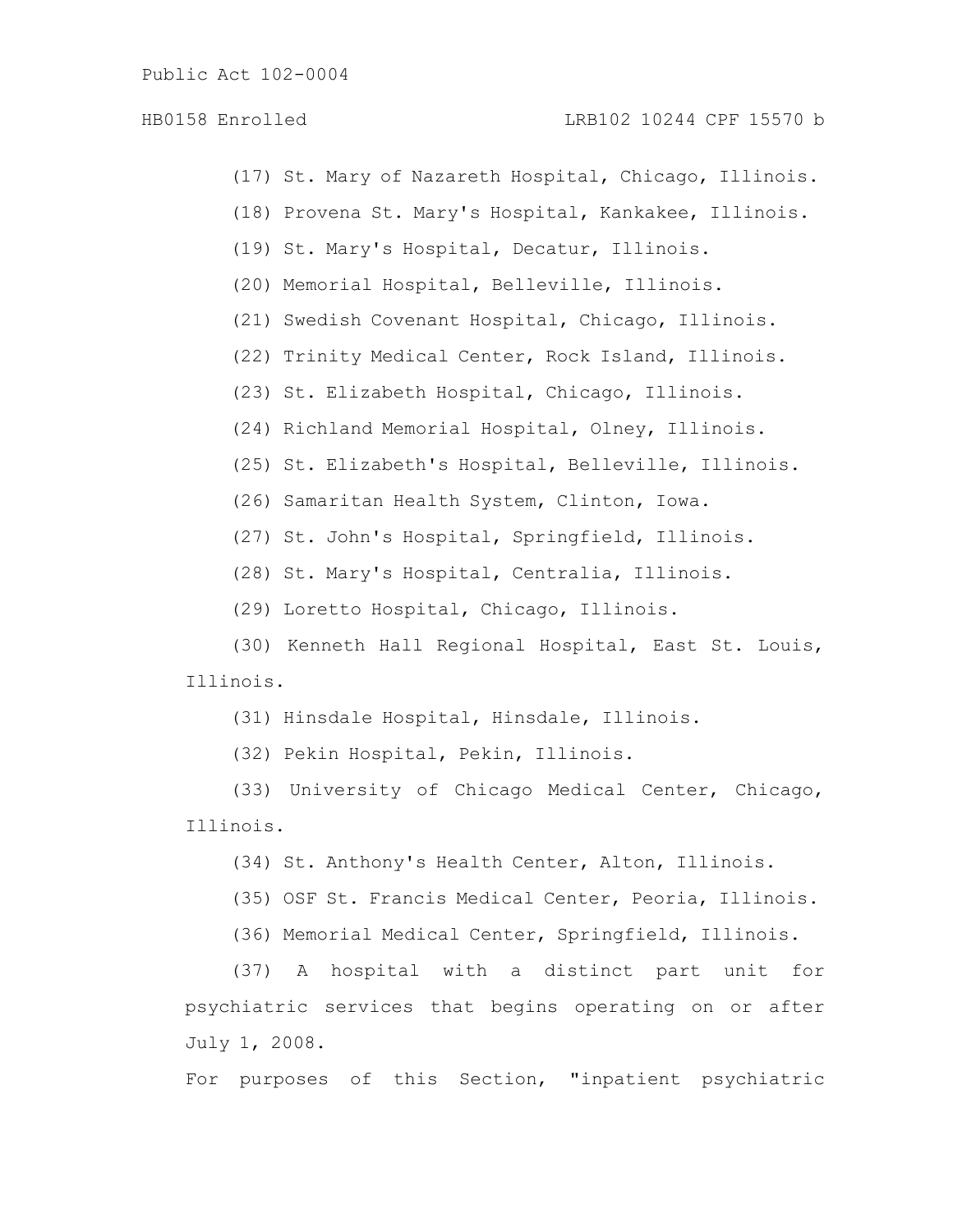(17) St. Mary of Nazareth Hospital, Chicago, Illinois.

(18) Provena St. Mary's Hospital, Kankakee, Illinois.

(19) St. Mary's Hospital, Decatur, Illinois.

(20) Memorial Hospital, Belleville, Illinois.

(21) Swedish Covenant Hospital, Chicago, Illinois.

(22) Trinity Medical Center, Rock Island, Illinois.

(23) St. Elizabeth Hospital, Chicago, Illinois.

(24) Richland Memorial Hospital, Olney, Illinois.

(25) St. Elizabeth's Hospital, Belleville, Illinois.

(26) Samaritan Health System, Clinton, Iowa.

(27) St. John's Hospital, Springfield, Illinois.

(28) St. Mary's Hospital, Centralia, Illinois.

(29) Loretto Hospital, Chicago, Illinois.

(30) Kenneth Hall Regional Hospital, East St. Louis, Illinois.

(31) Hinsdale Hospital, Hinsdale, Illinois.

(32) Pekin Hospital, Pekin, Illinois.

(33) University of Chicago Medical Center, Chicago, Illinois.

(34) St. Anthony's Health Center, Alton, Illinois.

(35) OSF St. Francis Medical Center, Peoria, Illinois.

(36) Memorial Medical Center, Springfield, Illinois.

(37) A hospital with a distinct part unit for psychiatric services that begins operating on or after July 1, 2008.

For purposes of this Section, "inpatient psychiatric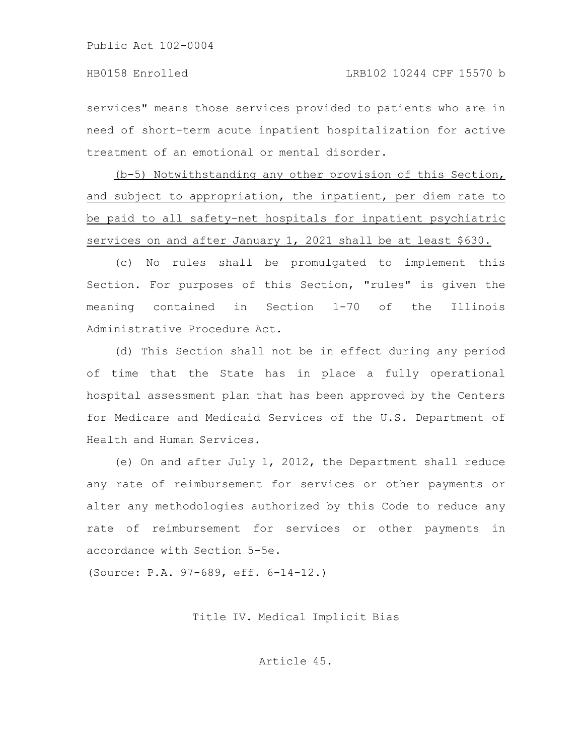services" means those services provided to patients who are in need of short-term acute inpatient hospitalization for active treatment of an emotional or mental disorder.

<u>(b-5) Notwithstanding any other provision of this Section, and subject to appropriation, the inpatient, per diem rate to be paid to all safety-net hospitals for inpatient psychiatric services on and after January 1, 2021 shall be at least $630.</u>

(c) No rules shall be promulgated to implement this Section. For purposes of this Section, "rules" is given the meaning contained in Section 1-70 of the Illinois Administrative Procedure Act.

(d) This Section shall not be in effect during any period of time that the State has in place a fully operational hospital assessment plan that has been approved by the Centers for Medicare and Medicaid Services of the U.S. Department of Health and Human Services.

(e) On and after July 1, 2012, the Department shall reduce any rate of reimbursement for services or other payments or alter any methodologies authorized by this Code to reduce any rate of reimbursement for services or other payments in accordance with Section 5-5e.

(Source: P.A. 97-689, eff. 6-14-12.)

## Title IV. Medical Implicit Bias

### Article 45.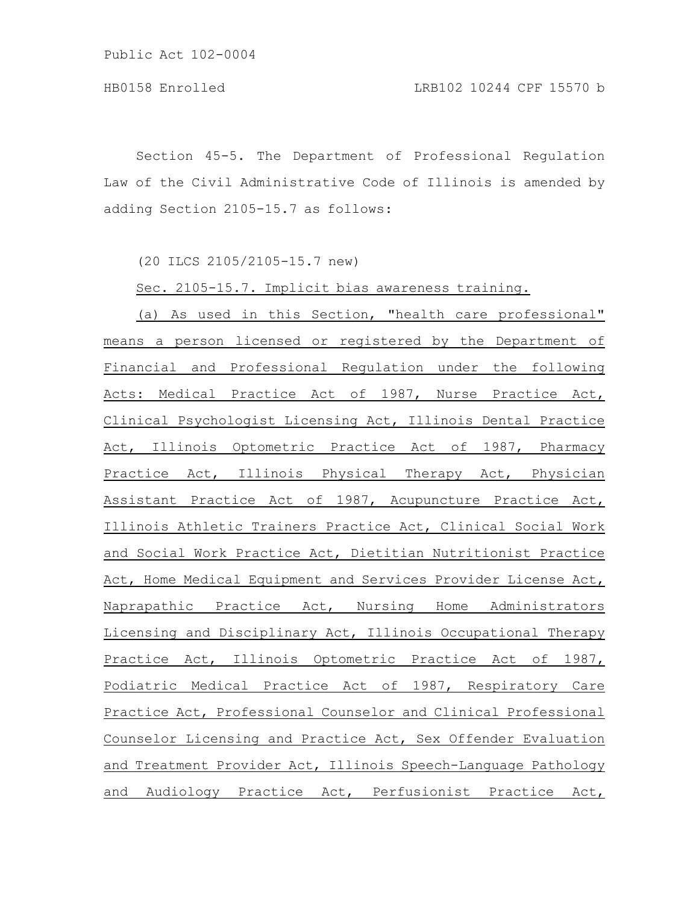Section 45-5. The Department of Professional Regulation Law of the Civil Administrative Code of Illinois is amended by adding Section 2105-15.7 as follows:

(20 ILCS 2105/2105-15.7 new)

Sec. 2105-15.7. Implicit bias awareness training.

(a) As used in this Section, "health care professional" means a person licensed or registered by the Department of Financial and Professional Regulation under the following Acts: Medical Practice Act of 1987, Nurse Practice Act, Clinical Psychologist Licensing Act, Illinois Dental Practice Act, Illinois Optometric Practice Act of 1987, Pharmacy Practice Act, Illinois Physical Therapy Act, Physician Assistant Practice Act of 1987, Acupuncture Practice Act, Illinois Athletic Trainers Practice Act, Clinical Social Work and Social Work Practice Act, Dietitian Nutritionist Practice Act, Home Medical Equipment and Services Provider License Act, Naprapathic Practice Act, Nursing Home Administrators Licensing and Disciplinary Act, Illinois Occupational Therapy Practice Act, Illinois Optometric Practice Act of 1987, Podiatric Medical Practice Act of 1987, Respiratory Care Practice Act, Professional Counselor and Clinical Professional Counselor Licensing and Practice Act, Sex Offender Evaluation and Treatment Provider Act, Illinois Speech-Language Pathology and Audiology Practice Act, Perfusionist Practice Act,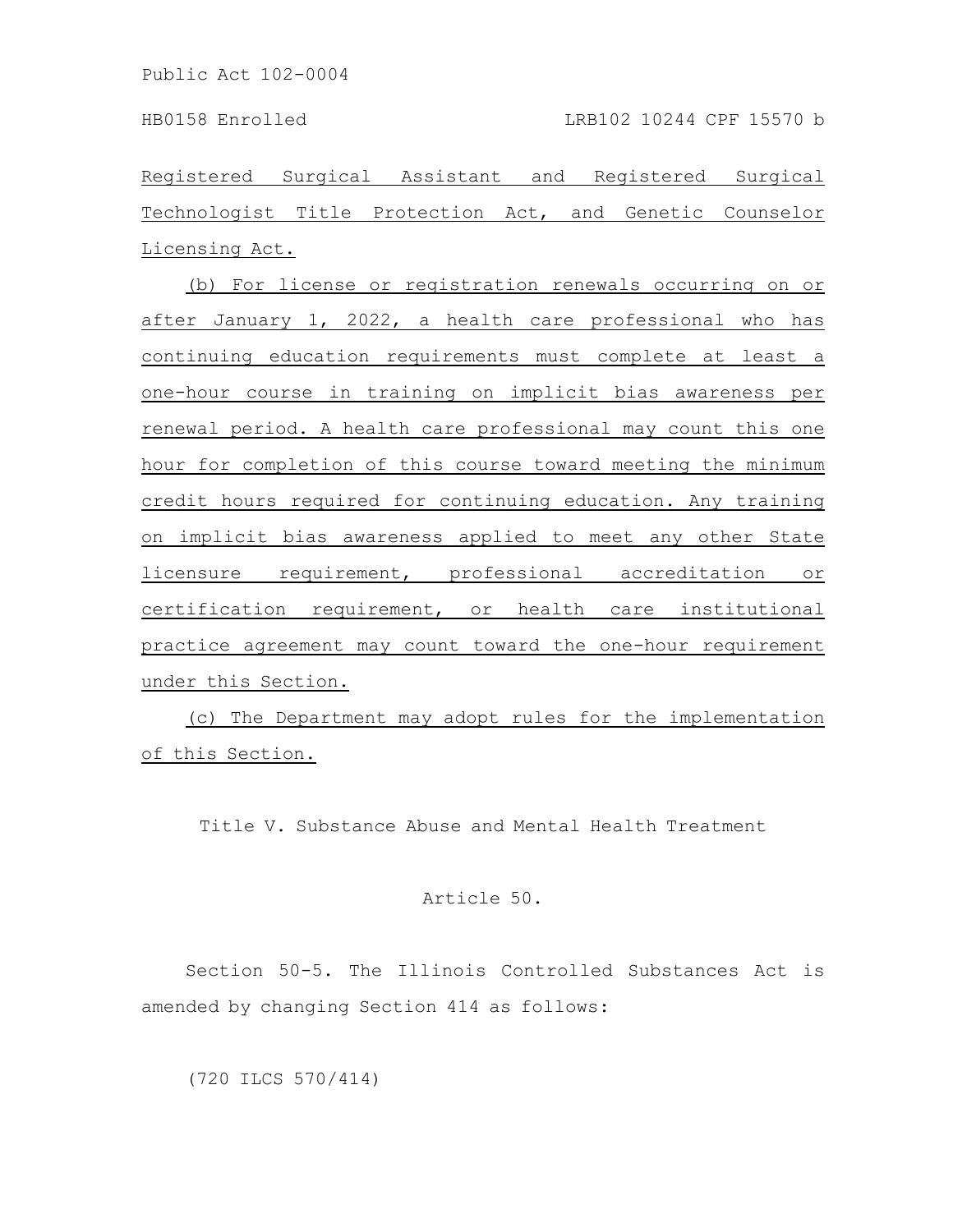Registered Surgical Assistant and Registered Surgical Technologist Title Protection Act, and Genetic Counselor Licensing Act.

(b) For license or registration renewals occurring on or after January 1, 2022, a health care professional who has continuing education requirements must complete at least a one-hour course in training on implicit bias awareness per renewal period. A health care professional may count this one hour for completion of this course toward meeting the minimum credit hours required for continuing education. Any training on implicit bias awareness applied to meet any other State licensure requirement, professional accreditation or certification requirement, or health care institutional practice agreement may count toward the one-hour requirement under this Section.

(c) The Department may adopt rules for the implementation of this Section.

Title V. Substance Abuse and Mental Health Treatment

Article 50.

Section 50-5. The Illinois Controlled Substances Act is amended by changing Section 414 as follows:

(720 ILCS 570/414)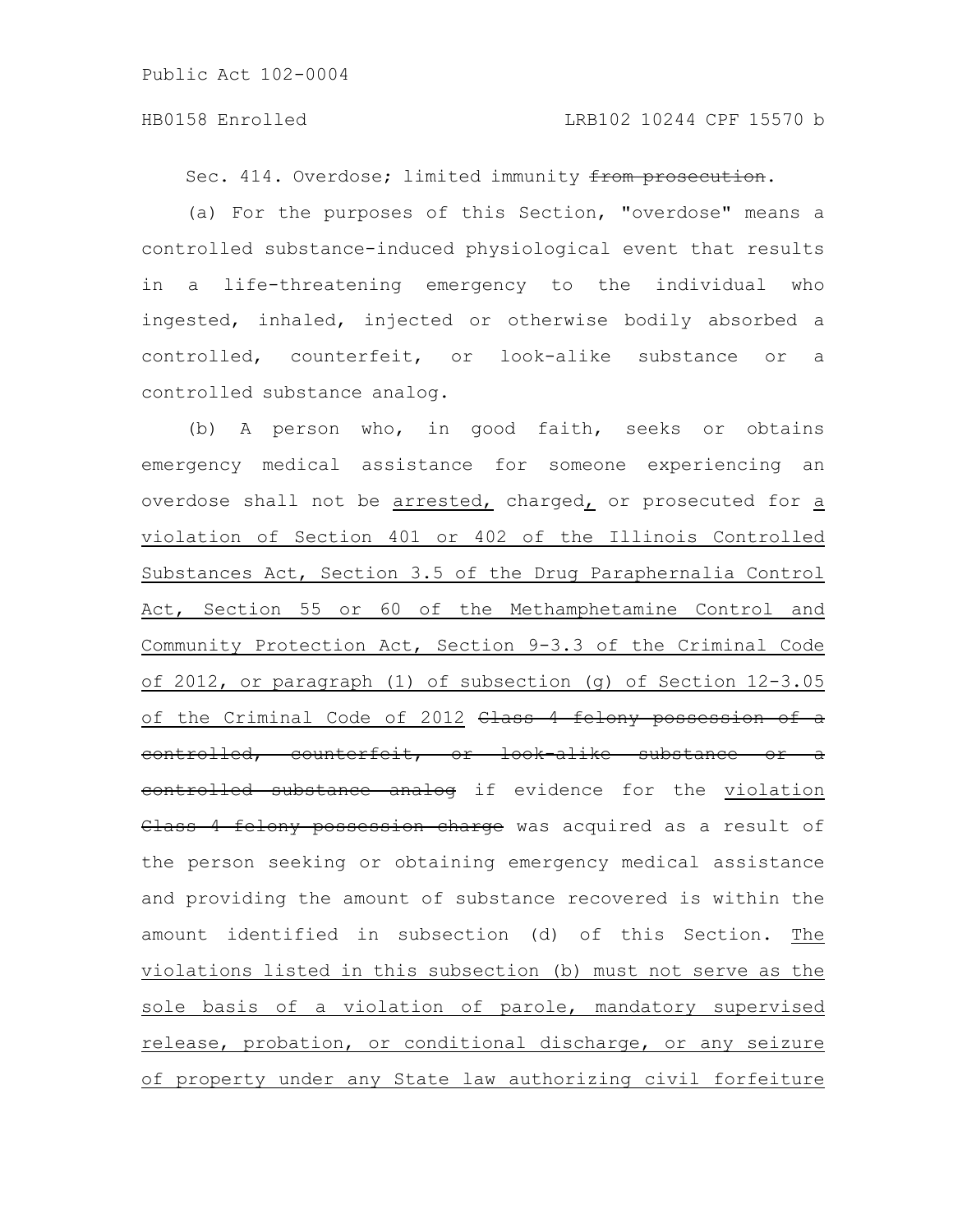Sec. 414. Overdose; limited immunity ~~from prosecution~~.

(a) For the purposes of this Section, "overdose" means a controlled substance-induced physiological event that results in a life-threatening emergency to the individual who ingested, inhaled, injected or otherwise bodily absorbed a controlled, counterfeit, or look-alike substance or a controlled substance analog.

(b) A person who, in good faith, seeks or obtains emergency medical assistance for someone experiencing an overdose shall not be <u>arrested,</u> charged<u>,</u> or prosecuted for <u>a violation of Section 401 or 402 of the Illinois Controlled Substances Act, Section 3.5 of the Drug Paraphernalia Control Act, Section 55 or 60 of the Methamphetamine Control and Community Protection Act, Section 9-3.3 of the Criminal Code of 2012, or paragraph (1) of subsection (g) of Section 12-3.05 of the Criminal Code of 2012</u> ~~Class 4 felony possession of a controlled, counterfeit, or look-alike substance or a controlled substance analog~~ if evidence for the <u>violation</u> ~~Class 4 felony possession charge~~ was acquired as a result of the person seeking or obtaining emergency medical assistance and providing the amount of substance recovered is within the amount identified in subsection (d) of this Section. <u>The violations listed in this subsection (b) must not serve as the sole basis of a violation of parole, mandatory supervised release, probation, or conditional discharge, or any seizure of property under any State law authorizing civil forfeiture</u>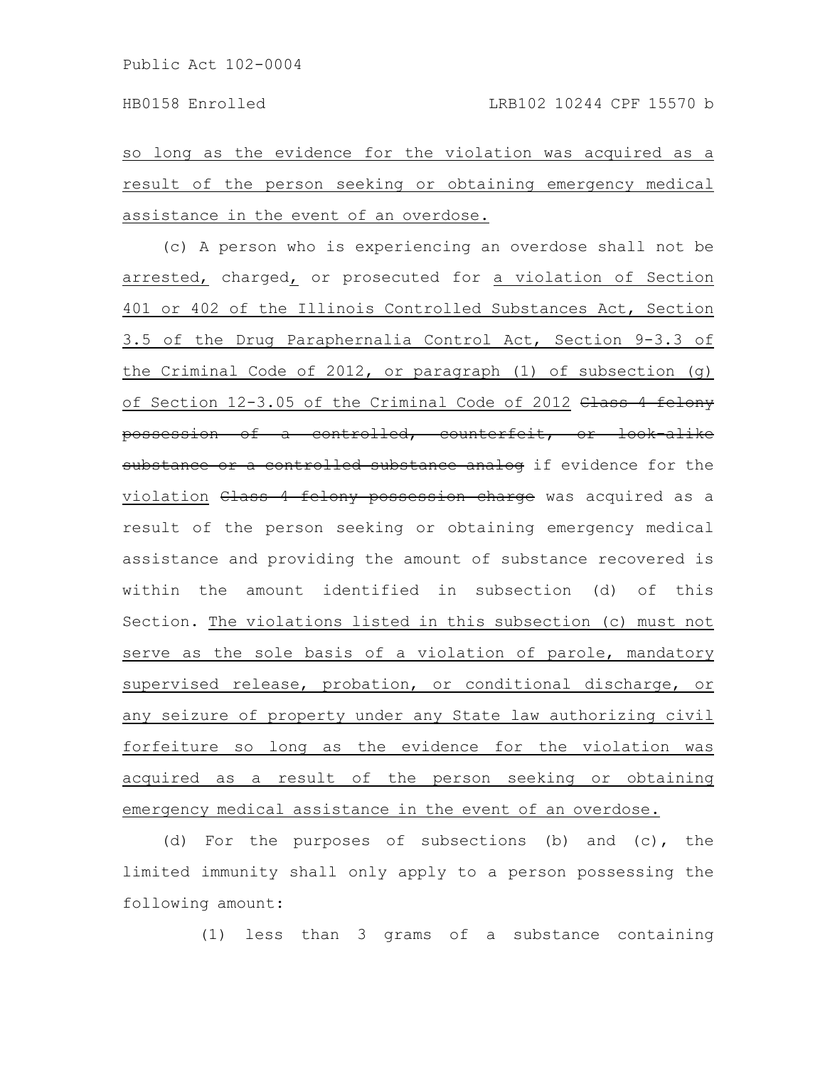so long as the evidence for the violation was acquired as a result of the person seeking or obtaining emergency medical assistance in the event of an overdose.

(c) A person who is experiencing an overdose shall not be arrested, charged, or prosecuted for a violation of Section 401 or 402 of the Illinois Controlled Substances Act, Section 3.5 of the Drug Paraphernalia Control Act, Section 9-3.3 of the Criminal Code of 2012, or paragraph (1) of subsection (g) of Section 12-3.05 of the Criminal Code of 2012 ~~Class 4 felony possession of a controlled, counterfeit, or look-alike substance or a controlled substance analog~~ if evidence for the violation ~~Class 4 felony possession charge~~ was acquired as a result of the person seeking or obtaining emergency medical assistance and providing the amount of substance recovered is within the amount identified in subsection (d) of this Section. The violations listed in this subsection (c) must not serve as the sole basis of a violation of parole, mandatory supervised release, probation, or conditional discharge, or any seizure of property under any State law authorizing civil forfeiture so long as the evidence for the violation was acquired as a result of the person seeking or obtaining emergency medical assistance in the event of an overdose.

(d) For the purposes of subsections (b) and (c), the limited immunity shall only apply to a person possessing the following amount:

(1) less than 3 grams of a substance containing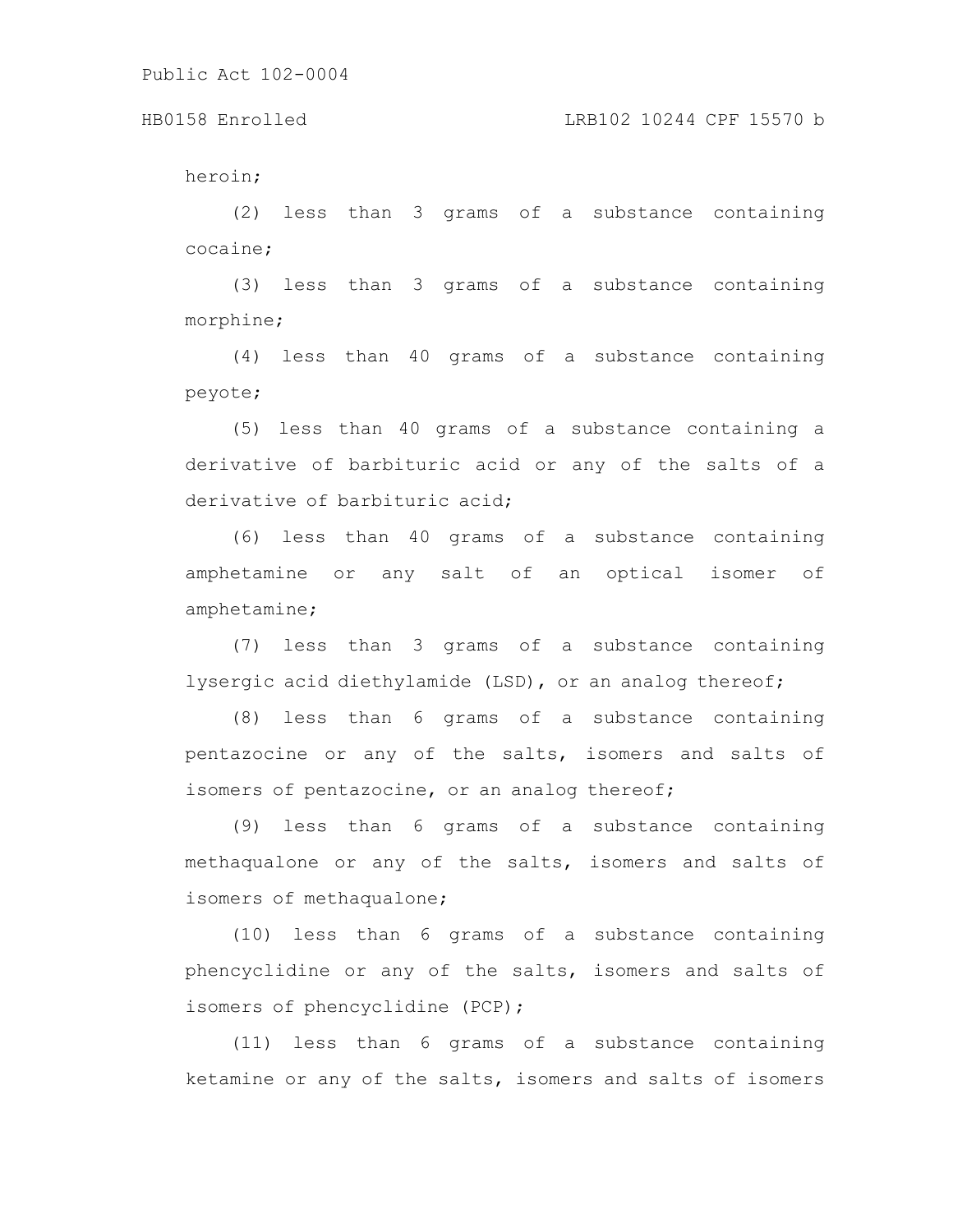heroin;

(2) less than 3 grams of a substance containing cocaine;

(3) less than 3 grams of a substance containing morphine;

(4) less than 40 grams of a substance containing peyote;

(5) less than 40 grams of a substance containing a derivative of barbituric acid or any of the salts of a derivative of barbituric acid;

(6) less than 40 grams of a substance containing amphetamine or any salt of an optical isomer of amphetamine;

(7) less than 3 grams of a substance containing lysergic acid diethylamide (LSD), or an analog thereof;

(8) less than 6 grams of a substance containing pentazocine or any of the salts, isomers and salts of isomers of pentazocine, or an analog thereof;

(9) less than 6 grams of a substance containing methaqualone or any of the salts, isomers and salts of isomers of methaqualone;

(10) less than 6 grams of a substance containing phencyclidine or any of the salts, isomers and salts of isomers of phencyclidine (PCP);

(11) less than 6 grams of a substance containing ketamine or any of the salts, isomers and salts of isomers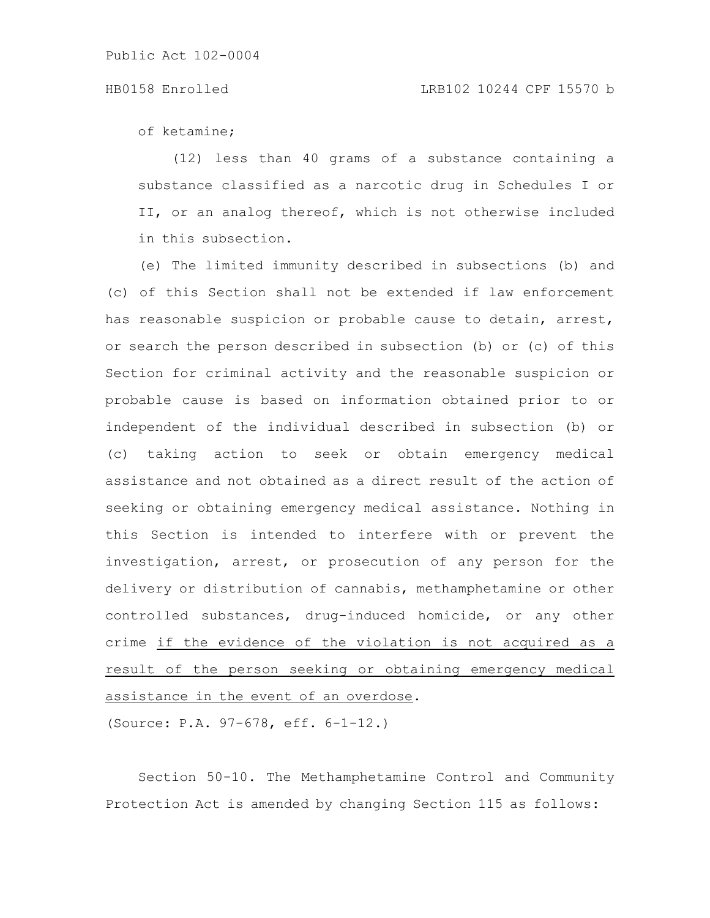of ketamine;

(12) less than 40 grams of a substance containing a substance classified as a narcotic drug in Schedules I or II, or an analog thereof, which is not otherwise included in this subsection.

(e) The limited immunity described in subsections (b) and (c) of this Section shall not be extended if law enforcement has reasonable suspicion or probable cause to detain, arrest, or search the person described in subsection (b) or (c) of this Section for criminal activity and the reasonable suspicion or probable cause is based on information obtained prior to or independent of the individual described in subsection (b) or (c) taking action to seek or obtain emergency medical assistance and not obtained as a direct result of the action of seeking or obtaining emergency medical assistance. Nothing in this Section is intended to interfere with or prevent the investigation, arrest, or prosecution of any person for the delivery or distribution of cannabis, methamphetamine or other controlled substances, drug-induced homicide, or any other crime <u>if the evidence of the violation is not acquired as a result of the person seeking or obtaining emergency medical assistance in the event of an overdose</u>.

(Source: P.A. 97-678, eff. 6-1-12.)

Section 50-10. The Methamphetamine Control and Community Protection Act is amended by changing Section 115 as follows: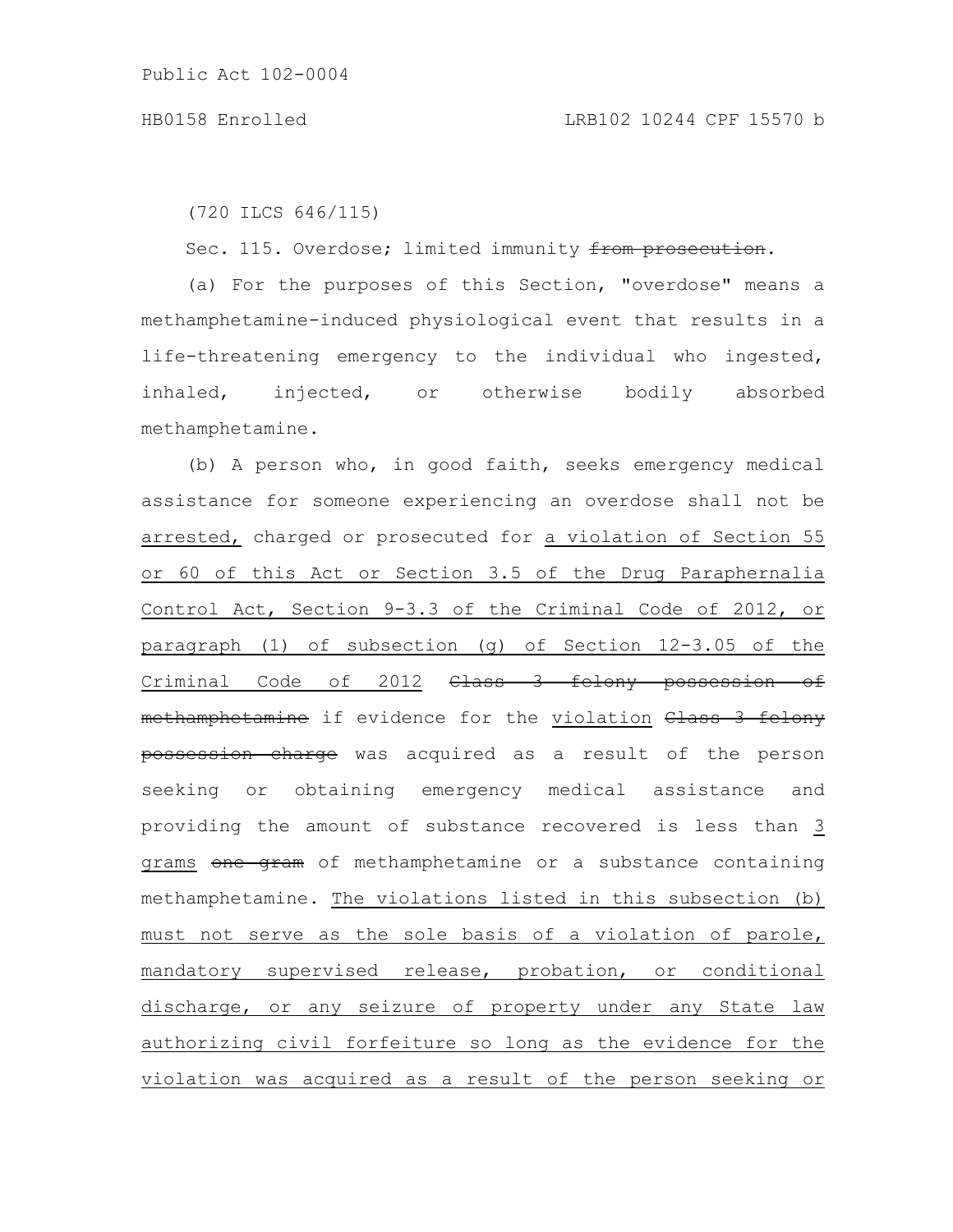(720 ILCS 646/115)

Sec. 115. Overdose; limited immunity ~~from prosecution~~.

(a) For the purposes of this Section, "overdose" means a methamphetamine-induced physiological event that results in a life-threatening emergency to the individual who ingested, inhaled, injected, or otherwise bodily absorbed methamphetamine.

(b) A person who, in good faith, seeks emergency medical assistance for someone experiencing an overdose shall not be <u>arrested,</u> charged or prosecuted for <u>a violation of Section 55 or 60 of this Act or Section 3.5 of the Drug Paraphernalia Control Act, Section 9-3.3 of the Criminal Code of 2012, or paragraph (1) of subsection (g) of Section 12-3.05 of the Criminal Code of 2012</u> ~~Class 3 felony possession of methamphetamine~~ if evidence for the <u>violation</u> ~~Class 3 felony possession charge~~ was acquired as a result of the person seeking or obtaining emergency medical assistance and providing the amount of substance recovered is less than <u>3 grams</u> ~~one gram~~ of methamphetamine or a substance containing methamphetamine. <u>The violations listed in this subsection (b) must not serve as the sole basis of a violation of parole, mandatory supervised release, probation, or conditional discharge, or any seizure of property under any State law authorizing civil forfeiture so long as the evidence for the violation was acquired as a result of the person seeking or</u>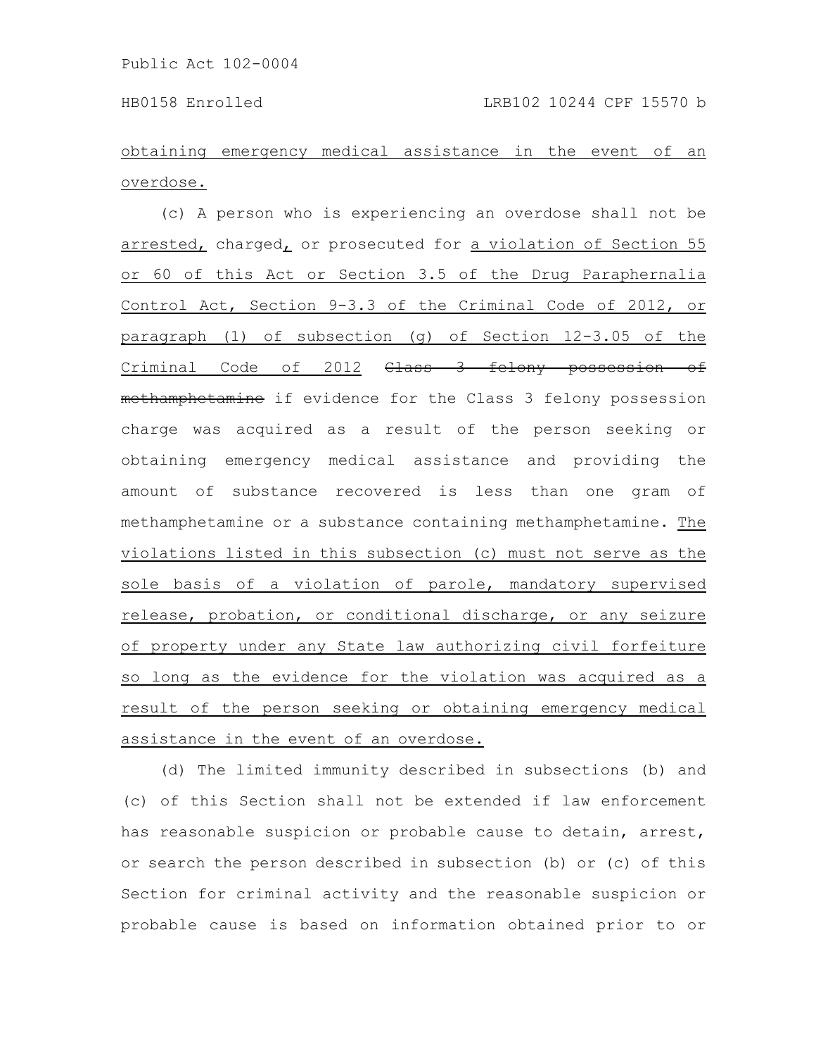obtaining emergency medical assistance in the event of an overdose.

(c) A person who is experiencing an overdose shall not be arrested, charged, or prosecuted for a violation of Section 55 or 60 of this Act or Section 3.5 of the Drug Paraphernalia Control Act, Section 9-3.3 of the Criminal Code of 2012, or paragraph (1) of subsection (g) of Section 12-3.05 of the Criminal Code of 2012 ~~Class 3 felony possession of methamphetamine~~ if evidence for the Class 3 felony possession charge was acquired as a result of the person seeking or obtaining emergency medical assistance and providing the amount of substance recovered is less than one gram of methamphetamine or a substance containing methamphetamine. The violations listed in this subsection (c) must not serve as the sole basis of a violation of parole, mandatory supervised release, probation, or conditional discharge, or any seizure of property under any State law authorizing civil forfeiture so long as the evidence for the violation was acquired as a result of the person seeking or obtaining emergency medical assistance in the event of an overdose.

(d) The limited immunity described in subsections (b) and (c) of this Section shall not be extended if law enforcement has reasonable suspicion or probable cause to detain, arrest, or search the person described in subsection (b) or (c) of this Section for criminal activity and the reasonable suspicion or probable cause is based on information obtained prior to or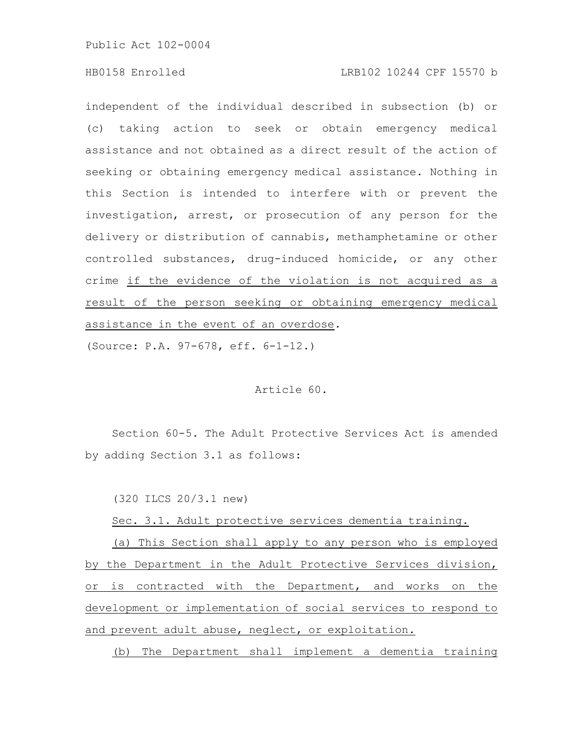independent of the individual described in subsection (b) or (c) taking action to seek or obtain emergency medical assistance and not obtained as a direct result of the action of seeking or obtaining emergency medical assistance. Nothing in this Section is intended to interfere with or prevent the investigation, arrest, or prosecution of any person for the delivery or distribution of cannabis, methamphetamine or other controlled substances, drug-induced homicide, or any other crime <u>if the evidence of the violation is not acquired as a result of the person seeking or obtaining emergency medical assistance in the event of an overdose</u>.

(Source: P.A. 97-678, eff. 6-1-12.)

Article 60.

Section 60-5. The Adult Protective Services Act is amended by adding Section 3.1 as follows:

(320 ILCS 20/3.1 new)

<u>Sec. 3.1. Adult protective services dementia training.</u>

<u>(a) This Section shall apply to any person who is employed by the Department in the Adult Protective Services division, or is contracted with the Department, and works on the development or implementation of social services to respond to and prevent adult abuse, neglect, or exploitation.</u>

<u>(b) The Department shall implement a dementia training</u>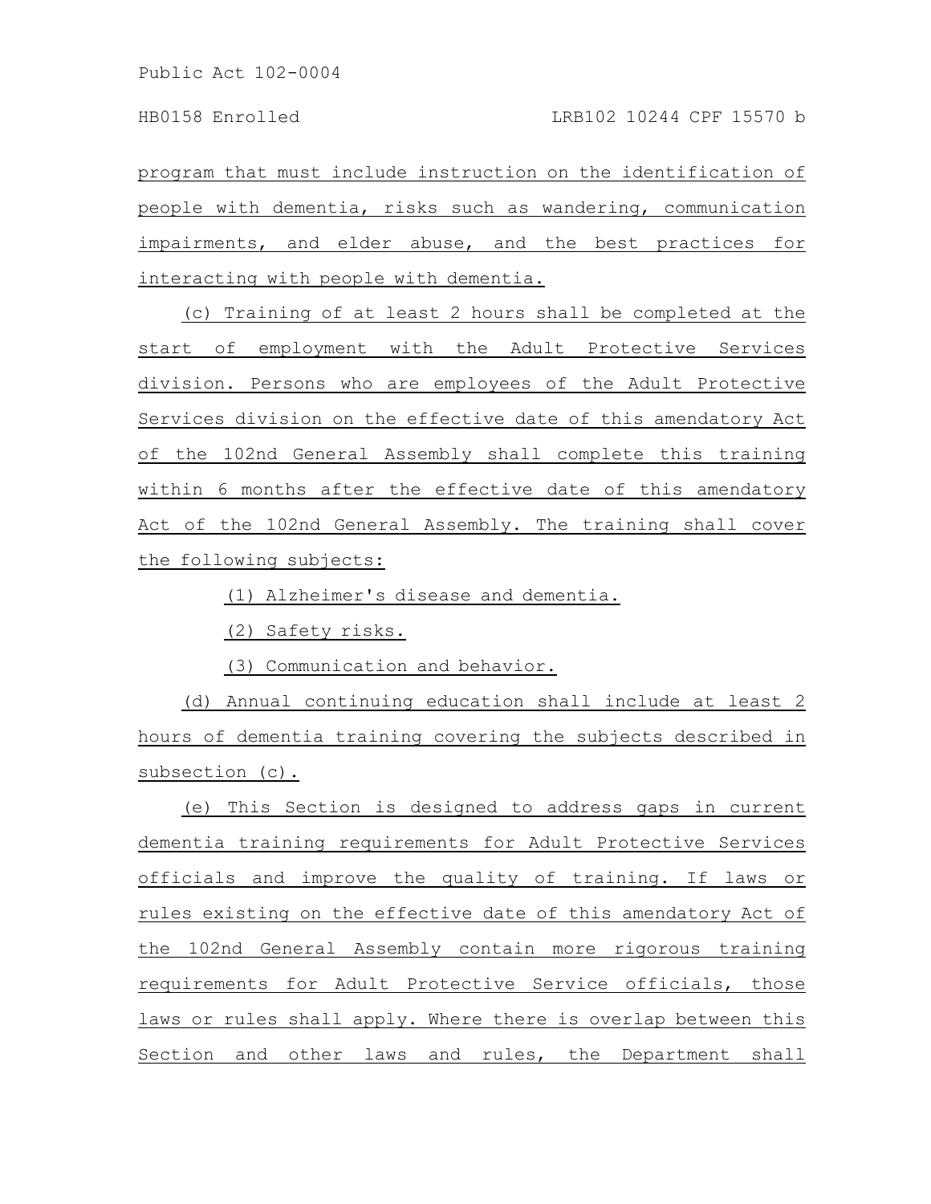program that must include instruction on the identification of people with dementia, risks such as wandering, communication impairments, and elder abuse, and the best practices for interacting with people with dementia.

(c) Training of at least 2 hours shall be completed at the start of employment with the Adult Protective Services division. Persons who are employees of the Adult Protective Services division on the effective date of this amendatory Act of the 102nd General Assembly shall complete this training within 6 months after the effective date of this amendatory Act of the 102nd General Assembly. The training shall cover the following subjects:

(1) Alzheimer's disease and dementia.

(2) Safety risks.

(3) Communication and behavior.

(d) Annual continuing education shall include at least 2 hours of dementia training covering the subjects described in subsection (c).

(e) This Section is designed to address gaps in current dementia training requirements for Adult Protective Services officials and improve the quality of training. If laws or rules existing on the effective date of this amendatory Act of the 102nd General Assembly contain more rigorous training requirements for Adult Protective Service officials, those laws or rules shall apply. Where there is overlap between this Section and other laws and rules, the Department shall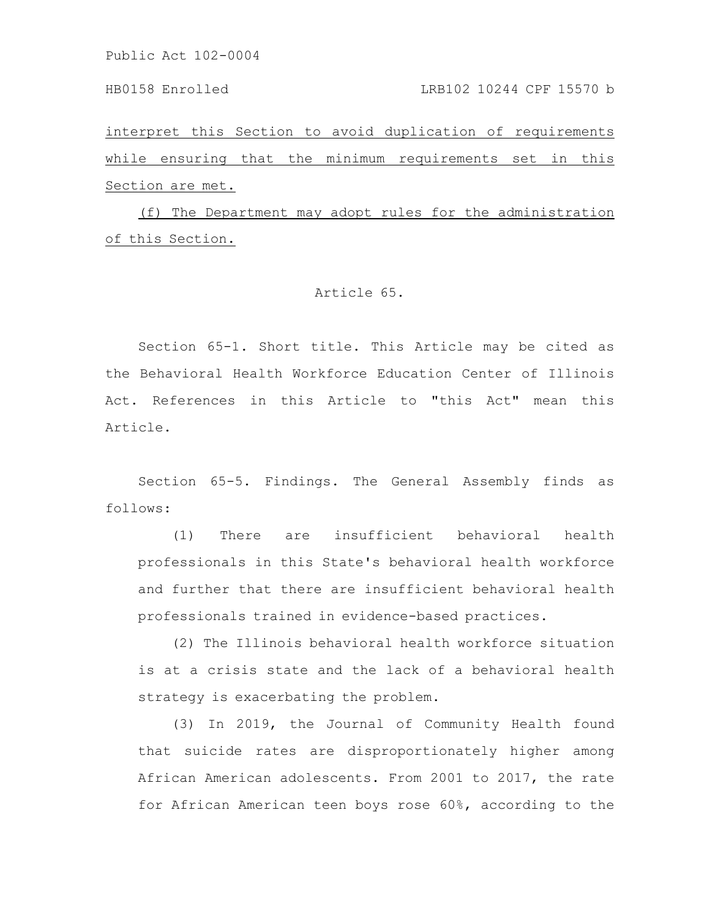interpret this Section to avoid duplication of requirements while ensuring that the minimum requirements set in this Section are met.

(f) The Department may adopt rules for the administration of this Section.

Article 65.

Section 65-1. Short title. This Article may be cited as the Behavioral Health Workforce Education Center of Illinois Act. References in this Article to "this Act" mean this Article.

Section 65-5. Findings. The General Assembly finds as follows:

(1) There are insufficient behavioral health professionals in this State's behavioral health workforce and further that there are insufficient behavioral health professionals trained in evidence-based practices.

(2) The Illinois behavioral health workforce situation is at a crisis state and the lack of a behavioral health strategy is exacerbating the problem.

(3) In 2019, the Journal of Community Health found that suicide rates are disproportionately higher among African American adolescents. From 2001 to 2017, the rate for African American teen boys rose 60%, according to the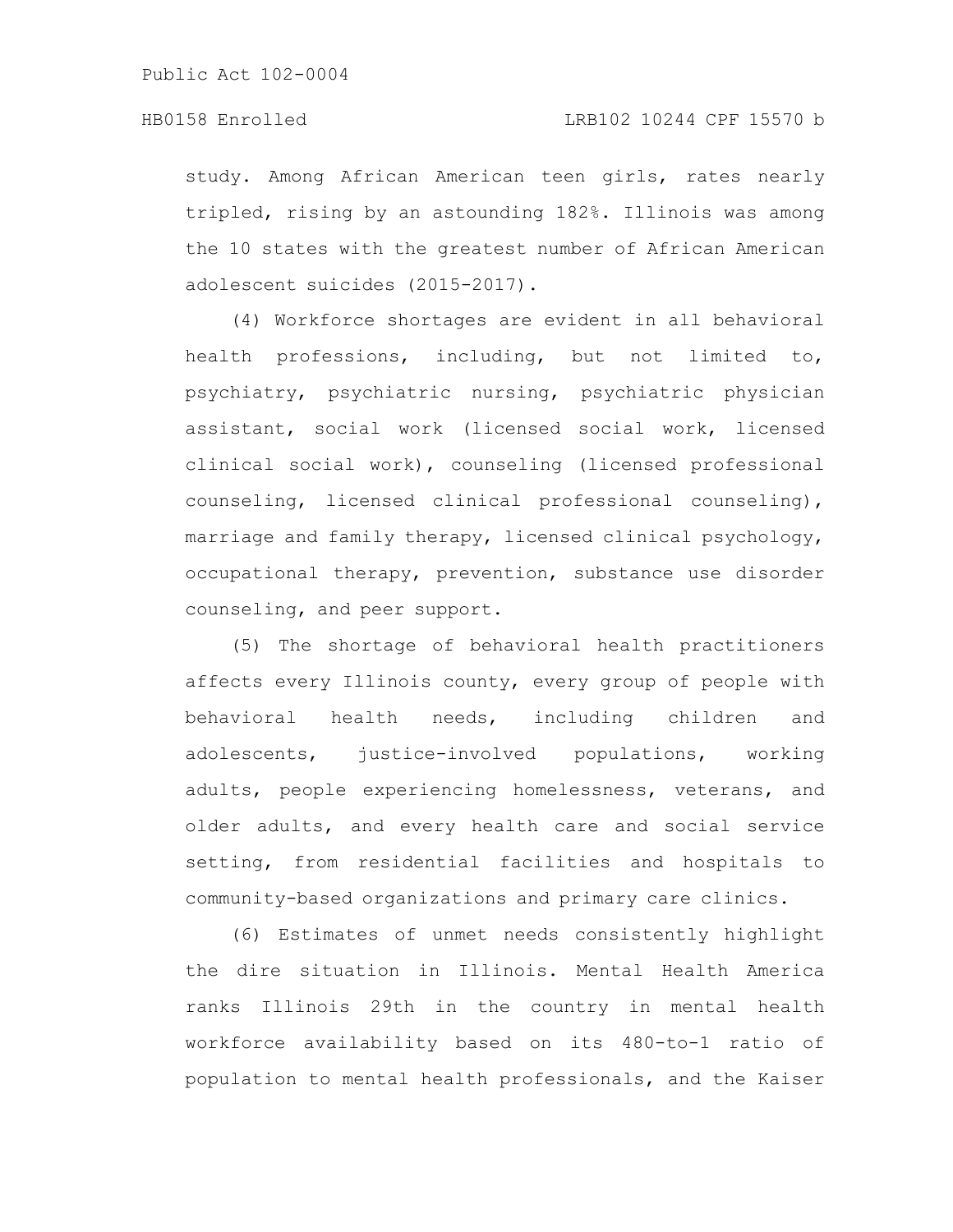study. Among African American teen girls, rates nearly tripled, rising by an astounding 182%. Illinois was among the 10 states with the greatest number of African American adolescent suicides (2015-2017).

(4) Workforce shortages are evident in all behavioral health professions, including, but not limited to, psychiatry, psychiatric nursing, psychiatric physician assistant, social work (licensed social work, licensed clinical social work), counseling (licensed professional counseling, licensed clinical professional counseling), marriage and family therapy, licensed clinical psychology, occupational therapy, prevention, substance use disorder counseling, and peer support.

(5) The shortage of behavioral health practitioners affects every Illinois county, every group of people with behavioral health needs, including children and adolescents, justice-involved populations, working adults, people experiencing homelessness, veterans, and older adults, and every health care and social service setting, from residential facilities and hospitals to community-based organizations and primary care clinics.

(6) Estimates of unmet needs consistently highlight the dire situation in Illinois. Mental Health America ranks Illinois 29th in the country in mental health workforce availability based on its 480-to-1 ratio of population to mental health professionals, and the Kaiser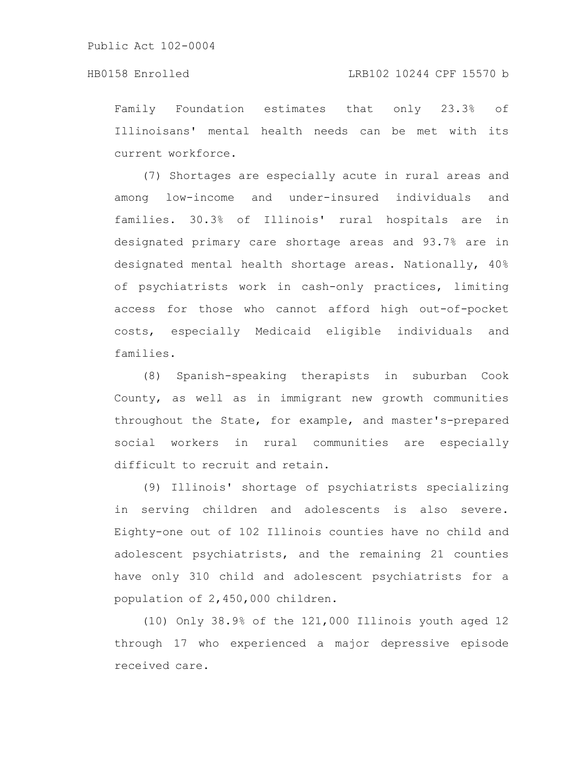Family Foundation estimates that only 23.3% of Illinoisans' mental health needs can be met with its current workforce.

(7) Shortages are especially acute in rural areas and among low-income and under-insured individuals and families. 30.3% of Illinois' rural hospitals are in designated primary care shortage areas and 93.7% are in designated mental health shortage areas. Nationally, 40% of psychiatrists work in cash-only practices, limiting access for those who cannot afford high out-of-pocket costs, especially Medicaid eligible individuals and families.

(8) Spanish-speaking therapists in suburban Cook County, as well as in immigrant new growth communities throughout the State, for example, and master's-prepared social workers in rural communities are especially difficult to recruit and retain.

(9) Illinois' shortage of psychiatrists specializing in serving children and adolescents is also severe. Eighty-one out of 102 Illinois counties have no child and adolescent psychiatrists, and the remaining 21 counties have only 310 child and adolescent psychiatrists for a population of 2,450,000 children.

(10) Only 38.9% of the 121,000 Illinois youth aged 12 through 17 who experienced a major depressive episode received care.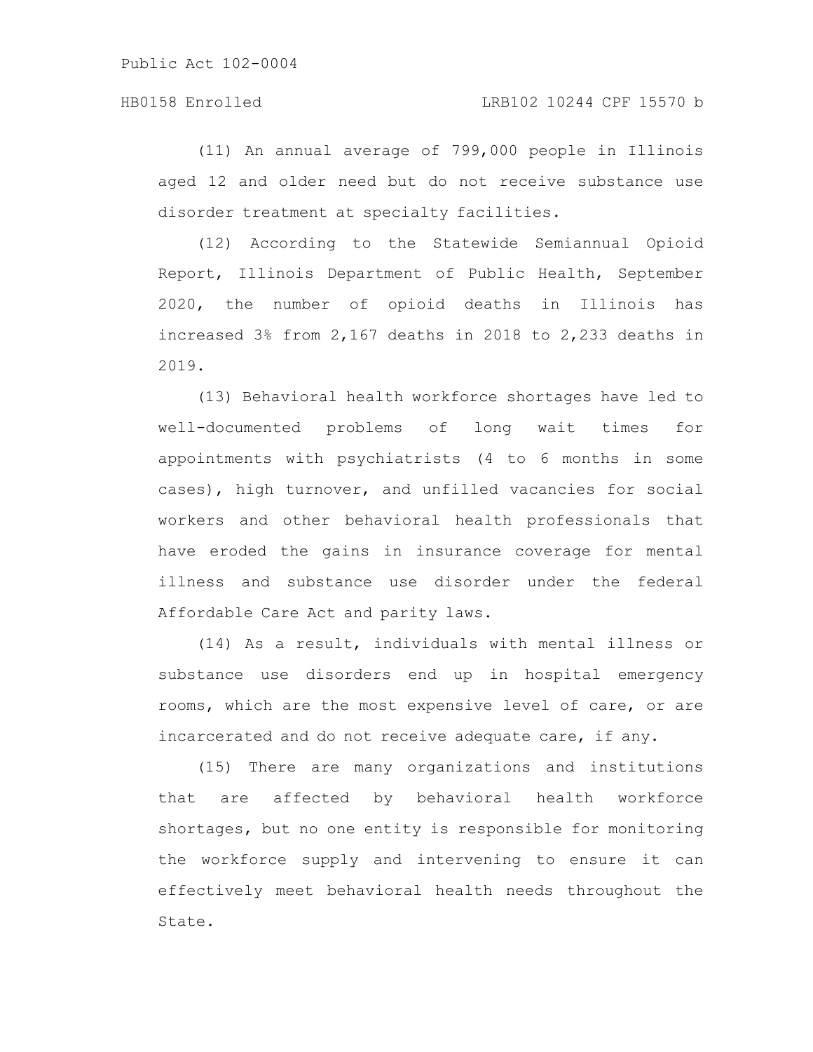(11) An annual average of 799,000 people in Illinois aged 12 and older need but do not receive substance use disorder treatment at specialty facilities.

(12) According to the Statewide Semiannual Opioid Report, Illinois Department of Public Health, September 2020, the number of opioid deaths in Illinois has increased 3% from 2,167 deaths in 2018 to 2,233 deaths in 2019.

(13) Behavioral health workforce shortages have led to well-documented problems of long wait times for appointments with psychiatrists (4 to 6 months in some cases), high turnover, and unfilled vacancies for social workers and other behavioral health professionals that have eroded the gains in insurance coverage for mental illness and substance use disorder under the federal Affordable Care Act and parity laws.

(14) As a result, individuals with mental illness or substance use disorders end up in hospital emergency rooms, which are the most expensive level of care, or are incarcerated and do not receive adequate care, if any.

(15) There are many organizations and institutions that are affected by behavioral health workforce shortages, but no one entity is responsible for monitoring the workforce supply and intervening to ensure it can effectively meet behavioral health needs throughout the State.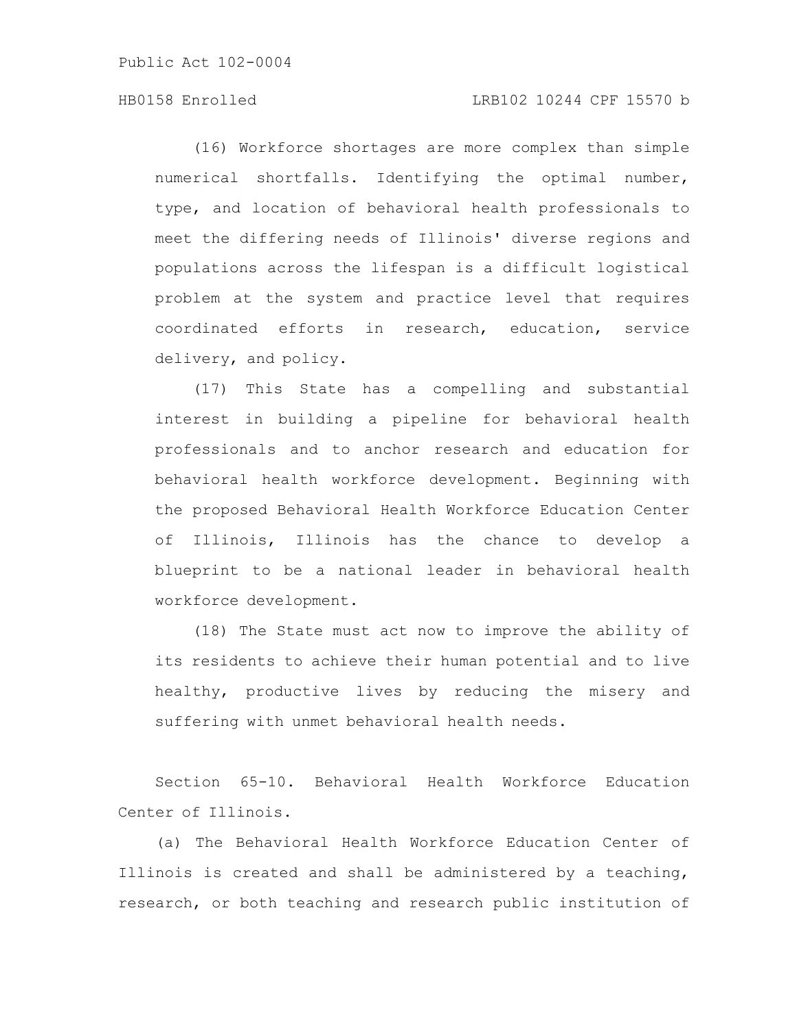(16) Workforce shortages are more complex than simple numerical shortfalls. Identifying the optimal number, type, and location of behavioral health professionals to meet the differing needs of Illinois' diverse regions and populations across the lifespan is a difficult logistical problem at the system and practice level that requires coordinated efforts in research, education, service delivery, and policy.

(17) This State has a compelling and substantial interest in building a pipeline for behavioral health professionals and to anchor research and education for behavioral health workforce development. Beginning with the proposed Behavioral Health Workforce Education Center of Illinois, Illinois has the chance to develop a blueprint to be a national leader in behavioral health workforce development.

(18) The State must act now to improve the ability of its residents to achieve their human potential and to live healthy, productive lives by reducing the misery and suffering with unmet behavioral health needs.

Section 65-10. Behavioral Health Workforce Education Center of Illinois.

(a) The Behavioral Health Workforce Education Center of Illinois is created and shall be administered by a teaching, research, or both teaching and research public institution of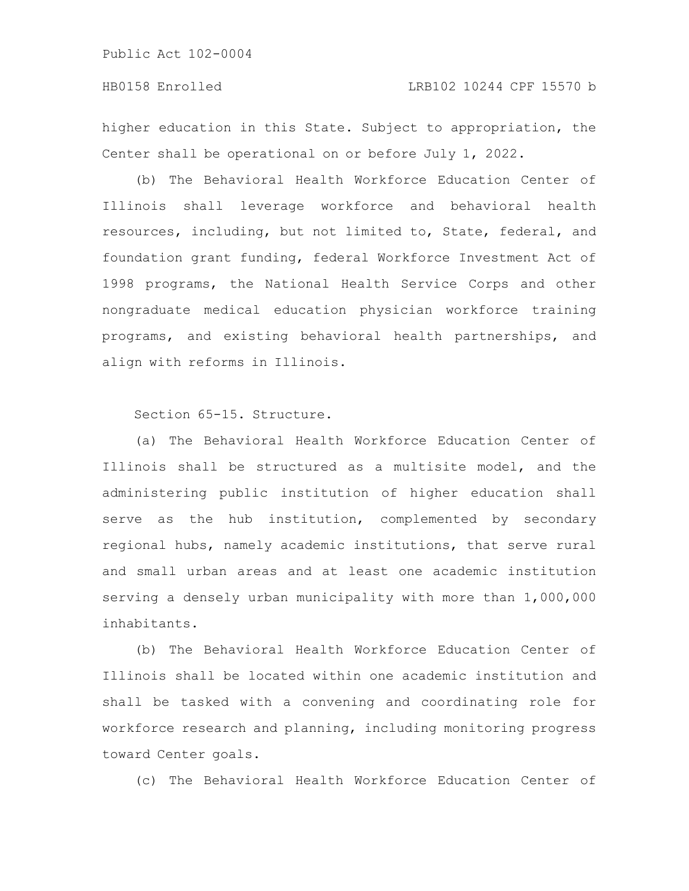higher education in this State. Subject to appropriation, the Center shall be operational on or before July 1, 2022.

(b) The Behavioral Health Workforce Education Center of Illinois shall leverage workforce and behavioral health resources, including, but not limited to, State, federal, and foundation grant funding, federal Workforce Investment Act of 1998 programs, the National Health Service Corps and other nongraduate medical education physician workforce training programs, and existing behavioral health partnerships, and align with reforms in Illinois.

Section 65-15. Structure.

(a) The Behavioral Health Workforce Education Center of Illinois shall be structured as a multisite model, and the administering public institution of higher education shall serve as the hub institution, complemented by secondary regional hubs, namely academic institutions, that serve rural and small urban areas and at least one academic institution serving a densely urban municipality with more than 1,000,000 inhabitants.

(b) The Behavioral Health Workforce Education Center of Illinois shall be located within one academic institution and shall be tasked with a convening and coordinating role for workforce research and planning, including monitoring progress toward Center goals.

(c) The Behavioral Health Workforce Education Center of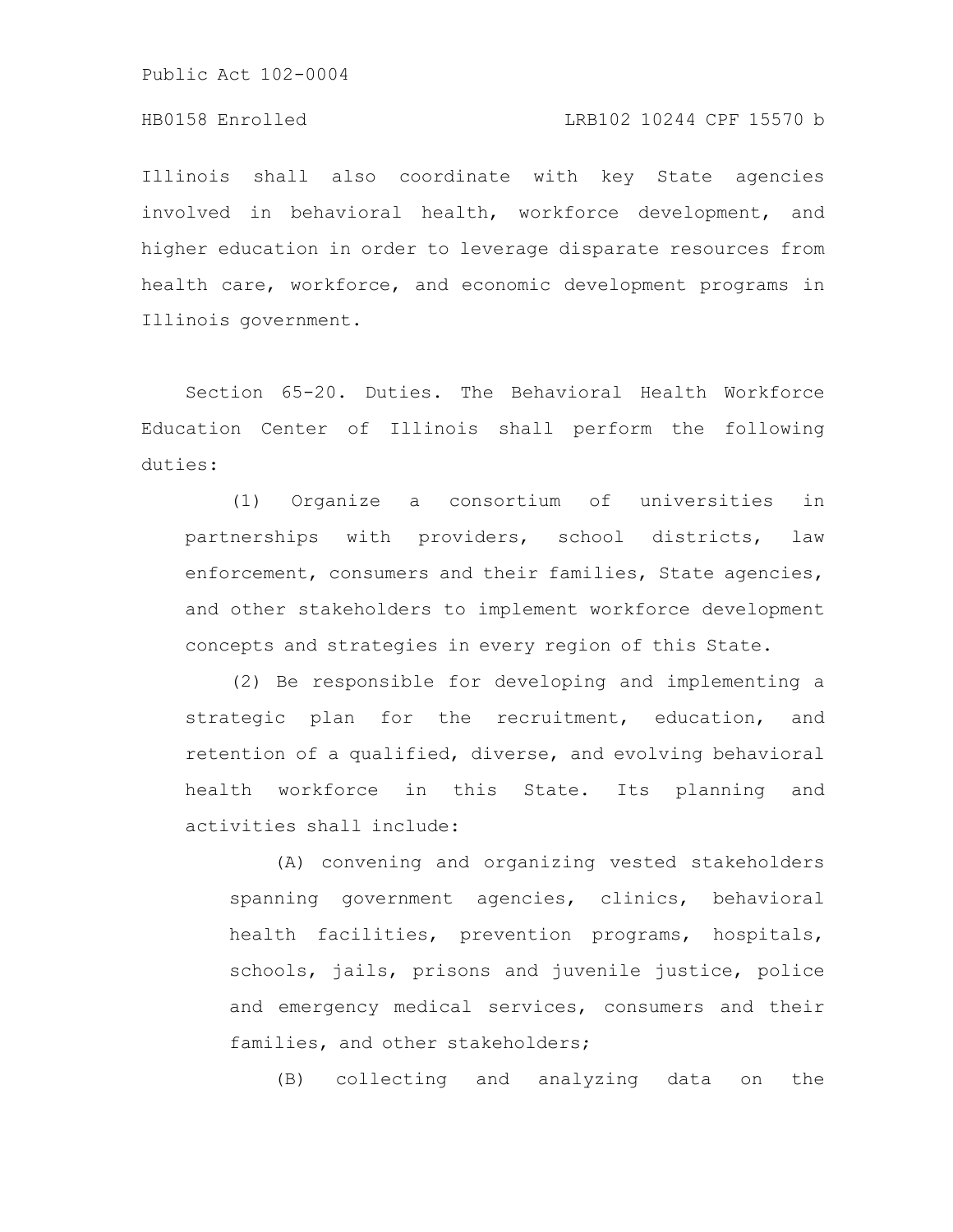Illinois shall also coordinate with key State agencies involved in behavioral health, workforce development, and higher education in order to leverage disparate resources from health care, workforce, and economic development programs in Illinois government.

Section 65-20. Duties. The Behavioral Health Workforce Education Center of Illinois shall perform the following duties:

(1) Organize a consortium of universities in partnerships with providers, school districts, law enforcement, consumers and their families, State agencies, and other stakeholders to implement workforce development concepts and strategies in every region of this State.

(2) Be responsible for developing and implementing a strategic plan for the recruitment, education, and retention of a qualified, diverse, and evolving behavioral health workforce in this State. Its planning and activities shall include:

(A) convening and organizing vested stakeholders spanning government agencies, clinics, behavioral health facilities, prevention programs, hospitals, schools, jails, prisons and juvenile justice, police and emergency medical services, consumers and their families, and other stakeholders;

(B) collecting and analyzing data on the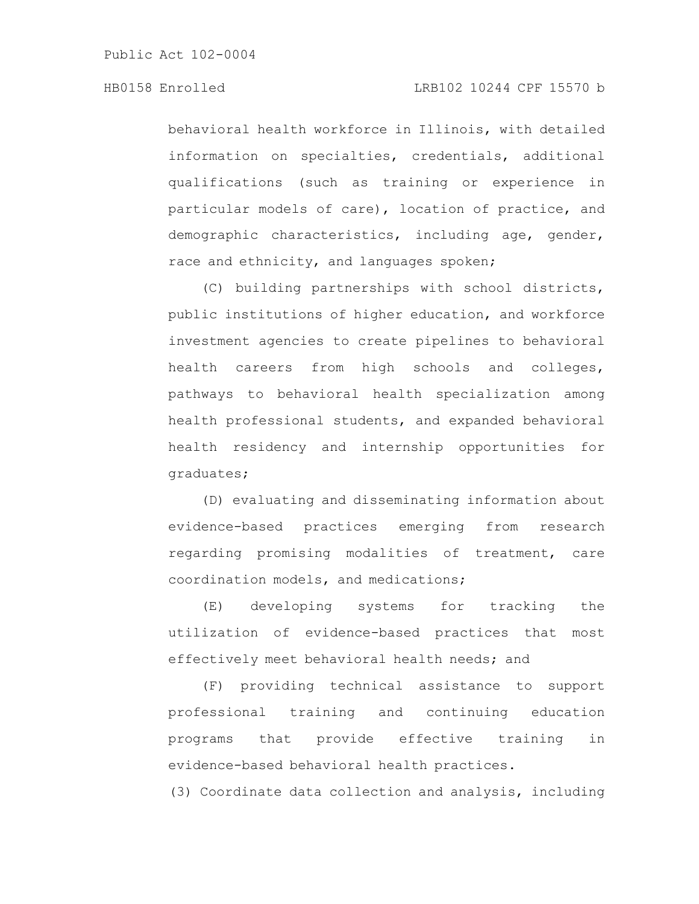behavioral health workforce in Illinois, with detailed information on specialties, credentials, additional qualifications (such as training or experience in particular models of care), location of practice, and demographic characteristics, including age, gender, race and ethnicity, and languages spoken;

(C) building partnerships with school districts, public institutions of higher education, and workforce investment agencies to create pipelines to behavioral health careers from high schools and colleges, pathways to behavioral health specialization among health professional students, and expanded behavioral health residency and internship opportunities for graduates;

(D) evaluating and disseminating information about evidence-based practices emerging from research regarding promising modalities of treatment, care coordination models, and medications;

(E) developing systems for tracking the utilization of evidence-based practices that most effectively meet behavioral health needs; and

(F) providing technical assistance to support professional training and continuing education programs that provide effective training in evidence-based behavioral health practices.

(3) Coordinate data collection and analysis, including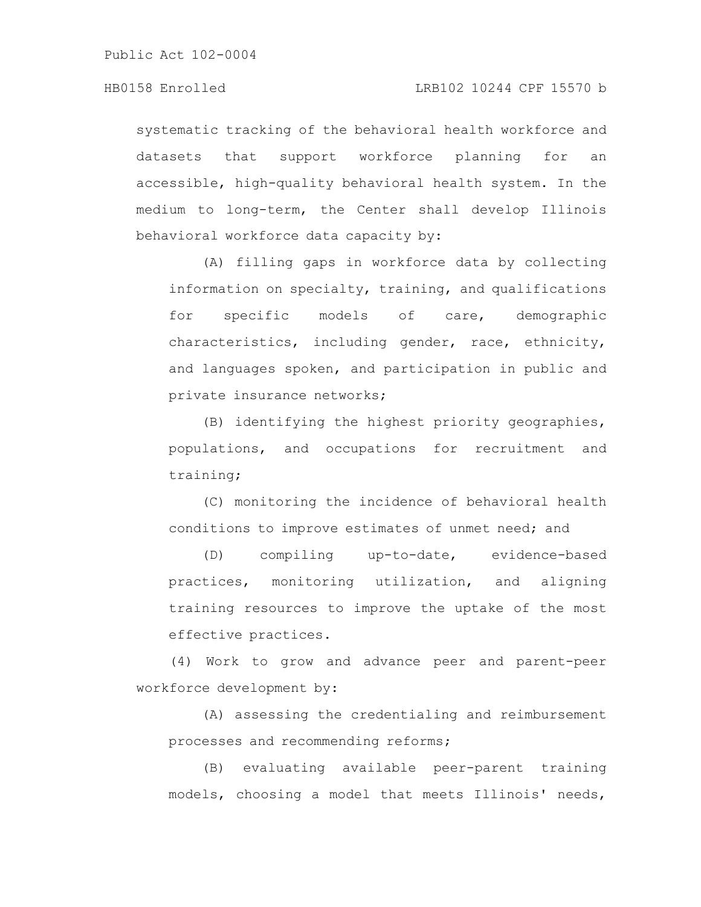systematic tracking of the behavioral health workforce and datasets that support workforce planning for an accessible, high-quality behavioral health system. In the medium to long-term, the Center shall develop Illinois behavioral workforce data capacity by:

(A) filling gaps in workforce data by collecting information on specialty, training, and qualifications for specific models of care, demographic characteristics, including gender, race, ethnicity, and languages spoken, and participation in public and private insurance networks;

(B) identifying the highest priority geographies, populations, and occupations for recruitment and training;

(C) monitoring the incidence of behavioral health conditions to improve estimates of unmet need; and

(D) compiling up-to-date, evidence-based practices, monitoring utilization, and aligning training resources to improve the uptake of the most effective practices.

(4) Work to grow and advance peer and parent-peer workforce development by:

(A) assessing the credentialing and reimbursement processes and recommending reforms;

(B) evaluating available peer-parent training models, choosing a model that meets Illinois' needs,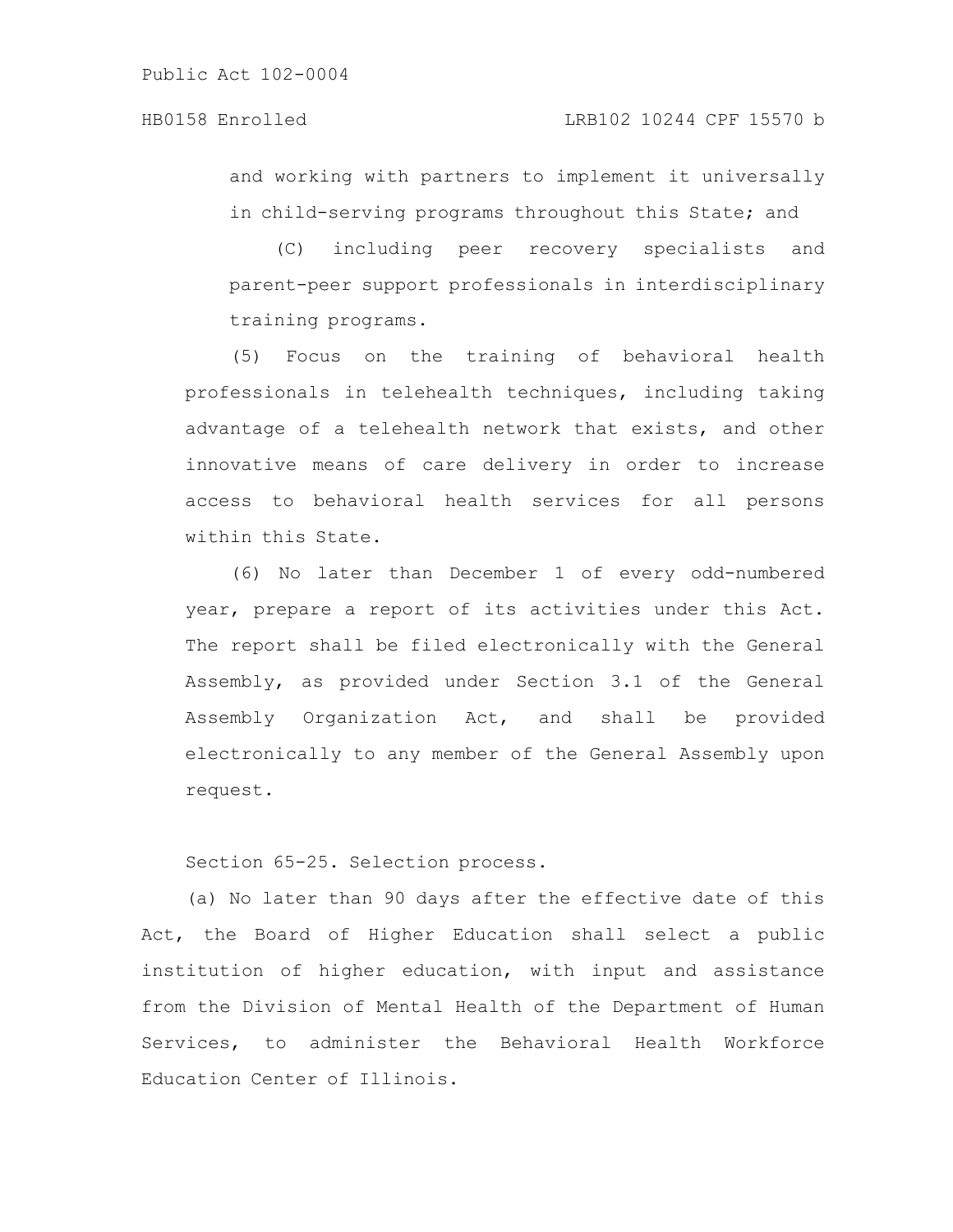and working with partners to implement it universally in child-serving programs throughout this State; and

(C) including peer recovery specialists and parent-peer support professionals in interdisciplinary training programs.

(5) Focus on the training of behavioral health professionals in telehealth techniques, including taking advantage of a telehealth network that exists, and other innovative means of care delivery in order to increase access to behavioral health services for all persons within this State.

(6) No later than December 1 of every odd-numbered year, prepare a report of its activities under this Act. The report shall be filed electronically with the General Assembly, as provided under Section 3.1 of the General Assembly Organization Act, and shall be provided electronically to any member of the General Assembly upon request.

Section 65-25. Selection process.

(a) No later than 90 days after the effective date of this Act, the Board of Higher Education shall select a public institution of higher education, with input and assistance from the Division of Mental Health of the Department of Human Services, to administer the Behavioral Health Workforce Education Center of Illinois.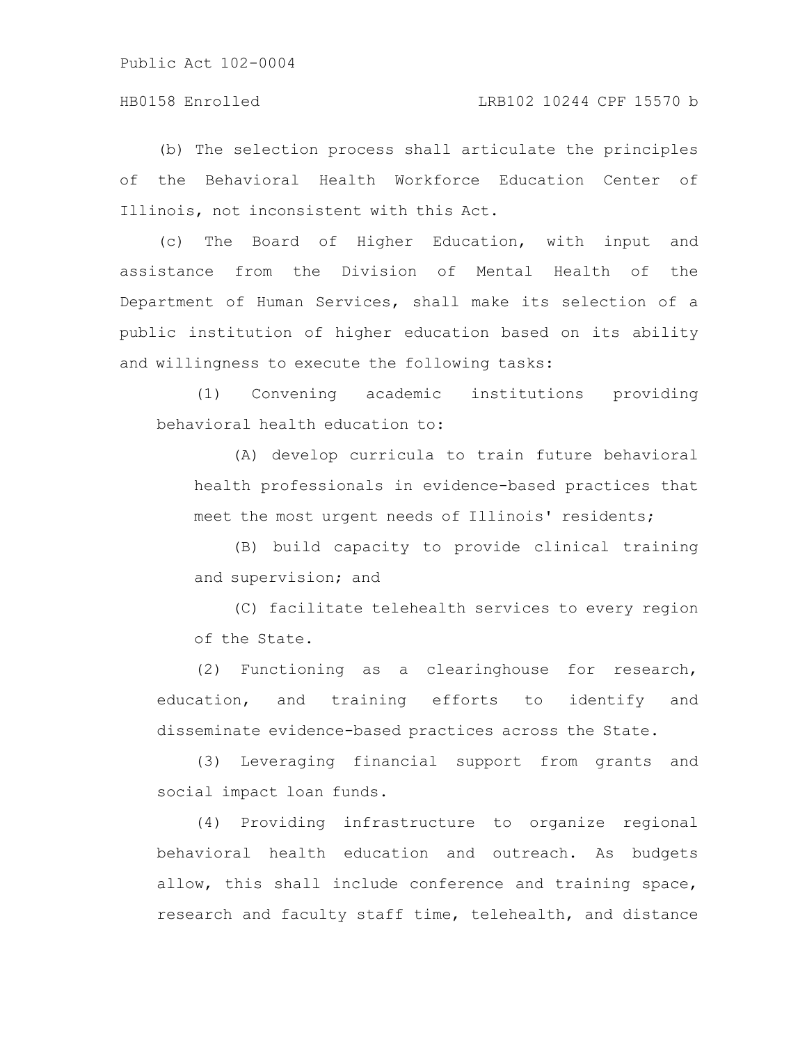(b) The selection process shall articulate the principles of the Behavioral Health Workforce Education Center of Illinois, not inconsistent with this Act.

(c) The Board of Higher Education, with input and assistance from the Division of Mental Health of the Department of Human Services, shall make its selection of a public institution of higher education based on its ability and willingness to execute the following tasks:

(1) Convening academic institutions providing behavioral health education to:

(A) develop curricula to train future behavioral health professionals in evidence-based practices that meet the most urgent needs of Illinois' residents;

(B) build capacity to provide clinical training and supervision; and

(C) facilitate telehealth services to every region of the State.

(2) Functioning as a clearinghouse for research, education, and training efforts to identify and disseminate evidence-based practices across the State.

(3) Leveraging financial support from grants and social impact loan funds.

(4) Providing infrastructure to organize regional behavioral health education and outreach. As budgets allow, this shall include conference and training space, research and faculty staff time, telehealth, and distance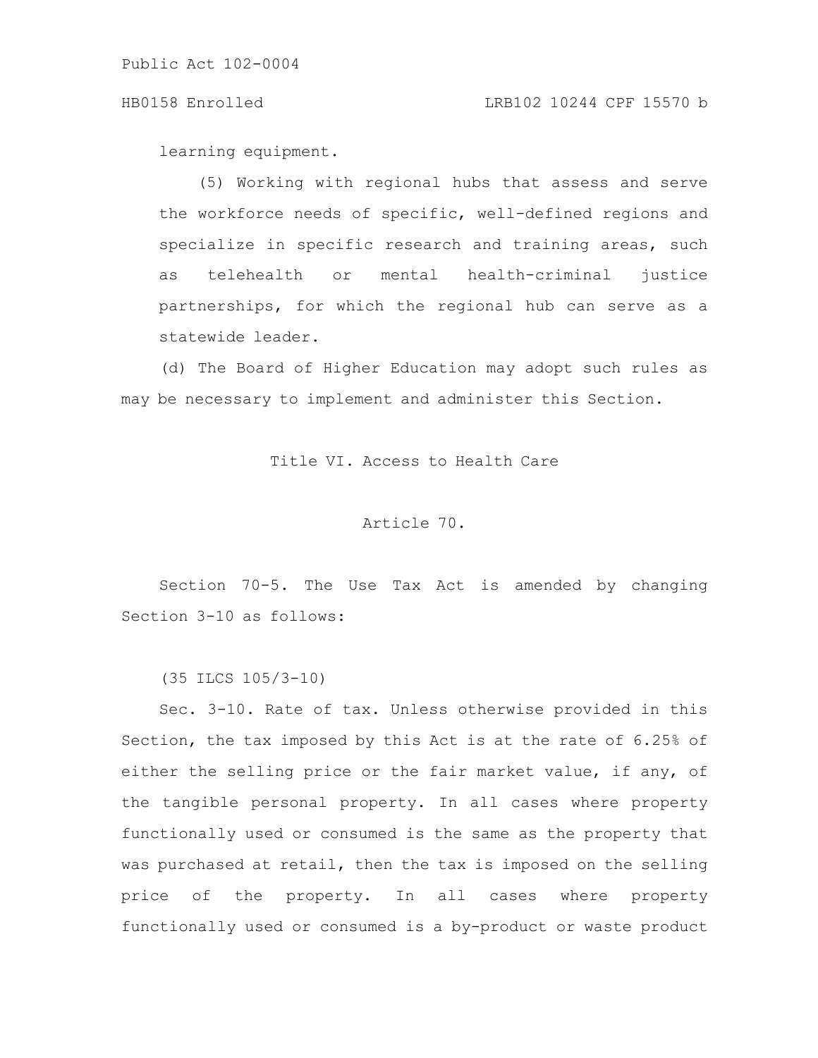learning equipment.

(5) Working with regional hubs that assess and serve the workforce needs of specific, well-defined regions and specialize in specific research and training areas, such as telehealth or mental health-criminal justice partnerships, for which the regional hub can serve as a statewide leader.

(d) The Board of Higher Education may adopt such rules as may be necessary to implement and administer this Section.

## Title VI. Access to Health Care

### Article 70.

Section 70-5. The Use Tax Act is amended by changing Section 3-10 as follows:

(35 ILCS 105/3-10)

Sec. 3-10. Rate of tax. Unless otherwise provided in this Section, the tax imposed by this Act is at the rate of 6.25% of either the selling price or the fair market value, if any, of the tangible personal property. In all cases where property functionally used or consumed is the same as the property that was purchased at retail, then the tax is imposed on the selling price of the property. In all cases where property functionally used or consumed is a by-product or waste product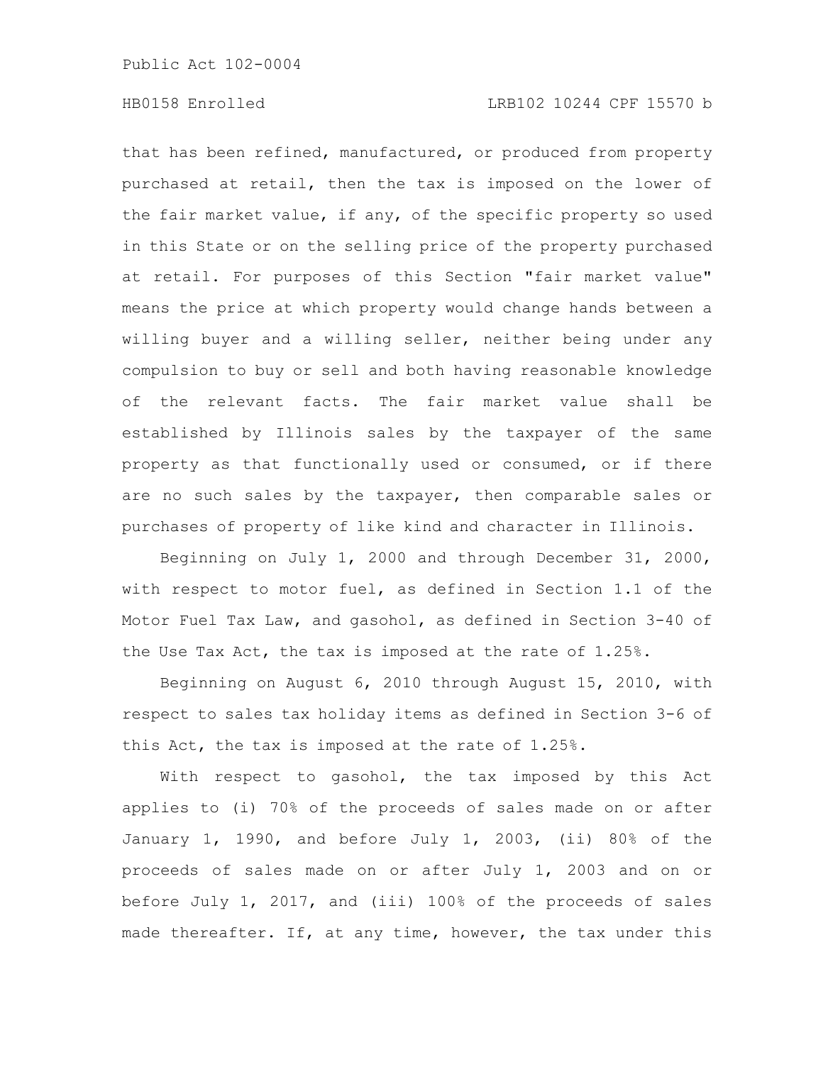that has been refined, manufactured, or produced from property purchased at retail, then the tax is imposed on the lower of the fair market value, if any, of the specific property so used in this State or on the selling price of the property purchased at retail. For purposes of this Section "fair market value" means the price at which property would change hands between a willing buyer and a willing seller, neither being under any compulsion to buy or sell and both having reasonable knowledge of the relevant facts. The fair market value shall be established by Illinois sales by the taxpayer of the same property as that functionally used or consumed, or if there are no such sales by the taxpayer, then comparable sales or purchases of property of like kind and character in Illinois.

Beginning on July 1, 2000 and through December 31, 2000, with respect to motor fuel, as defined in Section 1.1 of the Motor Fuel Tax Law, and gasohol, as defined in Section 3-40 of the Use Tax Act, the tax is imposed at the rate of 1.25%.

Beginning on August 6, 2010 through August 15, 2010, with respect to sales tax holiday items as defined in Section 3-6 of this Act, the tax is imposed at the rate of 1.25%.

With respect to gasohol, the tax imposed by this Act applies to (i) 70% of the proceeds of sales made on or after January 1, 1990, and before July 1, 2003, (ii) 80% of the proceeds of sales made on or after July 1, 2003 and on or before July 1, 2017, and (iii) 100% of the proceeds of sales made thereafter. If, at any time, however, the tax under this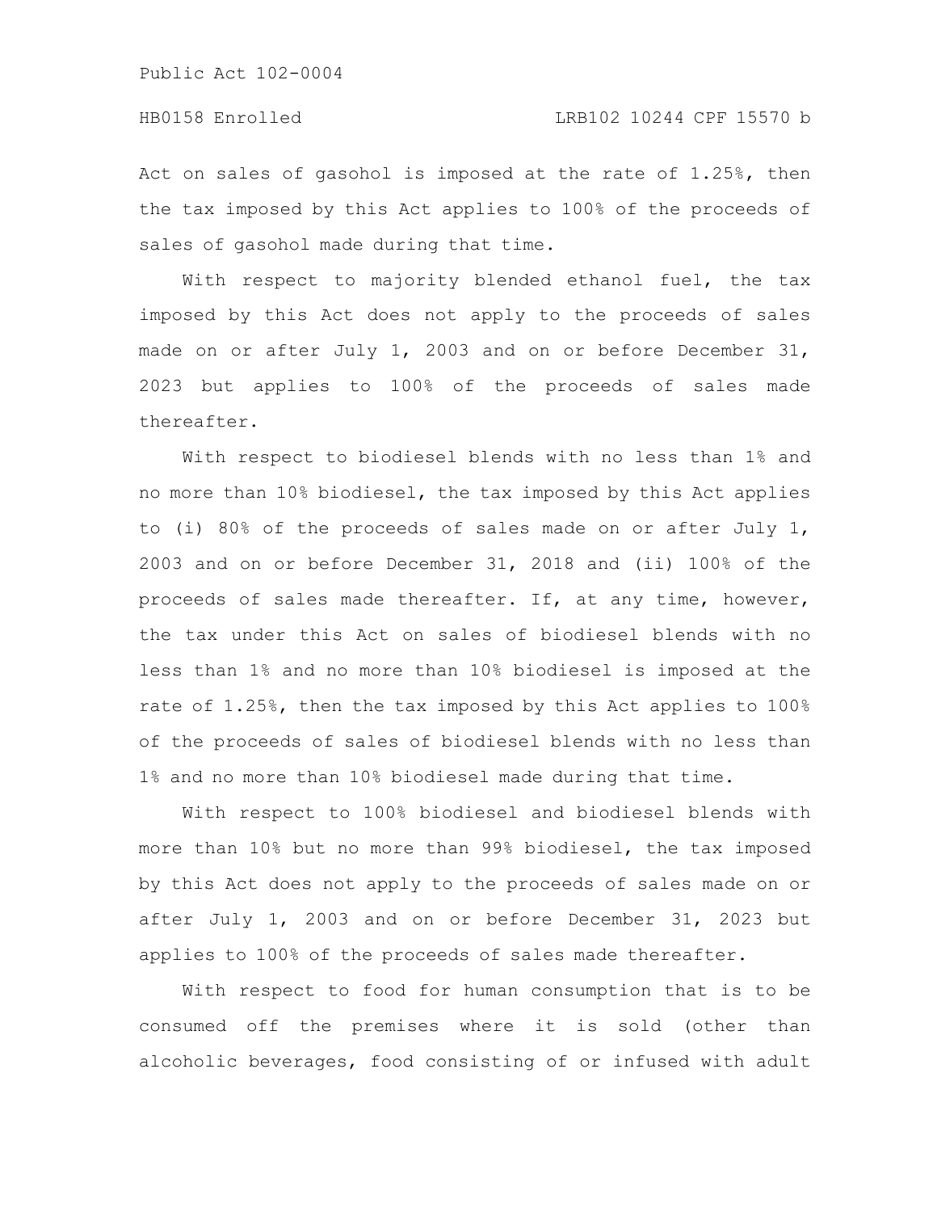Act on sales of gasohol is imposed at the rate of 1.25%, then the tax imposed by this Act applies to 100% of the proceeds of sales of gasohol made during that time.

With respect to majority blended ethanol fuel, the tax imposed by this Act does not apply to the proceeds of sales made on or after July 1, 2003 and on or before December 31, 2023 but applies to 100% of the proceeds of sales made thereafter.

With respect to biodiesel blends with no less than 1% and no more than 10% biodiesel, the tax imposed by this Act applies to (i) 80% of the proceeds of sales made on or after July 1, 2003 and on or before December 31, 2018 and (ii) 100% of the proceeds of sales made thereafter. If, at any time, however, the tax under this Act on sales of biodiesel blends with no less than 1% and no more than 10% biodiesel is imposed at the rate of 1.25%, then the tax imposed by this Act applies to 100% of the proceeds of sales of biodiesel blends with no less than 1% and no more than 10% biodiesel made during that time.

With respect to 100% biodiesel and biodiesel blends with more than 10% but no more than 99% biodiesel, the tax imposed by this Act does not apply to the proceeds of sales made on or after July 1, 2003 and on or before December 31, 2023 but applies to 100% of the proceeds of sales made thereafter.

With respect to food for human consumption that is to be consumed off the premises where it is sold (other than alcoholic beverages, food consisting of or infused with adult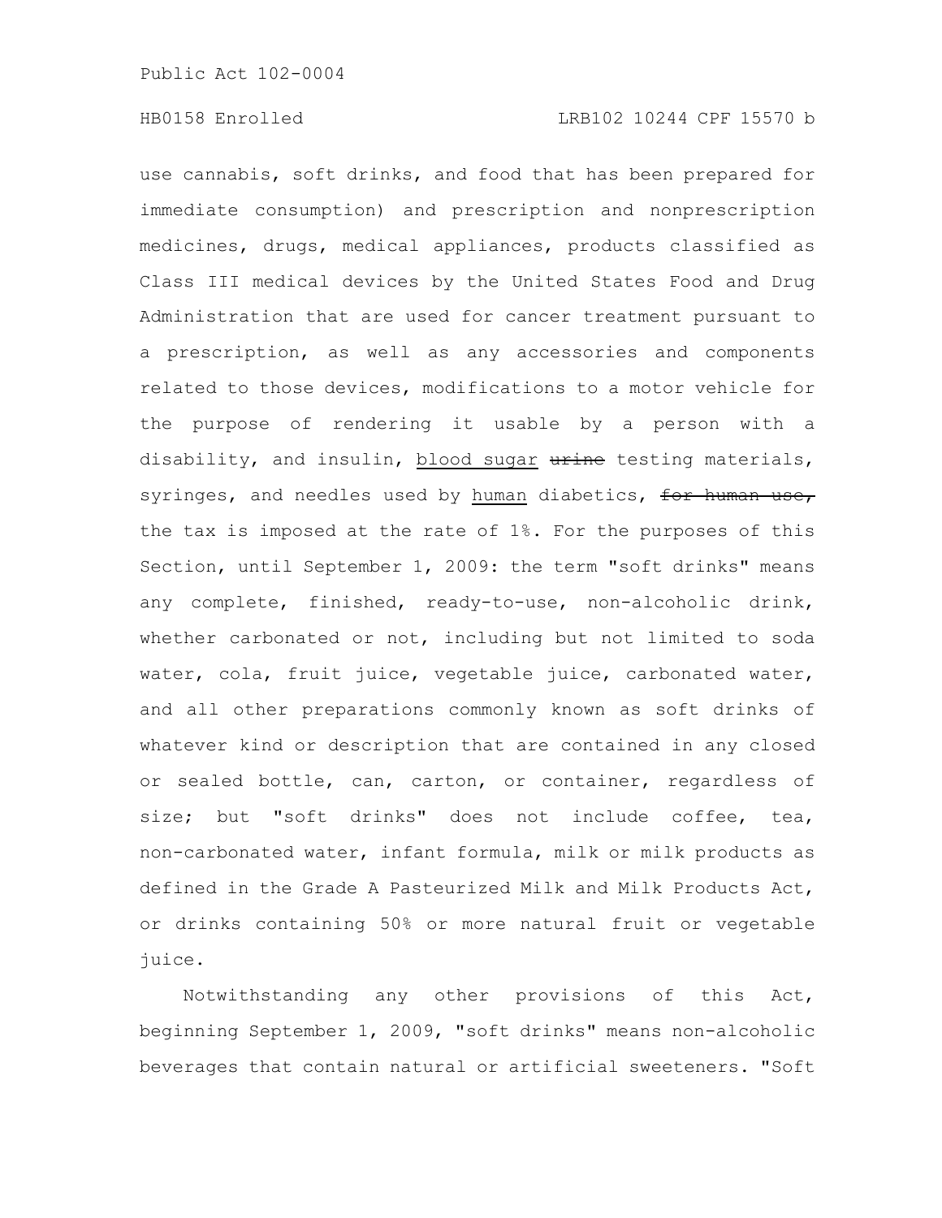use cannabis, soft drinks, and food that has been prepared for immediate consumption) and prescription and nonprescription medicines, drugs, medical appliances, products classified as Class III medical devices by the United States Food and Drug Administration that are used for cancer treatment pursuant to a prescription, as well as any accessories and components related to those devices, modifications to a motor vehicle for the purpose of rendering it usable by a person with a disability, and insulin, <u>blood sugar</u> ~~urine~~ testing materials, syringes, and needles used by <u>human</u> diabetics, ~~for human use,~~ the tax is imposed at the rate of 1%. For the purposes of this Section, until September 1, 2009: the term "soft drinks" means any complete, finished, ready-to-use, non-alcoholic drink, whether carbonated or not, including but not limited to soda water, cola, fruit juice, vegetable juice, carbonated water, and all other preparations commonly known as soft drinks of whatever kind or description that are contained in any closed or sealed bottle, can, carton, or container, regardless of size; but "soft drinks" does not include coffee, tea, non-carbonated water, infant formula, milk or milk products as defined in the Grade A Pasteurized Milk and Milk Products Act, or drinks containing 50% or more natural fruit or vegetable juice.

Notwithstanding any other provisions of this Act, beginning September 1, 2009, "soft drinks" means non-alcoholic beverages that contain natural or artificial sweeteners. "Soft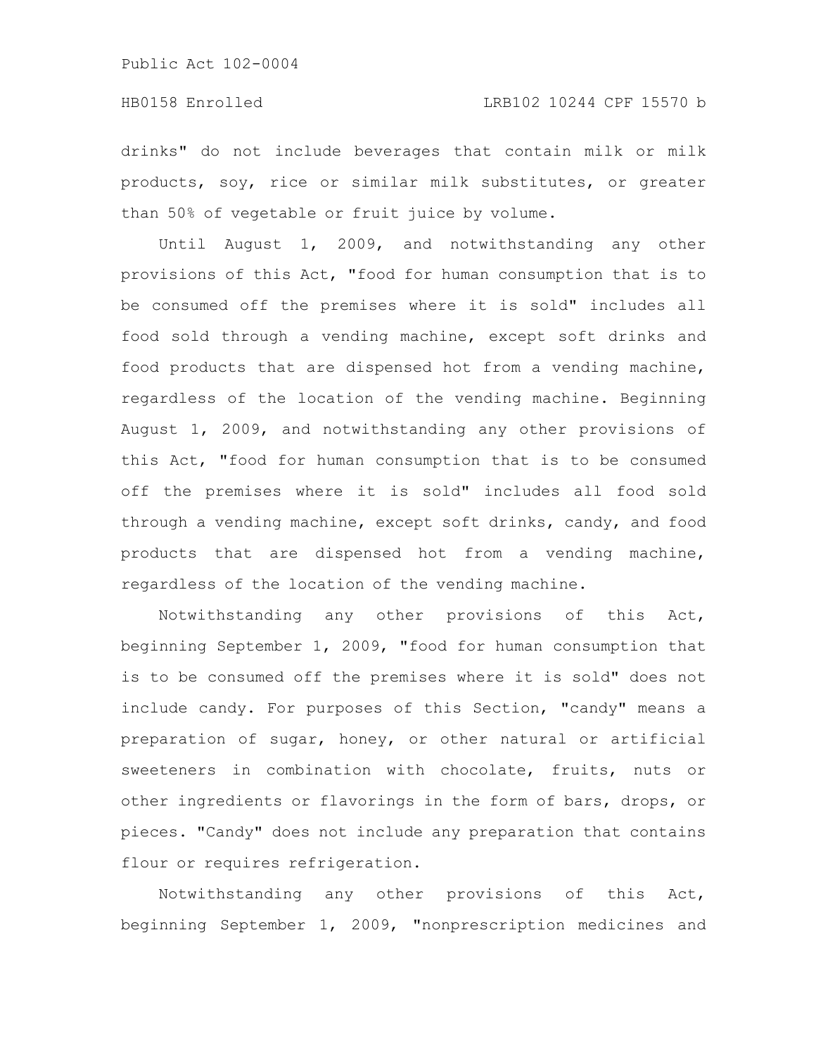drinks" do not include beverages that contain milk or milk products, soy, rice or similar milk substitutes, or greater than 50% of vegetable or fruit juice by volume.

Until August 1, 2009, and notwithstanding any other provisions of this Act, "food for human consumption that is to be consumed off the premises where it is sold" includes all food sold through a vending machine, except soft drinks and food products that are dispensed hot from a vending machine, regardless of the location of the vending machine. Beginning August 1, 2009, and notwithstanding any other provisions of this Act, "food for human consumption that is to be consumed off the premises where it is sold" includes all food sold through a vending machine, except soft drinks, candy, and food products that are dispensed hot from a vending machine, regardless of the location of the vending machine.

Notwithstanding any other provisions of this Act, beginning September 1, 2009, "food for human consumption that is to be consumed off the premises where it is sold" does not include candy. For purposes of this Section, "candy" means a preparation of sugar, honey, or other natural or artificial sweeteners in combination with chocolate, fruits, nuts or other ingredients or flavorings in the form of bars, drops, or pieces. "Candy" does not include any preparation that contains flour or requires refrigeration.

Notwithstanding any other provisions of this Act, beginning September 1, 2009, "nonprescription medicines and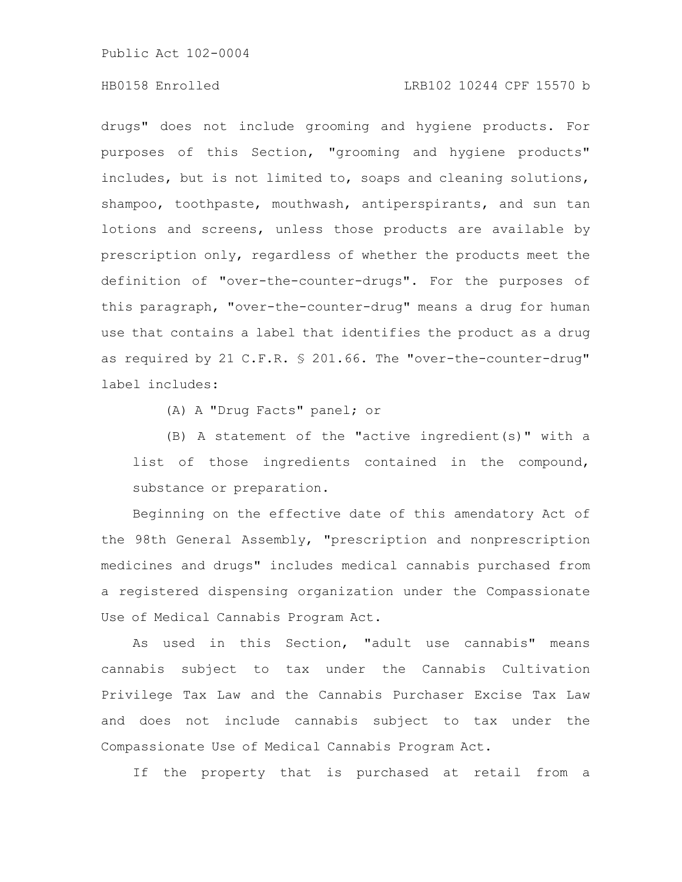drugs" does not include grooming and hygiene products. For purposes of this Section, "grooming and hygiene products" includes, but is not limited to, soaps and cleaning solutions, shampoo, toothpaste, mouthwash, antiperspirants, and sun tan lotions and screens, unless those products are available by prescription only, regardless of whether the products meet the definition of "over-the-counter-drugs". For the purposes of this paragraph, "over-the-counter-drug" means a drug for human use that contains a label that identifies the product as a drug as required by 21 C.F.R. § 201.66. The "over-the-counter-drug" label includes:

(A) A "Drug Facts" panel; or

(B) A statement of the "active ingredient(s)" with a list of those ingredients contained in the compound, substance or preparation.

Beginning on the effective date of this amendatory Act of the 98th General Assembly, "prescription and nonprescription medicines and drugs" includes medical cannabis purchased from a registered dispensing organization under the Compassionate Use of Medical Cannabis Program Act.

As used in this Section, "adult use cannabis" means cannabis subject to tax under the Cannabis Cultivation Privilege Tax Law and the Cannabis Purchaser Excise Tax Law and does not include cannabis subject to tax under the Compassionate Use of Medical Cannabis Program Act.

If the property that is purchased at retail from a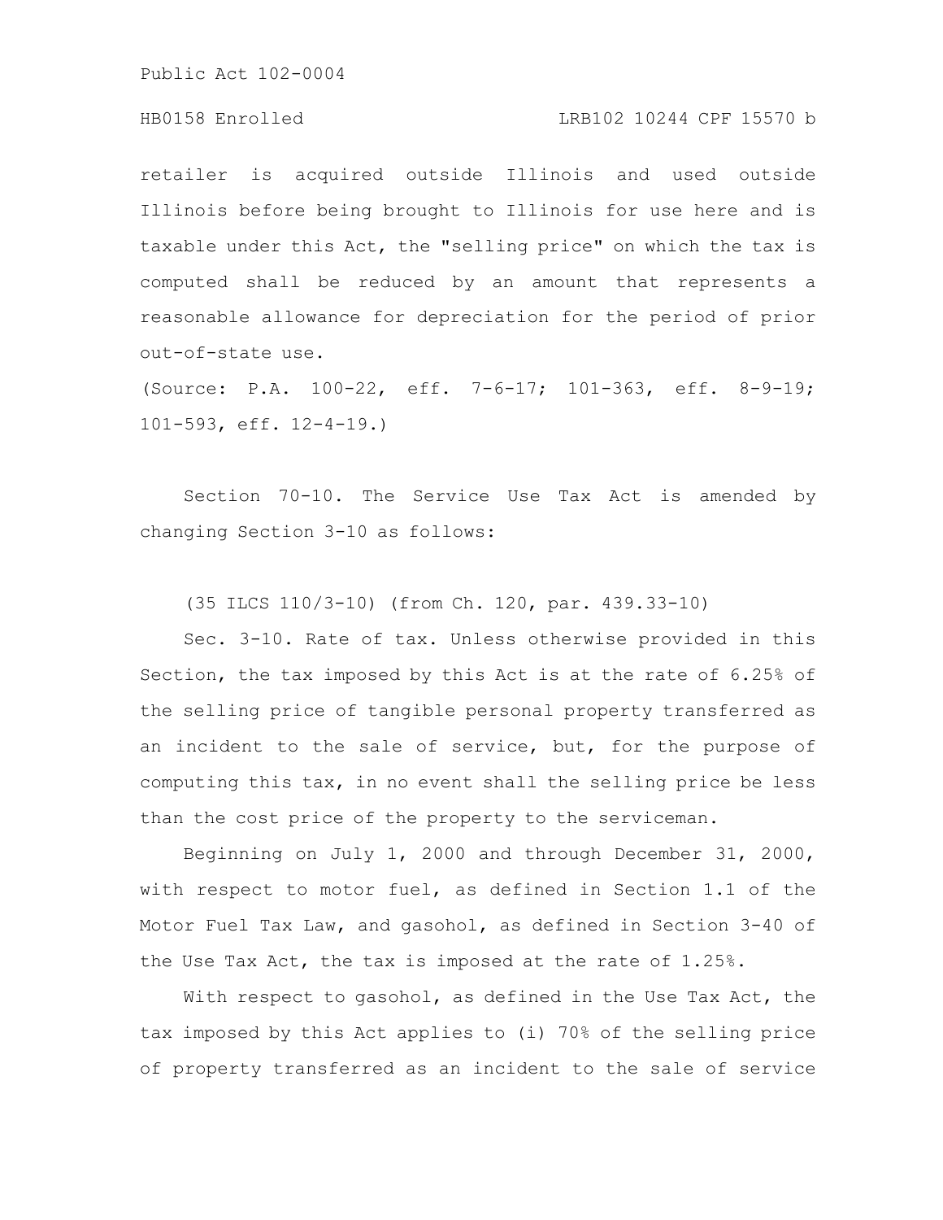retailer is acquired outside Illinois and used outside Illinois before being brought to Illinois for use here and is taxable under this Act, the "selling price" on which the tax is computed shall be reduced by an amount that represents a reasonable allowance for depreciation for the period of prior out-of-state use.

(Source: P.A. 100-22, eff. 7-6-17; 101-363, eff. 8-9-19; 101-593, eff. 12-4-19.)

Section 70-10. The Service Use Tax Act is amended by changing Section 3-10 as follows:

(35 ILCS 110/3-10) (from Ch. 120, par. 439.33-10)

Sec. 3-10. Rate of tax. Unless otherwise provided in this Section, the tax imposed by this Act is at the rate of 6.25% of the selling price of tangible personal property transferred as an incident to the sale of service, but, for the purpose of computing this tax, in no event shall the selling price be less than the cost price of the property to the serviceman.

Beginning on July 1, 2000 and through December 31, 2000, with respect to motor fuel, as defined in Section 1.1 of the Motor Fuel Tax Law, and gasohol, as defined in Section 3-40 of the Use Tax Act, the tax is imposed at the rate of 1.25%.

With respect to gasohol, as defined in the Use Tax Act, the tax imposed by this Act applies to (i) 70% of the selling price of property transferred as an incident to the sale of service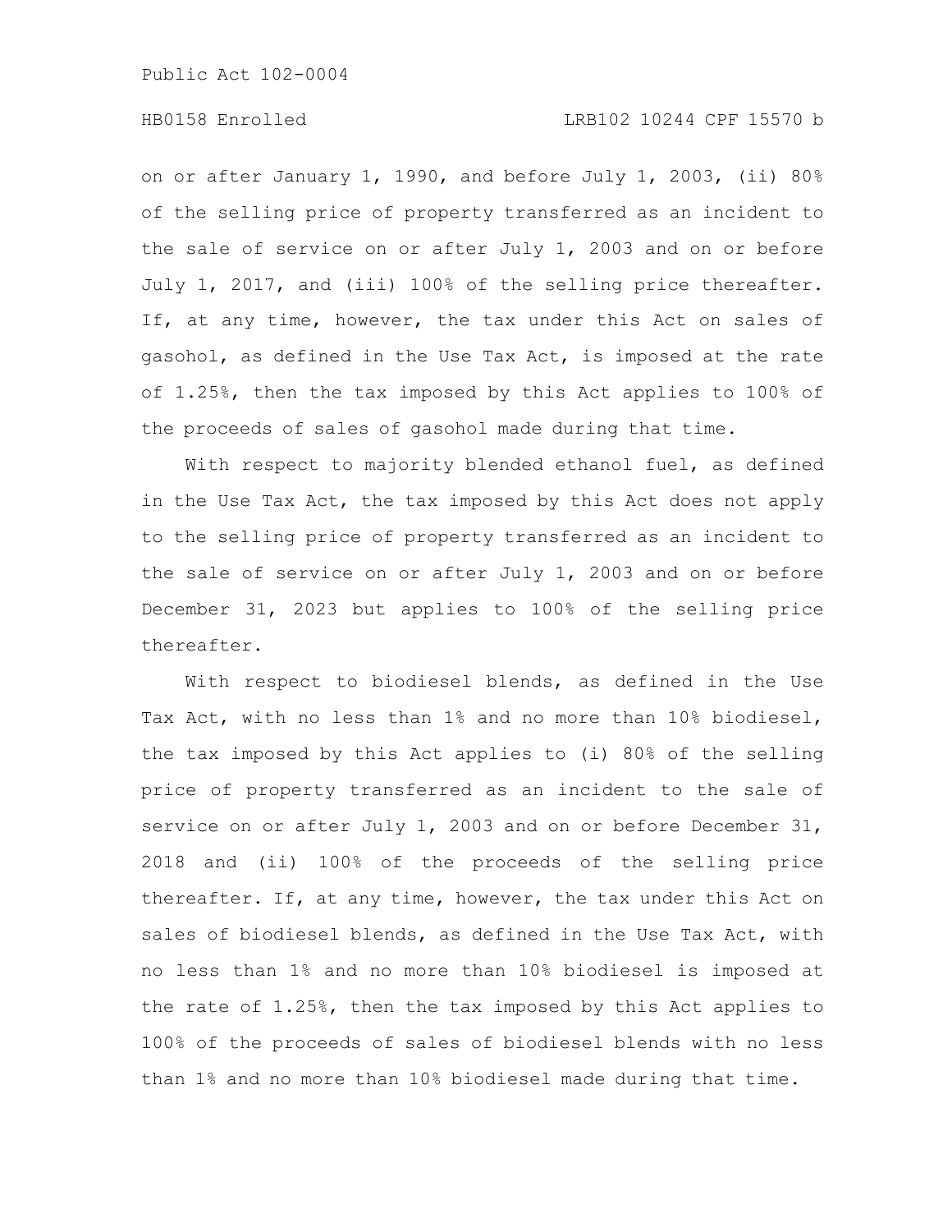on or after January 1, 1990, and before July 1, 2003, (ii) 80% of the selling price of property transferred as an incident to the sale of service on or after July 1, 2003 and on or before July 1, 2017, and (iii) 100% of the selling price thereafter. If, at any time, however, the tax under this Act on sales of gasohol, as defined in the Use Tax Act, is imposed at the rate of 1.25%, then the tax imposed by this Act applies to 100% of the proceeds of sales of gasohol made during that time.

With respect to majority blended ethanol fuel, as defined in the Use Tax Act, the tax imposed by this Act does not apply to the selling price of property transferred as an incident to the sale of service on or after July 1, 2003 and on or before December 31, 2023 but applies to 100% of the selling price thereafter.

With respect to biodiesel blends, as defined in the Use Tax Act, with no less than 1% and no more than 10% biodiesel, the tax imposed by this Act applies to (i) 80% of the selling price of property transferred as an incident to the sale of service on or after July 1, 2003 and on or before December 31, 2018 and (ii) 100% of the proceeds of the selling price thereafter. If, at any time, however, the tax under this Act on sales of biodiesel blends, as defined in the Use Tax Act, with no less than 1% and no more than 10% biodiesel is imposed at the rate of 1.25%, then the tax imposed by this Act applies to 100% of the proceeds of sales of biodiesel blends with no less than 1% and no more than 10% biodiesel made during that time.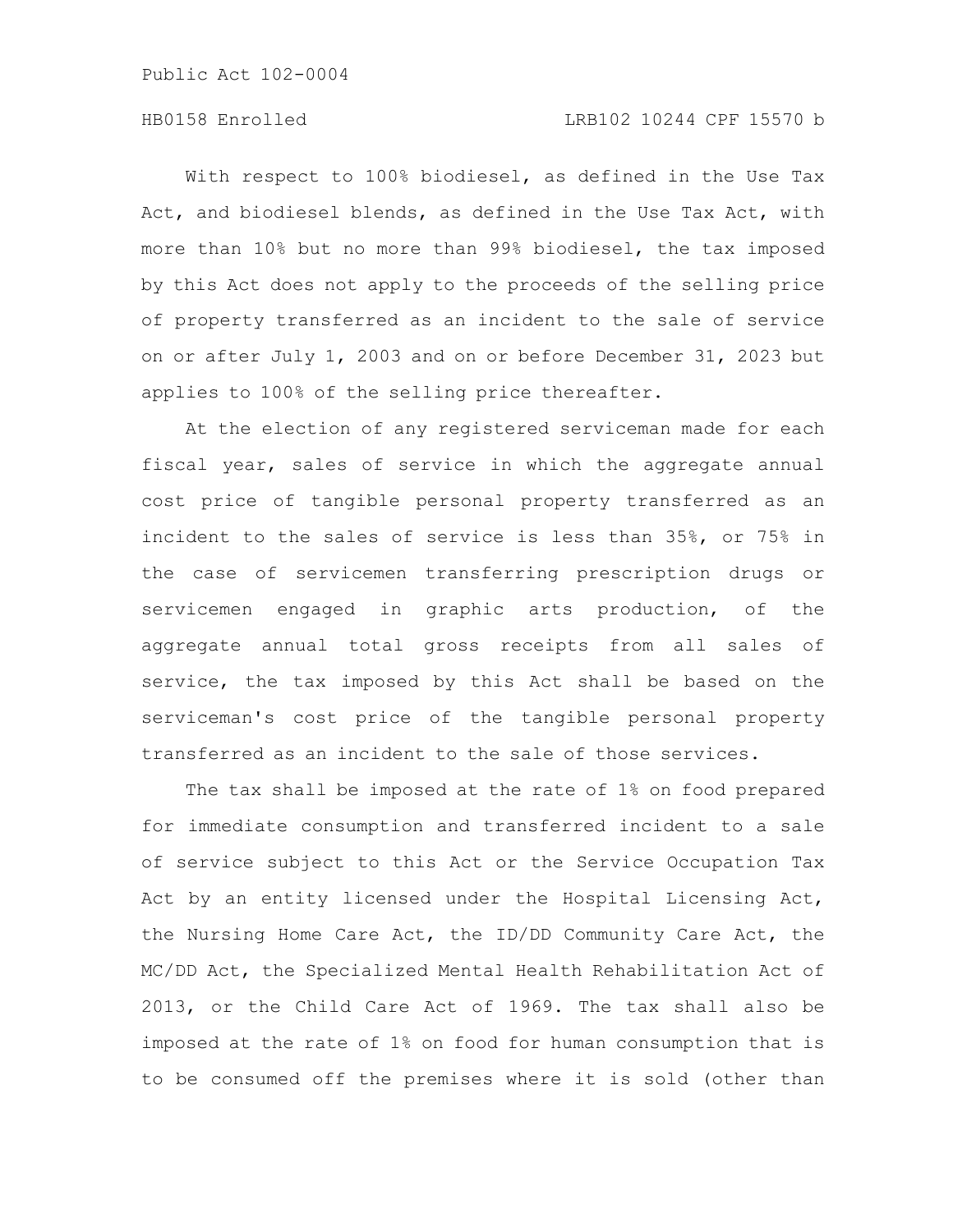With respect to 100% biodiesel, as defined in the Use Tax Act, and biodiesel blends, as defined in the Use Tax Act, with more than 10% but no more than 99% biodiesel, the tax imposed by this Act does not apply to the proceeds of the selling price of property transferred as an incident to the sale of service on or after July 1, 2003 and on or before December 31, 2023 but applies to 100% of the selling price thereafter.

At the election of any registered serviceman made for each fiscal year, sales of service in which the aggregate annual cost price of tangible personal property transferred as an incident to the sales of service is less than 35%, or 75% in the case of servicemen transferring prescription drugs or servicemen engaged in graphic arts production, of the aggregate annual total gross receipts from all sales of service, the tax imposed by this Act shall be based on the serviceman's cost price of the tangible personal property transferred as an incident to the sale of those services.

The tax shall be imposed at the rate of 1% on food prepared for immediate consumption and transferred incident to a sale of service subject to this Act or the Service Occupation Tax Act by an entity licensed under the Hospital Licensing Act, the Nursing Home Care Act, the ID/DD Community Care Act, the MC/DD Act, the Specialized Mental Health Rehabilitation Act of 2013, or the Child Care Act of 1969. The tax shall also be imposed at the rate of 1% on food for human consumption that is to be consumed off the premises where it is sold (other than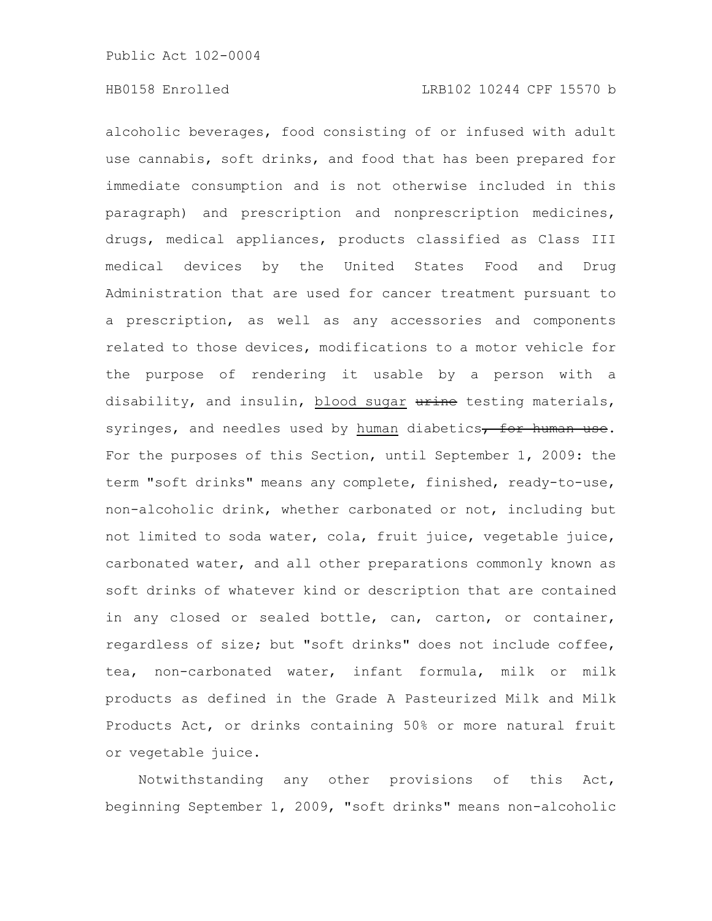alcoholic beverages, food consisting of or infused with adult use cannabis, soft drinks, and food that has been prepared for immediate consumption and is not otherwise included in this paragraph) and prescription and nonprescription medicines, drugs, medical appliances, products classified as Class III medical devices by the United States Food and Drug Administration that are used for cancer treatment pursuant to a prescription, as well as any accessories and components related to those devices, modifications to a motor vehicle for the purpose of rendering it usable by a person with a disability, and insulin, <u>blood sugar</u> ~~urine~~ testing materials, syringes, and needles used by <u>human</u> diabetics~~, for human use~~. For the purposes of this Section, until September 1, 2009: the term "soft drinks" means any complete, finished, ready-to-use, non-alcoholic drink, whether carbonated or not, including but not limited to soda water, cola, fruit juice, vegetable juice, carbonated water, and all other preparations commonly known as soft drinks of whatever kind or description that are contained in any closed or sealed bottle, can, carton, or container, regardless of size; but "soft drinks" does not include coffee, tea, non-carbonated water, infant formula, milk or milk products as defined in the Grade A Pasteurized Milk and Milk Products Act, or drinks containing 50% or more natural fruit or vegetable juice.

Notwithstanding any other provisions of this Act, beginning September 1, 2009, "soft drinks" means non-alcoholic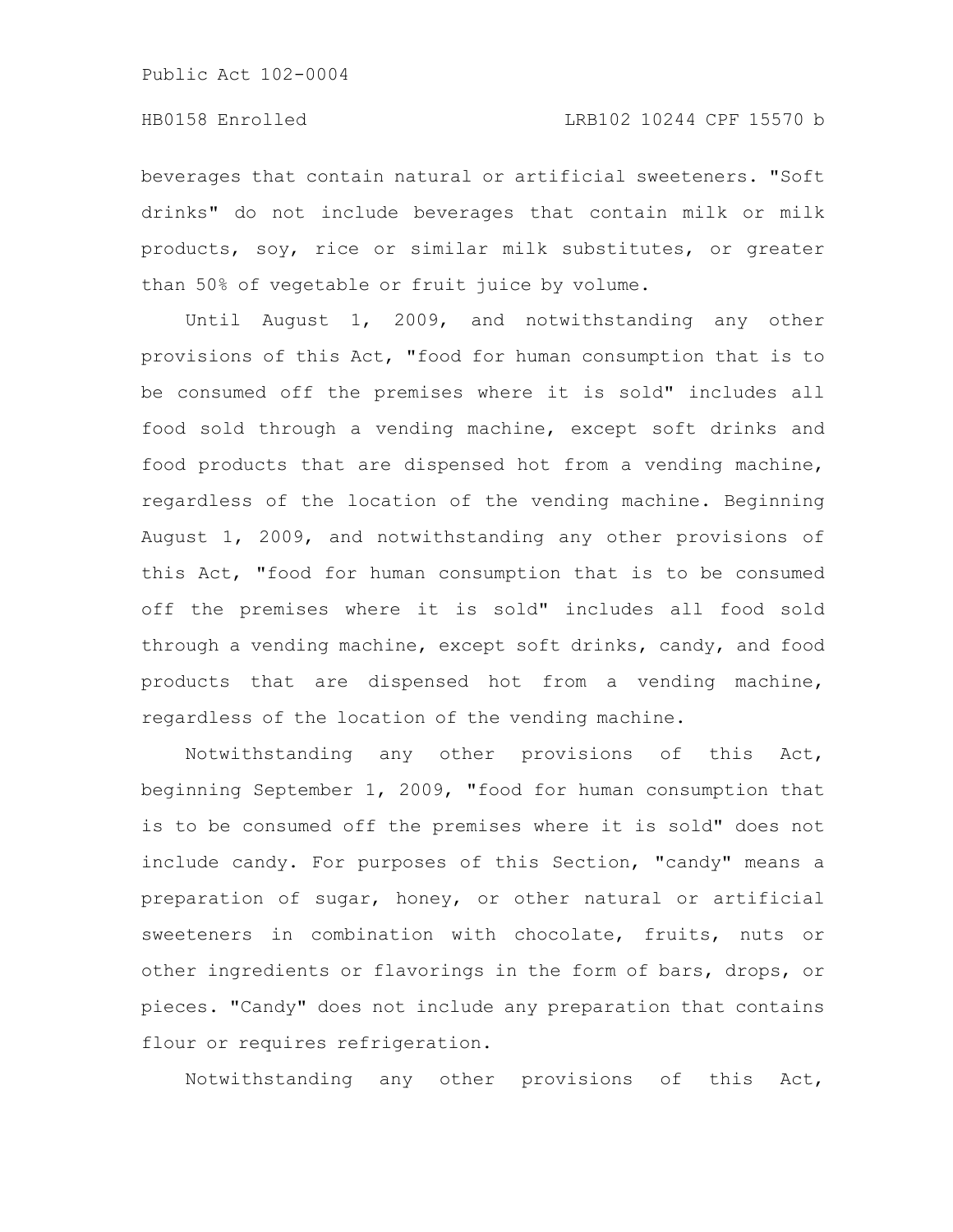beverages that contain natural or artificial sweeteners. "Soft drinks" do not include beverages that contain milk or milk products, soy, rice or similar milk substitutes, or greater than 50% of vegetable or fruit juice by volume.

Until August 1, 2009, and notwithstanding any other provisions of this Act, "food for human consumption that is to be consumed off the premises where it is sold" includes all food sold through a vending machine, except soft drinks and food products that are dispensed hot from a vending machine, regardless of the location of the vending machine. Beginning August 1, 2009, and notwithstanding any other provisions of this Act, "food for human consumption that is to be consumed off the premises where it is sold" includes all food sold through a vending machine, except soft drinks, candy, and food products that are dispensed hot from a vending machine, regardless of the location of the vending machine.

Notwithstanding any other provisions of this Act, beginning September 1, 2009, "food for human consumption that is to be consumed off the premises where it is sold" does not include candy. For purposes of this Section, "candy" means a preparation of sugar, honey, or other natural or artificial sweeteners in combination with chocolate, fruits, nuts or other ingredients or flavorings in the form of bars, drops, or pieces. "Candy" does not include any preparation that contains flour or requires refrigeration.

Notwithstanding any other provisions of this Act,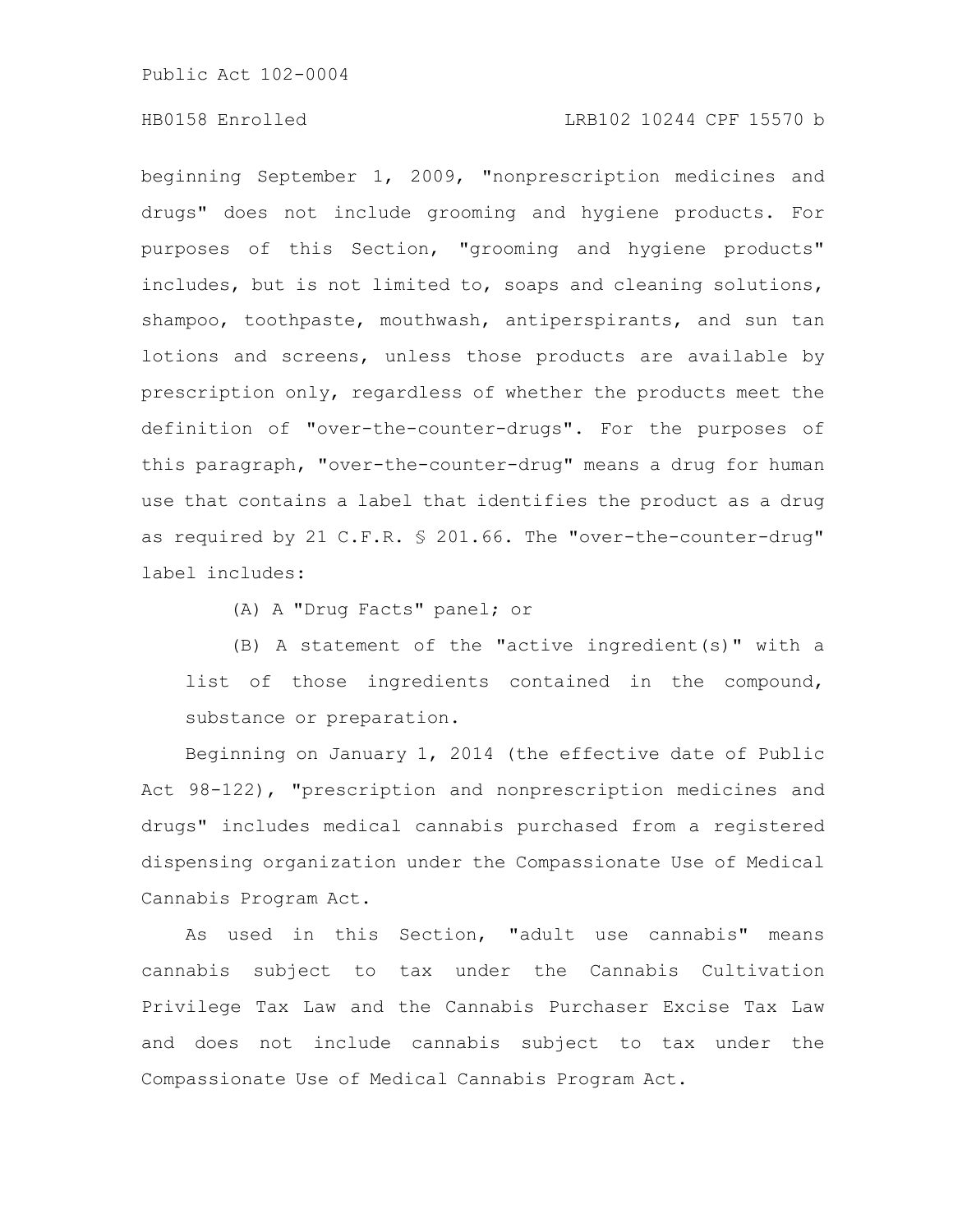beginning September 1, 2009, "nonprescription medicines and drugs" does not include grooming and hygiene products. For purposes of this Section, "grooming and hygiene products" includes, but is not limited to, soaps and cleaning solutions, shampoo, toothpaste, mouthwash, antiperspirants, and sun tan lotions and screens, unless those products are available by prescription only, regardless of whether the products meet the definition of "over-the-counter-drugs". For the purposes of this paragraph, "over-the-counter-drug" means a drug for human use that contains a label that identifies the product as a drug as required by 21 C.F.R. § 201.66. The "over-the-counter-drug" label includes:

(A) A "Drug Facts" panel; or

(B) A statement of the "active ingredient(s)" with a list of those ingredients contained in the compound, substance or preparation.

Beginning on January 1, 2014 (the effective date of Public Act 98-122), "prescription and nonprescription medicines and drugs" includes medical cannabis purchased from a registered dispensing organization under the Compassionate Use of Medical Cannabis Program Act.

As used in this Section, "adult use cannabis" means cannabis subject to tax under the Cannabis Cultivation Privilege Tax Law and the Cannabis Purchaser Excise Tax Law and does not include cannabis subject to tax under the Compassionate Use of Medical Cannabis Program Act.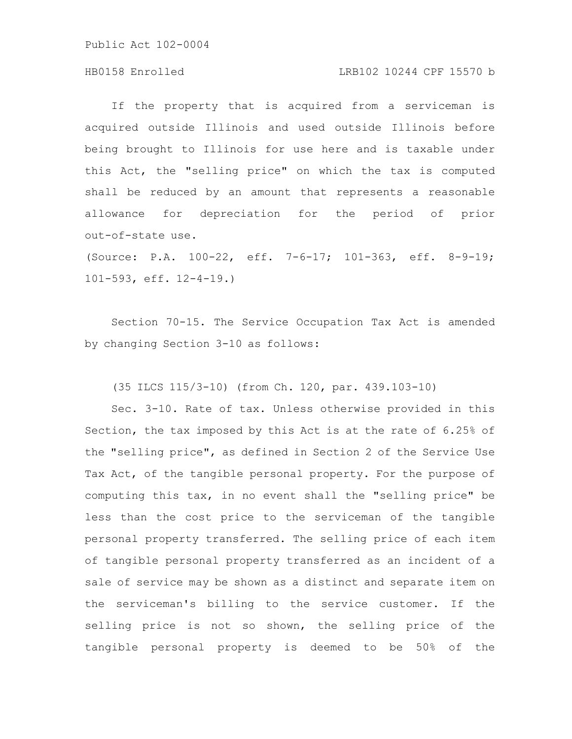If the property that is acquired from a serviceman is acquired outside Illinois and used outside Illinois before being brought to Illinois for use here and is taxable under this Act, the "selling price" on which the tax is computed shall be reduced by an amount that represents a reasonable allowance for depreciation for the period of prior out-of-state use.

(Source: P.A. 100-22, eff. 7-6-17; 101-363, eff. 8-9-19; 101-593, eff. 12-4-19.)

Section 70-15. The Service Occupation Tax Act is amended by changing Section 3-10 as follows:

(35 ILCS 115/3-10) (from Ch. 120, par. 439.103-10)

Sec. 3-10. Rate of tax. Unless otherwise provided in this Section, the tax imposed by this Act is at the rate of 6.25% of the "selling price", as defined in Section 2 of the Service Use Tax Act, of the tangible personal property. For the purpose of computing this tax, in no event shall the "selling price" be less than the cost price to the serviceman of the tangible personal property transferred. The selling price of each item of tangible personal property transferred as an incident of a sale of service may be shown as a distinct and separate item on the serviceman's billing to the service customer. If the selling price is not so shown, the selling price of the tangible personal property is deemed to be 50% of the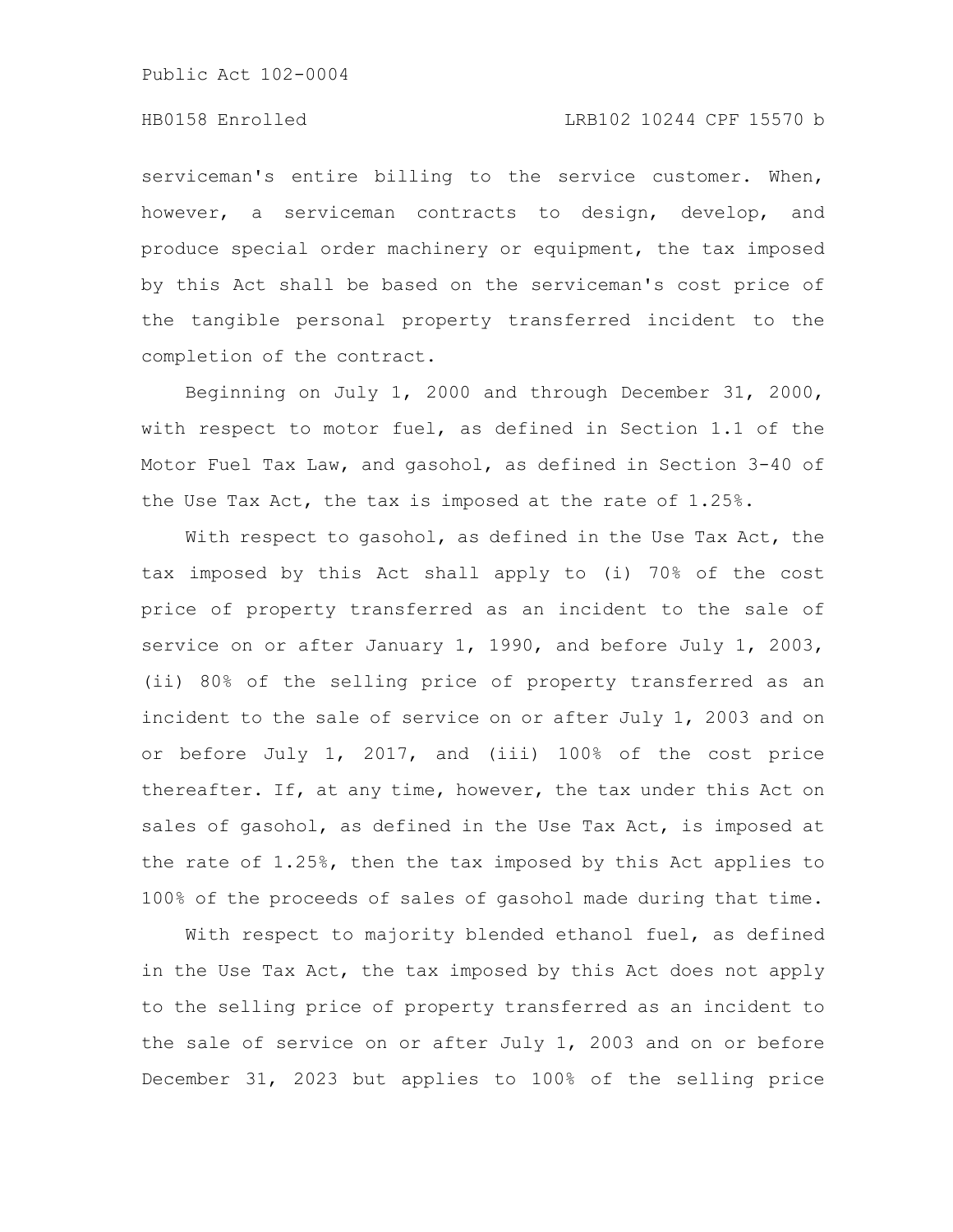serviceman's entire billing to the service customer. When, however, a serviceman contracts to design, develop, and produce special order machinery or equipment, the tax imposed by this Act shall be based on the serviceman's cost price of the tangible personal property transferred incident to the completion of the contract.

Beginning on July 1, 2000 and through December 31, 2000, with respect to motor fuel, as defined in Section 1.1 of the Motor Fuel Tax Law, and gasohol, as defined in Section 3-40 of the Use Tax Act, the tax is imposed at the rate of 1.25%.

With respect to gasohol, as defined in the Use Tax Act, the tax imposed by this Act shall apply to (i) 70% of the cost price of property transferred as an incident to the sale of service on or after January 1, 1990, and before July 1, 2003, (ii) 80% of the selling price of property transferred as an incident to the sale of service on or after July 1, 2003 and on or before July 1, 2017, and (iii) 100% of the cost price thereafter. If, at any time, however, the tax under this Act on sales of gasohol, as defined in the Use Tax Act, is imposed at the rate of 1.25%, then the tax imposed by this Act applies to 100% of the proceeds of sales of gasohol made during that time.

With respect to majority blended ethanol fuel, as defined in the Use Tax Act, the tax imposed by this Act does not apply to the selling price of property transferred as an incident to the sale of service on or after July 1, 2003 and on or before December 31, 2023 but applies to 100% of the selling price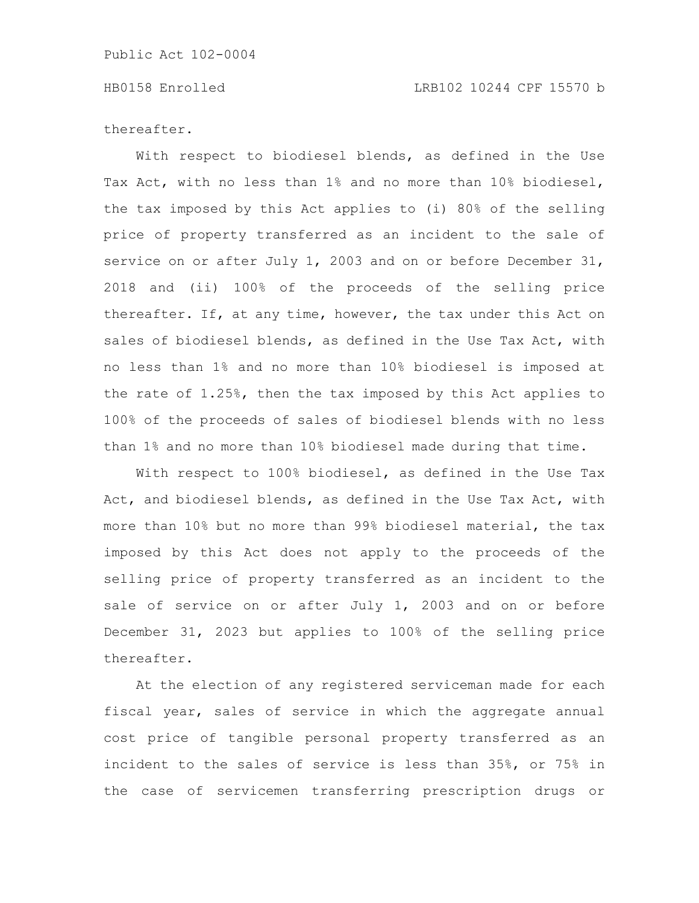thereafter.

With respect to biodiesel blends, as defined in the Use Tax Act, with no less than 1% and no more than 10% biodiesel, the tax imposed by this Act applies to (i) 80% of the selling price of property transferred as an incident to the sale of service on or after July 1, 2003 and on or before December 31, 2018 and (ii) 100% of the proceeds of the selling price thereafter. If, at any time, however, the tax under this Act on sales of biodiesel blends, as defined in the Use Tax Act, with no less than 1% and no more than 10% biodiesel is imposed at the rate of 1.25%, then the tax imposed by this Act applies to 100% of the proceeds of sales of biodiesel blends with no less than 1% and no more than 10% biodiesel made during that time.

With respect to 100% biodiesel, as defined in the Use Tax Act, and biodiesel blends, as defined in the Use Tax Act, with more than 10% but no more than 99% biodiesel material, the tax imposed by this Act does not apply to the proceeds of the selling price of property transferred as an incident to the sale of service on or after July 1, 2003 and on or before December 31, 2023 but applies to 100% of the selling price thereafter.

At the election of any registered serviceman made for each fiscal year, sales of service in which the aggregate annual cost price of tangible personal property transferred as an incident to the sales of service is less than 35%, or 75% in the case of servicemen transferring prescription drugs or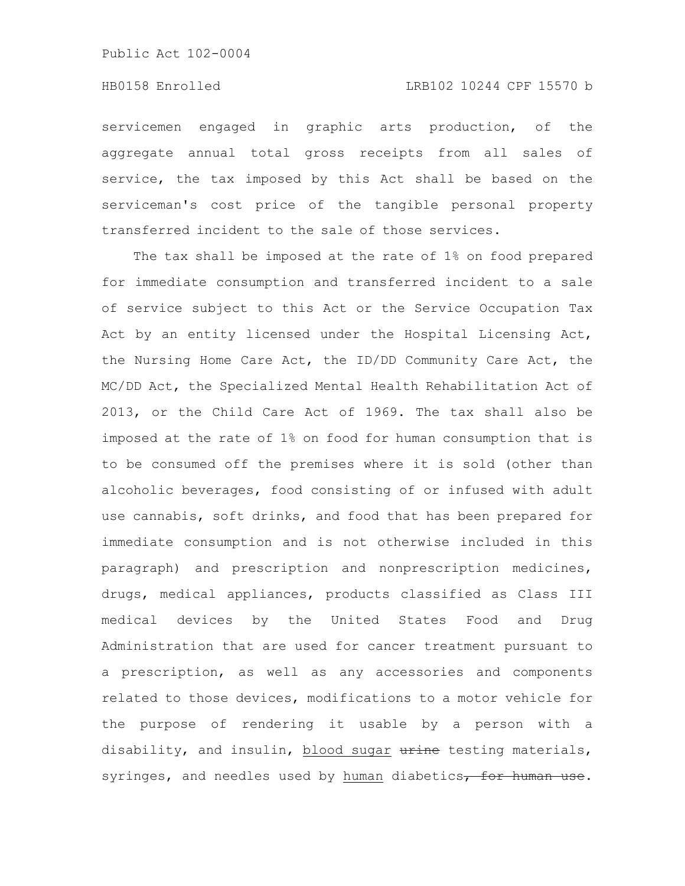servicemen engaged in graphic arts production, of the aggregate annual total gross receipts from all sales of service, the tax imposed by this Act shall be based on the serviceman's cost price of the tangible personal property transferred incident to the sale of those services.

The tax shall be imposed at the rate of 1% on food prepared for immediate consumption and transferred incident to a sale of service subject to this Act or the Service Occupation Tax Act by an entity licensed under the Hospital Licensing Act, the Nursing Home Care Act, the ID/DD Community Care Act, the MC/DD Act, the Specialized Mental Health Rehabilitation Act of 2013, or the Child Care Act of 1969. The tax shall also be imposed at the rate of 1% on food for human consumption that is to be consumed off the premises where it is sold (other than alcoholic beverages, food consisting of or infused with adult use cannabis, soft drinks, and food that has been prepared for immediate consumption and is not otherwise included in this paragraph) and prescription and nonprescription medicines, drugs, medical appliances, products classified as Class III medical devices by the United States Food and Drug Administration that are used for cancer treatment pursuant to a prescription, as well as any accessories and components related to those devices, modifications to a motor vehicle for the purpose of rendering it usable by a person with a disability, and insulin, <u>blood sugar</u> ~~urine~~ testing materials, syringes, and needles used by <u>human</u> diabetics~~, for human use~~.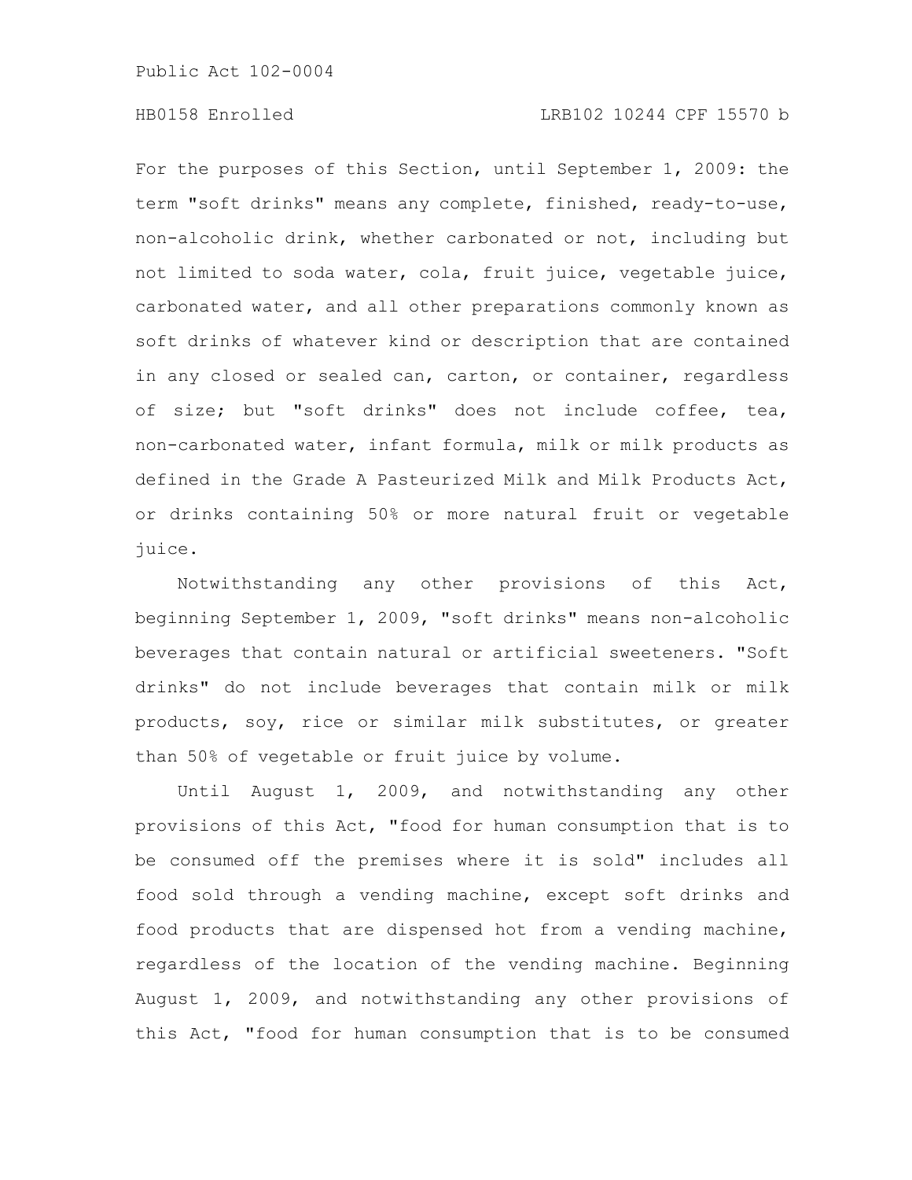For the purposes of this Section, until September 1, 2009: the term "soft drinks" means any complete, finished, ready-to-use, non-alcoholic drink, whether carbonated or not, including but not limited to soda water, cola, fruit juice, vegetable juice, carbonated water, and all other preparations commonly known as soft drinks of whatever kind or description that are contained in any closed or sealed can, carton, or container, regardless of size; but "soft drinks" does not include coffee, tea, non-carbonated water, infant formula, milk or milk products as defined in the Grade A Pasteurized Milk and Milk Products Act, or drinks containing 50% or more natural fruit or vegetable juice.

Notwithstanding any other provisions of this Act, beginning September 1, 2009, "soft drinks" means non-alcoholic beverages that contain natural or artificial sweeteners. "Soft drinks" do not include beverages that contain milk or milk products, soy, rice or similar milk substitutes, or greater than 50% of vegetable or fruit juice by volume.

Until August 1, 2009, and notwithstanding any other provisions of this Act, "food for human consumption that is to be consumed off the premises where it is sold" includes all food sold through a vending machine, except soft drinks and food products that are dispensed hot from a vending machine, regardless of the location of the vending machine. Beginning August 1, 2009, and notwithstanding any other provisions of this Act, "food for human consumption that is to be consumed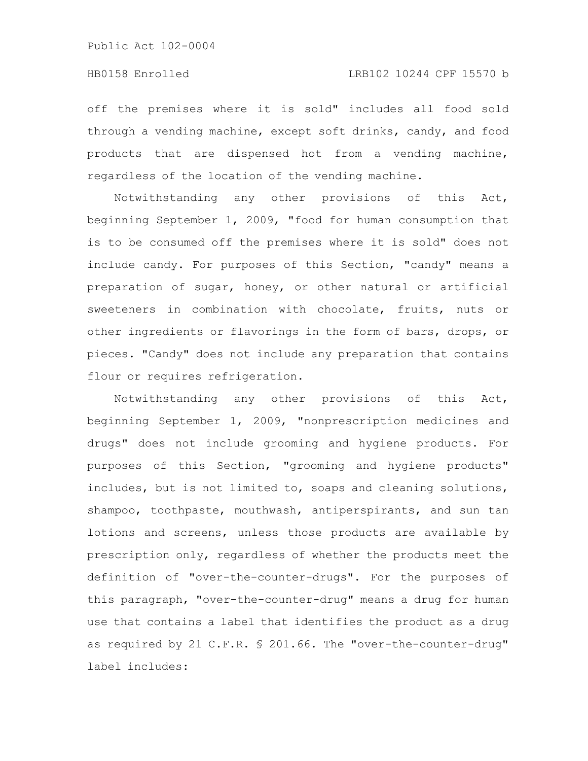off the premises where it is sold" includes all food sold through a vending machine, except soft drinks, candy, and food products that are dispensed hot from a vending machine, regardless of the location of the vending machine.

Notwithstanding any other provisions of this Act, beginning September 1, 2009, "food for human consumption that is to be consumed off the premises where it is sold" does not include candy. For purposes of this Section, "candy" means a preparation of sugar, honey, or other natural or artificial sweeteners in combination with chocolate, fruits, nuts or other ingredients or flavorings in the form of bars, drops, or pieces. "Candy" does not include any preparation that contains flour or requires refrigeration.

Notwithstanding any other provisions of this Act, beginning September 1, 2009, "nonprescription medicines and drugs" does not include grooming and hygiene products. For purposes of this Section, "grooming and hygiene products" includes, but is not limited to, soaps and cleaning solutions, shampoo, toothpaste, mouthwash, antiperspirants, and sun tan lotions and screens, unless those products are available by prescription only, regardless of whether the products meet the definition of "over-the-counter-drugs". For the purposes of this paragraph, "over-the-counter-drug" means a drug for human use that contains a label that identifies the product as a drug as required by 21 C.F.R. § 201.66. The "over-the-counter-drug" label includes: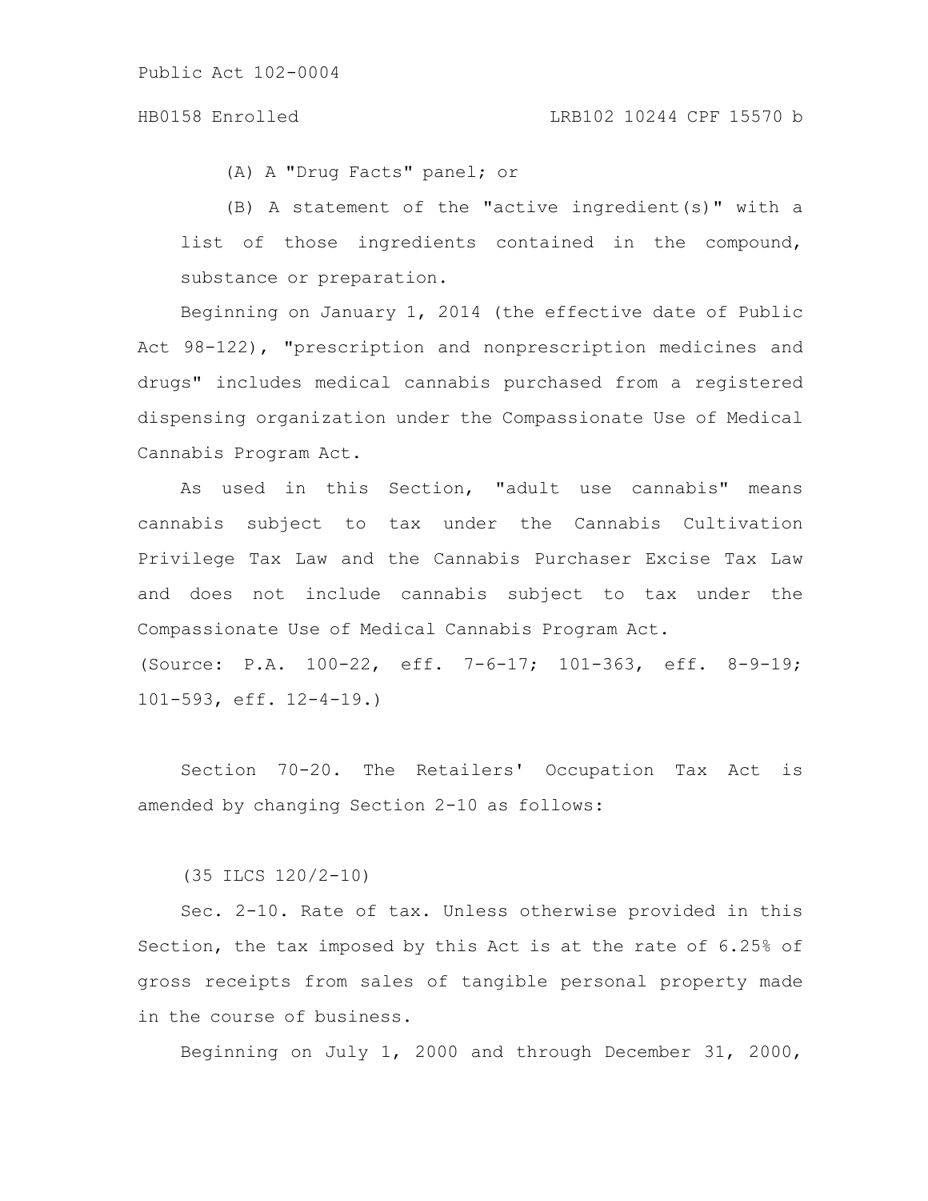(A) A "Drug Facts" panel; or

(B) A statement of the "active ingredient(s)" with a list of those ingredients contained in the compound, substance or preparation.

Beginning on January 1, 2014 (the effective date of Public Act 98-122), "prescription and nonprescription medicines and drugs" includes medical cannabis purchased from a registered dispensing organization under the Compassionate Use of Medical Cannabis Program Act.

As used in this Section, "adult use cannabis" means cannabis subject to tax under the Cannabis Cultivation Privilege Tax Law and the Cannabis Purchaser Excise Tax Law and does not include cannabis subject to tax under the Compassionate Use of Medical Cannabis Program Act.

(Source: P.A. 100-22, eff. 7-6-17; 101-363, eff. 8-9-19; 101-593, eff. 12-4-19.)

Section 70-20. The Retailers' Occupation Tax Act is amended by changing Section 2-10 as follows:

(35 ILCS 120/2-10)

Sec. 2-10. Rate of tax. Unless otherwise provided in this Section, the tax imposed by this Act is at the rate of 6.25% of gross receipts from sales of tangible personal property made in the course of business.

Beginning on July 1, 2000 and through December 31, 2000,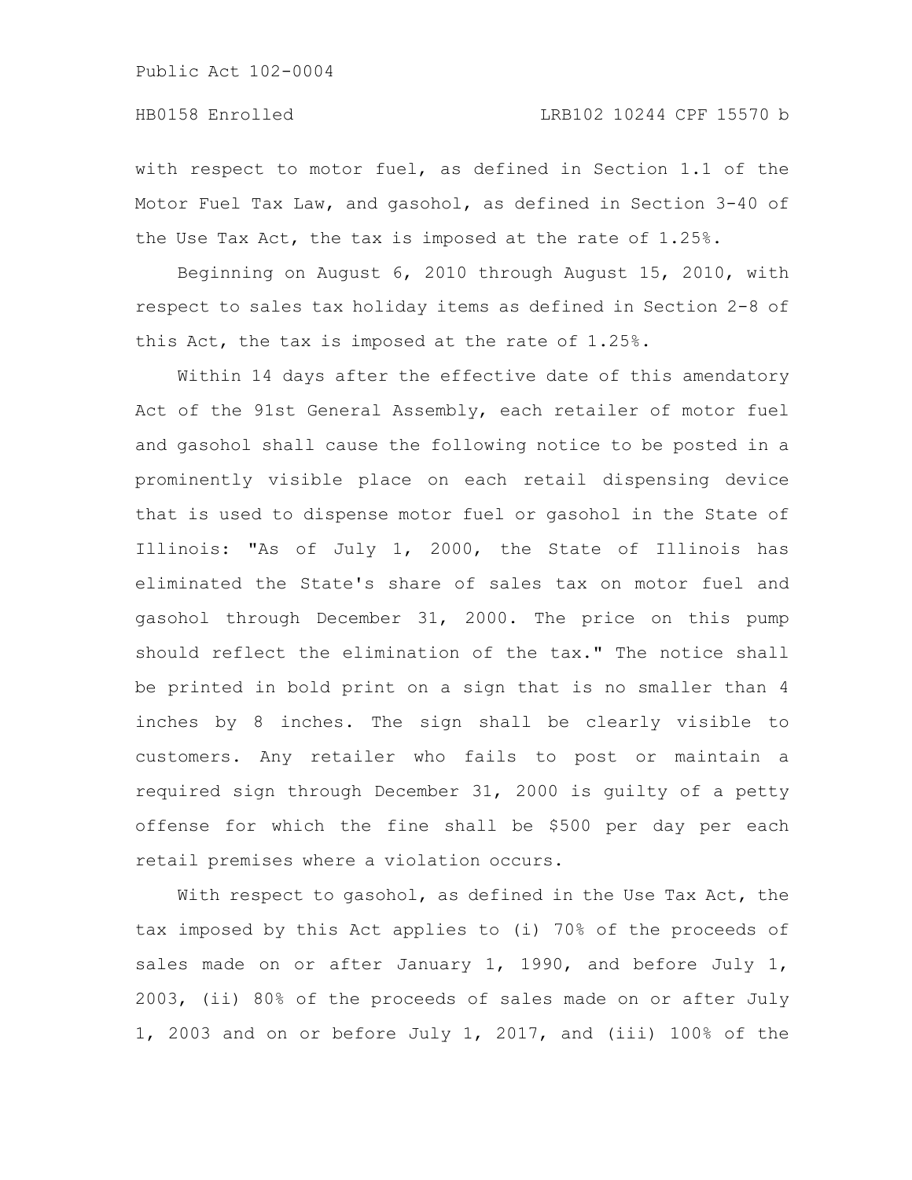with respect to motor fuel, as defined in Section 1.1 of the Motor Fuel Tax Law, and gasohol, as defined in Section 3-40 of the Use Tax Act, the tax is imposed at the rate of 1.25%.

Beginning on August 6, 2010 through August 15, 2010, with respect to sales tax holiday items as defined in Section 2-8 of this Act, the tax is imposed at the rate of 1.25%.

Within 14 days after the effective date of this amendatory Act of the 91st General Assembly, each retailer of motor fuel and gasohol shall cause the following notice to be posted in a prominently visible place on each retail dispensing device that is used to dispense motor fuel or gasohol in the State of Illinois: "As of July 1, 2000, the State of Illinois has eliminated the State's share of sales tax on motor fuel and gasohol through December 31, 2000. The price on this pump should reflect the elimination of the tax." The notice shall be printed in bold print on a sign that is no smaller than 4 inches by 8 inches. The sign shall be clearly visible to customers. Any retailer who fails to post or maintain a required sign through December 31, 2000 is guilty of a petty offense for which the fine shall be $500 per day per each retail premises where a violation occurs.

With respect to gasohol, as defined in the Use Tax Act, the tax imposed by this Act applies to (i) 70% of the proceeds of sales made on or after January 1, 1990, and before July 1, 2003, (ii) 80% of the proceeds of sales made on or after July 1, 2003 and on or before July 1, 2017, and (iii) 100% of the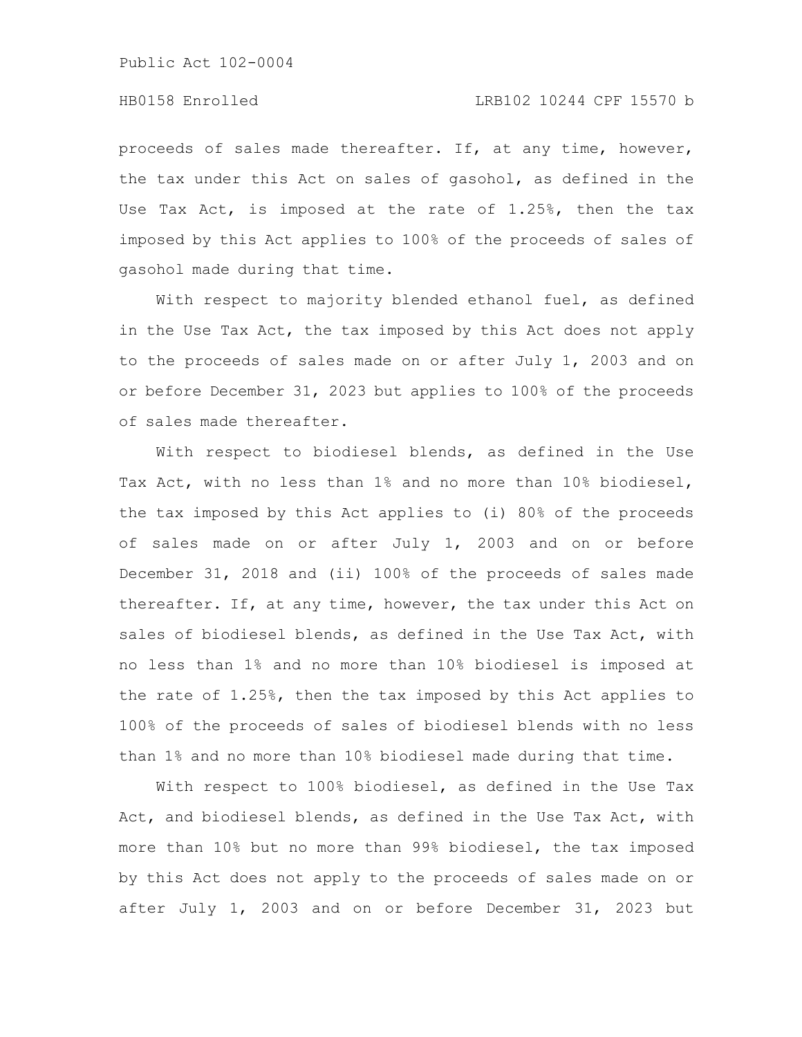proceeds of sales made thereafter. If, at any time, however, the tax under this Act on sales of gasohol, as defined in the Use Tax Act, is imposed at the rate of 1.25%, then the tax imposed by this Act applies to 100% of the proceeds of sales of gasohol made during that time.

With respect to majority blended ethanol fuel, as defined in the Use Tax Act, the tax imposed by this Act does not apply to the proceeds of sales made on or after July 1, 2003 and on or before December 31, 2023 but applies to 100% of the proceeds of sales made thereafter.

With respect to biodiesel blends, as defined in the Use Tax Act, with no less than 1% and no more than 10% biodiesel, the tax imposed by this Act applies to (i) 80% of the proceeds of sales made on or after July 1, 2003 and on or before December 31, 2018 and (ii) 100% of the proceeds of sales made thereafter. If, at any time, however, the tax under this Act on sales of biodiesel blends, as defined in the Use Tax Act, with no less than 1% and no more than 10% biodiesel is imposed at the rate of 1.25%, then the tax imposed by this Act applies to 100% of the proceeds of sales of biodiesel blends with no less than 1% and no more than 10% biodiesel made during that time.

With respect to 100% biodiesel, as defined in the Use Tax Act, and biodiesel blends, as defined in the Use Tax Act, with more than 10% but no more than 99% biodiesel, the tax imposed by this Act does not apply to the proceeds of sales made on or after July 1, 2003 and on or before December 31, 2023 but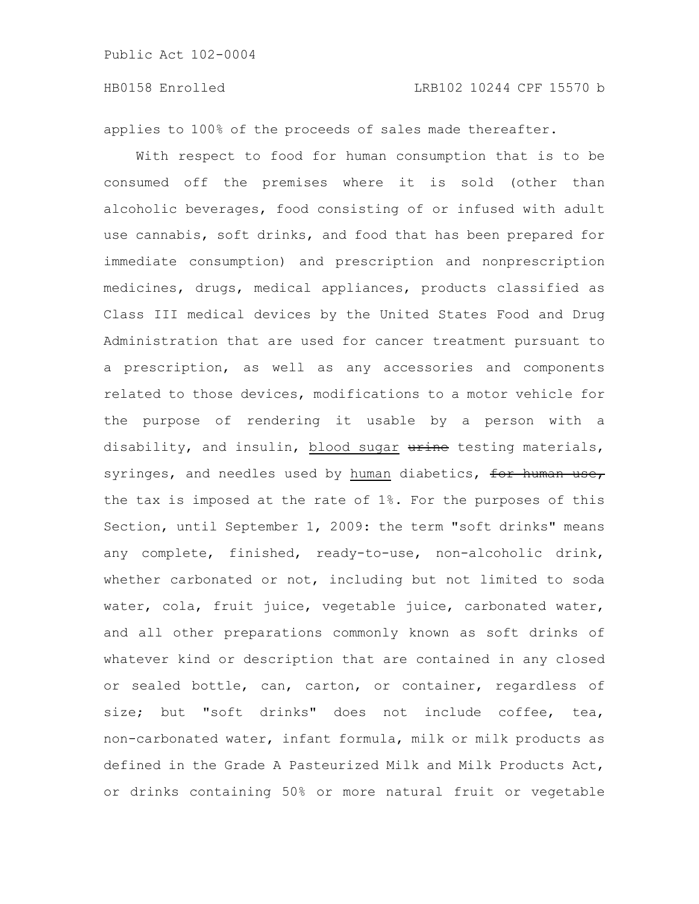applies to 100% of the proceeds of sales made thereafter.

With respect to food for human consumption that is to be consumed off the premises where it is sold (other than alcoholic beverages, food consisting of or infused with adult use cannabis, soft drinks, and food that has been prepared for immediate consumption) and prescription and nonprescription medicines, drugs, medical appliances, products classified as Class III medical devices by the United States Food and Drug Administration that are used for cancer treatment pursuant to a prescription, as well as any accessories and components related to those devices, modifications to a motor vehicle for the purpose of rendering it usable by a person with a disability, and insulin, <u>blood sugar</u> ~~urine~~ testing materials, syringes, and needles used by <u>human</u> diabetics, ~~for human use,~~ the tax is imposed at the rate of 1%. For the purposes of this Section, until September 1, 2009: the term "soft drinks" means any complete, finished, ready-to-use, non-alcoholic drink, whether carbonated or not, including but not limited to soda water, cola, fruit juice, vegetable juice, carbonated water, and all other preparations commonly known as soft drinks of whatever kind or description that are contained in any closed or sealed bottle, can, carton, or container, regardless of size; but "soft drinks" does not include coffee, tea, non-carbonated water, infant formula, milk or milk products as defined in the Grade A Pasteurized Milk and Milk Products Act, or drinks containing 50% or more natural fruit or vegetable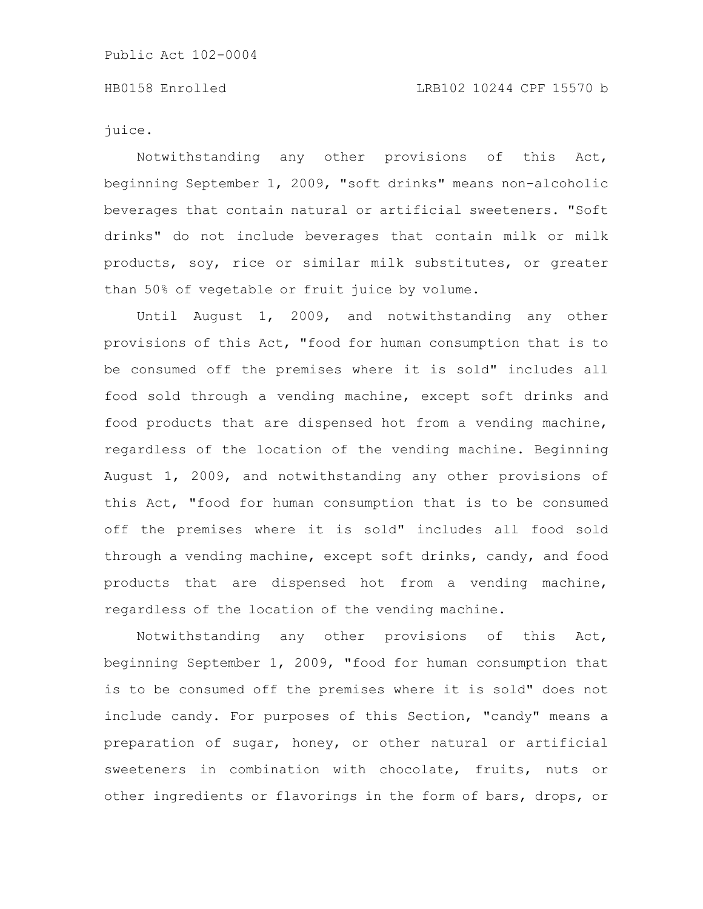juice.

Notwithstanding any other provisions of this Act, beginning September 1, 2009, "soft drinks" means non-alcoholic beverages that contain natural or artificial sweeteners. "Soft drinks" do not include beverages that contain milk or milk products, soy, rice or similar milk substitutes, or greater than 50% of vegetable or fruit juice by volume.

Until August 1, 2009, and notwithstanding any other provisions of this Act, "food for human consumption that is to be consumed off the premises where it is sold" includes all food sold through a vending machine, except soft drinks and food products that are dispensed hot from a vending machine, regardless of the location of the vending machine. Beginning August 1, 2009, and notwithstanding any other provisions of this Act, "food for human consumption that is to be consumed off the premises where it is sold" includes all food sold through a vending machine, except soft drinks, candy, and food products that are dispensed hot from a vending machine, regardless of the location of the vending machine.

Notwithstanding any other provisions of this Act, beginning September 1, 2009, "food for human consumption that is to be consumed off the premises where it is sold" does not include candy. For purposes of this Section, "candy" means a preparation of sugar, honey, or other natural or artificial sweeteners in combination with chocolate, fruits, nuts or other ingredients or flavorings in the form of bars, drops, or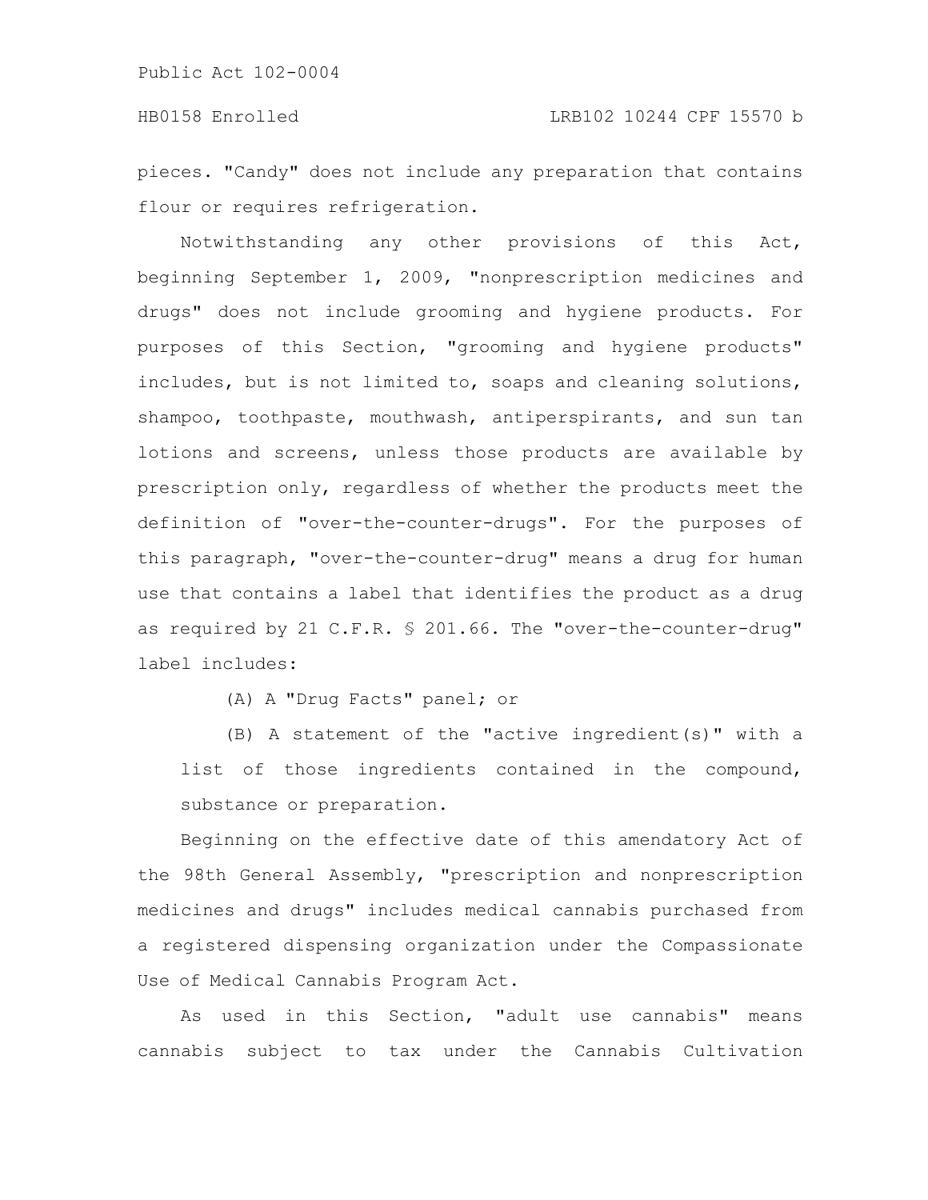pieces. "Candy" does not include any preparation that contains flour or requires refrigeration.

Notwithstanding any other provisions of this Act, beginning September 1, 2009, "nonprescription medicines and drugs" does not include grooming and hygiene products. For purposes of this Section, "grooming and hygiene products" includes, but is not limited to, soaps and cleaning solutions, shampoo, toothpaste, mouthwash, antiperspirants, and sun tan lotions and screens, unless those products are available by prescription only, regardless of whether the products meet the definition of "over-the-counter-drugs". For the purposes of this paragraph, "over-the-counter-drug" means a drug for human use that contains a label that identifies the product as a drug as required by 21 C.F.R. § 201.66. The "over-the-counter-drug" label includes:

(A) A "Drug Facts" panel; or

(B) A statement of the "active ingredient(s)" with a list of those ingredients contained in the compound, substance or preparation.

Beginning on the effective date of this amendatory Act of the 98th General Assembly, "prescription and nonprescription medicines and drugs" includes medical cannabis purchased from a registered dispensing organization under the Compassionate Use of Medical Cannabis Program Act.

As used in this Section, "adult use cannabis" means cannabis subject to tax under the Cannabis Cultivation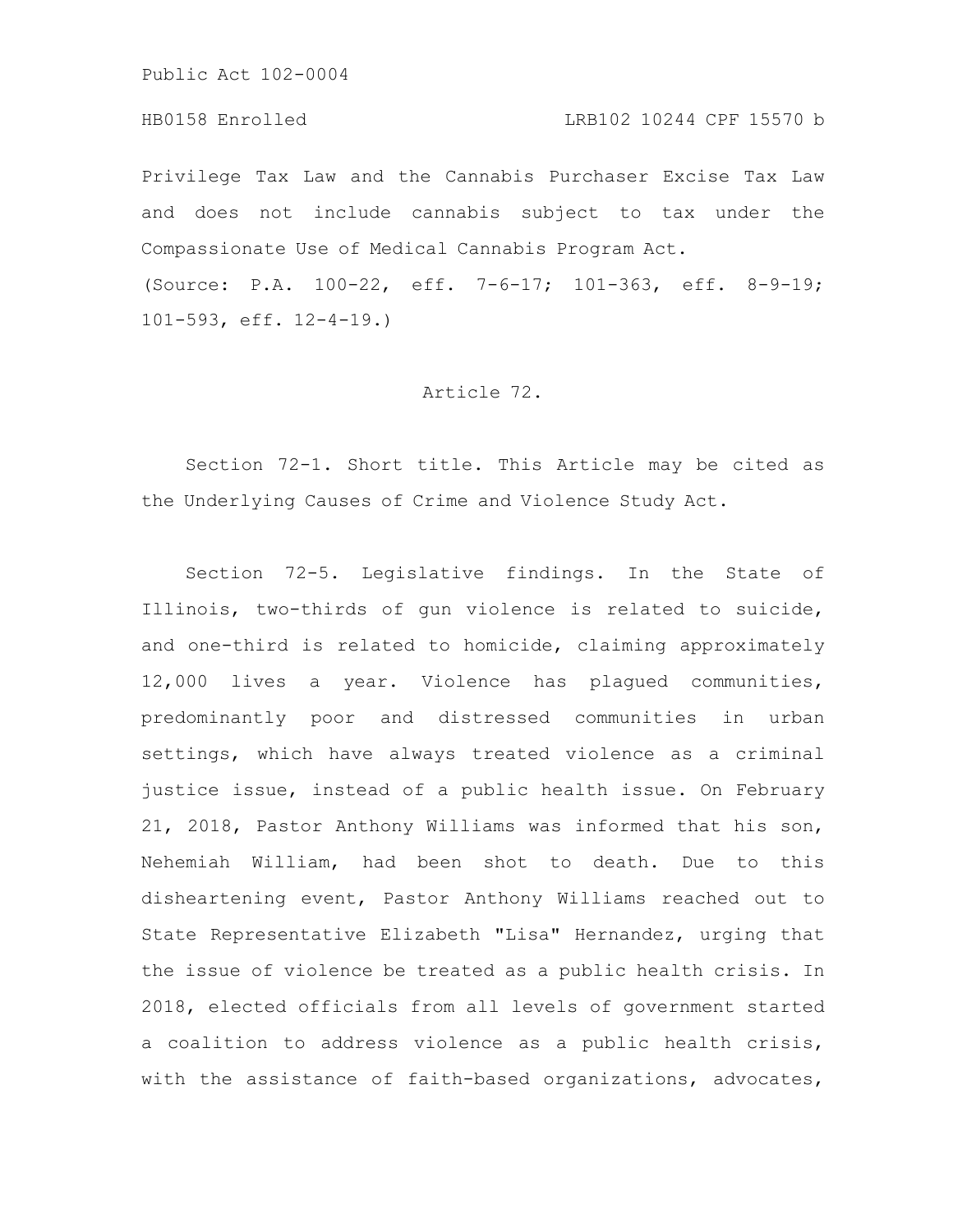Privilege Tax Law and the Cannabis Purchaser Excise Tax Law and does not include cannabis subject to tax under the Compassionate Use of Medical Cannabis Program Act.

(Source: P.A. 100-22, eff. 7-6-17; 101-363, eff. 8-9-19; 101-593, eff. 12-4-19.)

## Article 72.

Section 72-1. Short title. This Article may be cited as the Underlying Causes of Crime and Violence Study Act.

Section 72-5. Legislative findings. In the State of Illinois, two-thirds of gun violence is related to suicide, and one-third is related to homicide, claiming approximately 12,000 lives a year. Violence has plagued communities, predominantly poor and distressed communities in urban settings, which have always treated violence as a criminal justice issue, instead of a public health issue. On February 21, 2018, Pastor Anthony Williams was informed that his son, Nehemiah William, had been shot to death. Due to this disheartening event, Pastor Anthony Williams reached out to State Representative Elizabeth "Lisa" Hernandez, urging that the issue of violence be treated as a public health crisis. In 2018, elected officials from all levels of government started a coalition to address violence as a public health crisis, with the assistance of faith-based organizations, advocates,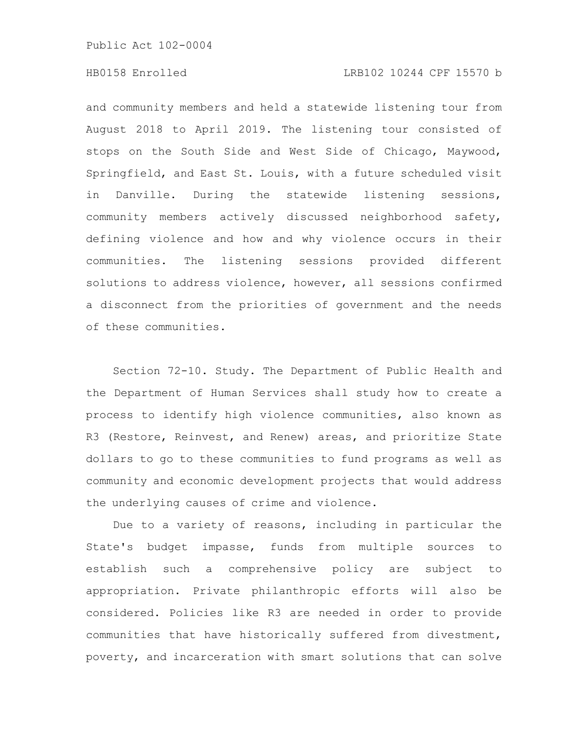and community members and held a statewide listening tour from August 2018 to April 2019. The listening tour consisted of stops on the South Side and West Side of Chicago, Maywood, Springfield, and East St. Louis, with a future scheduled visit in Danville. During the statewide listening sessions, community members actively discussed neighborhood safety, defining violence and how and why violence occurs in their communities. The listening sessions provided different solutions to address violence, however, all sessions confirmed a disconnect from the priorities of government and the needs of these communities.

Section 72-10. Study. The Department of Public Health and the Department of Human Services shall study how to create a process to identify high violence communities, also known as R3 (Restore, Reinvest, and Renew) areas, and prioritize State dollars to go to these communities to fund programs as well as community and economic development projects that would address the underlying causes of crime and violence.

Due to a variety of reasons, including in particular the State's budget impasse, funds from multiple sources to establish such a comprehensive policy are subject to appropriation. Private philanthropic efforts will also be considered. Policies like R3 are needed in order to provide communities that have historically suffered from divestment, poverty, and incarceration with smart solutions that can solve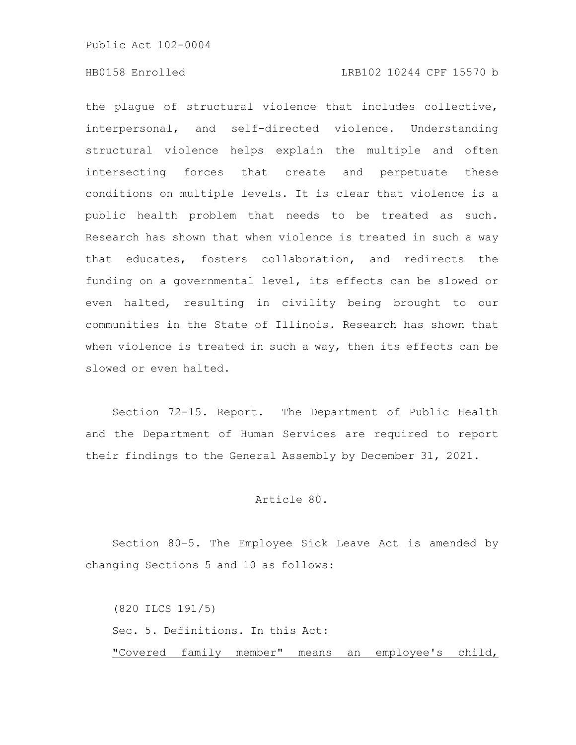the plague of structural violence that includes collective, interpersonal, and self-directed violence. Understanding structural violence helps explain the multiple and often intersecting forces that create and perpetuate these conditions on multiple levels. It is clear that violence is a public health problem that needs to be treated as such. Research has shown that when violence is treated in such a way that educates, fosters collaboration, and redirects the funding on a governmental level, its effects can be slowed or even halted, resulting in civility being brought to our communities in the State of Illinois. Research has shown that when violence is treated in such a way, then its effects can be slowed or even halted.

Section 72-15. Report. The Department of Public Health and the Department of Human Services are required to report their findings to the General Assembly by December 31, 2021.

Article 80.

Section 80-5. The Employee Sick Leave Act is amended by changing Sections 5 and 10 as follows:

(820 ILCS 191/5)

Sec. 5. Definitions. In this Act:

<u>"Covered family member" means an employee's child,</u>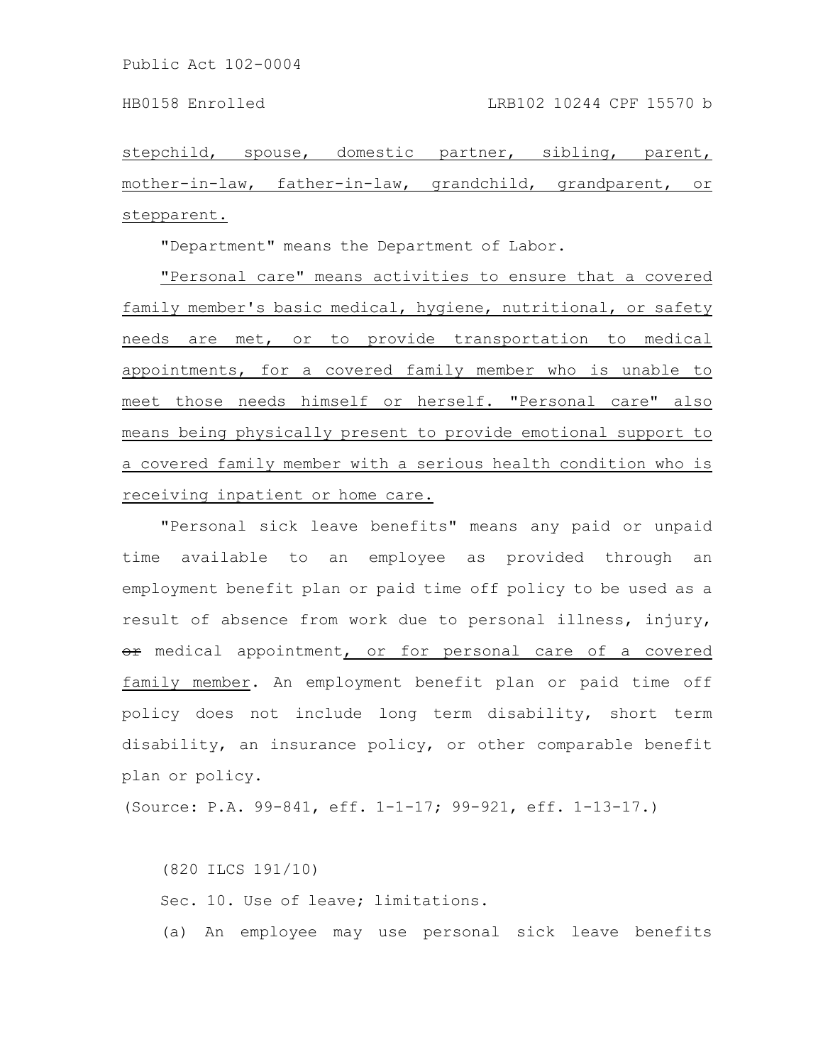stepchild, spouse, domestic partner, sibling, parent, mother-in-law, father-in-law, grandchild, grandparent, or stepparent.

"Department" means the Department of Labor.

"Personal care" means activities to ensure that a covered family member's basic medical, hygiene, nutritional, or safety needs are met, or to provide transportation to medical appointments, for a covered family member who is unable to meet those needs himself or herself. "Personal care" also means being physically present to provide emotional support to a covered family member with a serious health condition who is receiving inpatient or home care.

"Personal sick leave benefits" means any paid or unpaid time available to an employee as provided through an employment benefit plan or paid time off policy to be used as a result of absence from work due to personal illness, injury, ~~or~~ medical appointment, or for personal care of a covered family member. An employment benefit plan or paid time off policy does not include long term disability, short term disability, an insurance policy, or other comparable benefit plan or policy.

(Source: P.A. 99-841, eff. 1-1-17; 99-921, eff. 1-13-17.)

(820 ILCS 191/10)

Sec. 10. Use of leave; limitations.

(a) An employee may use personal sick leave benefits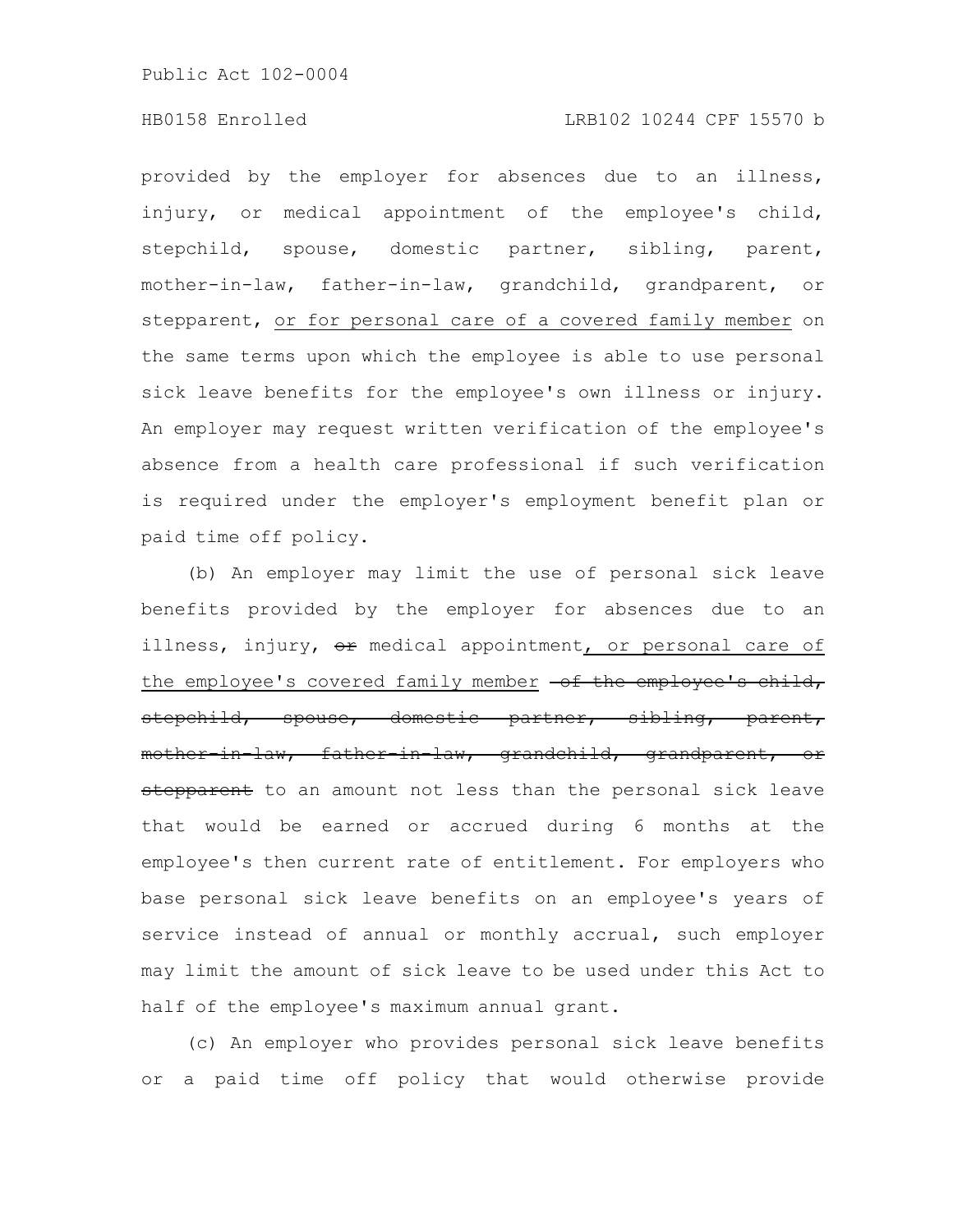provided by the employer for absences due to an illness, injury, or medical appointment of the employee's child, stepchild, spouse, domestic partner, sibling, parent, mother-in-law, father-in-law, grandchild, grandparent, or stepparent, <u>or for personal care of a covered family member</u> on the same terms upon which the employee is able to use personal sick leave benefits for the employee's own illness or injury. An employer may request written verification of the employee's absence from a health care professional if such verification is required under the employer's employment benefit plan or paid time off policy.

(b) An employer may limit the use of personal sick leave benefits provided by the employer for absences due to an illness, injury, ~~or~~ medical appointment<u>, or personal care of the employee's covered family member</u> ~~of the employee's child, stepchild, spouse, domestic partner, sibling, parent, mother-in-law, father-in-law, grandchild, grandparent, or stepparent~~ to an amount not less than the personal sick leave that would be earned or accrued during 6 months at the employee's then current rate of entitlement. For employers who base personal sick leave benefits on an employee's years of service instead of annual or monthly accrual, such employer may limit the amount of sick leave to be used under this Act to half of the employee's maximum annual grant.

(c) An employer who provides personal sick leave benefits or a paid time off policy that would otherwise provide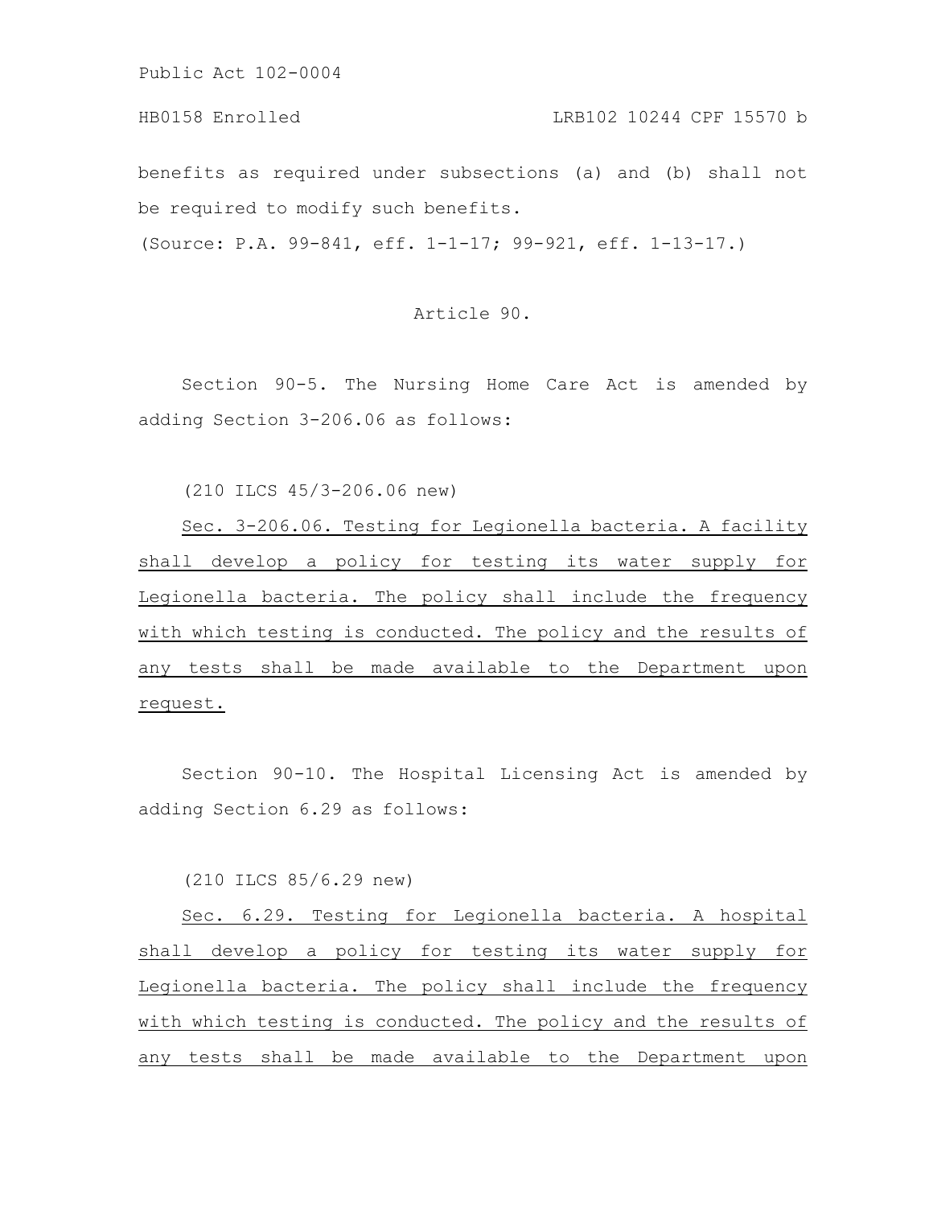benefits as required under subsections (a) and (b) shall not be required to modify such benefits.

(Source: P.A. 99-841, eff. 1-1-17; 99-921, eff. 1-13-17.)

Article 90.

Section 90-5. The Nursing Home Care Act is amended by adding Section 3-206.06 as follows:

(210 ILCS 45/3-206.06 new)

Sec. 3-206.06. Testing for Legionella bacteria. A facility shall develop a policy for testing its water supply for Legionella bacteria. The policy shall include the frequency with which testing is conducted. The policy and the results of any tests shall be made available to the Department upon request.

Section 90-10. The Hospital Licensing Act is amended by adding Section 6.29 as follows:

(210 ILCS 85/6.29 new)

Sec. 6.29. Testing for Legionella bacteria. A hospital shall develop a policy for testing its water supply for Legionella bacteria. The policy shall include the frequency with which testing is conducted. The policy and the results of any tests shall be made available to the Department upon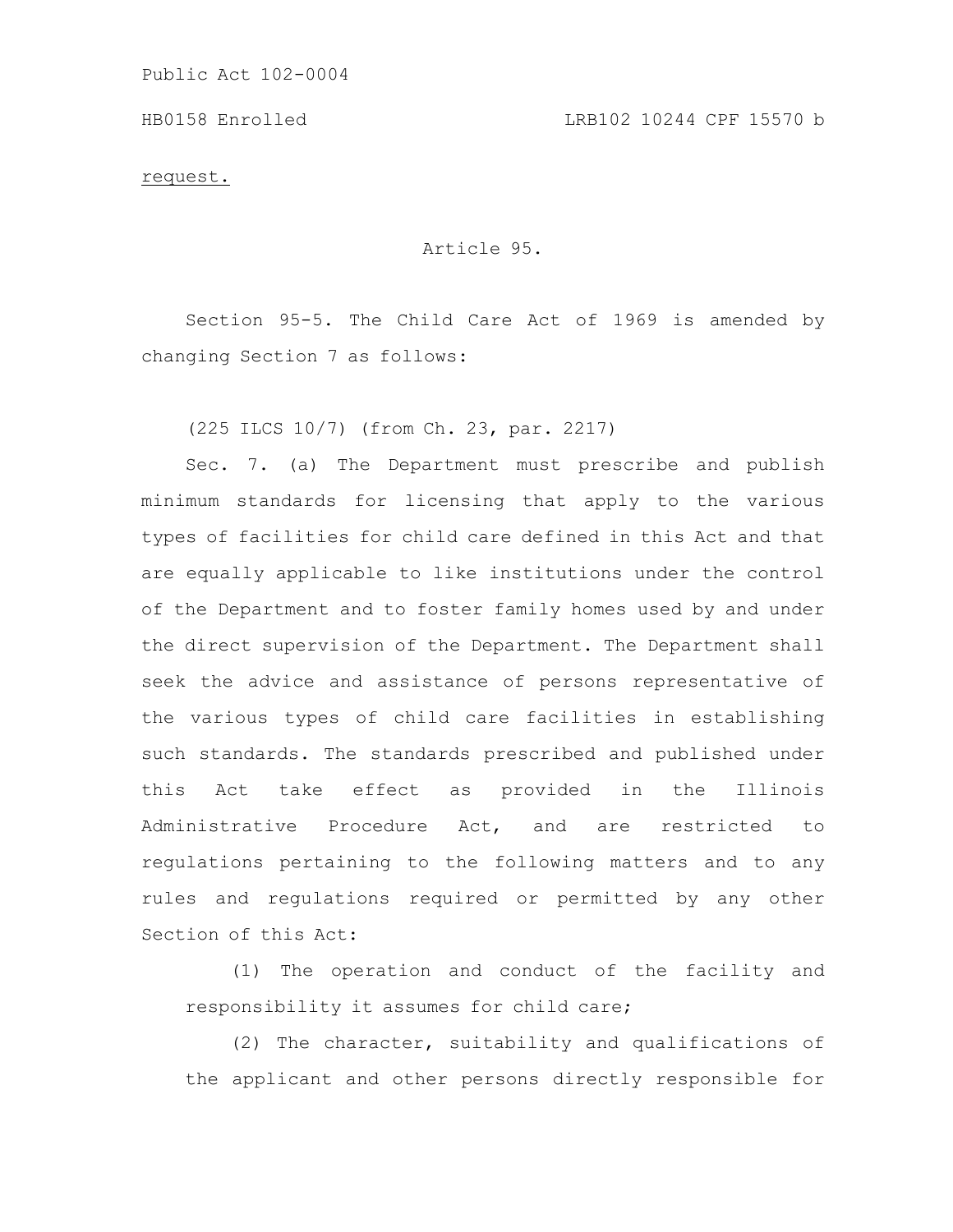request.

Article 95.

Section 95-5. The Child Care Act of 1969 is amended by changing Section 7 as follows:

(225 ILCS 10/7) (from Ch. 23, par. 2217)

Sec. 7. (a) The Department must prescribe and publish minimum standards for licensing that apply to the various types of facilities for child care defined in this Act and that are equally applicable to like institutions under the control of the Department and to foster family homes used by and under the direct supervision of the Department. The Department shall seek the advice and assistance of persons representative of the various types of child care facilities in establishing such standards. The standards prescribed and published under this Act take effect as provided in the Illinois Administrative Procedure Act, and are restricted to regulations pertaining to the following matters and to any rules and regulations required or permitted by any other Section of this Act:

(1) The operation and conduct of the facility and responsibility it assumes for child care;

(2) The character, suitability and qualifications of the applicant and other persons directly responsible for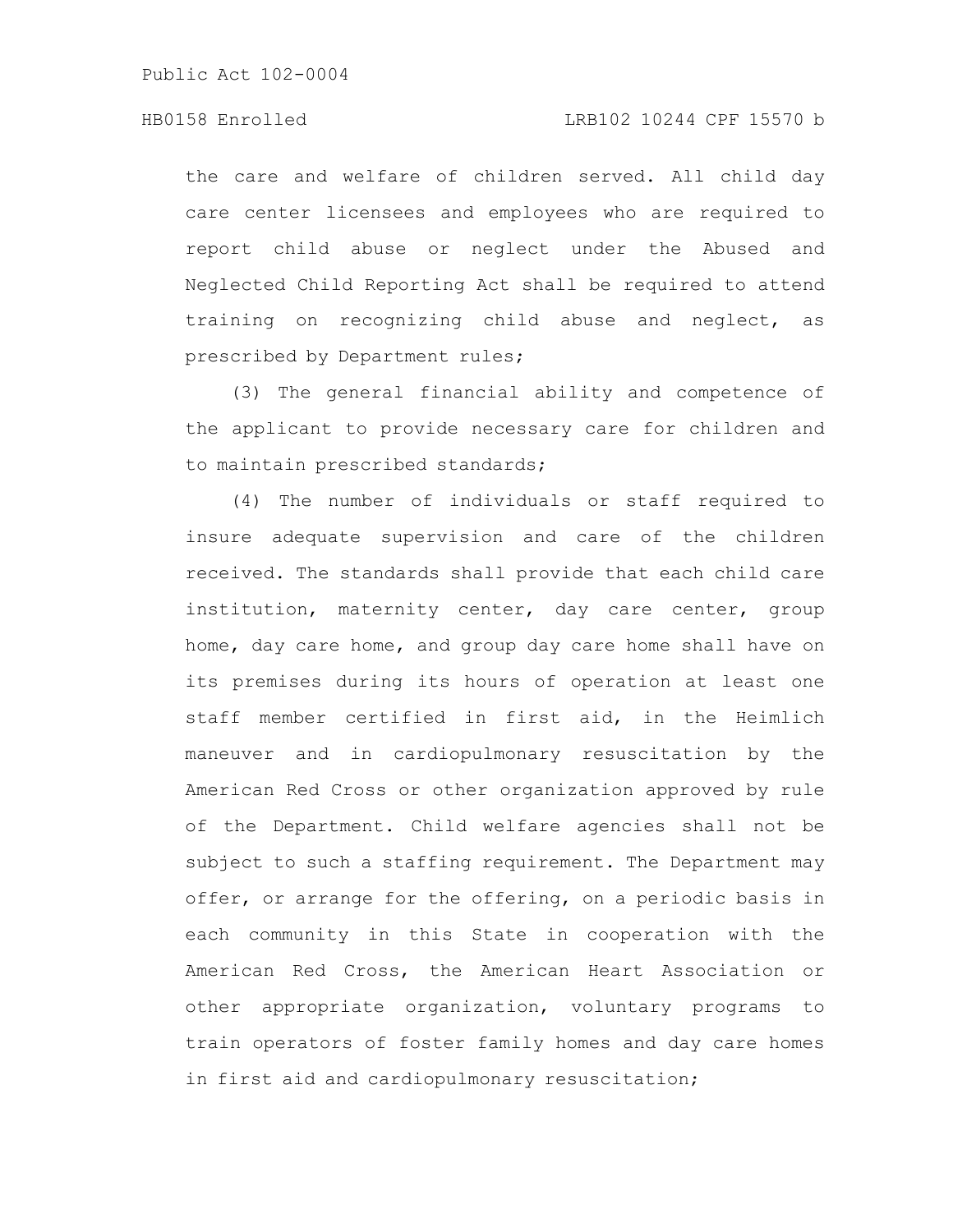the care and welfare of children served. All child day care center licensees and employees who are required to report child abuse or neglect under the Abused and Neglected Child Reporting Act shall be required to attend training on recognizing child abuse and neglect, as prescribed by Department rules;

(3) The general financial ability and competence of the applicant to provide necessary care for children and to maintain prescribed standards;

(4) The number of individuals or staff required to insure adequate supervision and care of the children received. The standards shall provide that each child care institution, maternity center, day care center, group home, day care home, and group day care home shall have on its premises during its hours of operation at least one staff member certified in first aid, in the Heimlich maneuver and in cardiopulmonary resuscitation by the American Red Cross or other organization approved by rule of the Department. Child welfare agencies shall not be subject to such a staffing requirement. The Department may offer, or arrange for the offering, on a periodic basis in each community in this State in cooperation with the American Red Cross, the American Heart Association or other appropriate organization, voluntary programs to train operators of foster family homes and day care homes in first aid and cardiopulmonary resuscitation;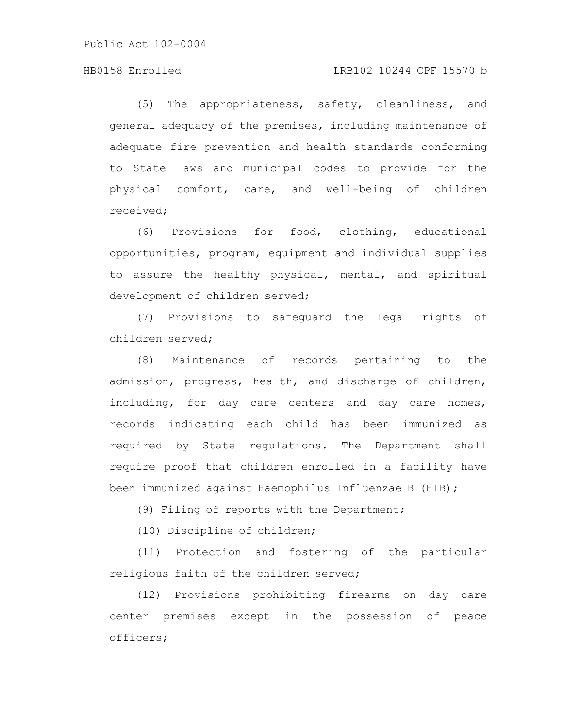(5) The appropriateness, safety, cleanliness, and general adequacy of the premises, including maintenance of adequate fire prevention and health standards conforming to State laws and municipal codes to provide for the physical comfort, care, and well-being of children received;

(6) Provisions for food, clothing, educational opportunities, program, equipment and individual supplies to assure the healthy physical, mental, and spiritual development of children served;

(7) Provisions to safeguard the legal rights of children served;

(8) Maintenance of records pertaining to the admission, progress, health, and discharge of children, including, for day care centers and day care homes, records indicating each child has been immunized as required by State regulations. The Department shall require proof that children enrolled in a facility have been immunized against Haemophilus Influenzae B (HIB);

(9) Filing of reports with the Department;

(10) Discipline of children;

(11) Protection and fostering of the particular religious faith of the children served;

(12) Provisions prohibiting firearms on day care center premises except in the possession of peace officers;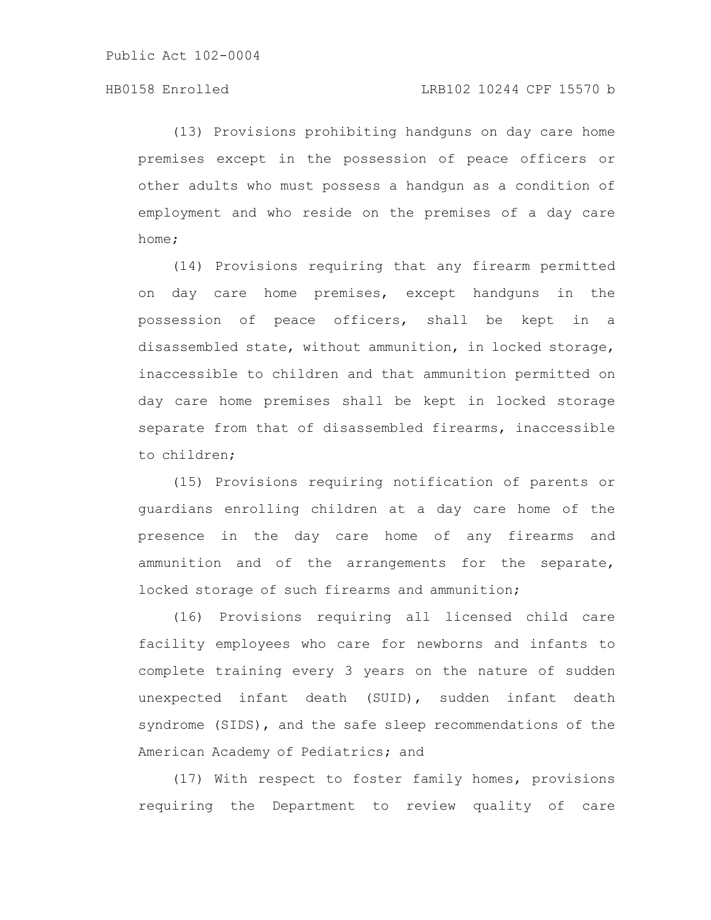(13) Provisions prohibiting handguns on day care home premises except in the possession of peace officers or other adults who must possess a handgun as a condition of employment and who reside on the premises of a day care home;

(14) Provisions requiring that any firearm permitted on day care home premises, except handguns in the possession of peace officers, shall be kept in a disassembled state, without ammunition, in locked storage, inaccessible to children and that ammunition permitted on day care home premises shall be kept in locked storage separate from that of disassembled firearms, inaccessible to children;

(15) Provisions requiring notification of parents or guardians enrolling children at a day care home of the presence in the day care home of any firearms and ammunition and of the arrangements for the separate, locked storage of such firearms and ammunition;

(16) Provisions requiring all licensed child care facility employees who care for newborns and infants to complete training every 3 years on the nature of sudden unexpected infant death (SUID), sudden infant death syndrome (SIDS), and the safe sleep recommendations of the American Academy of Pediatrics; and

(17) With respect to foster family homes, provisions requiring the Department to review quality of care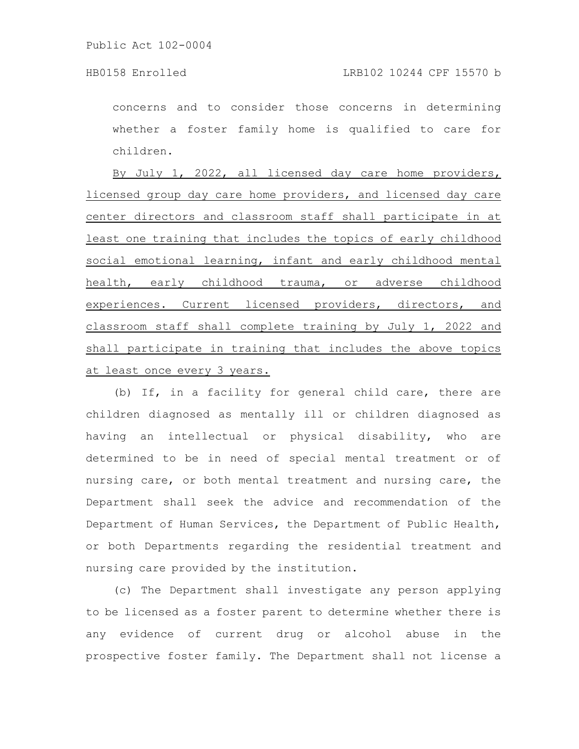concerns and to consider those concerns in determining whether a foster family home is qualified to care for children.

By July 1, 2022, all licensed day care home providers, licensed group day care home providers, and licensed day care center directors and classroom staff shall participate in at least one training that includes the topics of early childhood social emotional learning, infant and early childhood mental health, early childhood trauma, or adverse childhood experiences. Current licensed providers, directors, and classroom staff shall complete training by July 1, 2022 and shall participate in training that includes the above topics at least once every 3 years.

(b) If, in a facility for general child care, there are children diagnosed as mentally ill or children diagnosed as having an intellectual or physical disability, who are determined to be in need of special mental treatment or of nursing care, or both mental treatment and nursing care, the Department shall seek the advice and recommendation of the Department of Human Services, the Department of Public Health, or both Departments regarding the residential treatment and nursing care provided by the institution.

(c) The Department shall investigate any person applying to be licensed as a foster parent to determine whether there is any evidence of current drug or alcohol abuse in the prospective foster family. The Department shall not license a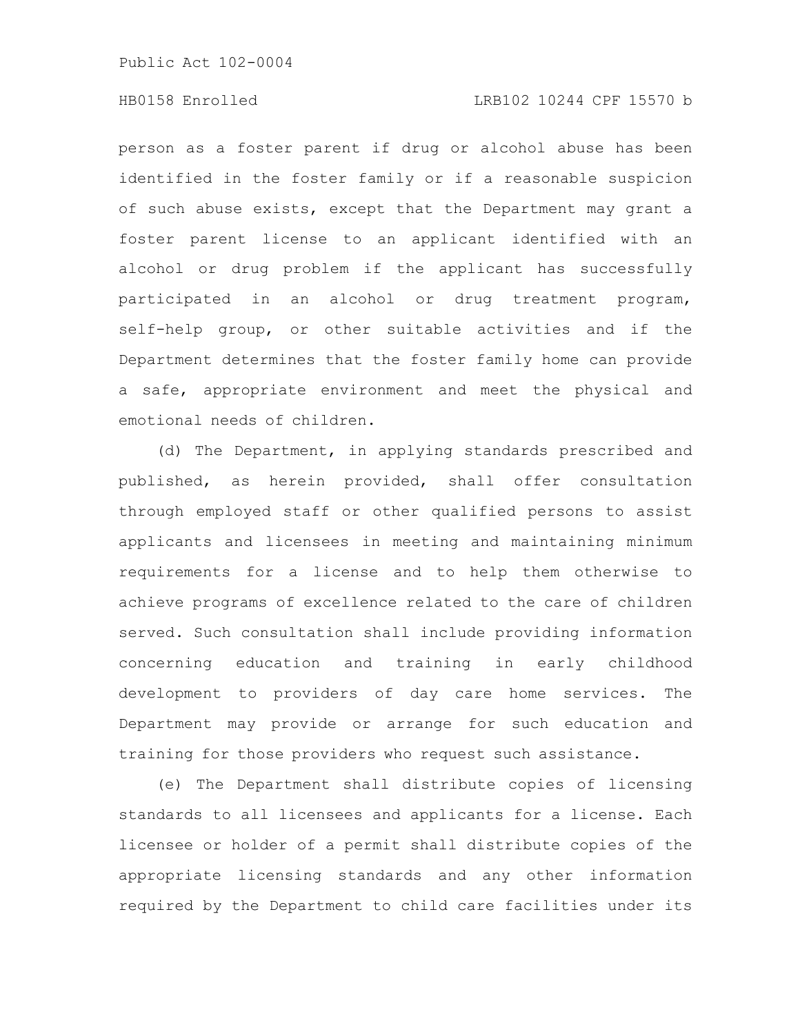person as a foster parent if drug or alcohol abuse has been identified in the foster family or if a reasonable suspicion of such abuse exists, except that the Department may grant a foster parent license to an applicant identified with an alcohol or drug problem if the applicant has successfully participated in an alcohol or drug treatment program, self-help group, or other suitable activities and if the Department determines that the foster family home can provide a safe, appropriate environment and meet the physical and emotional needs of children.

(d) The Department, in applying standards prescribed and published, as herein provided, shall offer consultation through employed staff or other qualified persons to assist applicants and licensees in meeting and maintaining minimum requirements for a license and to help them otherwise to achieve programs of excellence related to the care of children served. Such consultation shall include providing information concerning education and training in early childhood development to providers of day care home services. The Department may provide or arrange for such education and training for those providers who request such assistance.

(e) The Department shall distribute copies of licensing standards to all licensees and applicants for a license. Each licensee or holder of a permit shall distribute copies of the appropriate licensing standards and any other information required by the Department to child care facilities under its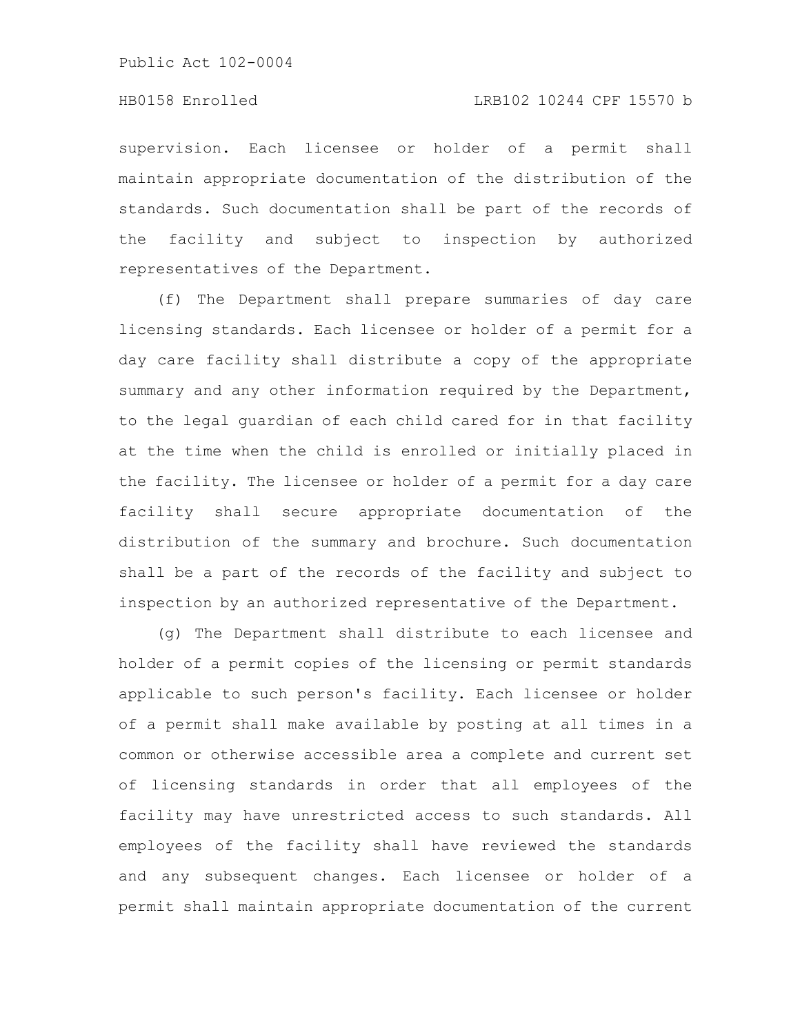supervision. Each licensee or holder of a permit shall maintain appropriate documentation of the distribution of the standards. Such documentation shall be part of the records of the facility and subject to inspection by authorized representatives of the Department.

(f) The Department shall prepare summaries of day care licensing standards. Each licensee or holder of a permit for a day care facility shall distribute a copy of the appropriate summary and any other information required by the Department, to the legal guardian of each child cared for in that facility at the time when the child is enrolled or initially placed in the facility. The licensee or holder of a permit for a day care facility shall secure appropriate documentation of the distribution of the summary and brochure. Such documentation shall be a part of the records of the facility and subject to inspection by an authorized representative of the Department.

(g) The Department shall distribute to each licensee and holder of a permit copies of the licensing or permit standards applicable to such person's facility. Each licensee or holder of a permit shall make available by posting at all times in a common or otherwise accessible area a complete and current set of licensing standards in order that all employees of the facility may have unrestricted access to such standards. All employees of the facility shall have reviewed the standards and any subsequent changes. Each licensee or holder of a permit shall maintain appropriate documentation of the current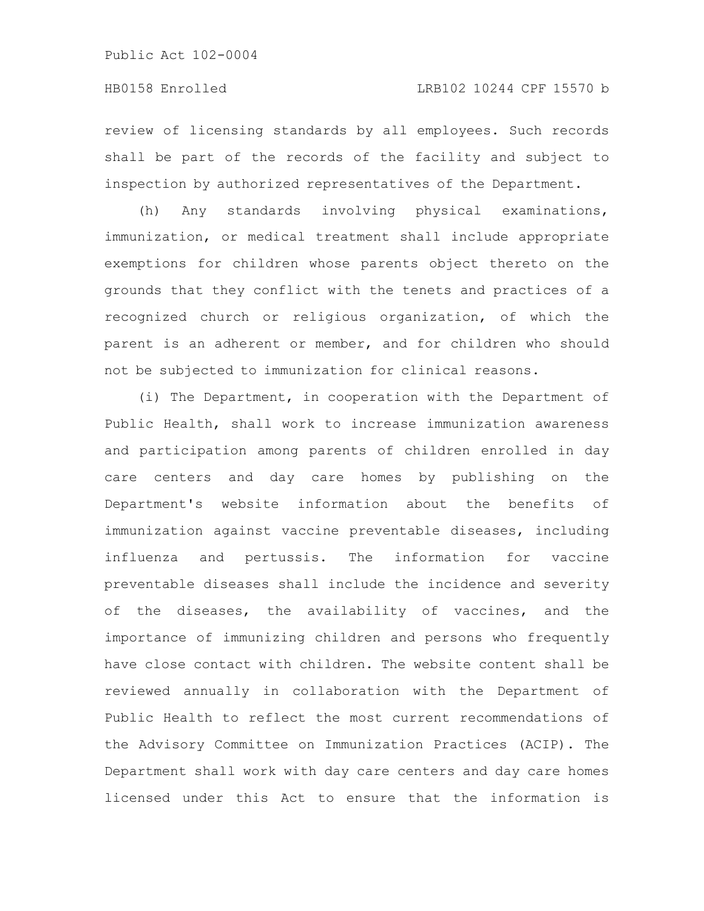review of licensing standards by all employees. Such records shall be part of the records of the facility and subject to inspection by authorized representatives of the Department.

(h) Any standards involving physical examinations, immunization, or medical treatment shall include appropriate exemptions for children whose parents object thereto on the grounds that they conflict with the tenets and practices of a recognized church or religious organization, of which the parent is an adherent or member, and for children who should not be subjected to immunization for clinical reasons.

(i) The Department, in cooperation with the Department of Public Health, shall work to increase immunization awareness and participation among parents of children enrolled in day care centers and day care homes by publishing on the Department's website information about the benefits of immunization against vaccine preventable diseases, including influenza and pertussis. The information for vaccine preventable diseases shall include the incidence and severity of the diseases, the availability of vaccines, and the importance of immunizing children and persons who frequently have close contact with children. The website content shall be reviewed annually in collaboration with the Department of Public Health to reflect the most current recommendations of the Advisory Committee on Immunization Practices (ACIP). The Department shall work with day care centers and day care homes licensed under this Act to ensure that the information is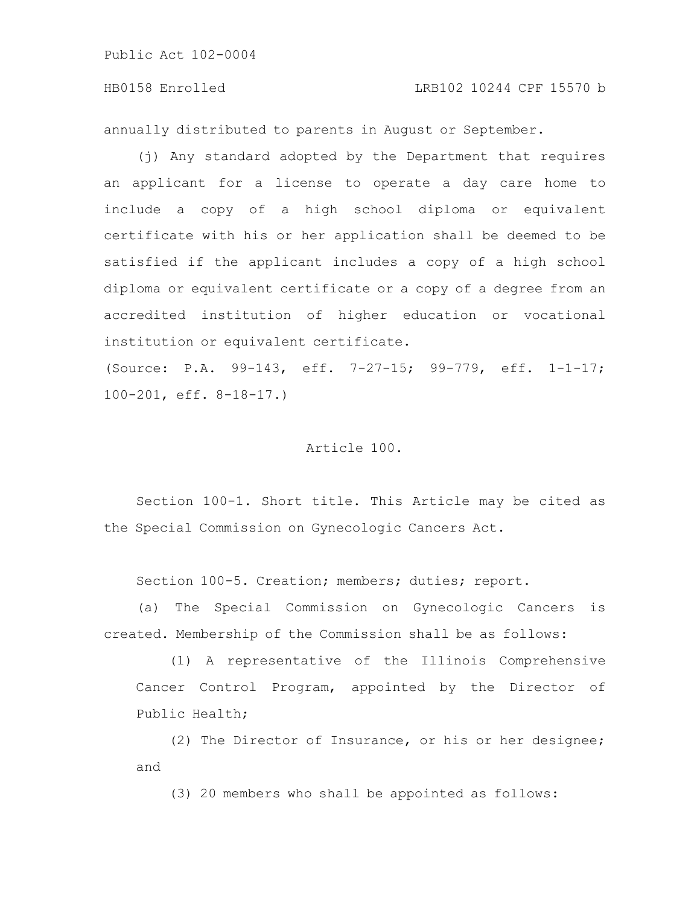annually distributed to parents in August or September.

(j) Any standard adopted by the Department that requires an applicant for a license to operate a day care home to include a copy of a high school diploma or equivalent certificate with his or her application shall be deemed to be satisfied if the applicant includes a copy of a high school diploma or equivalent certificate or a copy of a degree from an accredited institution of higher education or vocational institution or equivalent certificate.

(Source: P.A. 99-143, eff. 7-27-15; 99-779, eff. 1-1-17; 100-201, eff. 8-18-17.)

Article 100.

Section 100-1. Short title. This Article may be cited as the Special Commission on Gynecologic Cancers Act.

Section 100-5. Creation; members; duties; report.

(a) The Special Commission on Gynecologic Cancers is created. Membership of the Commission shall be as follows:

(1) A representative of the Illinois Comprehensive Cancer Control Program, appointed by the Director of Public Health;

(2) The Director of Insurance, or his or her designee; and

(3) 20 members who shall be appointed as follows: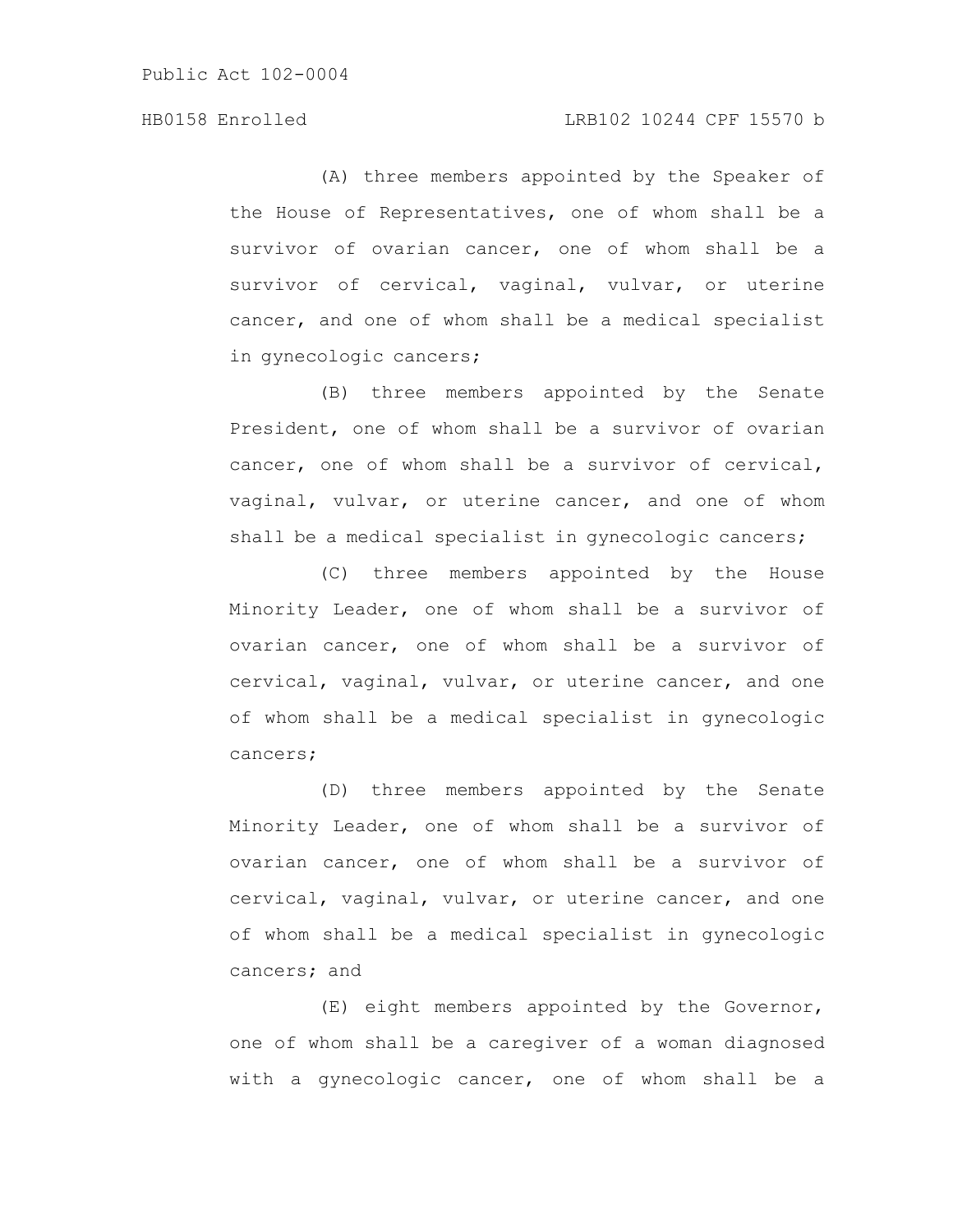(A) three members appointed by the Speaker of the House of Representatives, one of whom shall be a survivor of ovarian cancer, one of whom shall be a survivor of cervical, vaginal, vulvar, or uterine cancer, and one of whom shall be a medical specialist in gynecologic cancers;

(B) three members appointed by the Senate President, one of whom shall be a survivor of ovarian cancer, one of whom shall be a survivor of cervical, vaginal, vulvar, or uterine cancer, and one of whom shall be a medical specialist in gynecologic cancers;

(C) three members appointed by the House Minority Leader, one of whom shall be a survivor of ovarian cancer, one of whom shall be a survivor of cervical, vaginal, vulvar, or uterine cancer, and one of whom shall be a medical specialist in gynecologic cancers;

(D) three members appointed by the Senate Minority Leader, one of whom shall be a survivor of ovarian cancer, one of whom shall be a survivor of cervical, vaginal, vulvar, or uterine cancer, and one of whom shall be a medical specialist in gynecologic cancers; and

(E) eight members appointed by the Governor, one of whom shall be a caregiver of a woman diagnosed with a gynecologic cancer, one of whom shall be a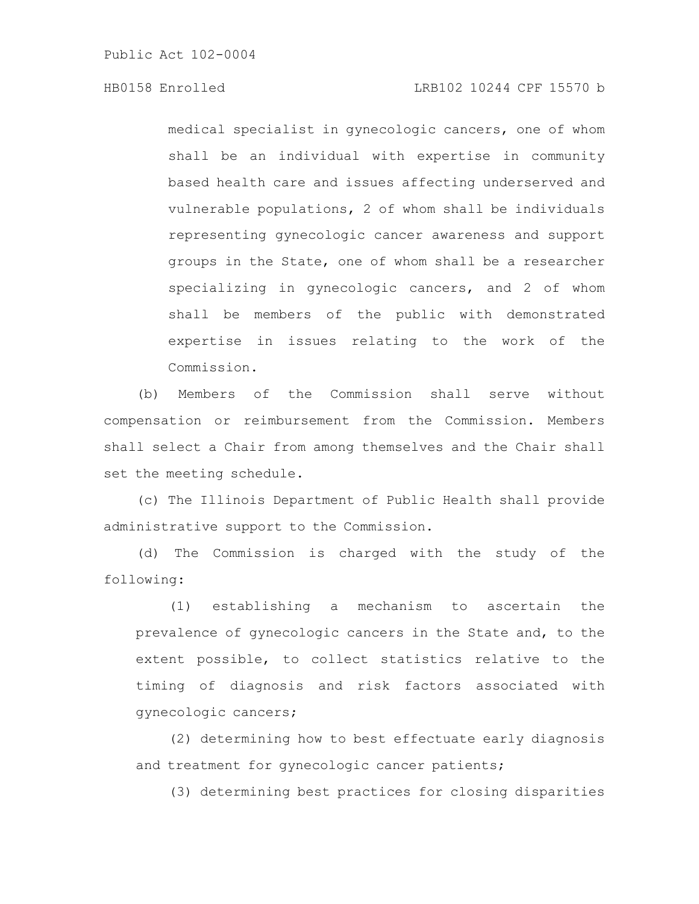medical specialist in gynecologic cancers, one of whom shall be an individual with expertise in community based health care and issues affecting underserved and vulnerable populations, 2 of whom shall be individuals representing gynecologic cancer awareness and support groups in the State, one of whom shall be a researcher specializing in gynecologic cancers, and 2 of whom shall be members of the public with demonstrated expertise in issues relating to the work of the Commission.

(b) Members of the Commission shall serve without compensation or reimbursement from the Commission. Members shall select a Chair from among themselves and the Chair shall set the meeting schedule.

(c) The Illinois Department of Public Health shall provide administrative support to the Commission.

(d) The Commission is charged with the study of the following:

(1) establishing a mechanism to ascertain the prevalence of gynecologic cancers in the State and, to the extent possible, to collect statistics relative to the timing of diagnosis and risk factors associated with gynecologic cancers;

(2) determining how to best effectuate early diagnosis and treatment for gynecologic cancer patients;

(3) determining best practices for closing disparities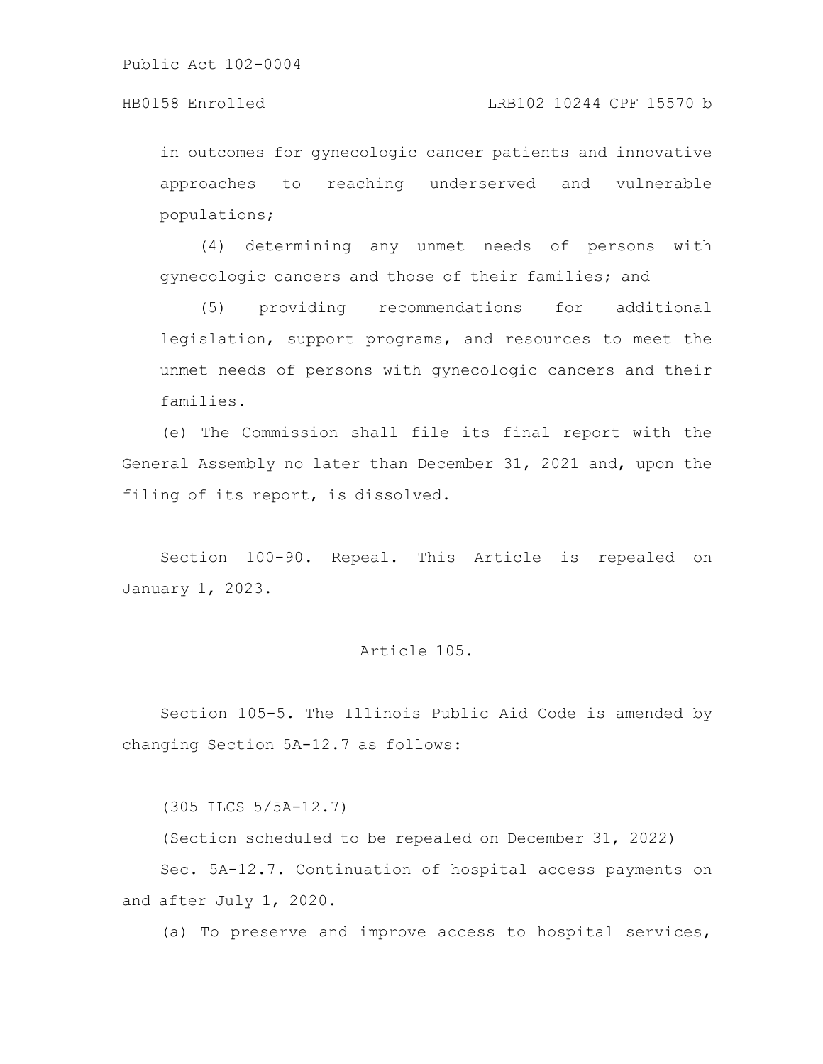in outcomes for gynecologic cancer patients and innovative approaches to reaching underserved and vulnerable populations;

(4) determining any unmet needs of persons with gynecologic cancers and those of their families; and

(5) providing recommendations for additional legislation, support programs, and resources to meet the unmet needs of persons with gynecologic cancers and their families.

(e) The Commission shall file its final report with the General Assembly no later than December 31, 2021 and, upon the filing of its report, is dissolved.

Section 100-90. Repeal. This Article is repealed on January 1, 2023.

Article 105.

Section 105-5. The Illinois Public Aid Code is amended by changing Section 5A-12.7 as follows:

(305 ILCS 5/5A-12.7)

(Section scheduled to be repealed on December 31, 2022)

Sec. 5A-12.7. Continuation of hospital access payments on and after July 1, 2020.

(a) To preserve and improve access to hospital services,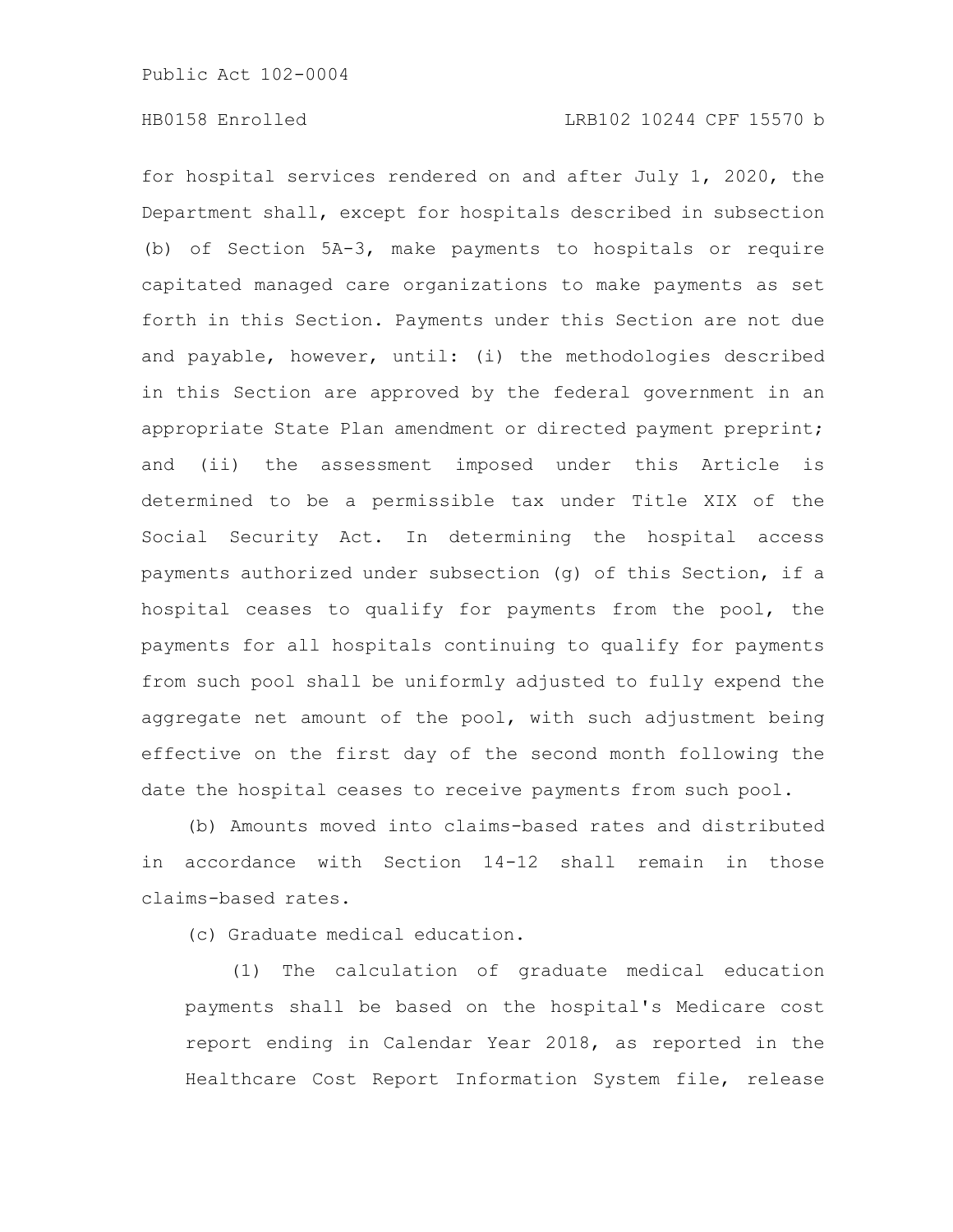for hospital services rendered on and after July 1, 2020, the Department shall, except for hospitals described in subsection (b) of Section 5A-3, make payments to hospitals or require capitated managed care organizations to make payments as set forth in this Section. Payments under this Section are not due and payable, however, until: (i) the methodologies described in this Section are approved by the federal government in an appropriate State Plan amendment or directed payment preprint; and (ii) the assessment imposed under this Article is determined to be a permissible tax under Title XIX of the Social Security Act. In determining the hospital access payments authorized under subsection (g) of this Section, if a hospital ceases to qualify for payments from the pool, the payments for all hospitals continuing to qualify for payments from such pool shall be uniformly adjusted to fully expend the aggregate net amount of the pool, with such adjustment being effective on the first day of the second month following the date the hospital ceases to receive payments from such pool.

(b) Amounts moved into claims-based rates and distributed in accordance with Section 14-12 shall remain in those claims-based rates.

(c) Graduate medical education.

(1) The calculation of graduate medical education payments shall be based on the hospital's Medicare cost report ending in Calendar Year 2018, as reported in the Healthcare Cost Report Information System file, release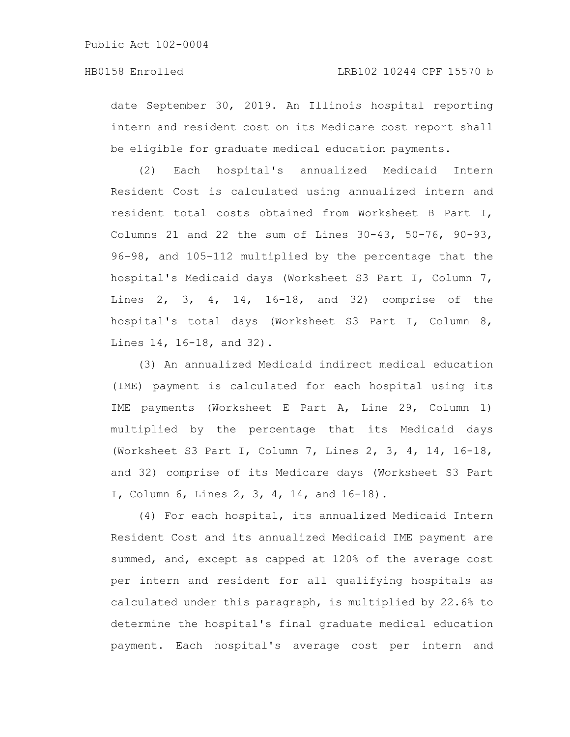date September 30, 2019. An Illinois hospital reporting intern and resident cost on its Medicare cost report shall be eligible for graduate medical education payments.

(2) Each hospital's annualized Medicaid Intern Resident Cost is calculated using annualized intern and resident total costs obtained from Worksheet B Part I, Columns 21 and 22 the sum of Lines 30-43, 50-76, 90-93, 96-98, and 105-112 multiplied by the percentage that the hospital's Medicaid days (Worksheet S3 Part I, Column 7, Lines 2, 3, 4, 14, 16-18, and 32) comprise of the hospital's total days (Worksheet S3 Part I, Column 8, Lines 14, 16-18, and 32).

(3) An annualized Medicaid indirect medical education (IME) payment is calculated for each hospital using its IME payments (Worksheet E Part A, Line 29, Column 1) multiplied by the percentage that its Medicaid days (Worksheet S3 Part I, Column 7, Lines 2, 3, 4, 14, 16-18, and 32) comprise of its Medicare days (Worksheet S3 Part I, Column 6, Lines 2, 3, 4, 14, and 16-18).

(4) For each hospital, its annualized Medicaid Intern Resident Cost and its annualized Medicaid IME payment are summed, and, except as capped at 120% of the average cost per intern and resident for all qualifying hospitals as calculated under this paragraph, is multiplied by 22.6% to determine the hospital's final graduate medical education payment. Each hospital's average cost per intern and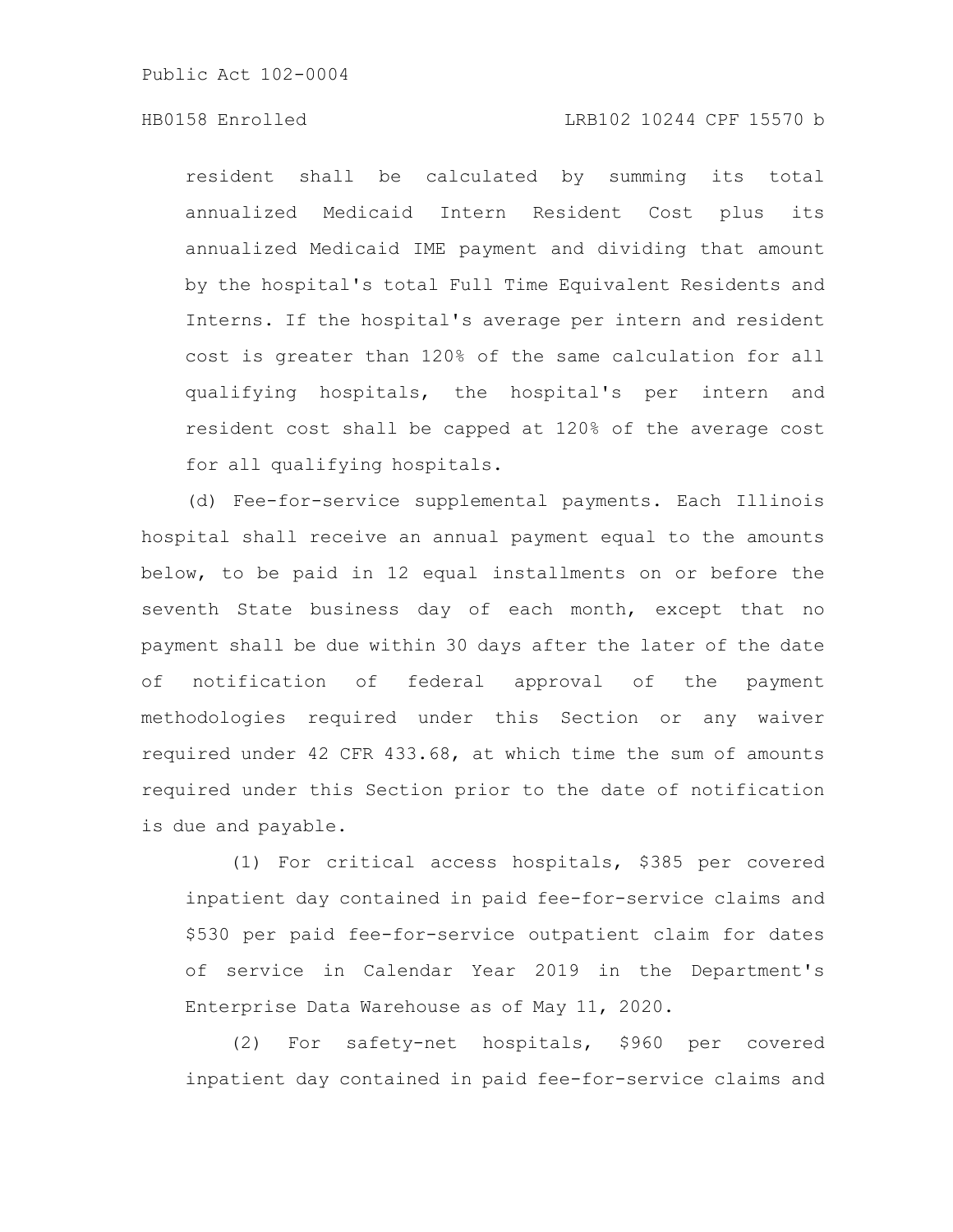resident shall be calculated by summing its total annualized Medicaid Intern Resident Cost plus its annualized Medicaid IME payment and dividing that amount by the hospital's total Full Time Equivalent Residents and Interns. If the hospital's average per intern and resident cost is greater than 120% of the same calculation for all qualifying hospitals, the hospital's per intern and resident cost shall be capped at 120% of the average cost for all qualifying hospitals.

(d) Fee-for-service supplemental payments. Each Illinois hospital shall receive an annual payment equal to the amounts below, to be paid in 12 equal installments on or before the seventh State business day of each month, except that no payment shall be due within 30 days after the later of the date of notification of federal approval of the payment methodologies required under this Section or any waiver required under 42 CFR 433.68, at which time the sum of amounts required under this Section prior to the date of notification is due and payable.

(1) For critical access hospitals, $385 per covered inpatient day contained in paid fee-for-service claims and $530 per paid fee-for-service outpatient claim for dates of service in Calendar Year 2019 in the Department's Enterprise Data Warehouse as of May 11, 2020.

(2) For safety-net hospitals, $960 per covered inpatient day contained in paid fee-for-service claims and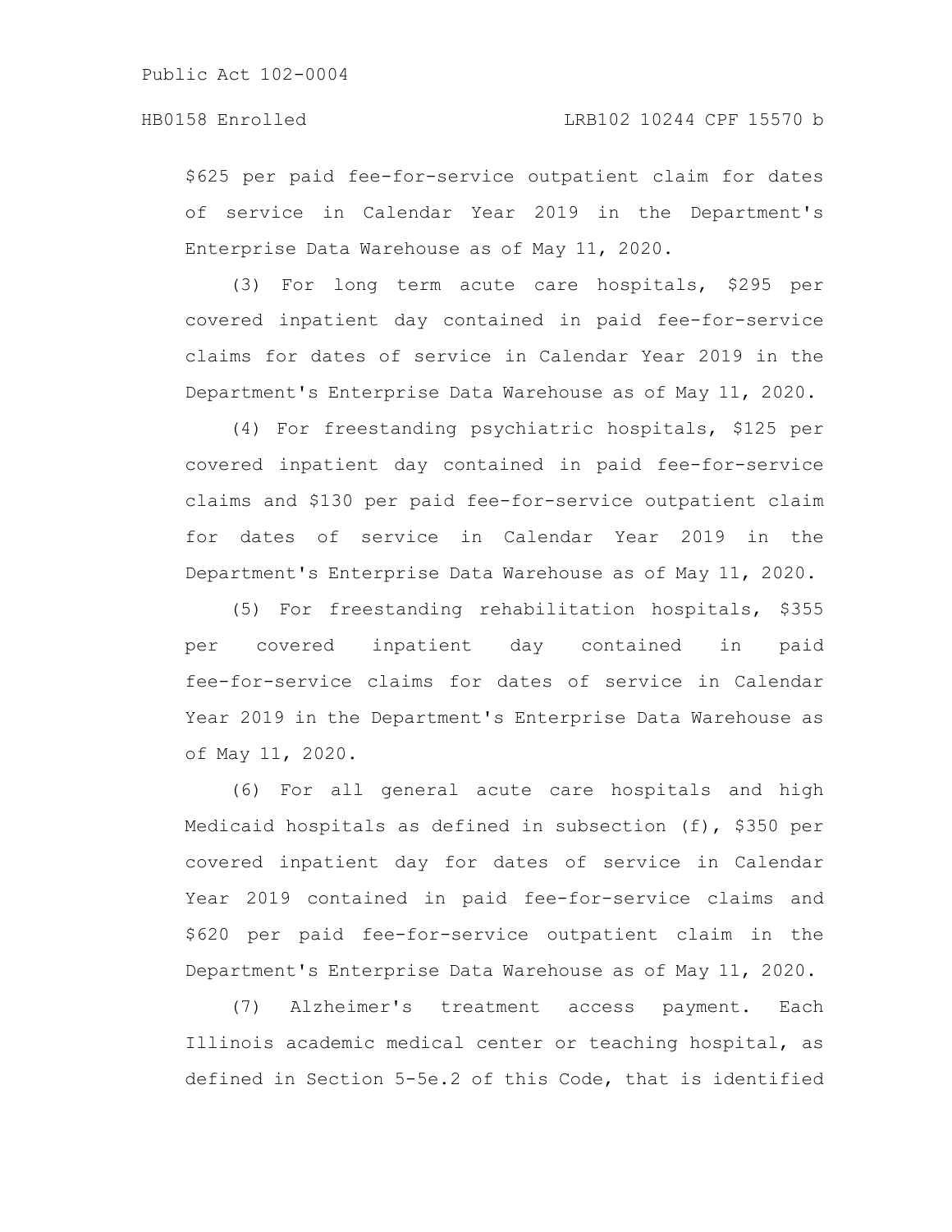$625 per paid fee-for-service outpatient claim for dates of service in Calendar Year 2019 in the Department's Enterprise Data Warehouse as of May 11, 2020.

(3) For long term acute care hospitals, $295 per covered inpatient day contained in paid fee-for-service claims for dates of service in Calendar Year 2019 in the Department's Enterprise Data Warehouse as of May 11, 2020.

(4) For freestanding psychiatric hospitals, $125 per covered inpatient day contained in paid fee-for-service claims and $130 per paid fee-for-service outpatient claim for dates of service in Calendar Year 2019 in the Department's Enterprise Data Warehouse as of May 11, 2020.

(5) For freestanding rehabilitation hospitals, $355 per covered inpatient day contained in paid fee-for-service claims for dates of service in Calendar Year 2019 in the Department's Enterprise Data Warehouse as of May 11, 2020.

(6) For all general acute care hospitals and high Medicaid hospitals as defined in subsection (f), $350 per covered inpatient day for dates of service in Calendar Year 2019 contained in paid fee-for-service claims and $620 per paid fee-for-service outpatient claim in the Department's Enterprise Data Warehouse as of May 11, 2020.

(7) Alzheimer's treatment access payment. Each Illinois academic medical center or teaching hospital, as defined in Section 5-5e.2 of this Code, that is identified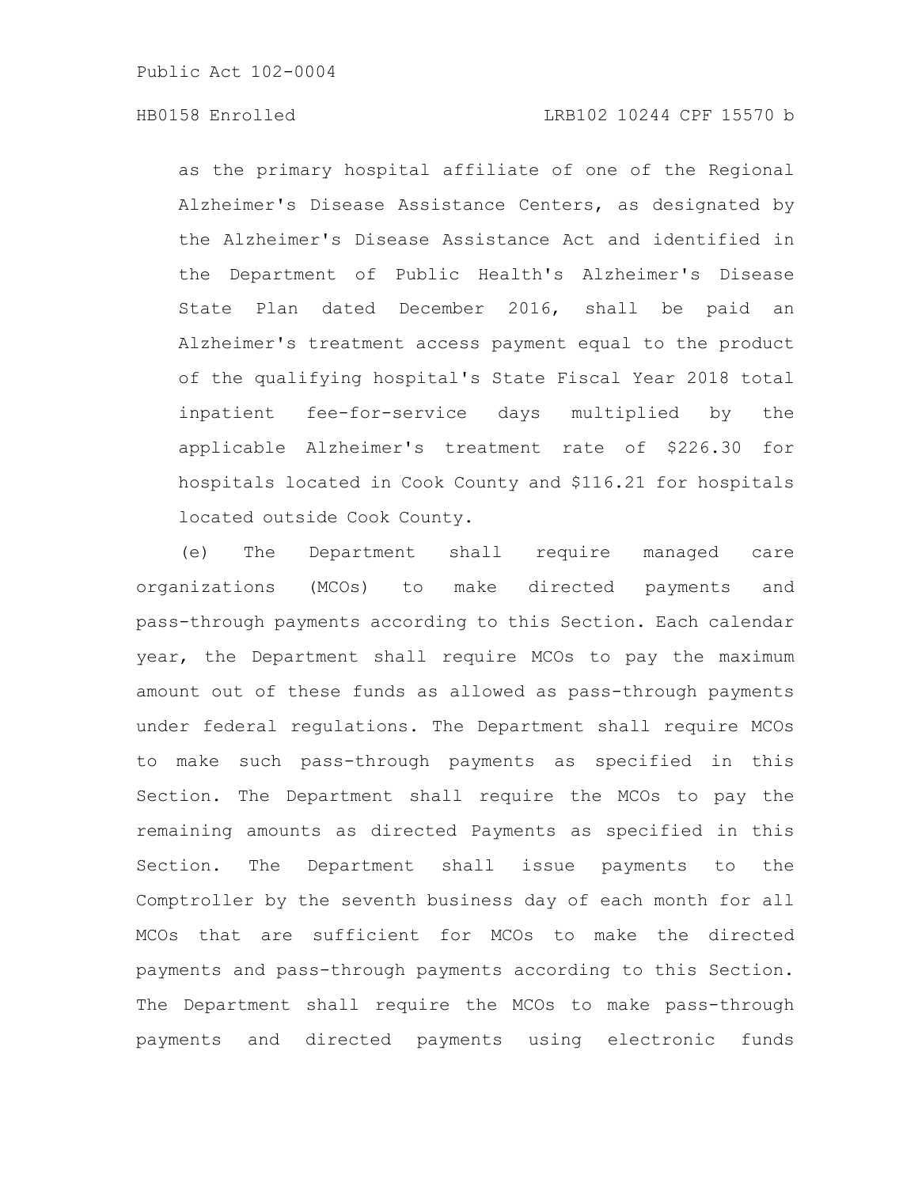as the primary hospital affiliate of one of the Regional Alzheimer's Disease Assistance Centers, as designated by the Alzheimer's Disease Assistance Act and identified in the Department of Public Health's Alzheimer's Disease State Plan dated December 2016, shall be paid an Alzheimer's treatment access payment equal to the product of the qualifying hospital's State Fiscal Year 2018 total inpatient fee-for-service days multiplied by the applicable Alzheimer's treatment rate of $226.30 for hospitals located in Cook County and $116.21 for hospitals located outside Cook County.

(e) The Department shall require managed care organizations (MCOs) to make directed payments and pass-through payments according to this Section. Each calendar year, the Department shall require MCOs to pay the maximum amount out of these funds as allowed as pass-through payments under federal regulations. The Department shall require MCOs to make such pass-through payments as specified in this Section. The Department shall require the MCOs to pay the remaining amounts as directed Payments as specified in this Section. The Department shall issue payments to the Comptroller by the seventh business day of each month for all MCOs that are sufficient for MCOs to make the directed payments and pass-through payments according to this Section. The Department shall require the MCOs to make pass-through payments and directed payments using electronic funds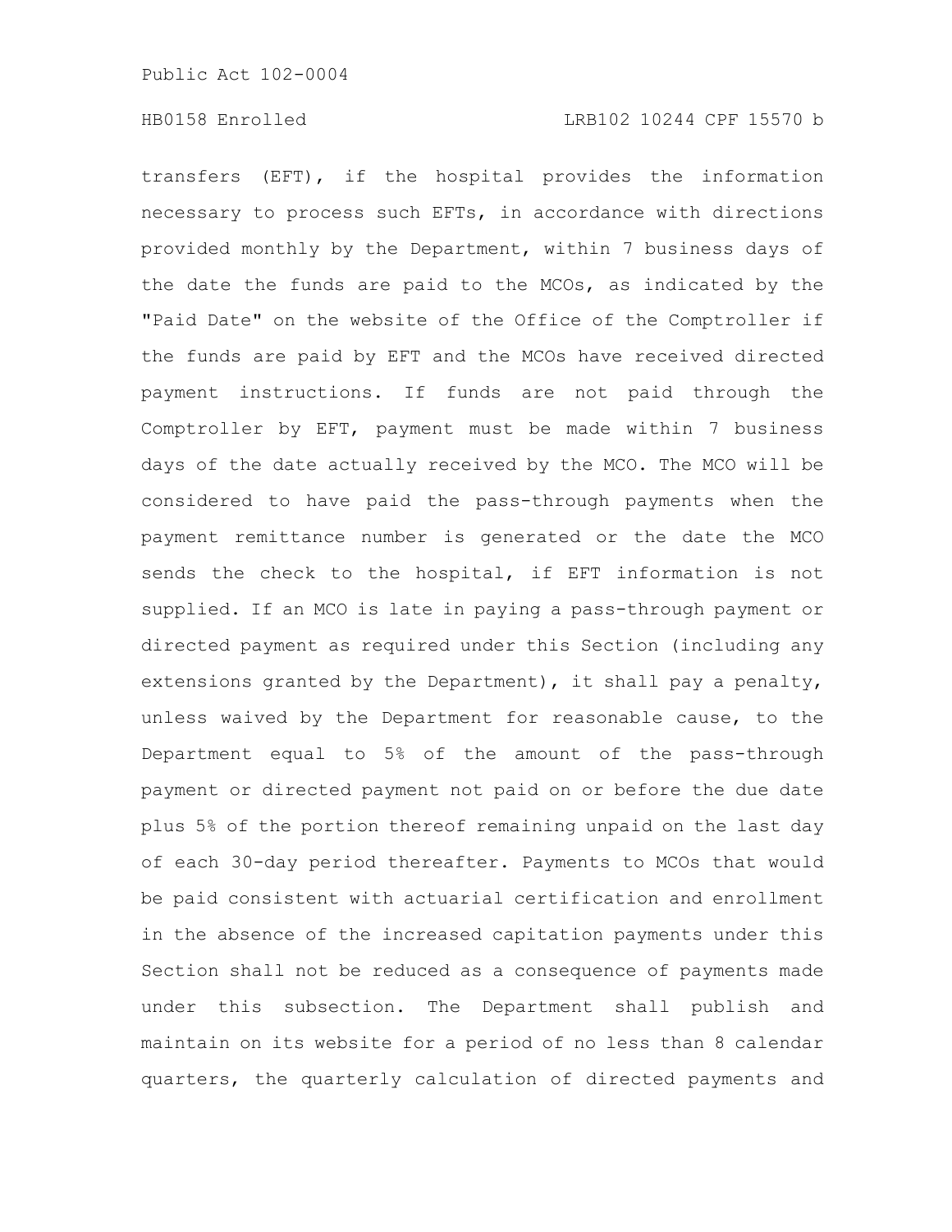transfers (EFT), if the hospital provides the information necessary to process such EFTs, in accordance with directions provided monthly by the Department, within 7 business days of the date the funds are paid to the MCOs, as indicated by the "Paid Date" on the website of the Office of the Comptroller if the funds are paid by EFT and the MCOs have received directed payment instructions. If funds are not paid through the Comptroller by EFT, payment must be made within 7 business days of the date actually received by the MCO. The MCO will be considered to have paid the pass-through payments when the payment remittance number is generated or the date the MCO sends the check to the hospital, if EFT information is not supplied. If an MCO is late in paying a pass-through payment or directed payment as required under this Section (including any extensions granted by the Department), it shall pay a penalty, unless waived by the Department for reasonable cause, to the Department equal to 5% of the amount of the pass-through payment or directed payment not paid on or before the due date plus 5% of the portion thereof remaining unpaid on the last day of each 30-day period thereafter. Payments to MCOs that would be paid consistent with actuarial certification and enrollment in the absence of the increased capitation payments under this Section shall not be reduced as a consequence of payments made under this subsection. The Department shall publish and maintain on its website for a period of no less than 8 calendar quarters, the quarterly calculation of directed payments and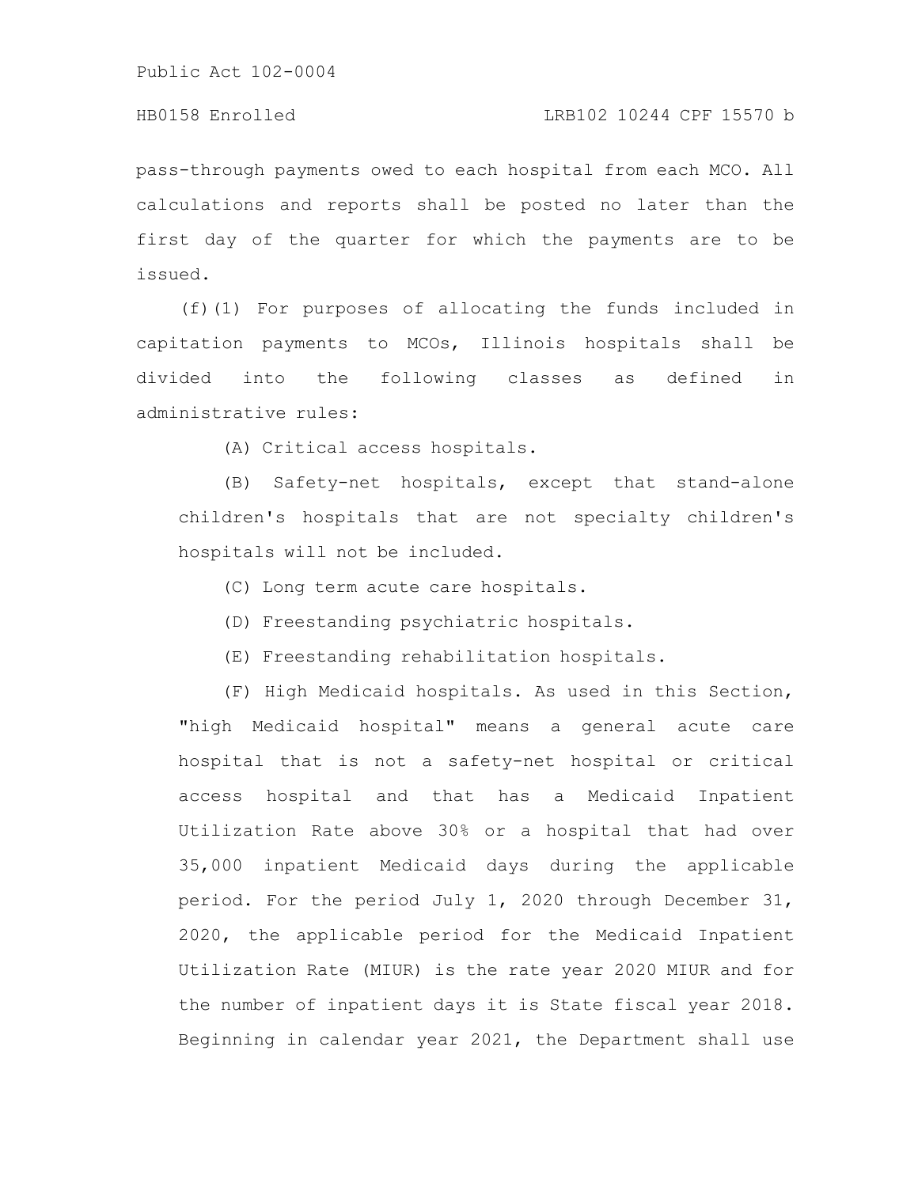pass-through payments owed to each hospital from each MCO. All calculations and reports shall be posted no later than the first day of the quarter for which the payments are to be issued.

(f)(1) For purposes of allocating the funds included in capitation payments to MCOs, Illinois hospitals shall be divided into the following classes as defined in administrative rules:

(A) Critical access hospitals.

(B) Safety-net hospitals, except that stand-alone children's hospitals that are not specialty children's hospitals will not be included.

(C) Long term acute care hospitals.

(D) Freestanding psychiatric hospitals.

(E) Freestanding rehabilitation hospitals.

(F) High Medicaid hospitals. As used in this Section, "high Medicaid hospital" means a general acute care hospital that is not a safety-net hospital or critical access hospital and that has a Medicaid Inpatient Utilization Rate above 30% or a hospital that had over 35,000 inpatient Medicaid days during the applicable period. For the period July 1, 2020 through December 31, 2020, the applicable period for the Medicaid Inpatient Utilization Rate (MIUR) is the rate year 2020 MIUR and for the number of inpatient days it is State fiscal year 2018. Beginning in calendar year 2021, the Department shall use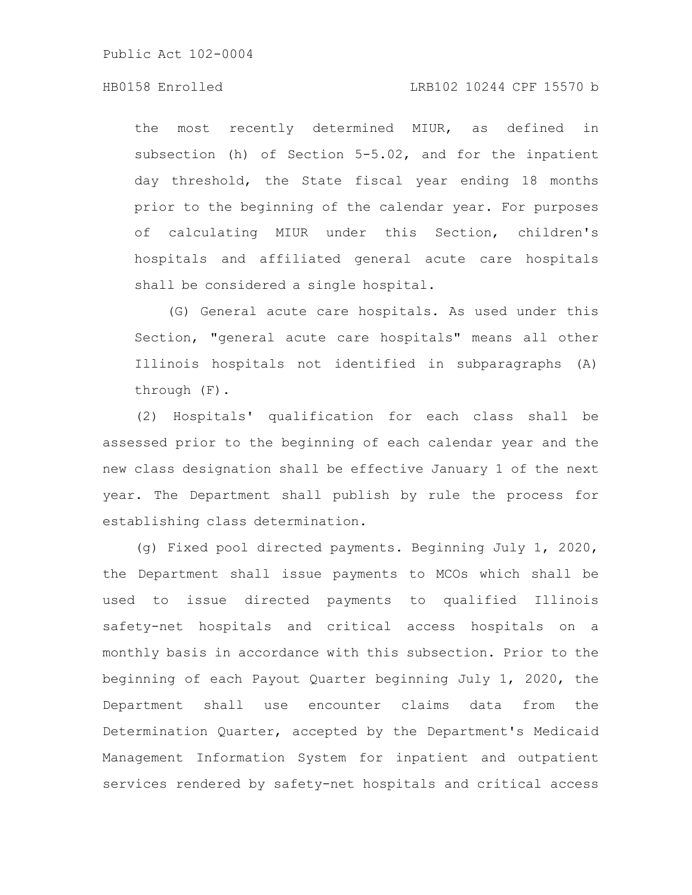the most recently determined MIUR, as defined in subsection (h) of Section 5-5.02, and for the inpatient day threshold, the State fiscal year ending 18 months prior to the beginning of the calendar year. For purposes of calculating MIUR under this Section, children's hospitals and affiliated general acute care hospitals shall be considered a single hospital.

(G) General acute care hospitals. As used under this Section, "general acute care hospitals" means all other Illinois hospitals not identified in subparagraphs (A) through (F).

(2) Hospitals' qualification for each class shall be assessed prior to the beginning of each calendar year and the new class designation shall be effective January 1 of the next year. The Department shall publish by rule the process for establishing class determination.

(g) Fixed pool directed payments. Beginning July 1, 2020, the Department shall issue payments to MCOs which shall be used to issue directed payments to qualified Illinois safety-net hospitals and critical access hospitals on a monthly basis in accordance with this subsection. Prior to the beginning of each Payout Quarter beginning July 1, 2020, the Department shall use encounter claims data from the Determination Quarter, accepted by the Department's Medicaid Management Information System for inpatient and outpatient services rendered by safety-net hospitals and critical access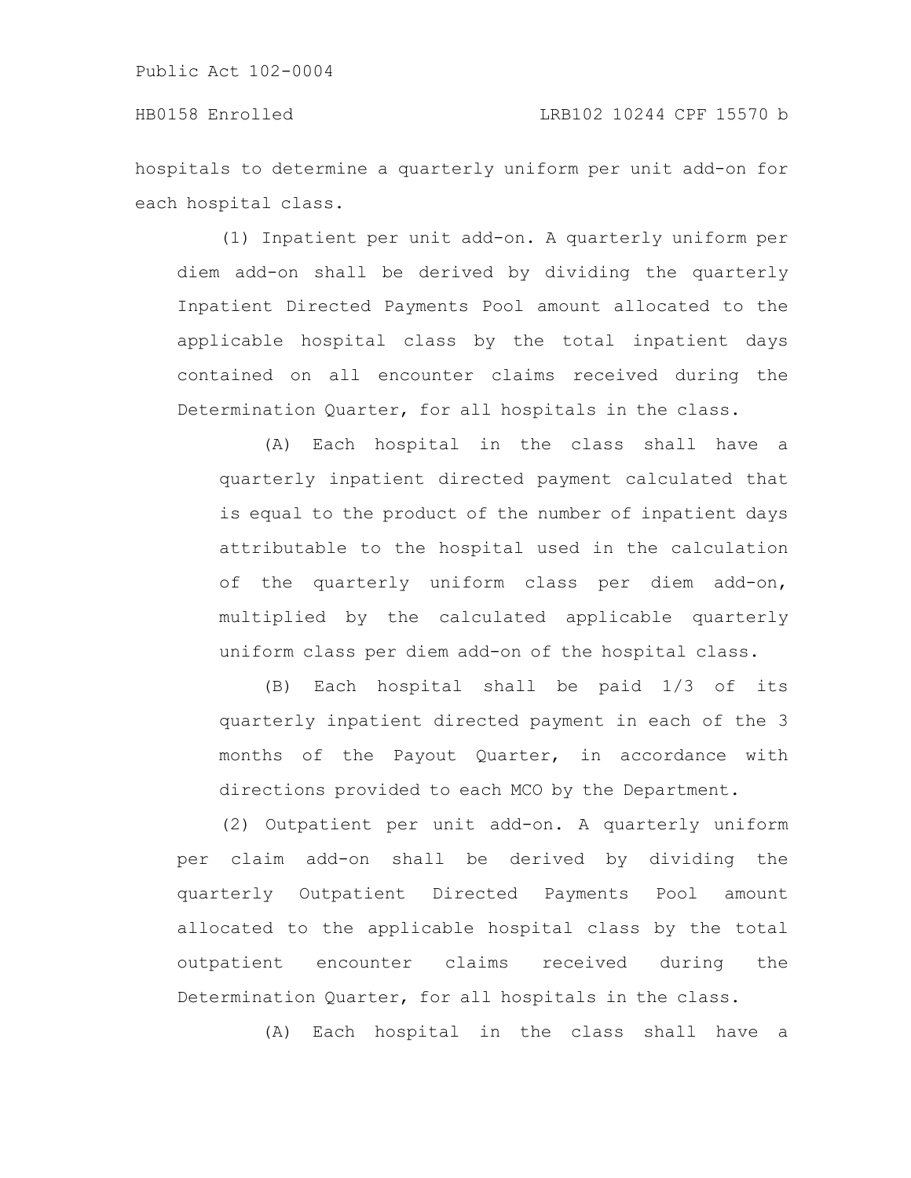hospitals to determine a quarterly uniform per unit add-on for each hospital class.

(1) Inpatient per unit add-on. A quarterly uniform per diem add-on shall be derived by dividing the quarterly Inpatient Directed Payments Pool amount allocated to the applicable hospital class by the total inpatient days contained on all encounter claims received during the Determination Quarter, for all hospitals in the class.

(A) Each hospital in the class shall have a quarterly inpatient directed payment calculated that is equal to the product of the number of inpatient days attributable to the hospital used in the calculation of the quarterly uniform class per diem add-on, multiplied by the calculated applicable quarterly uniform class per diem add-on of the hospital class.

(B) Each hospital shall be paid 1/3 of its quarterly inpatient directed payment in each of the 3 months of the Payout Quarter, in accordance with directions provided to each MCO by the Department.

(2) Outpatient per unit add-on. A quarterly uniform per claim add-on shall be derived by dividing the quarterly Outpatient Directed Payments Pool amount allocated to the applicable hospital class by the total outpatient encounter claims received during the Determination Quarter, for all hospitals in the class.

(A) Each hospital in the class shall have a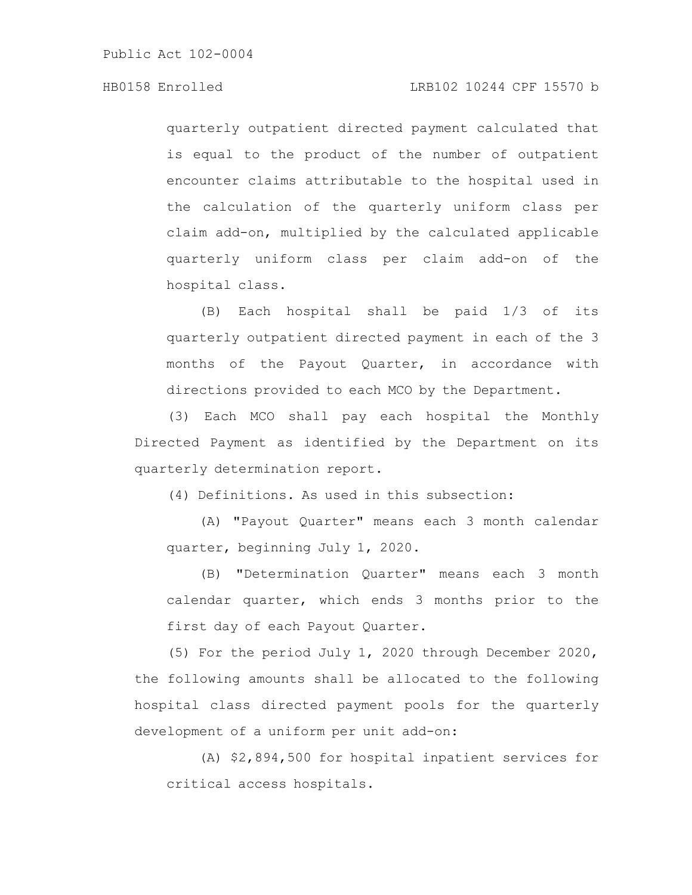quarterly outpatient directed payment calculated that is equal to the product of the number of outpatient encounter claims attributable to the hospital used in the calculation of the quarterly uniform class per claim add-on, multiplied by the calculated applicable quarterly uniform class per claim add-on of the hospital class.

(B) Each hospital shall be paid 1/3 of its quarterly outpatient directed payment in each of the 3 months of the Payout Quarter, in accordance with directions provided to each MCO by the Department.

(3) Each MCO shall pay each hospital the Monthly Directed Payment as identified by the Department on its quarterly determination report.

(4) Definitions. As used in this subsection:

(A) "Payout Quarter" means each 3 month calendar quarter, beginning July 1, 2020.

(B) "Determination Quarter" means each 3 month calendar quarter, which ends 3 months prior to the first day of each Payout Quarter.

(5) For the period July 1, 2020 through December 2020, the following amounts shall be allocated to the following hospital class directed payment pools for the quarterly development of a uniform per unit add-on:

(A) $2,894,500 for hospital inpatient services for critical access hospitals.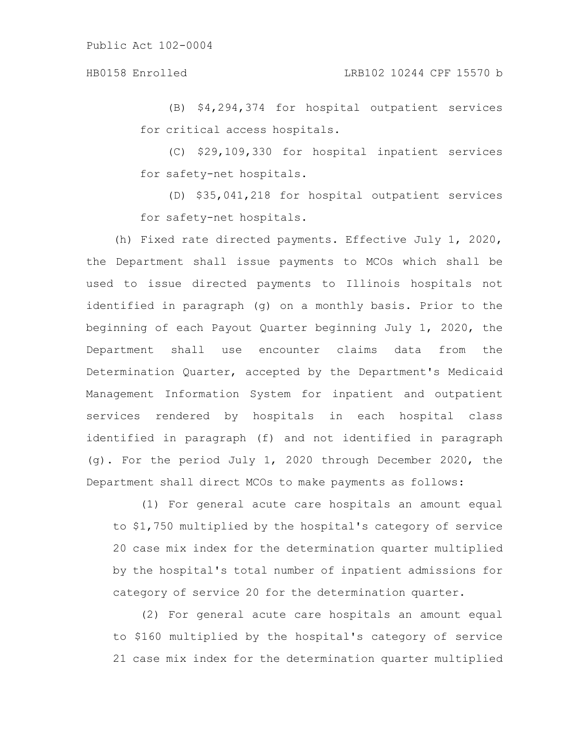(B) $4,294,374 for hospital outpatient services for critical access hospitals.

(C) $29,109,330 for hospital inpatient services for safety-net hospitals.

(D) $35,041,218 for hospital outpatient services for safety-net hospitals.

(h) Fixed rate directed payments. Effective July 1, 2020, the Department shall issue payments to MCOs which shall be used to issue directed payments to Illinois hospitals not identified in paragraph (g) on a monthly basis. Prior to the beginning of each Payout Quarter beginning July 1, 2020, the Department shall use encounter claims data from the Determination Quarter, accepted by the Department's Medicaid Management Information System for inpatient and outpatient services rendered by hospitals in each hospital class identified in paragraph (f) and not identified in paragraph (g). For the period July 1, 2020 through December 2020, the Department shall direct MCOs to make payments as follows:

(1) For general acute care hospitals an amount equal to $1,750 multiplied by the hospital's category of service 20 case mix index for the determination quarter multiplied by the hospital's total number of inpatient admissions for category of service 20 for the determination quarter.

(2) For general acute care hospitals an amount equal to $160 multiplied by the hospital's category of service 21 case mix index for the determination quarter multiplied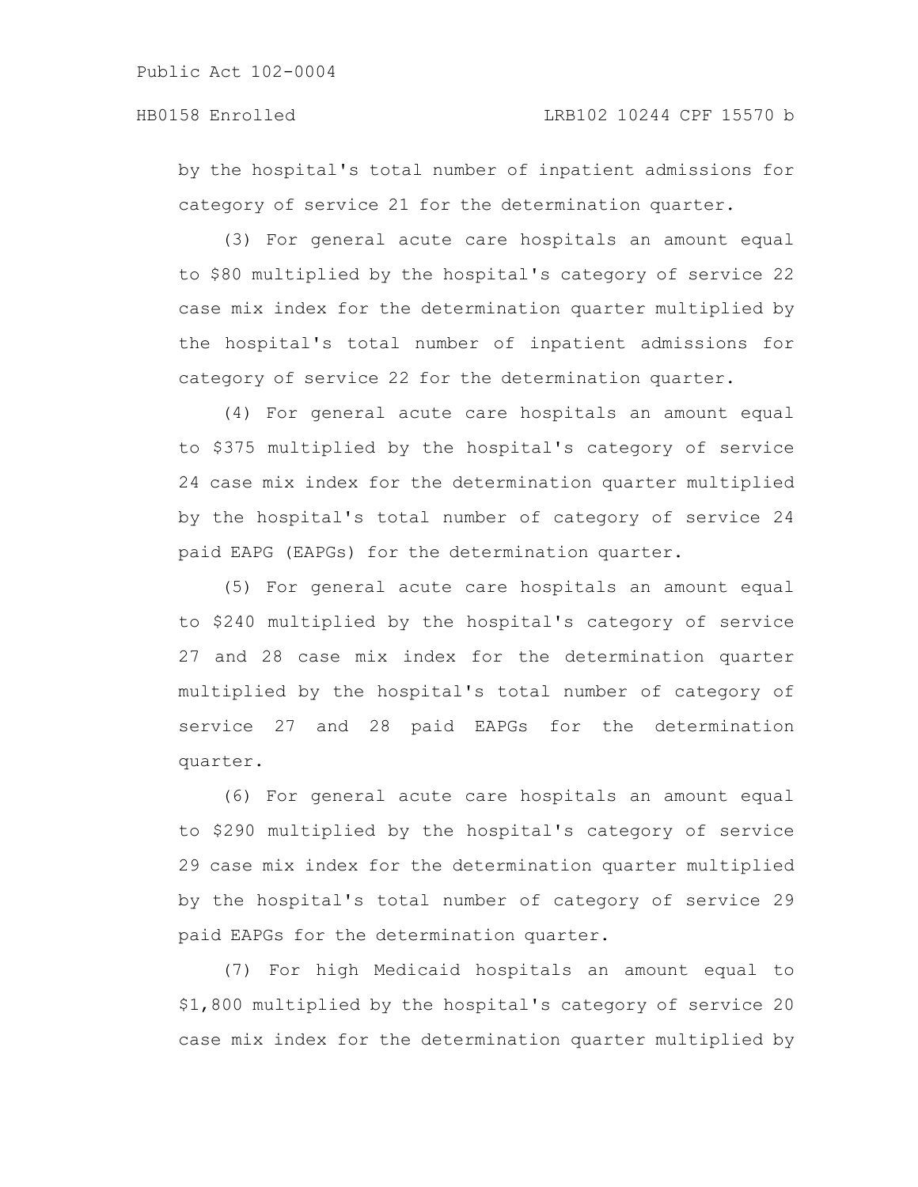by the hospital's total number of inpatient admissions for category of service 21 for the determination quarter.

(3) For general acute care hospitals an amount equal to $80 multiplied by the hospital's category of service 22 case mix index for the determination quarter multiplied by the hospital's total number of inpatient admissions for category of service 22 for the determination quarter.

(4) For general acute care hospitals an amount equal to $375 multiplied by the hospital's category of service 24 case mix index for the determination quarter multiplied by the hospital's total number of category of service 24 paid EAPG (EAPGs) for the determination quarter.

(5) For general acute care hospitals an amount equal to $240 multiplied by the hospital's category of service 27 and 28 case mix index for the determination quarter multiplied by the hospital's total number of category of service 27 and 28 paid EAPGs for the determination quarter.

(6) For general acute care hospitals an amount equal to $290 multiplied by the hospital's category of service 29 case mix index for the determination quarter multiplied by the hospital's total number of category of service 29 paid EAPGs for the determination quarter.

(7) For high Medicaid hospitals an amount equal to $1,800 multiplied by the hospital's category of service 20 case mix index for the determination quarter multiplied by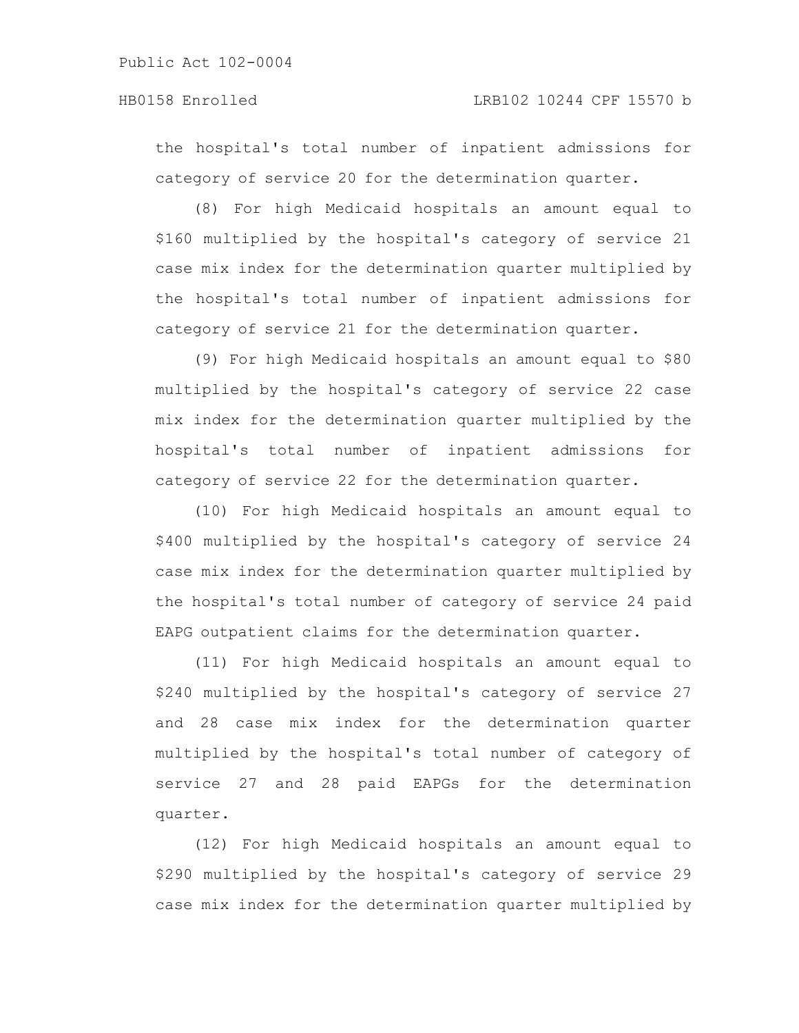the hospital's total number of inpatient admissions for category of service 20 for the determination quarter.

(8) For high Medicaid hospitals an amount equal to $160 multiplied by the hospital's category of service 21 case mix index for the determination quarter multiplied by the hospital's total number of inpatient admissions for category of service 21 for the determination quarter.

(9) For high Medicaid hospitals an amount equal to $80 multiplied by the hospital's category of service 22 case mix index for the determination quarter multiplied by the hospital's total number of inpatient admissions for category of service 22 for the determination quarter.

(10) For high Medicaid hospitals an amount equal to $400 multiplied by the hospital's category of service 24 case mix index for the determination quarter multiplied by the hospital's total number of category of service 24 paid EAPG outpatient claims for the determination quarter.

(11) For high Medicaid hospitals an amount equal to $240 multiplied by the hospital's category of service 27 and 28 case mix index for the determination quarter multiplied by the hospital's total number of category of service 27 and 28 paid EAPGs for the determination quarter.

(12) For high Medicaid hospitals an amount equal to $290 multiplied by the hospital's category of service 29 case mix index for the determination quarter multiplied by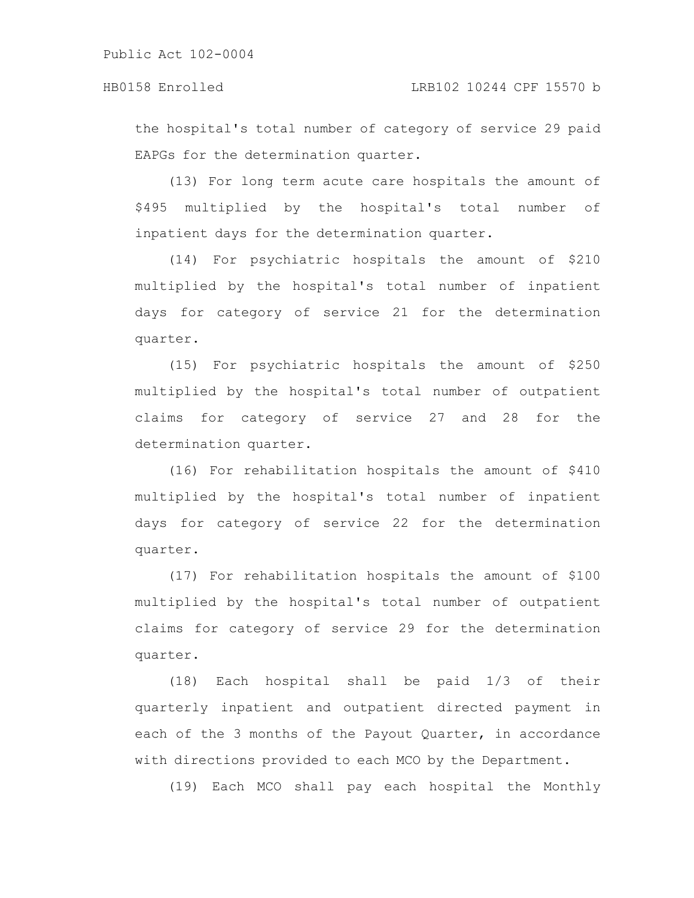the hospital's total number of category of service 29 paid EAPGs for the determination quarter.

(13) For long term acute care hospitals the amount of $495 multiplied by the hospital's total number of inpatient days for the determination quarter.

(14) For psychiatric hospitals the amount of $210 multiplied by the hospital's total number of inpatient days for category of service 21 for the determination quarter.

(15) For psychiatric hospitals the amount of $250 multiplied by the hospital's total number of outpatient claims for category of service 27 and 28 for the determination quarter.

(16) For rehabilitation hospitals the amount of $410 multiplied by the hospital's total number of inpatient days for category of service 22 for the determination quarter.

(17) For rehabilitation hospitals the amount of $100 multiplied by the hospital's total number of outpatient claims for category of service 29 for the determination quarter.

(18) Each hospital shall be paid 1/3 of their quarterly inpatient and outpatient directed payment in each of the 3 months of the Payout Quarter, in accordance with directions provided to each MCO by the Department.

(19) Each MCO shall pay each hospital the Monthly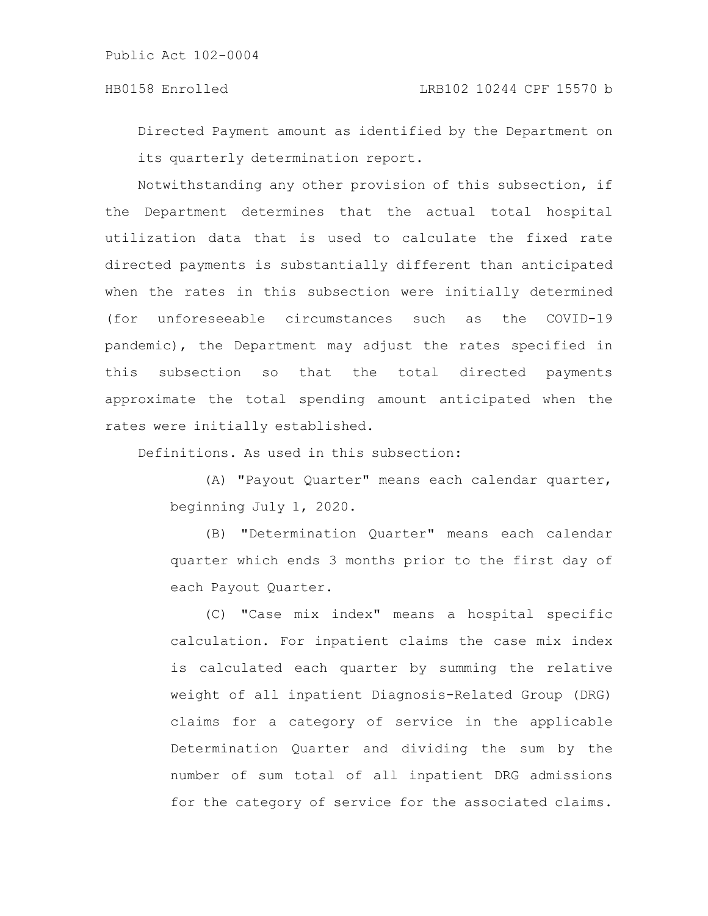Directed Payment amount as identified by the Department on its quarterly determination report.

Notwithstanding any other provision of this subsection, if the Department determines that the actual total hospital utilization data that is used to calculate the fixed rate directed payments is substantially different than anticipated when the rates in this subsection were initially determined (for unforeseeable circumstances such as the COVID-19 pandemic), the Department may adjust the rates specified in this subsection so that the total directed payments approximate the total spending amount anticipated when the rates were initially established.

Definitions. As used in this subsection:

(A) "Payout Quarter" means each calendar quarter, beginning July 1, 2020.

(B) "Determination Quarter" means each calendar quarter which ends 3 months prior to the first day of each Payout Quarter.

(C) "Case mix index" means a hospital specific calculation. For inpatient claims the case mix index is calculated each quarter by summing the relative weight of all inpatient Diagnosis-Related Group (DRG) claims for a category of service in the applicable Determination Quarter and dividing the sum by the number of sum total of all inpatient DRG admissions for the category of service for the associated claims.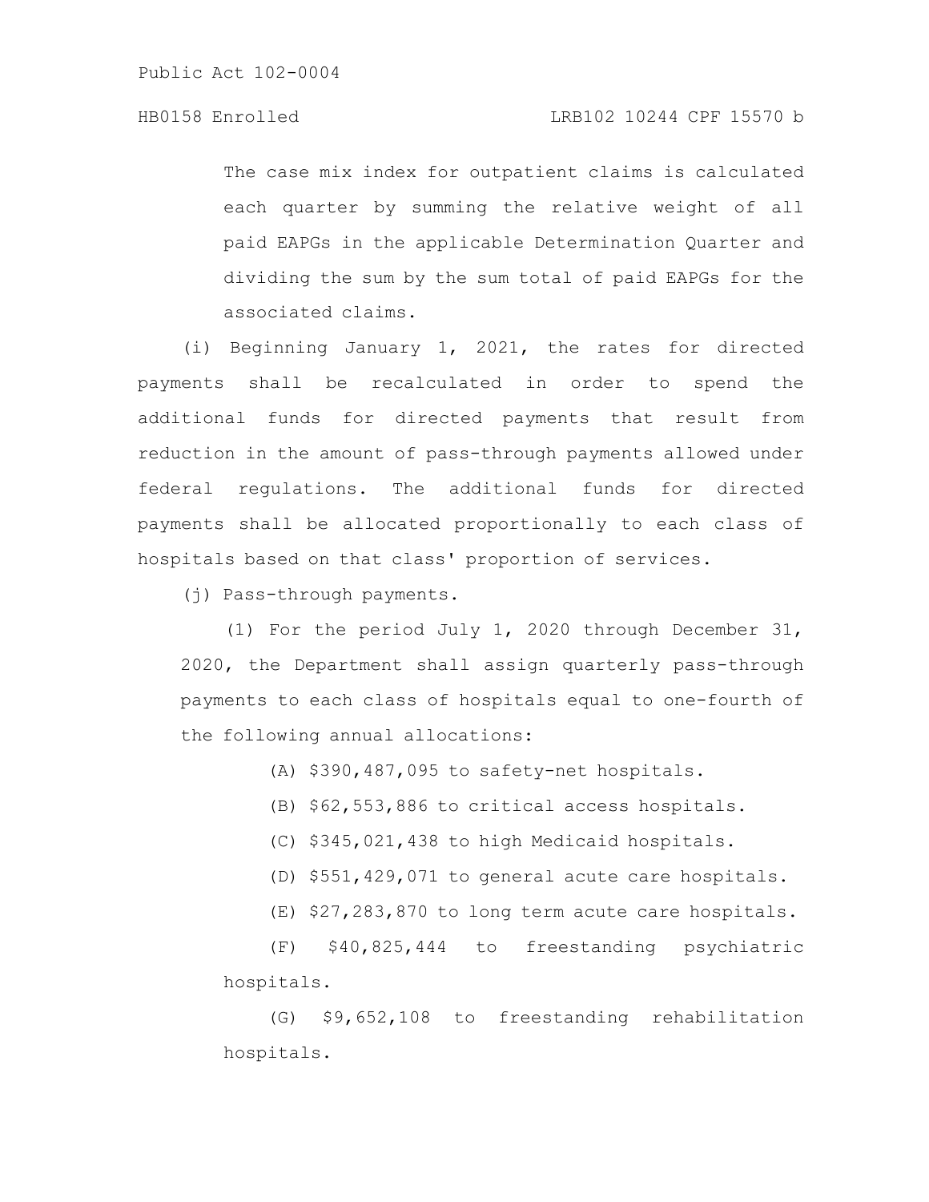The case mix index for outpatient claims is calculated each quarter by summing the relative weight of all paid EAPGs in the applicable Determination Quarter and dividing the sum by the sum total of paid EAPGs for the associated claims.

(i) Beginning January 1, 2021, the rates for directed payments shall be recalculated in order to spend the additional funds for directed payments that result from reduction in the amount of pass-through payments allowed under federal regulations. The additional funds for directed payments shall be allocated proportionally to each class of hospitals based on that class' proportion of services.

(j) Pass-through payments.

(1) For the period July 1, 2020 through December 31, 2020, the Department shall assign quarterly pass-through payments to each class of hospitals equal to one-fourth of the following annual allocations:

(A) $390,487,095 to safety-net hospitals.

(B) $62,553,886 to critical access hospitals.

(C) $345,021,438 to high Medicaid hospitals.

(D) $551,429,071 to general acute care hospitals.

(E) $27,283,870 to long term acute care hospitals.

(F) $40,825,444 to freestanding psychiatric hospitals.

(G) $9,652,108 to freestanding rehabilitation hospitals.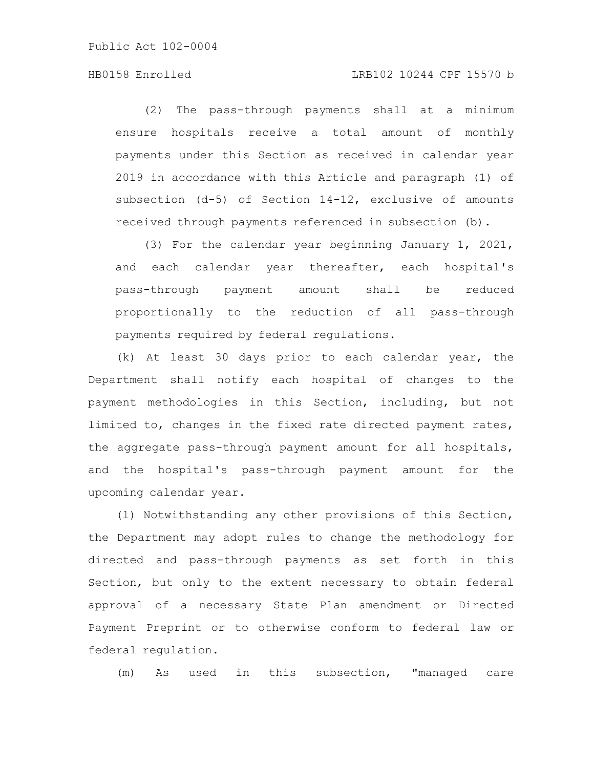(2) The pass-through payments shall at a minimum ensure hospitals receive a total amount of monthly payments under this Section as received in calendar year 2019 in accordance with this Article and paragraph (1) of subsection (d-5) of Section 14-12, exclusive of amounts received through payments referenced in subsection (b).

(3) For the calendar year beginning January 1, 2021, and each calendar year thereafter, each hospital's pass-through payment amount shall be reduced proportionally to the reduction of all pass-through payments required by federal regulations.

(k) At least 30 days prior to each calendar year, the Department shall notify each hospital of changes to the payment methodologies in this Section, including, but not limited to, changes in the fixed rate directed payment rates, the aggregate pass-through payment amount for all hospitals, and the hospital's pass-through payment amount for the upcoming calendar year.

(l) Notwithstanding any other provisions of this Section, the Department may adopt rules to change the methodology for directed and pass-through payments as set forth in this Section, but only to the extent necessary to obtain federal approval of a necessary State Plan amendment or Directed Payment Preprint or to otherwise conform to federal law or federal regulation.

(m) As used in this subsection, "managed care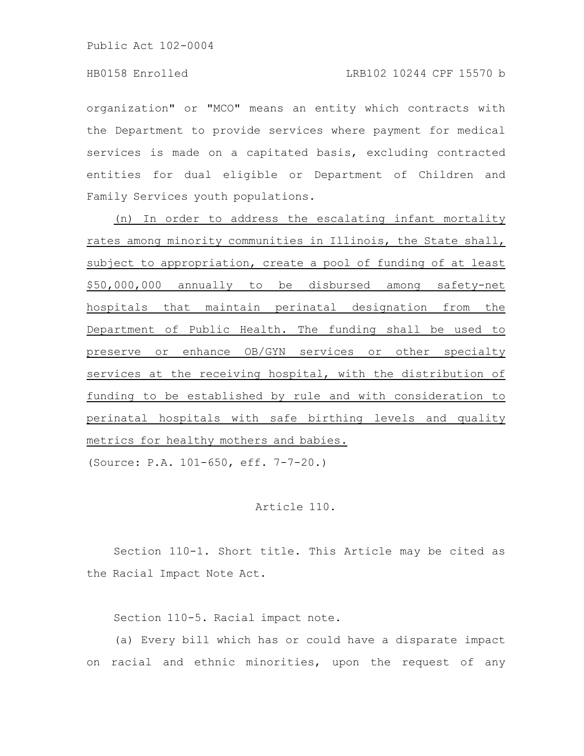organization" or "MCO" means an entity which contracts with the Department to provide services where payment for medical services is made on a capitated basis, excluding contracted entities for dual eligible or Department of Children and Family Services youth populations.

(n) In order to address the escalating infant mortality rates among minority communities in Illinois, the State shall, subject to appropriation, create a pool of funding of at least $50,000,000 annually to be disbursed among safety-net hospitals that maintain perinatal designation from the Department of Public Health. The funding shall be used to preserve or enhance OB/GYN services or other specialty services at the receiving hospital, with the distribution of funding to be established by rule and with consideration to perinatal hospitals with safe birthing levels and quality metrics for healthy mothers and babies.

(Source: P.A. 101-650, eff. 7-7-20.)

Article 110.

Section 110-1. Short title. This Article may be cited as the Racial Impact Note Act.

Section 110-5. Racial impact note.

(a) Every bill which has or could have a disparate impact on racial and ethnic minorities, upon the request of any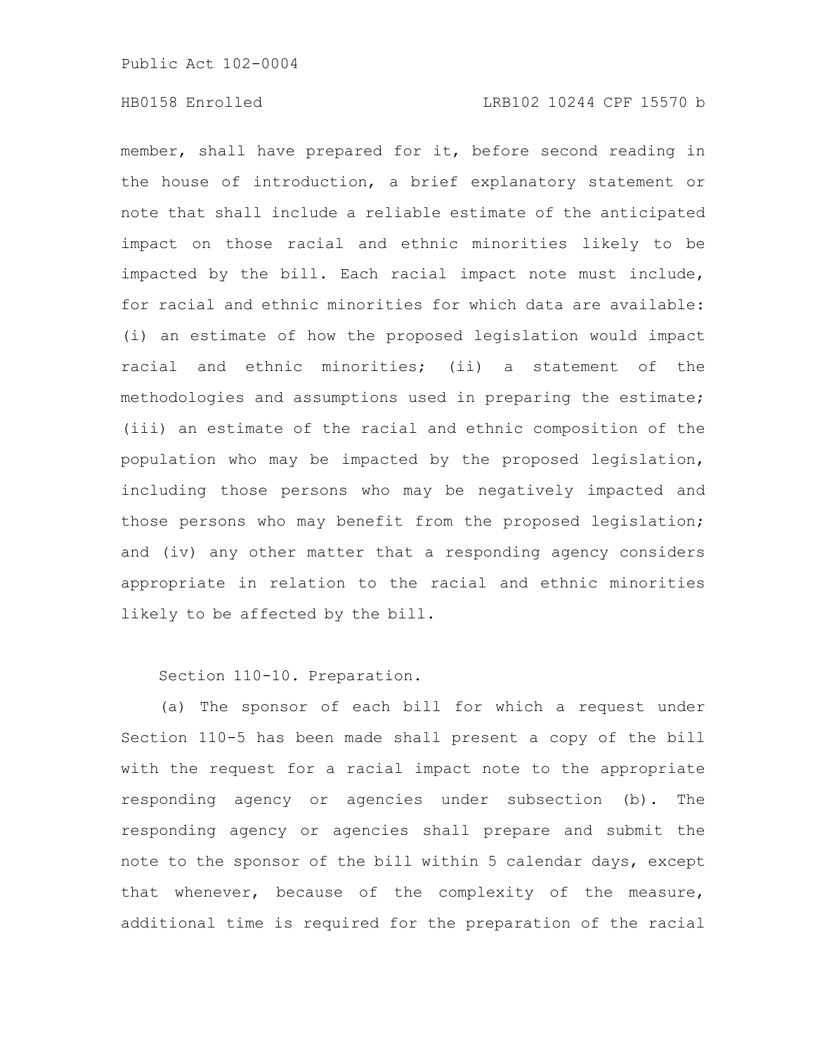member, shall have prepared for it, before second reading in the house of introduction, a brief explanatory statement or note that shall include a reliable estimate of the anticipated impact on those racial and ethnic minorities likely to be impacted by the bill. Each racial impact note must include, for racial and ethnic minorities for which data are available: (i) an estimate of how the proposed legislation would impact racial and ethnic minorities; (ii) a statement of the methodologies and assumptions used in preparing the estimate; (iii) an estimate of the racial and ethnic composition of the population who may be impacted by the proposed legislation, including those persons who may be negatively impacted and those persons who may benefit from the proposed legislation; and (iv) any other matter that a responding agency considers appropriate in relation to the racial and ethnic minorities likely to be affected by the bill.

Section 110-10. Preparation.

(a) The sponsor of each bill for which a request under Section 110-5 has been made shall present a copy of the bill with the request for a racial impact note to the appropriate responding agency or agencies under subsection (b). The responding agency or agencies shall prepare and submit the note to the sponsor of the bill within 5 calendar days, except that whenever, because of the complexity of the measure, additional time is required for the preparation of the racial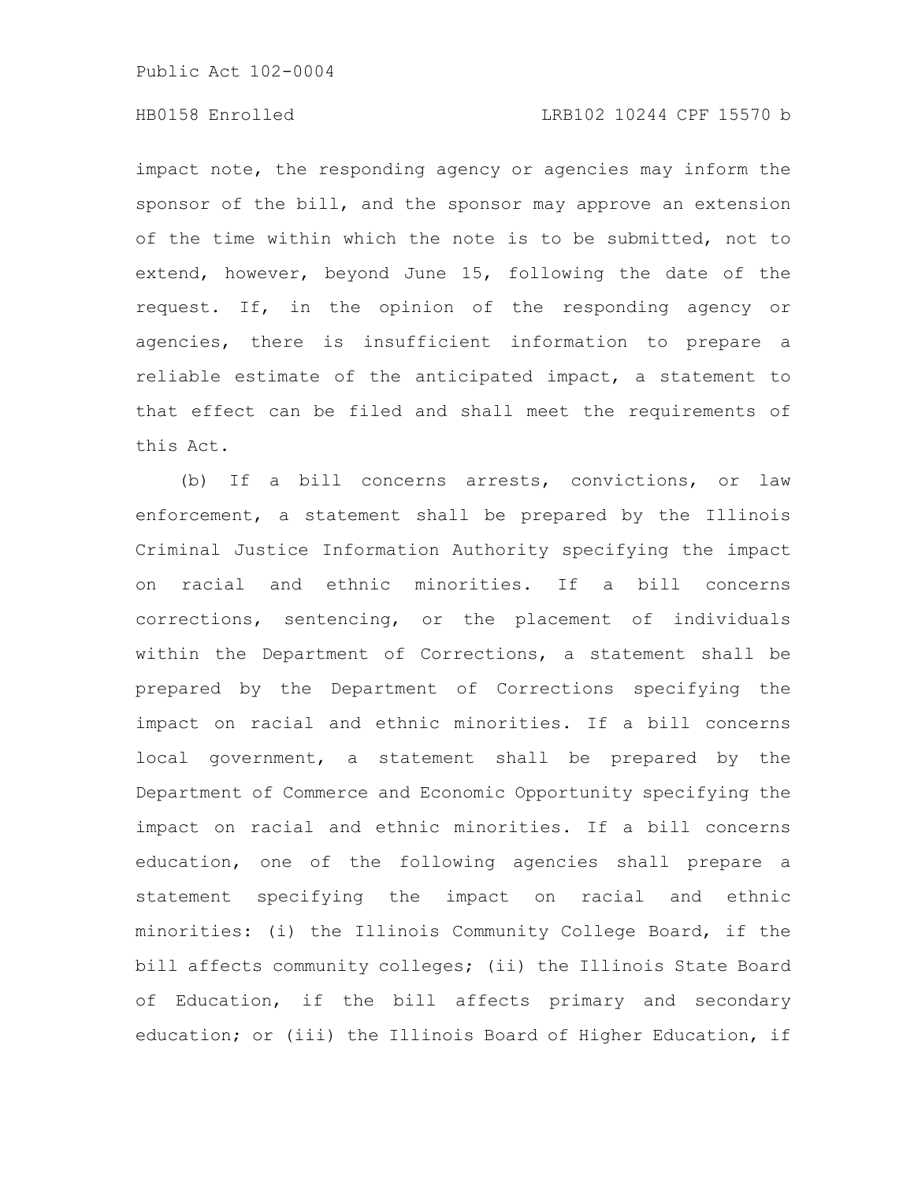impact note, the responding agency or agencies may inform the sponsor of the bill, and the sponsor may approve an extension of the time within which the note is to be submitted, not to extend, however, beyond June 15, following the date of the request. If, in the opinion of the responding agency or agencies, there is insufficient information to prepare a reliable estimate of the anticipated impact, a statement to that effect can be filed and shall meet the requirements of this Act.

(b) If a bill concerns arrests, convictions, or law enforcement, a statement shall be prepared by the Illinois Criminal Justice Information Authority specifying the impact on racial and ethnic minorities. If a bill concerns corrections, sentencing, or the placement of individuals within the Department of Corrections, a statement shall be prepared by the Department of Corrections specifying the impact on racial and ethnic minorities. If a bill concerns local government, a statement shall be prepared by the Department of Commerce and Economic Opportunity specifying the impact on racial and ethnic minorities. If a bill concerns education, one of the following agencies shall prepare a statement specifying the impact on racial and ethnic minorities: (i) the Illinois Community College Board, if the bill affects community colleges; (ii) the Illinois State Board of Education, if the bill affects primary and secondary education; or (iii) the Illinois Board of Higher Education, if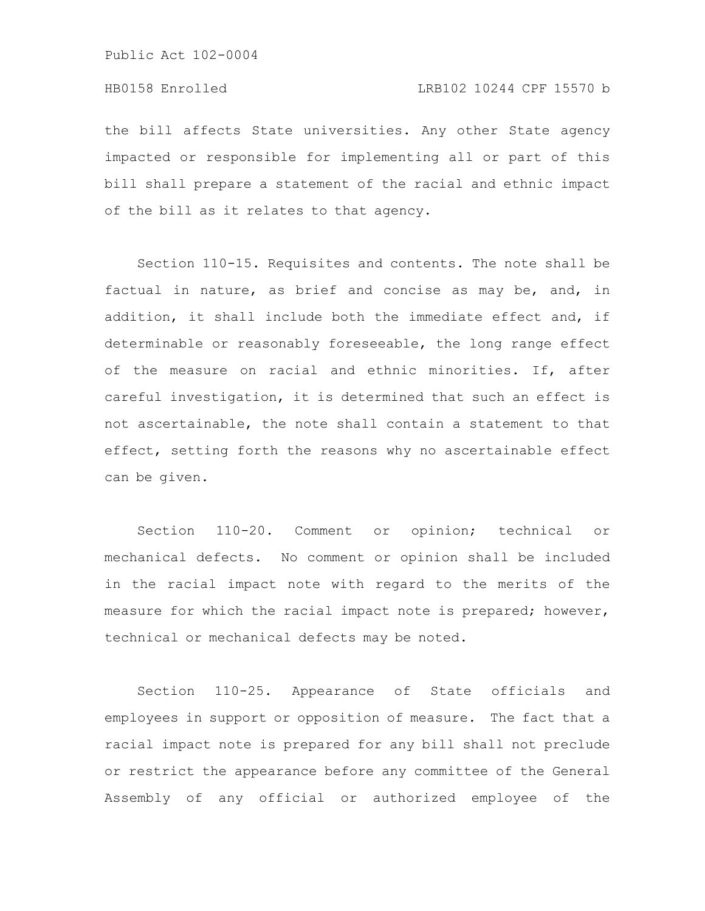the bill affects State universities. Any other State agency impacted or responsible for implementing all or part of this bill shall prepare a statement of the racial and ethnic impact of the bill as it relates to that agency.

Section 110-15. Requisites and contents. The note shall be factual in nature, as brief and concise as may be, and, in addition, it shall include both the immediate effect and, if determinable or reasonably foreseeable, the long range effect of the measure on racial and ethnic minorities. If, after careful investigation, it is determined that such an effect is not ascertainable, the note shall contain a statement to that effect, setting forth the reasons why no ascertainable effect can be given.

Section 110-20. Comment or opinion; technical or mechanical defects. No comment or opinion shall be included in the racial impact note with regard to the merits of the measure for which the racial impact note is prepared; however, technical or mechanical defects may be noted.

Section 110-25. Appearance of State officials and employees in support or opposition of measure. The fact that a racial impact note is prepared for any bill shall not preclude or restrict the appearance before any committee of the General Assembly of any official or authorized employee of the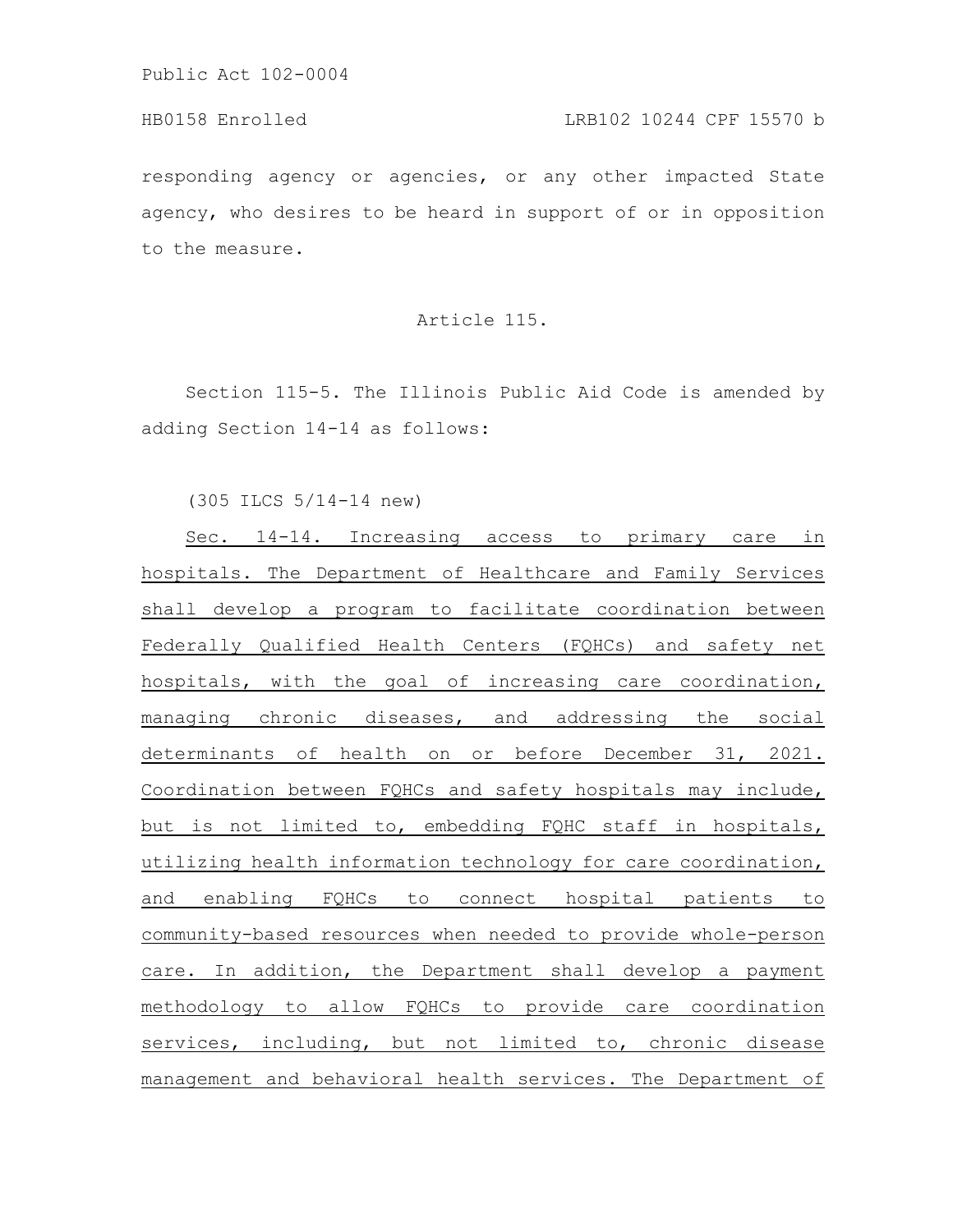responding agency or agencies, or any other impacted State agency, who desires to be heard in support of or in opposition to the measure.

Article 115.

Section 115-5. The Illinois Public Aid Code is amended by adding Section 14-14 as follows:

(305 ILCS 5/14-14 new)

Sec. 14-14. Increasing access to primary care in hospitals. The Department of Healthcare and Family Services shall develop a program to facilitate coordination between Federally Qualified Health Centers (FQHCs) and safety net hospitals, with the goal of increasing care coordination, managing chronic diseases, and addressing the social determinants of health on or before December 31, 2021. Coordination between FQHCs and safety hospitals may include, but is not limited to, embedding FQHC staff in hospitals, utilizing health information technology for care coordination, and enabling FQHCs to connect hospital patients to community-based resources when needed to provide whole-person care. In addition, the Department shall develop a payment methodology to allow FQHCs to provide care coordination services, including, but not limited to, chronic disease management and behavioral health services. The Department of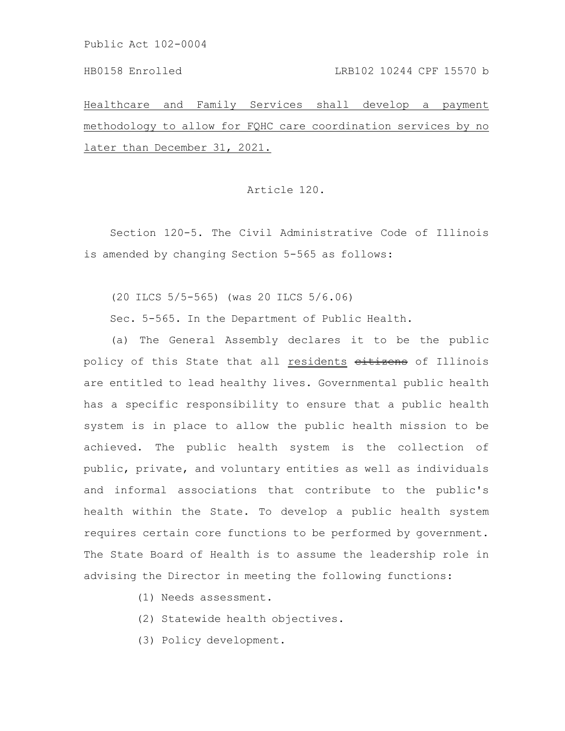Healthcare and Family Services shall develop a payment methodology to allow for FQHC care coordination services by no later than December 31, 2021.

Article 120.

Section 120-5. The Civil Administrative Code of Illinois is amended by changing Section 5-565 as follows:

(20 ILCS 5/5-565) (was 20 ILCS 5/6.06)

Sec. 5-565. In the Department of Public Health.

(a) The General Assembly declares it to be the public policy of this State that all residents ~~citizens~~ of Illinois are entitled to lead healthy lives. Governmental public health has a specific responsibility to ensure that a public health system is in place to allow the public health mission to be achieved. The public health system is the collection of public, private, and voluntary entities as well as individuals and informal associations that contribute to the public's health within the State. To develop a public health system requires certain core functions to be performed by government. The State Board of Health is to assume the leadership role in advising the Director in meeting the following functions:

(1) Needs assessment.

(2) Statewide health objectives.

(3) Policy development.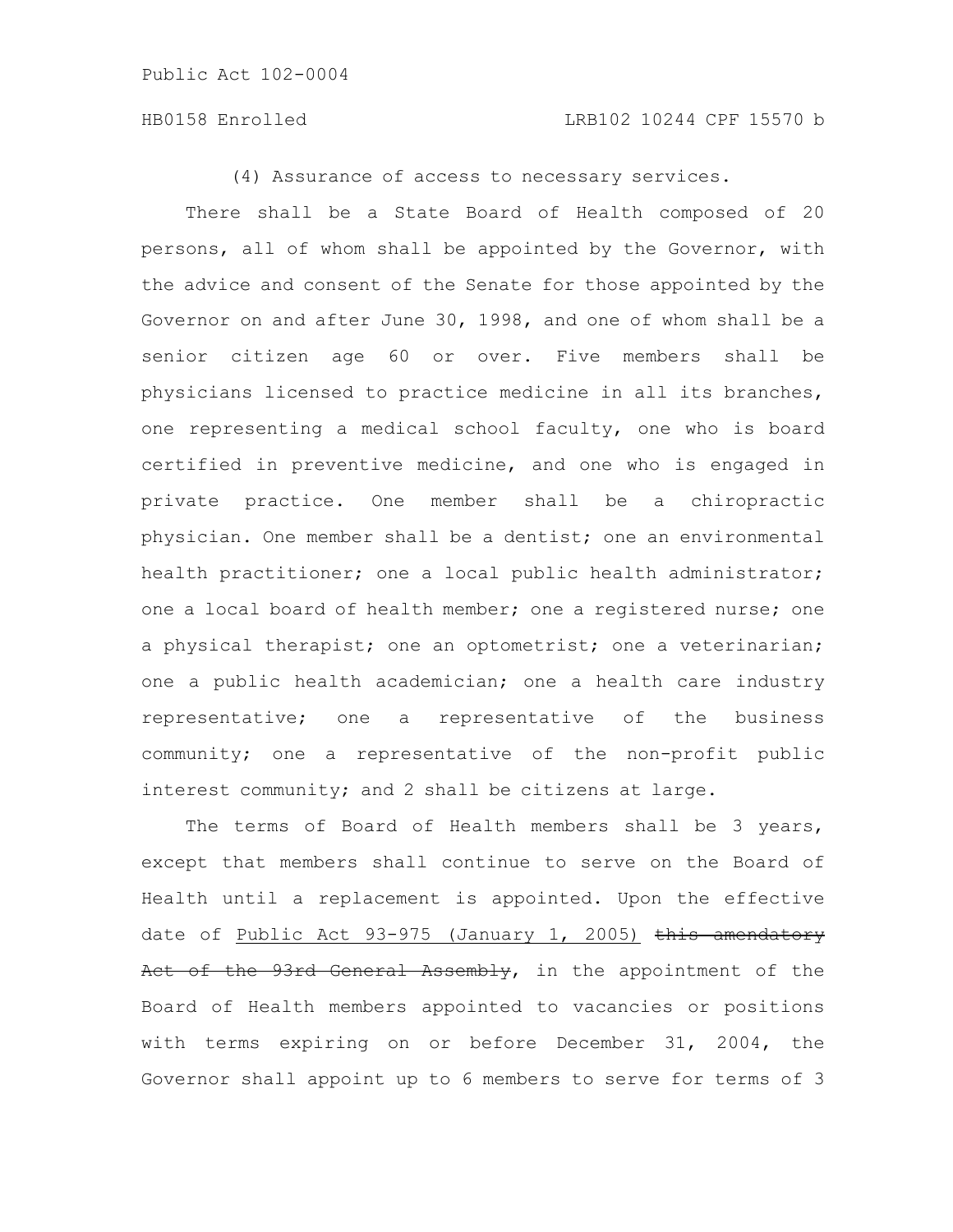(4) Assurance of access to necessary services.

There shall be a State Board of Health composed of 20 persons, all of whom shall be appointed by the Governor, with the advice and consent of the Senate for those appointed by the Governor on and after June 30, 1998, and one of whom shall be a senior citizen age 60 or over. Five members shall be physicians licensed to practice medicine in all its branches, one representing a medical school faculty, one who is board certified in preventive medicine, and one who is engaged in private practice. One member shall be a chiropractic physician. One member shall be a dentist; one an environmental health practitioner; one a local public health administrator; one a local board of health member; one a registered nurse; one a physical therapist; one an optometrist; one a veterinarian; one a public health academician; one a health care industry representative; one a representative of the business community; one a representative of the non-profit public interest community; and 2 shall be citizens at large.

The terms of Board of Health members shall be 3 years, except that members shall continue to serve on the Board of Health until a replacement is appointed. Upon the effective date of Public Act 93-975 (January 1, 2005) ~~this amendatory Act of the 93rd General Assembly~~, in the appointment of the Board of Health members appointed to vacancies or positions with terms expiring on or before December 31, 2004, the Governor shall appoint up to 6 members to serve for terms of 3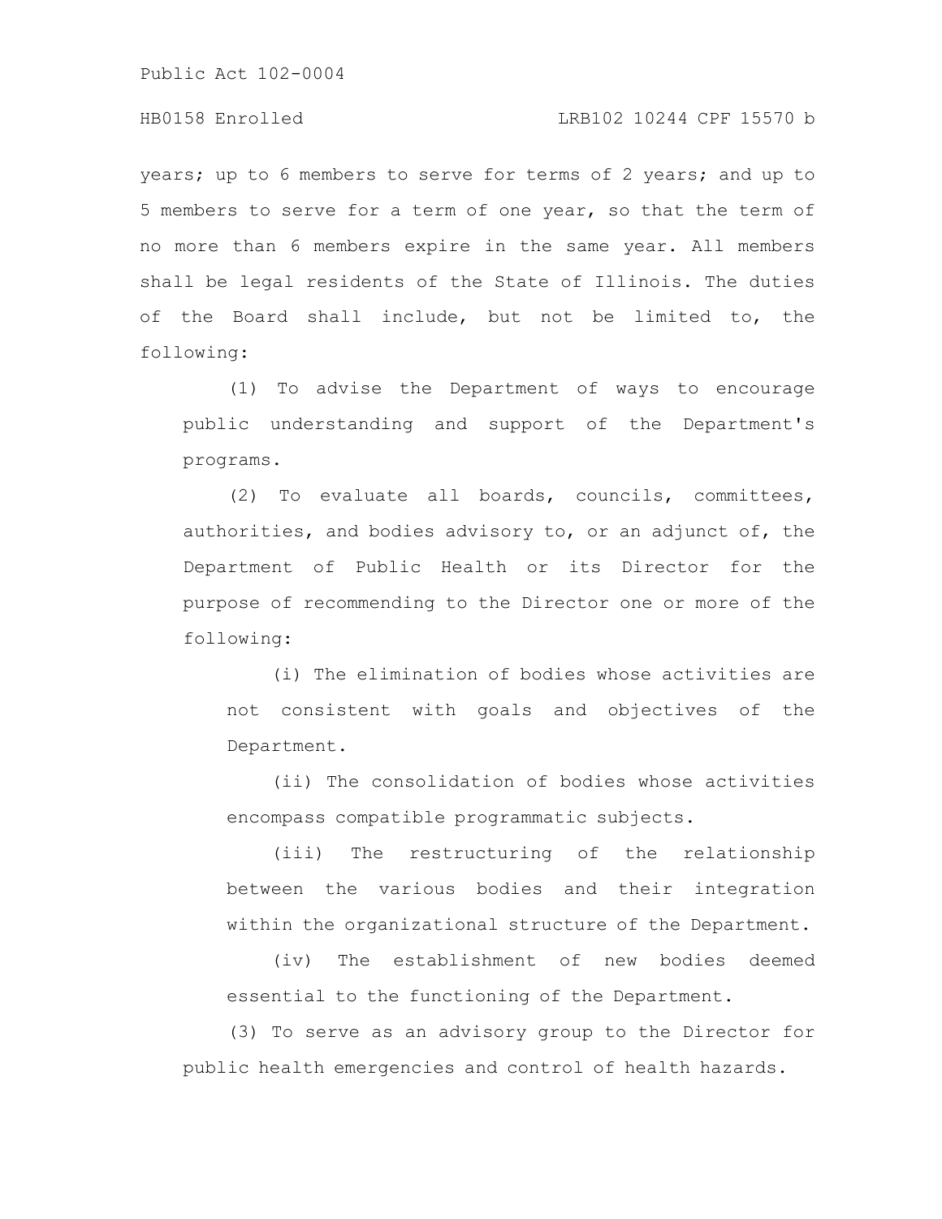years; up to 6 members to serve for terms of 2 years; and up to 5 members to serve for a term of one year, so that the term of no more than 6 members expire in the same year. All members shall be legal residents of the State of Illinois. The duties of the Board shall include, but not be limited to, the following:

(1) To advise the Department of ways to encourage public understanding and support of the Department's programs.

(2) To evaluate all boards, councils, committees, authorities, and bodies advisory to, or an adjunct of, the Department of Public Health or its Director for the purpose of recommending to the Director one or more of the following:

(i) The elimination of bodies whose activities are not consistent with goals and objectives of the Department.

(ii) The consolidation of bodies whose activities encompass compatible programmatic subjects.

(iii) The restructuring of the relationship between the various bodies and their integration within the organizational structure of the Department.

(iv) The establishment of new bodies deemed essential to the functioning of the Department.

(3) To serve as an advisory group to the Director for public health emergencies and control of health hazards.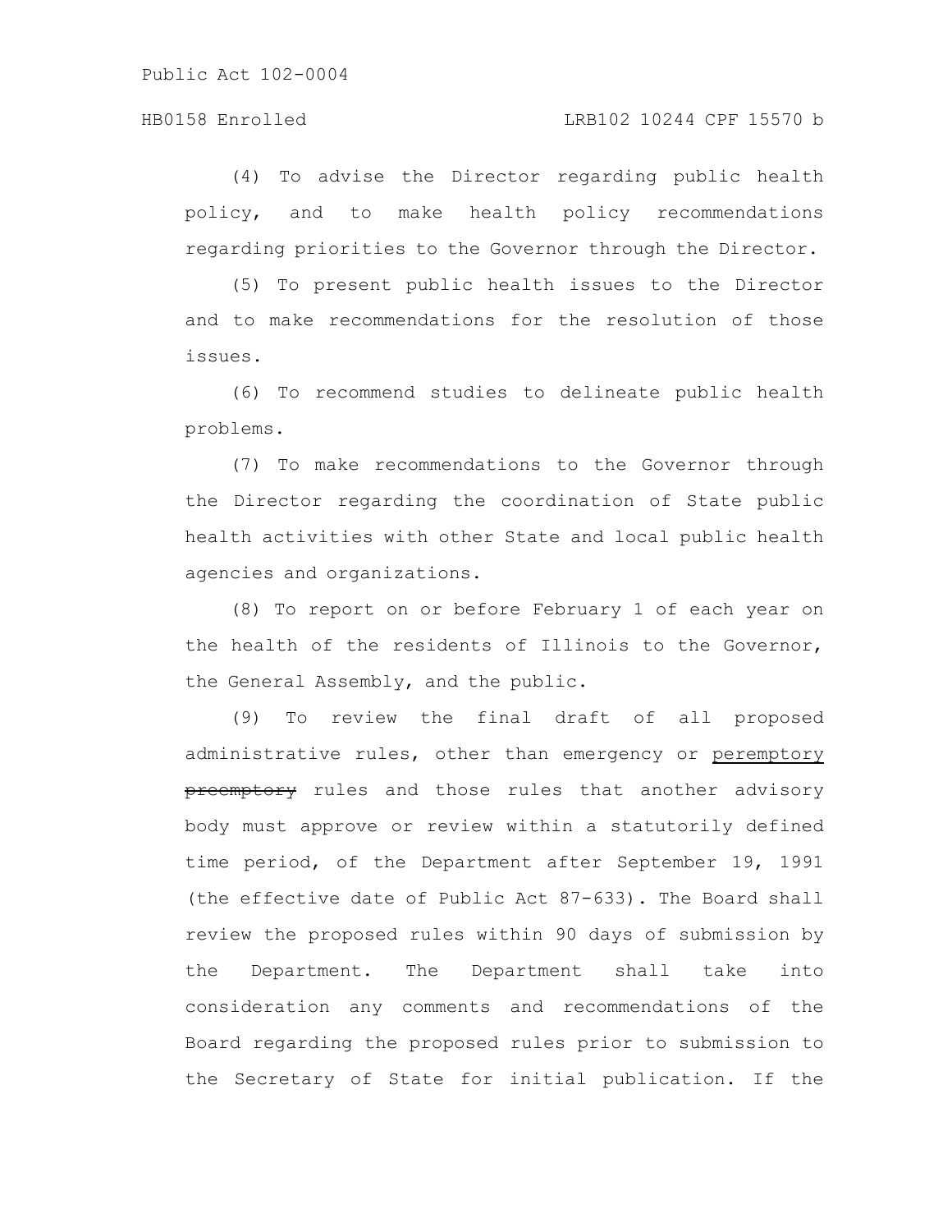(4) To advise the Director regarding public health policy, and to make health policy recommendations regarding priorities to the Governor through the Director.

(5) To present public health issues to the Director and to make recommendations for the resolution of those issues.

(6) To recommend studies to delineate public health problems.

(7) To make recommendations to the Governor through the Director regarding the coordination of State public health activities with other State and local public health agencies and organizations.

(8) To report on or before February 1 of each year on the health of the residents of Illinois to the Governor, the General Assembly, and the public.

(9) To review the final draft of all proposed administrative rules, other than emergency or <u>peremptory</u> ~~preemptory~~ rules and those rules that another advisory body must approve or review within a statutorily defined time period, of the Department after September 19, 1991 (the effective date of Public Act 87-633). The Board shall review the proposed rules within 90 days of submission by the Department. The Department shall take into consideration any comments and recommendations of the Board regarding the proposed rules prior to submission to the Secretary of State for initial publication. If the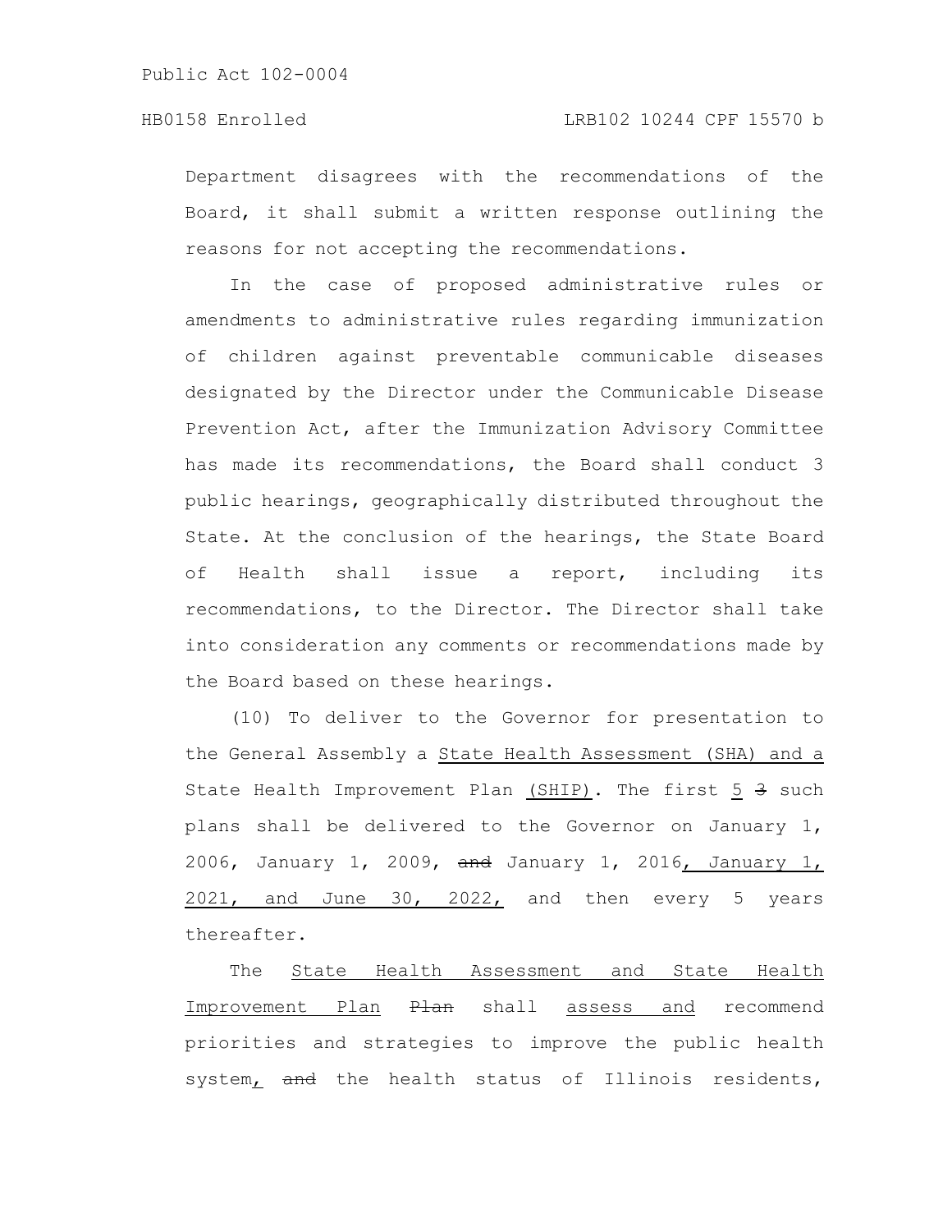Department disagrees with the recommendations of the Board, it shall submit a written response outlining the reasons for not accepting the recommendations.

In the case of proposed administrative rules or amendments to administrative rules regarding immunization of children against preventable communicable diseases designated by the Director under the Communicable Disease Prevention Act, after the Immunization Advisory Committee has made its recommendations, the Board shall conduct 3 public hearings, geographically distributed throughout the State. At the conclusion of the hearings, the State Board of Health shall issue a report, including its recommendations, to the Director. The Director shall take into consideration any comments or recommendations made by the Board based on these hearings.

(10) To deliver to the Governor for presentation to the General Assembly a State Health Assessment (SHA) and a State Health Improvement Plan (SHIP). The first 5 ~~3~~ such plans shall be delivered to the Governor on January 1, 2006, January 1, 2009, ~~and~~ January 1, 2016, January 1, 2021, and June 30, 2022, and then every 5 years thereafter.

The State Health Assessment and State Health Improvement Plan ~~Plan~~ shall assess and recommend priorities and strategies to improve the public health system, ~~and~~ the health status of Illinois residents,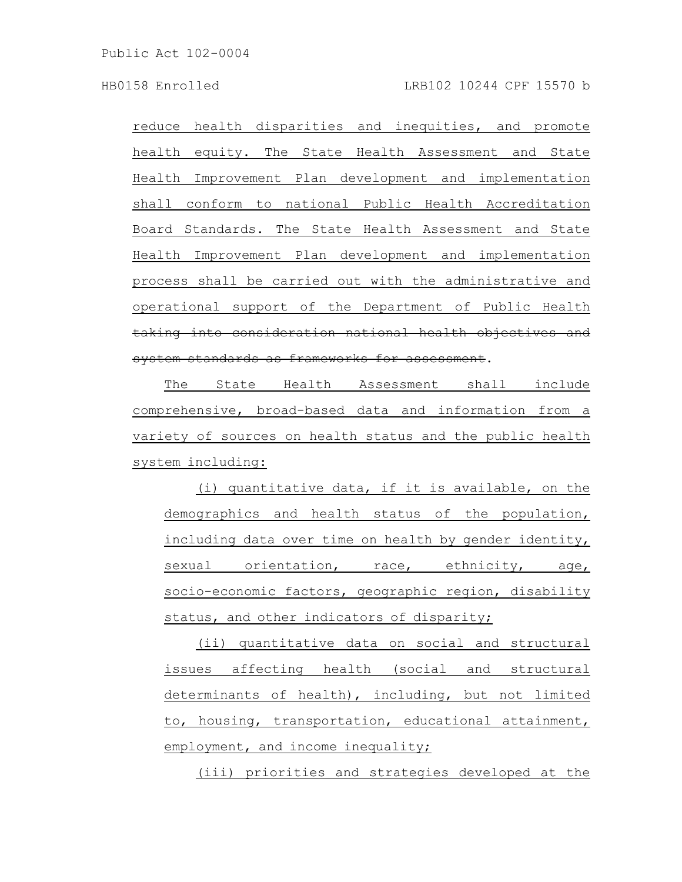reduce health disparities and inequities, and promote health equity. The State Health Assessment and State Health Improvement Plan development and implementation shall conform to national Public Health Accreditation Board Standards. The State Health Assessment and State Health Improvement Plan development and implementation process shall be carried out with the administrative and operational support of the Department of Public Health ~~taking into consideration national health objectives and system standards as frameworks for assessment~~.

The State Health Assessment shall include comprehensive, broad-based data and information from a variety of sources on health status and the public health system including:

(i) quantitative data, if it is available, on the demographics and health status of the population, including data over time on health by gender identity, sexual orientation, race, ethnicity, age, socio-economic factors, geographic region, disability status, and other indicators of disparity;

(ii) quantitative data on social and structural issues affecting health (social and structural determinants of health), including, but not limited to, housing, transportation, educational attainment, employment, and income inequality;

(iii) priorities and strategies developed at the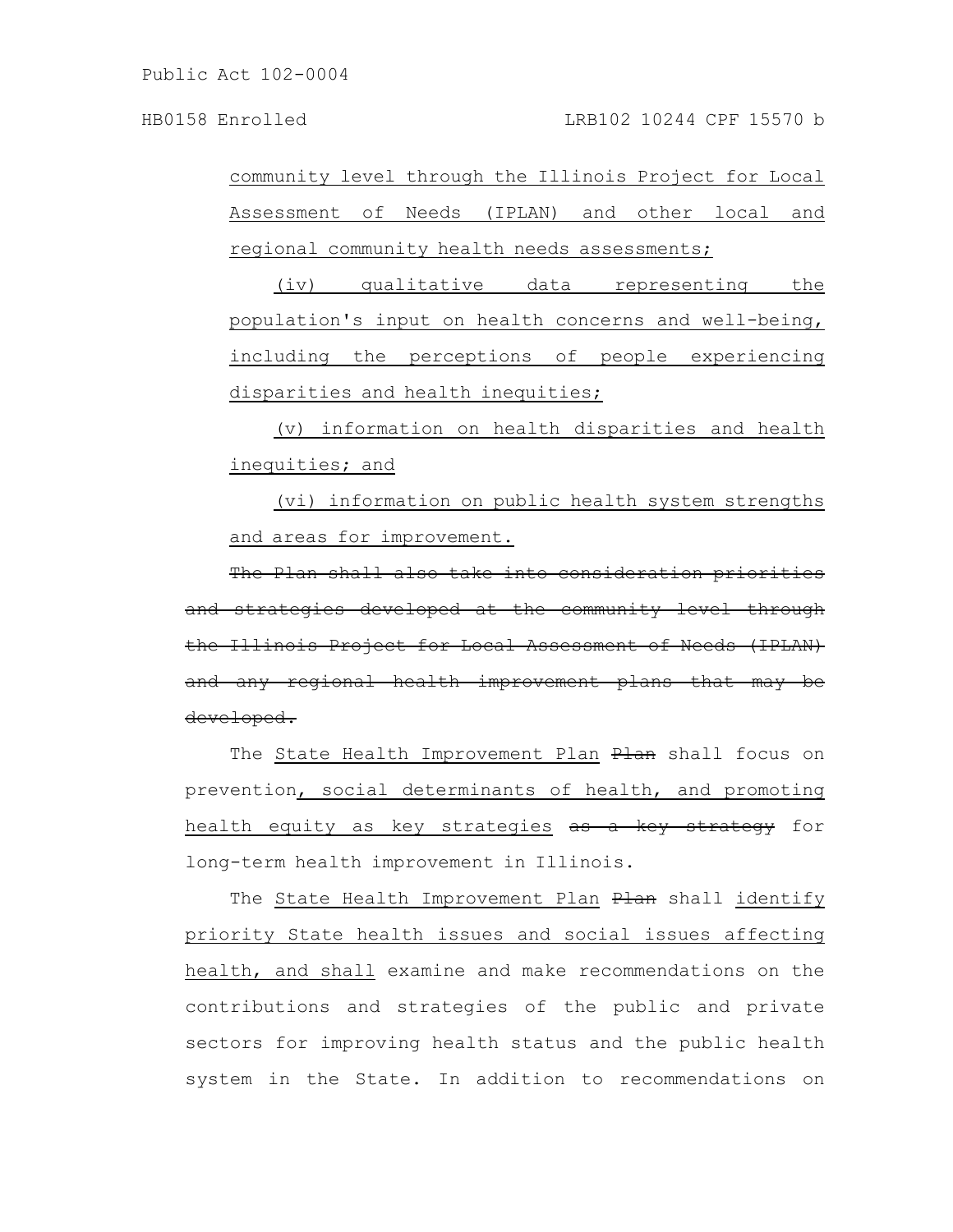community level through the Illinois Project for Local Assessment of Needs (IPLAN) and other local and regional community health needs assessments;

(iv) qualitative data representing the population's input on health concerns and well-being, including the perceptions of people experiencing disparities and health inequities;

(v) information on health disparities and health inequities; and

(vi) information on public health system strengths and areas for improvement.

~~The Plan shall also take into consideration priorities and strategies developed at the community level through the Illinois Project for Local Assessment of Needs (IPLAN) and any regional health improvement plans that may be developed.~~

The State Health Improvement Plan ~~Plan~~ shall focus on prevention, social determinants of health, and promoting health equity as key strategies ~~as a key strategy~~ for long-term health improvement in Illinois.

The State Health Improvement Plan ~~Plan~~ shall identify priority State health issues and social issues affecting health, and shall examine and make recommendations on the contributions and strategies of the public and private sectors for improving health status and the public health system in the State. In addition to recommendations on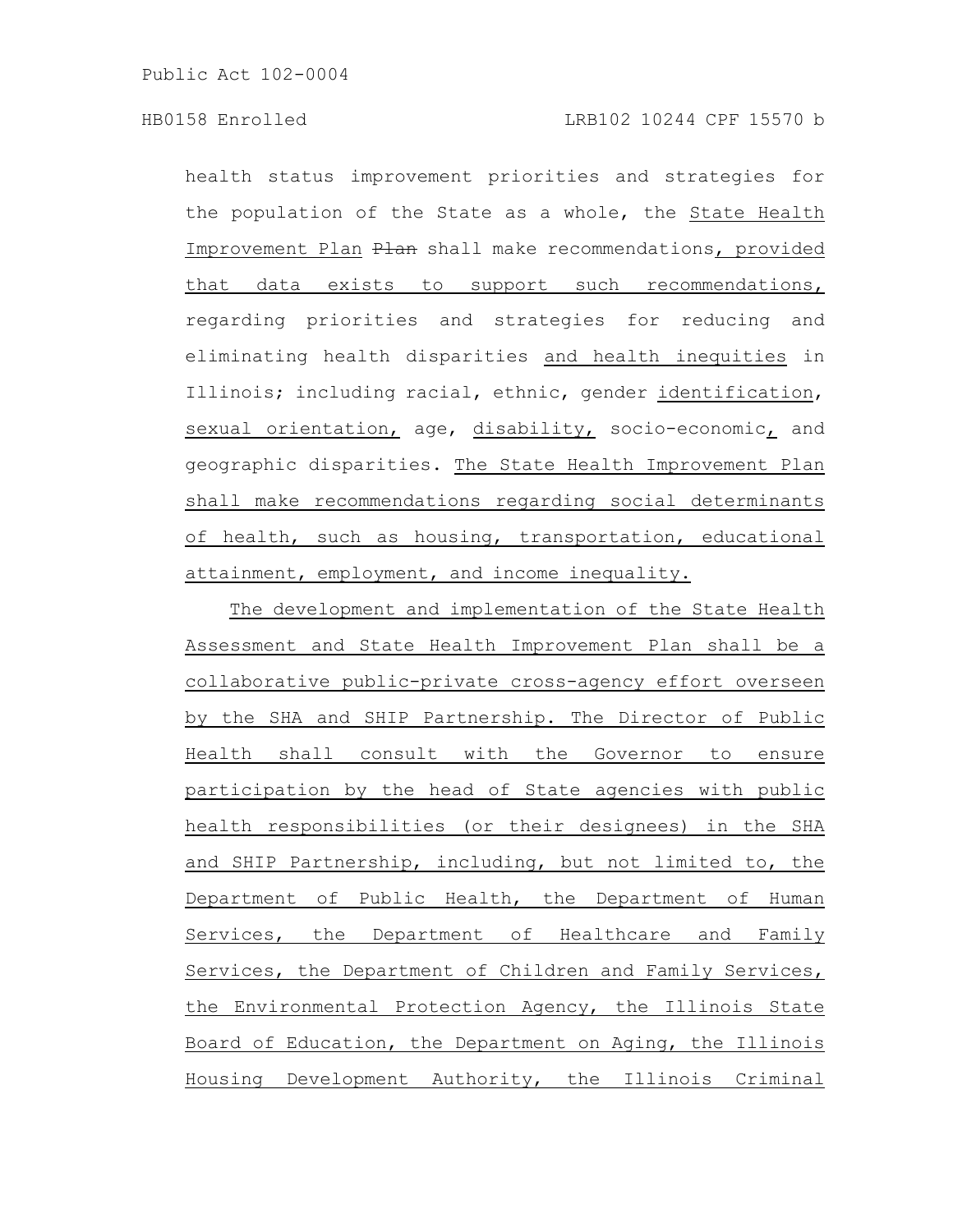health status improvement priorities and strategies for the population of the State as a whole, the State Health Improvement Plan ~~Plan~~ shall make recommendations, provided that data exists to support such recommendations, regarding priorities and strategies for reducing and eliminating health disparities and health inequities in Illinois; including racial, ethnic, gender identification, sexual orientation, age, disability, socio-economic, and geographic disparities. The State Health Improvement Plan shall make recommendations regarding social determinants of health, such as housing, transportation, educational attainment, employment, and income inequality.

The development and implementation of the State Health Assessment and State Health Improvement Plan shall be a collaborative public-private cross-agency effort overseen by the SHA and SHIP Partnership. The Director of Public Health shall consult with the Governor to ensure participation by the head of State agencies with public health responsibilities (or their designees) in the SHA and SHIP Partnership, including, but not limited to, the Department of Public Health, the Department of Human Services, the Department of Healthcare and Family Services, the Department of Children and Family Services, the Environmental Protection Agency, the Illinois State Board of Education, the Department on Aging, the Illinois Housing Development Authority, the Illinois Criminal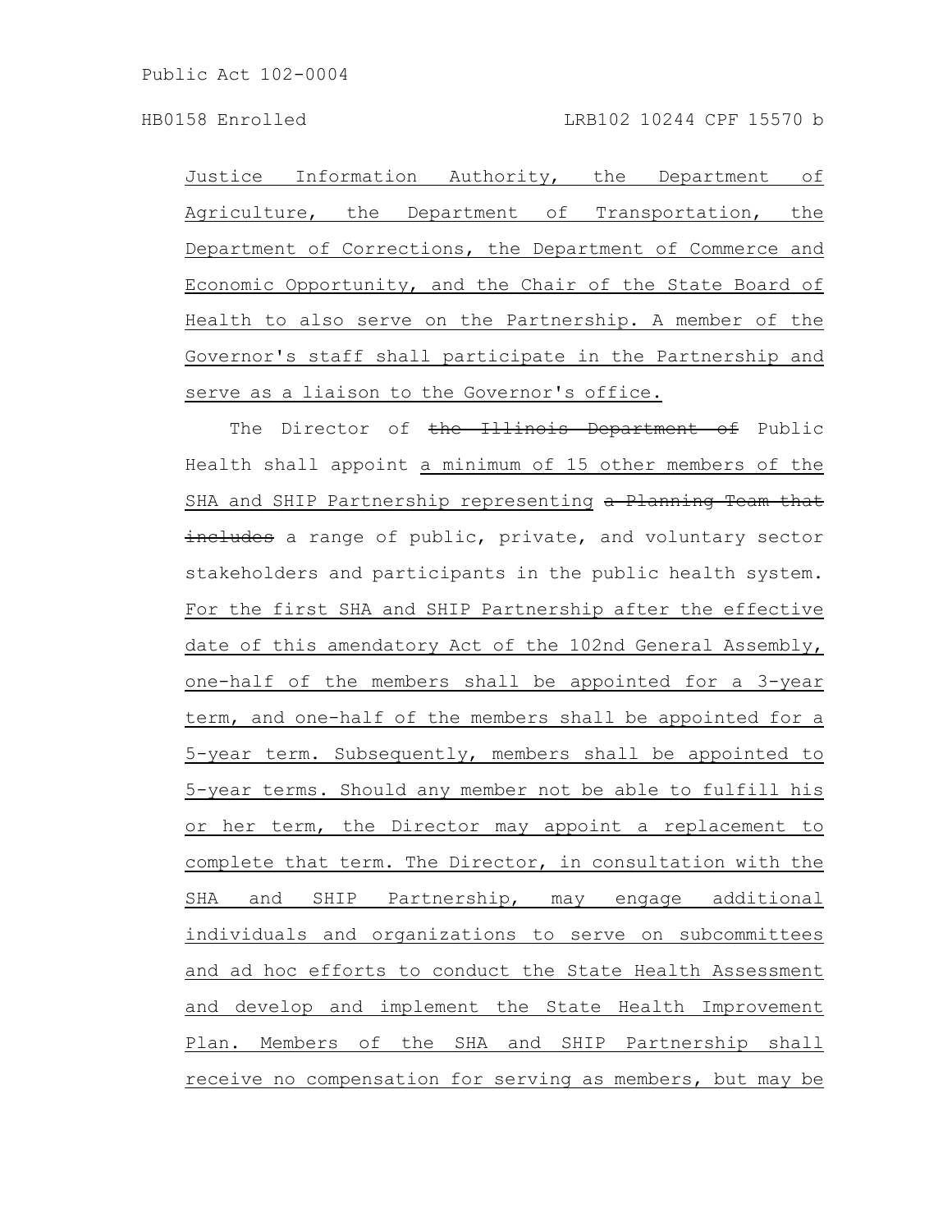Justice Information Authority, the Department of Agriculture, the Department of Transportation, the Department of Corrections, the Department of Commerce and Economic Opportunity, and the Chair of the State Board of Health to also serve on the Partnership. A member of the Governor's staff shall participate in the Partnership and serve as a liaison to the Governor's office.

The Director of ~~the Illinois Department of~~ Public Health shall appoint a minimum of 15 other members of the SHA and SHIP Partnership representing ~~a Planning Team that includes~~ a range of public, private, and voluntary sector stakeholders and participants in the public health system. For the first SHA and SHIP Partnership after the effective date of this amendatory Act of the 102nd General Assembly, one-half of the members shall be appointed for a 3-year term, and one-half of the members shall be appointed for a 5-year term. Subsequently, members shall be appointed to 5-year terms. Should any member not be able to fulfill his or her term, the Director may appoint a replacement to complete that term. The Director, in consultation with the SHA and SHIP Partnership, may engage additional individuals and organizations to serve on subcommittees and ad hoc efforts to conduct the State Health Assessment and develop and implement the State Health Improvement Plan. Members of the SHA and SHIP Partnership shall receive no compensation for serving as members, but may be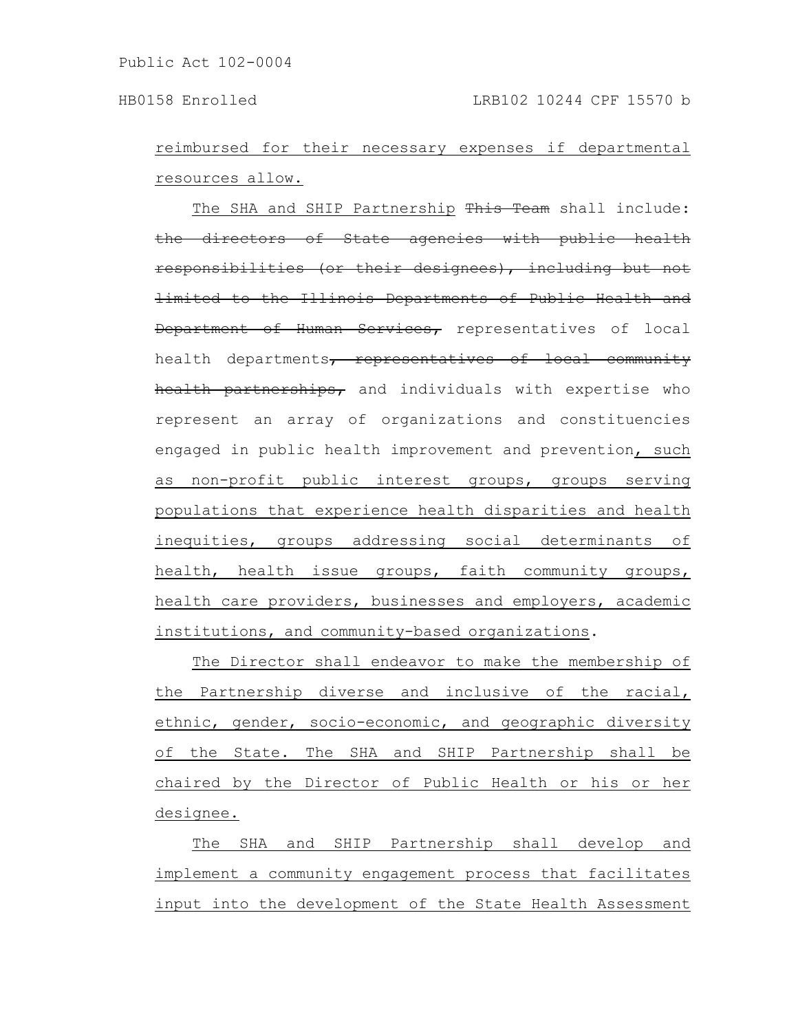reimbursed for their necessary expenses if departmental resources allow.

The SHA and SHIP Partnership ~~This Team~~ shall include: ~~the directors of State agencies with public health responsibilities (or their designees), including but not limited to the Illinois Departments of Public Health and Department of Human Services,~~ representatives of local health departments~~, representatives of local community health partnerships,~~ and individuals with expertise who represent an array of organizations and constituencies engaged in public health improvement and prevention, such as non-profit public interest groups, groups serving populations that experience health disparities and health inequities, groups addressing social determinants of health, health issue groups, faith community groups, health care providers, businesses and employers, academic institutions, and community-based organizations.

The Director shall endeavor to make the membership of the Partnership diverse and inclusive of the racial, ethnic, gender, socio-economic, and geographic diversity of the State. The SHA and SHIP Partnership shall be chaired by the Director of Public Health or his or her designee.

The SHA and SHIP Partnership shall develop and implement a community engagement process that facilitates input into the development of the State Health Assessment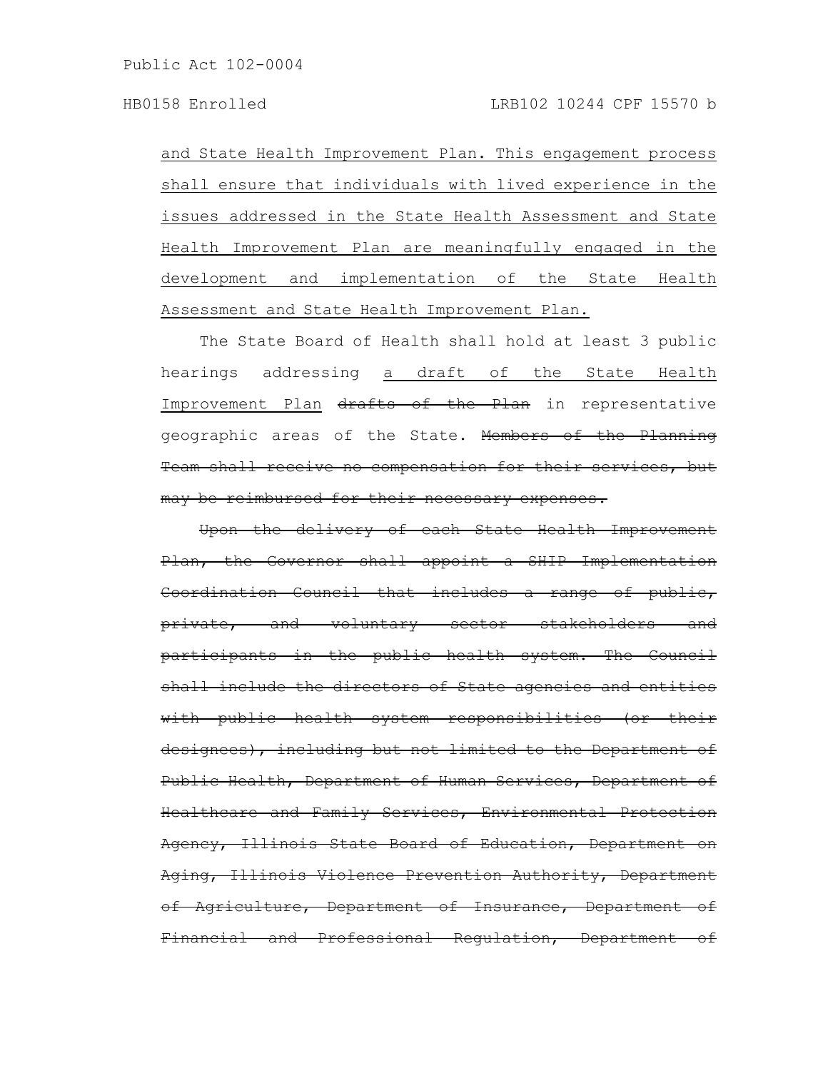and State Health Improvement Plan. This engagement process shall ensure that individuals with lived experience in the issues addressed in the State Health Assessment and State Health Improvement Plan are meaningfully engaged in the development and implementation of the State Health Assessment and State Health Improvement Plan.

The State Board of Health shall hold at least 3 public hearings addressing a draft of the State Health Improvement Plan ~~drafts of the Plan~~ in representative geographic areas of the State. ~~Members of the Planning Team shall receive no compensation for their services, but may be reimbursed for their necessary expenses.~~

~~Upon the delivery of each State Health Improvement Plan, the Governor shall appoint a SHIP Implementation Coordination Council that includes a range of public, private, and voluntary sector stakeholders and participants in the public health system. The Council shall include the directors of State agencies and entities with public health system responsibilities (or their designees), including but not limited to the Department of Public Health, Department of Human Services, Department of Healthcare and Family Services, Environmental Protection Agency, Illinois State Board of Education, Department on Aging, Illinois Violence Prevention Authority, Department of Agriculture, Department of Insurance, Department of Financial and Professional Regulation, Department of~~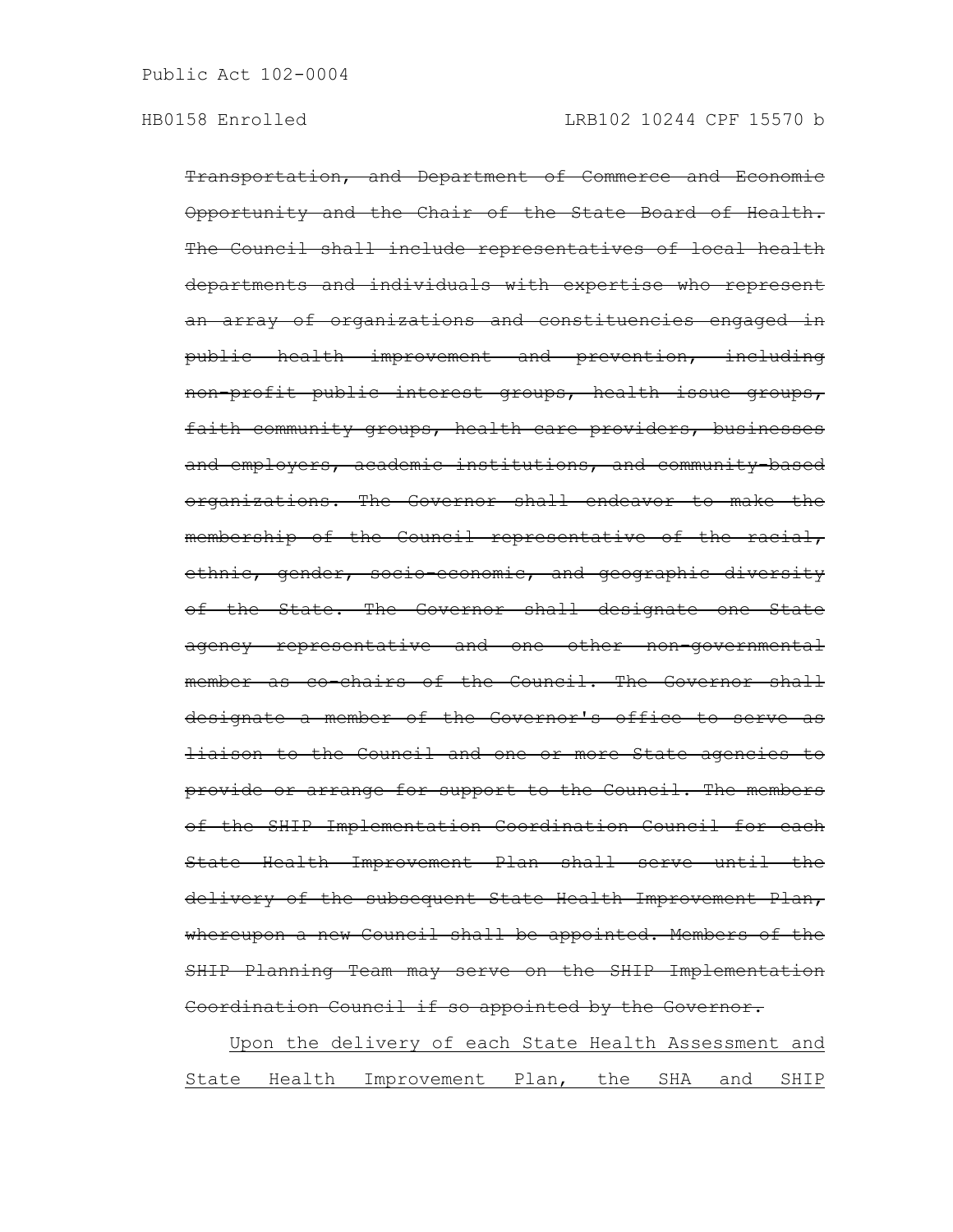~~Transportation, and Department of Commerce and Economic Opportunity and the Chair of the State Board of Health. The Council shall include representatives of local health departments and individuals with expertise who represent an array of organizations and constituencies engaged in public health improvement and prevention, including non-profit public interest groups, health issue groups, faith community groups, health care providers, businesses and employers, academic institutions, and community-based organizations. The Governor shall endeavor to make the membership of the Council representative of the racial, ethnic, gender, socio-economic, and geographic diversity of the State. The Governor shall designate one State agency representative and one other non-governmental member as co-chairs of the Council. The Governor shall designate a member of the Governor's office to serve as liaison to the Council and one or more State agencies to provide or arrange for support to the Council. The members of the SHIP Implementation Coordination Council for each State Health Improvement Plan shall serve until the delivery of the subsequent State Health Improvement Plan, whereupon a new Council shall be appointed. Members of the SHIP Planning Team may serve on the SHIP Implementation Coordination Council if so appointed by the Governor.~~

<u>Upon the delivery of each State Health Assessment and State Health Improvement Plan, the SHA and SHIP</u>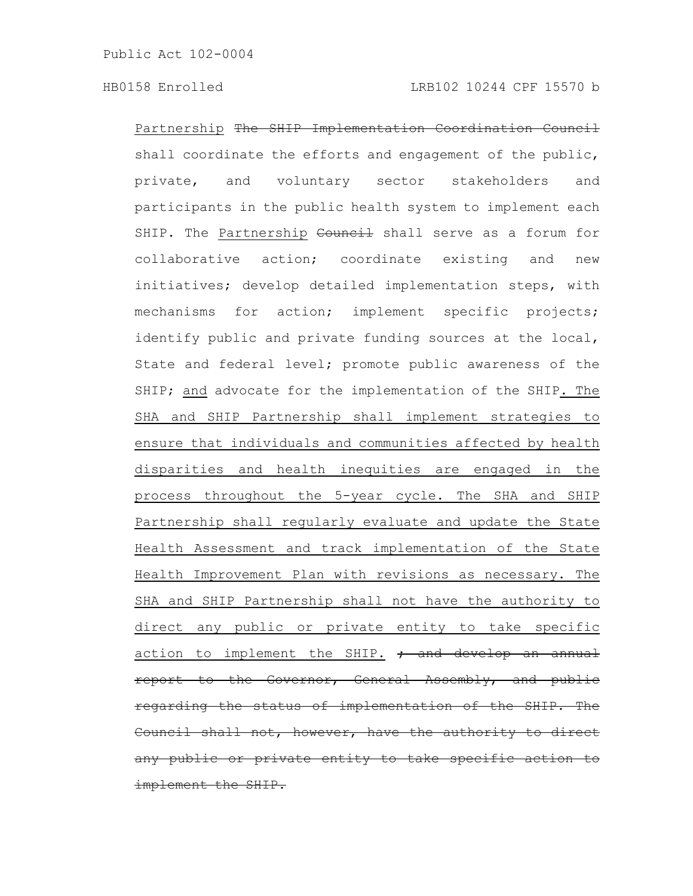Partnership ~~The SHIP Implementation Coordination Council~~ shall coordinate the efforts and engagement of the public, private, and voluntary sector stakeholders and participants in the public health system to implement each SHIP. The Partnership ~~Council~~ shall serve as a forum for collaborative action; coordinate existing and new initiatives; develop detailed implementation steps, with mechanisms for action; implement specific projects; identify public and private funding sources at the local, State and federal level; promote public awareness of the SHIP; and advocate for the implementation of the SHIP. The SHA and SHIP Partnership shall implement strategies to ensure that individuals and communities affected by health disparities and health inequities are engaged in the process throughout the 5-year cycle. The SHA and SHIP Partnership shall regularly evaluate and update the State Health Assessment and track implementation of the State Health Improvement Plan with revisions as necessary. The SHA and SHIP Partnership shall not have the authority to direct any public or private entity to take specific action to implement the SHIP. ~~; and develop an annual report to the Governor, General Assembly, and public regarding the status of implementation of the SHIP. The Council shall not, however, have the authority to direct any public or private entity to take specific action to implement the SHIP.~~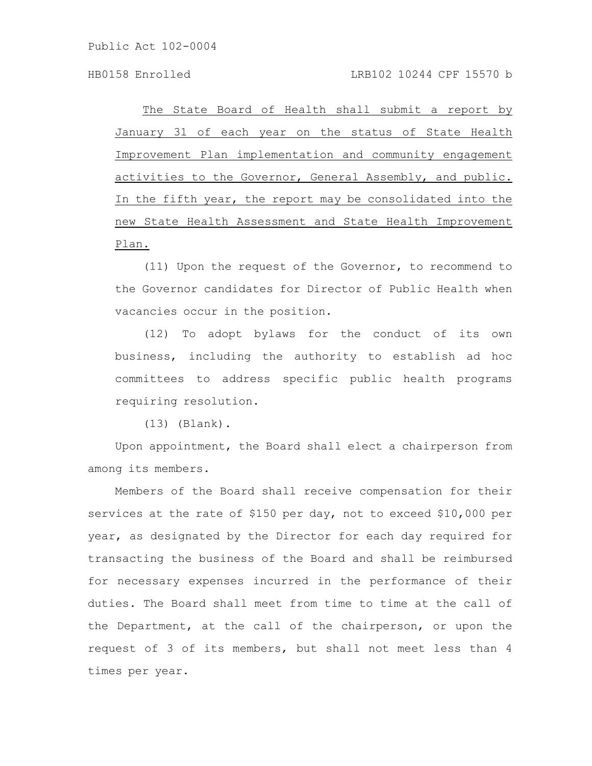The State Board of Health shall submit a report by January 31 of each year on the status of State Health Improvement Plan implementation and community engagement activities to the Governor, General Assembly, and public. In the fifth year, the report may be consolidated into the new State Health Assessment and State Health Improvement Plan.

(11) Upon the request of the Governor, to recommend to the Governor candidates for Director of Public Health when vacancies occur in the position.

(12) To adopt bylaws for the conduct of its own business, including the authority to establish ad hoc committees to address specific public health programs requiring resolution.

(13) (Blank).

Upon appointment, the Board shall elect a chairperson from among its members.

Members of the Board shall receive compensation for their services at the rate of $150 per day, not to exceed $10,000 per year, as designated by the Director for each day required for transacting the business of the Board and shall be reimbursed for necessary expenses incurred in the performance of their duties. The Board shall meet from time to time at the call of the Department, at the call of the chairperson, or upon the request of 3 of its members, but shall not meet less than 4 times per year.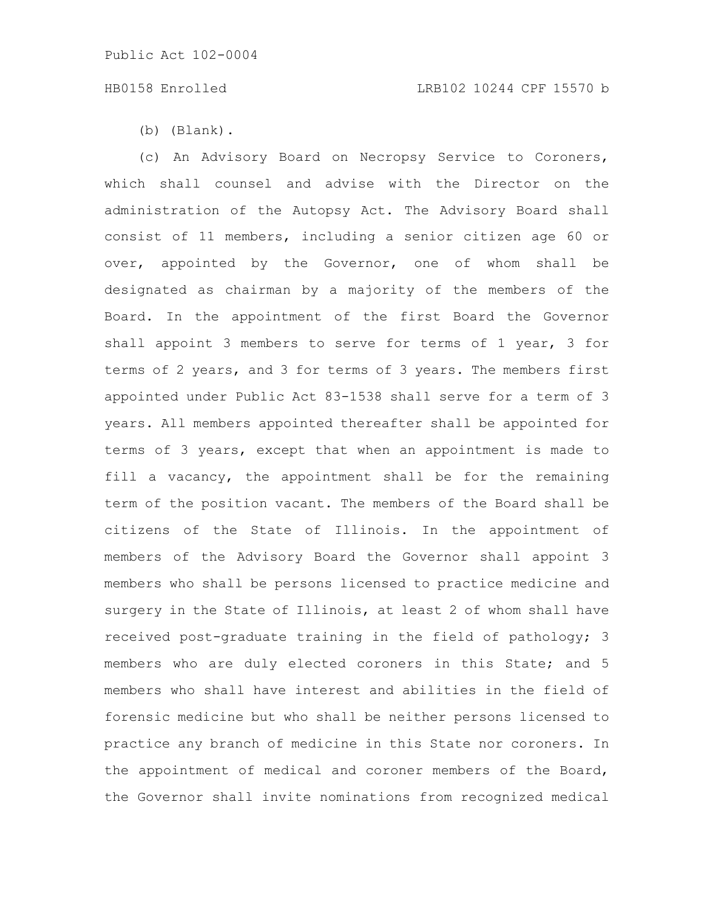(b) (Blank).

(c) An Advisory Board on Necropsy Service to Coroners, which shall counsel and advise with the Director on the administration of the Autopsy Act. The Advisory Board shall consist of 11 members, including a senior citizen age 60 or over, appointed by the Governor, one of whom shall be designated as chairman by a majority of the members of the Board. In the appointment of the first Board the Governor shall appoint 3 members to serve for terms of 1 year, 3 for terms of 2 years, and 3 for terms of 3 years. The members first appointed under Public Act 83-1538 shall serve for a term of 3 years. All members appointed thereafter shall be appointed for terms of 3 years, except that when an appointment is made to fill a vacancy, the appointment shall be for the remaining term of the position vacant. The members of the Board shall be citizens of the State of Illinois. In the appointment of members of the Advisory Board the Governor shall appoint 3 members who shall be persons licensed to practice medicine and surgery in the State of Illinois, at least 2 of whom shall have received post-graduate training in the field of pathology; 3 members who are duly elected coroners in this State; and 5 members who shall have interest and abilities in the field of forensic medicine but who shall be neither persons licensed to practice any branch of medicine in this State nor coroners. In the appointment of medical and coroner members of the Board, the Governor shall invite nominations from recognized medical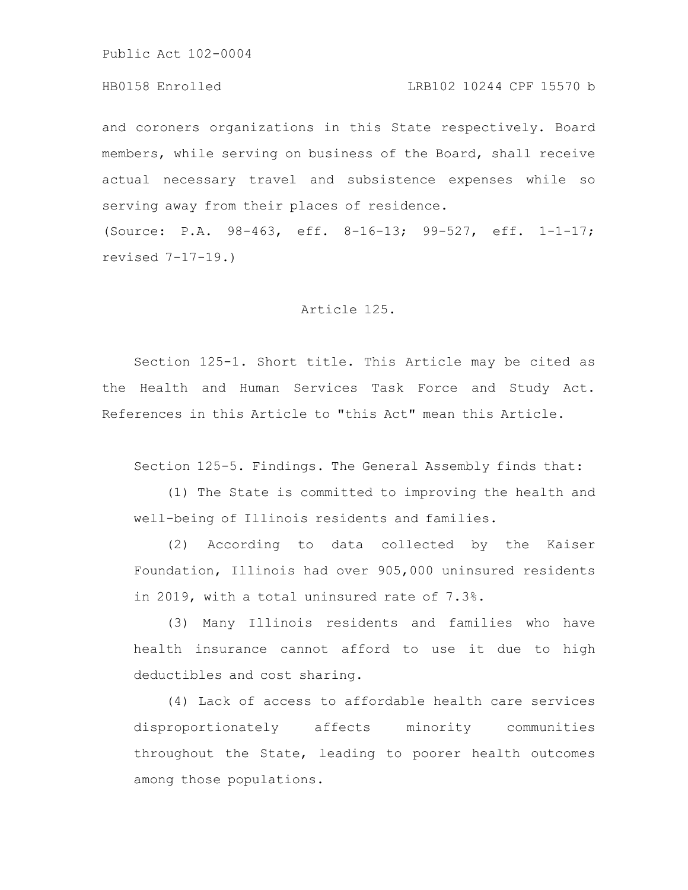and coroners organizations in this State respectively. Board members, while serving on business of the Board, shall receive actual necessary travel and subsistence expenses while so serving away from their places of residence.

(Source: P.A. 98-463, eff. 8-16-13; 99-527, eff. 1-1-17; revised 7-17-19.)

Article 125.

Section 125-1. Short title. This Article may be cited as the Health and Human Services Task Force and Study Act. References in this Article to "this Act" mean this Article.

Section 125-5. Findings. The General Assembly finds that:

(1) The State is committed to improving the health and well-being of Illinois residents and families.

(2) According to data collected by the Kaiser Foundation, Illinois had over 905,000 uninsured residents in 2019, with a total uninsured rate of 7.3%.

(3) Many Illinois residents and families who have health insurance cannot afford to use it due to high deductibles and cost sharing.

(4) Lack of access to affordable health care services disproportionately affects minority communities throughout the State, leading to poorer health outcomes among those populations.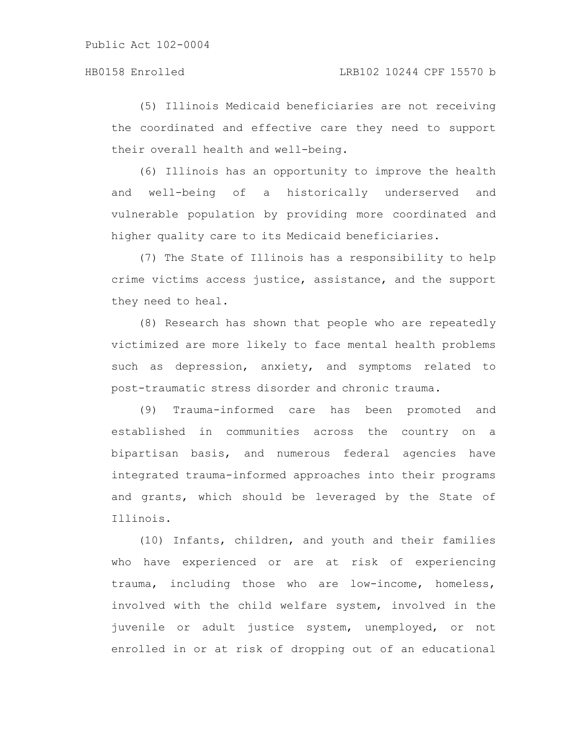(5) Illinois Medicaid beneficiaries are not receiving the coordinated and effective care they need to support their overall health and well-being.

(6) Illinois has an opportunity to improve the health and well-being of a historically underserved and vulnerable population by providing more coordinated and higher quality care to its Medicaid beneficiaries.

(7) The State of Illinois has a responsibility to help crime victims access justice, assistance, and the support they need to heal.

(8) Research has shown that people who are repeatedly victimized are more likely to face mental health problems such as depression, anxiety, and symptoms related to post-traumatic stress disorder and chronic trauma.

(9) Trauma-informed care has been promoted and established in communities across the country on a bipartisan basis, and numerous federal agencies have integrated trauma-informed approaches into their programs and grants, which should be leveraged by the State of Illinois.

(10) Infants, children, and youth and their families who have experienced or are at risk of experiencing trauma, including those who are low-income, homeless, involved with the child welfare system, involved in the juvenile or adult justice system, unemployed, or not enrolled in or at risk of dropping out of an educational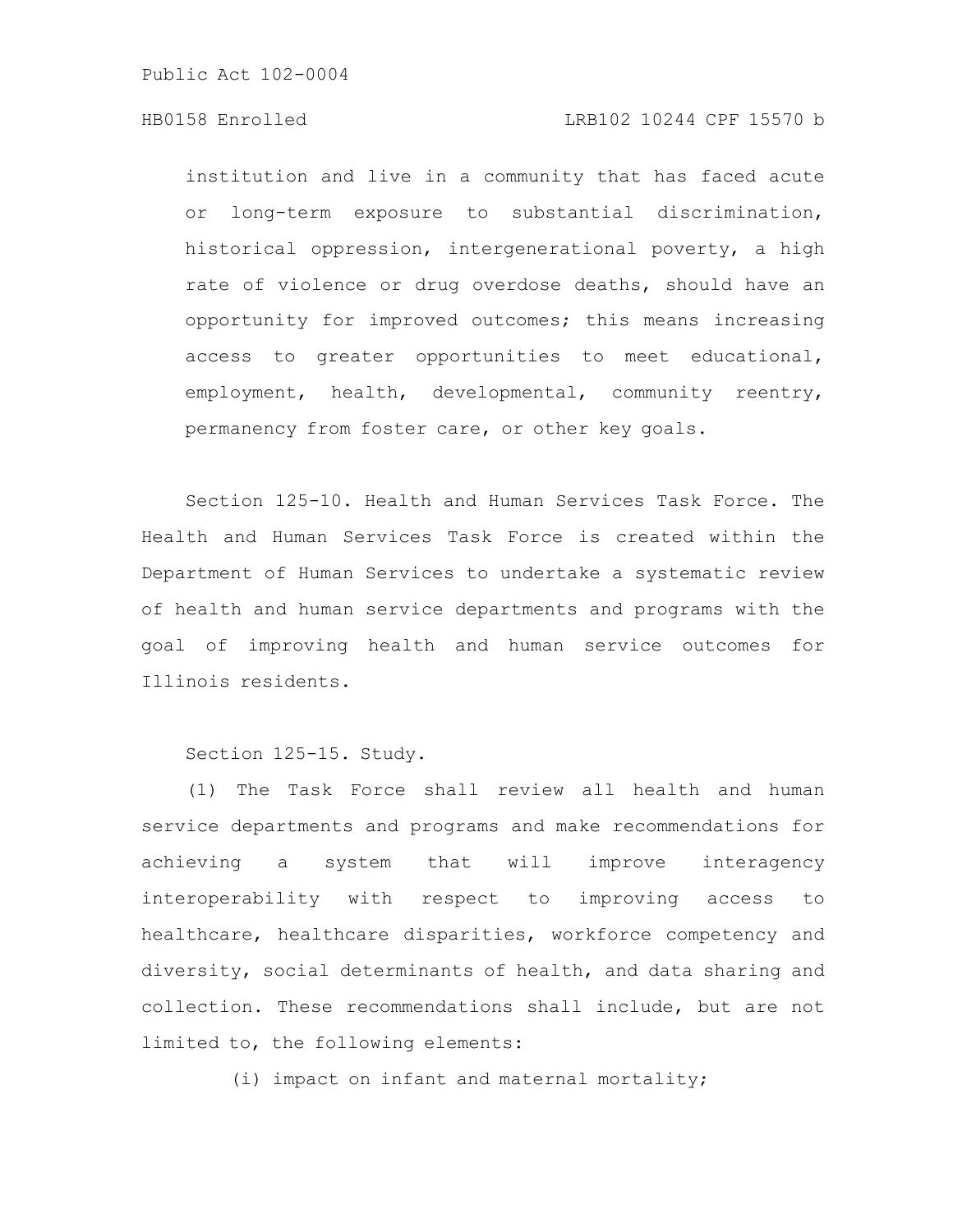institution and live in a community that has faced acute or long-term exposure to substantial discrimination, historical oppression, intergenerational poverty, a high rate of violence or drug overdose deaths, should have an opportunity for improved outcomes; this means increasing access to greater opportunities to meet educational, employment, health, developmental, community reentry, permanency from foster care, or other key goals.

Section 125-10. Health and Human Services Task Force. The Health and Human Services Task Force is created within the Department of Human Services to undertake a systematic review of health and human service departments and programs with the goal of improving health and human service outcomes for Illinois residents.

Section 125-15. Study.

(1) The Task Force shall review all health and human service departments and programs and make recommendations for achieving a system that will improve interagency interoperability with respect to improving access to healthcare, healthcare disparities, workforce competency and diversity, social determinants of health, and data sharing and collection. These recommendations shall include, but are not limited to, the following elements:

(i) impact on infant and maternal mortality;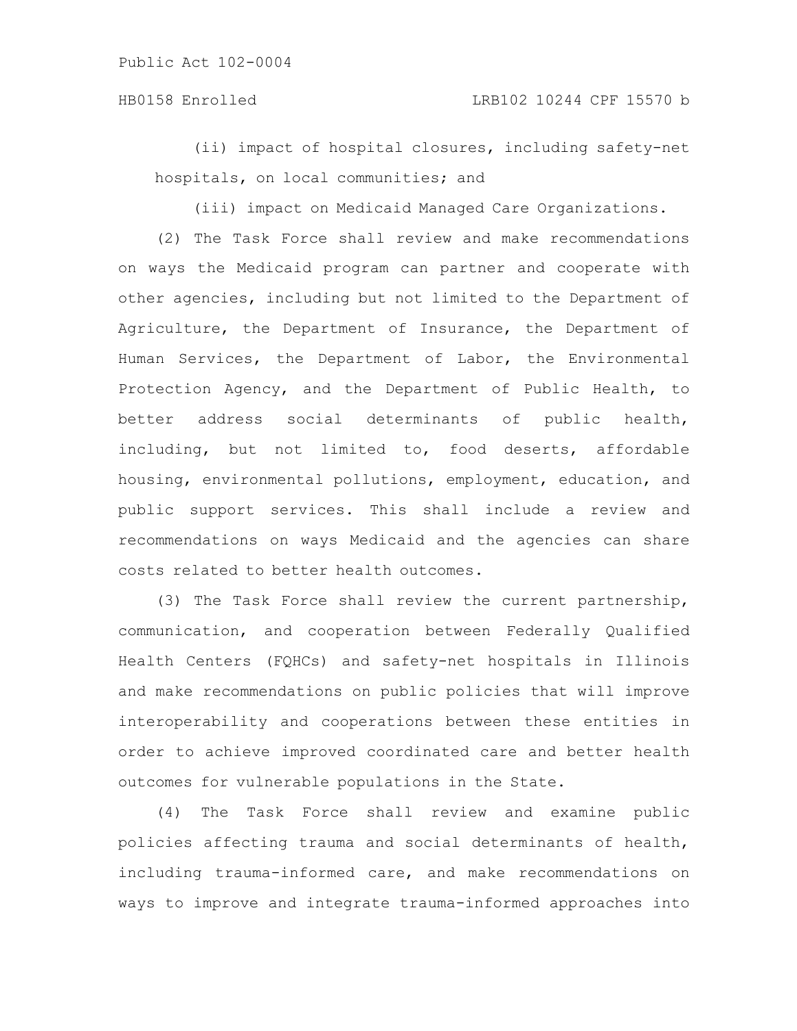(ii) impact of hospital closures, including safety-net hospitals, on local communities; and

(iii) impact on Medicaid Managed Care Organizations.

(2) The Task Force shall review and make recommendations on ways the Medicaid program can partner and cooperate with other agencies, including but not limited to the Department of Agriculture, the Department of Insurance, the Department of Human Services, the Department of Labor, the Environmental Protection Agency, and the Department of Public Health, to better address social determinants of public health, including, but not limited to, food deserts, affordable housing, environmental pollutions, employment, education, and public support services. This shall include a review and recommendations on ways Medicaid and the agencies can share costs related to better health outcomes.

(3) The Task Force shall review the current partnership, communication, and cooperation between Federally Qualified Health Centers (FQHCs) and safety-net hospitals in Illinois and make recommendations on public policies that will improve interoperability and cooperations between these entities in order to achieve improved coordinated care and better health outcomes for vulnerable populations in the State.

(4) The Task Force shall review and examine public policies affecting trauma and social determinants of health, including trauma-informed care, and make recommendations on ways to improve and integrate trauma-informed approaches into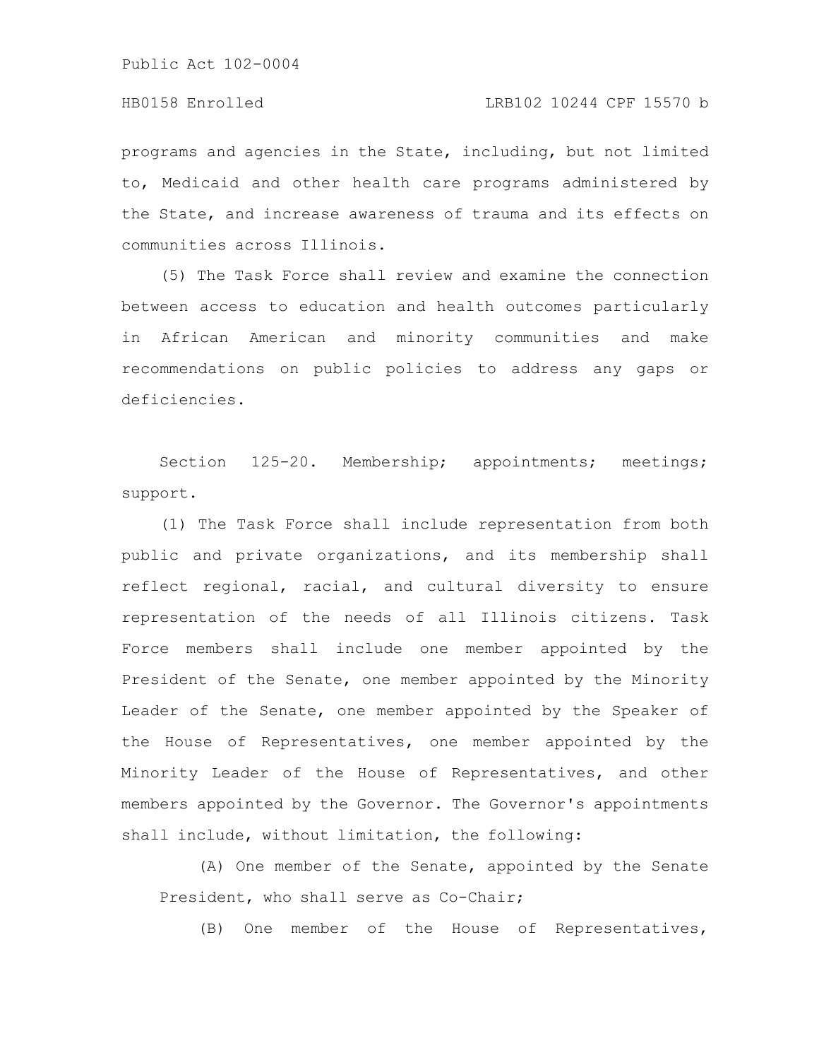programs and agencies in the State, including, but not limited to, Medicaid and other health care programs administered by the State, and increase awareness of trauma and its effects on communities across Illinois.

(5) The Task Force shall review and examine the connection between access to education and health outcomes particularly in African American and minority communities and make recommendations on public policies to address any gaps or deficiencies.

Section 125-20. Membership; appointments; meetings; support.

(1) The Task Force shall include representation from both public and private organizations, and its membership shall reflect regional, racial, and cultural diversity to ensure representation of the needs of all Illinois citizens. Task Force members shall include one member appointed by the President of the Senate, one member appointed by the Minority Leader of the Senate, one member appointed by the Speaker of the House of Representatives, one member appointed by the Minority Leader of the House of Representatives, and other members appointed by the Governor. The Governor's appointments shall include, without limitation, the following:

(A) One member of the Senate, appointed by the Senate President, who shall serve as Co-Chair;

(B) One member of the House of Representatives,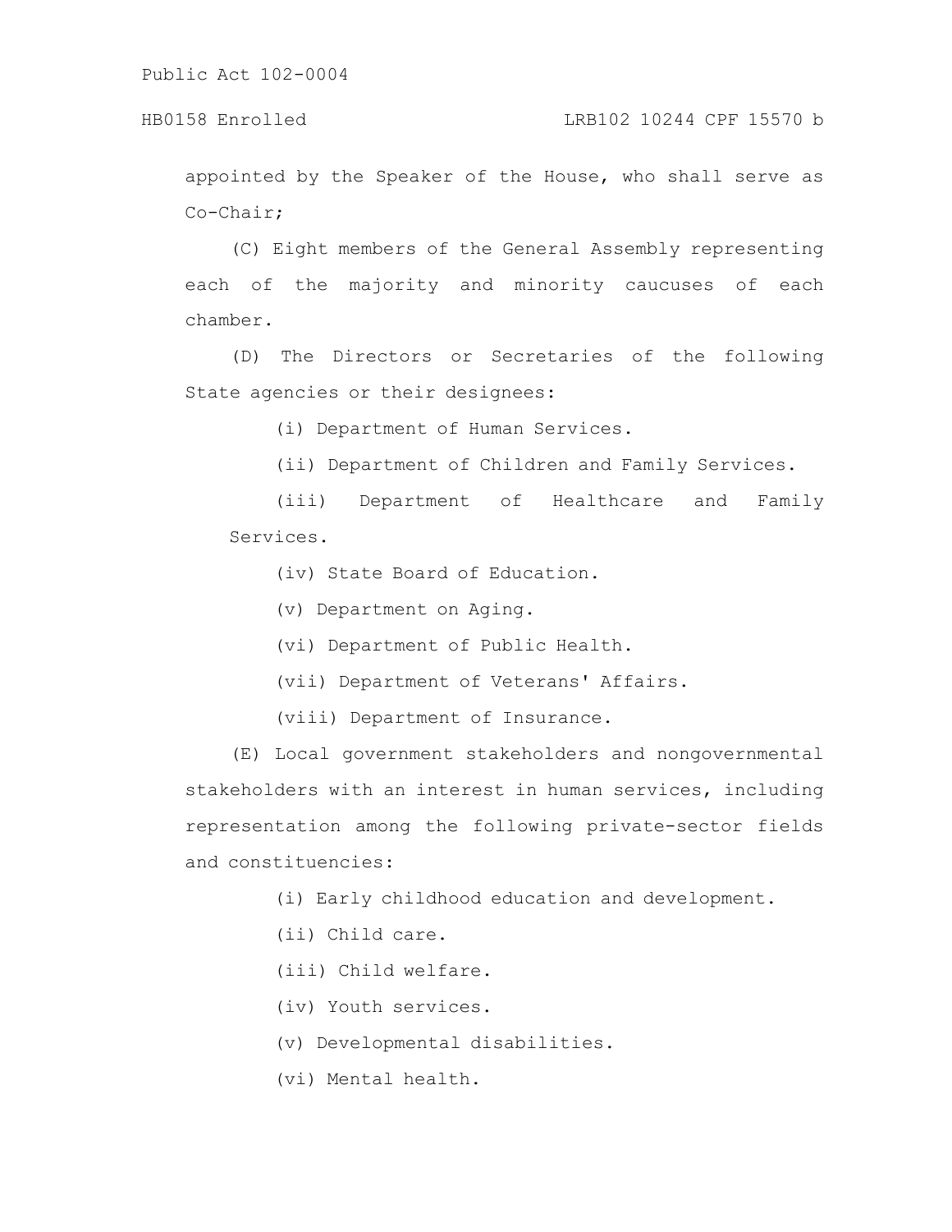appointed by the Speaker of the House, who shall serve as Co-Chair;

(C) Eight members of the General Assembly representing each of the majority and minority caucuses of each chamber.

(D) The Directors or Secretaries of the following State agencies or their designees:

(i) Department of Human Services.

(ii) Department of Children and Family Services.

(iii) Department of Healthcare and Family Services.

(iv) State Board of Education.

(v) Department on Aging.

(vi) Department of Public Health.

(vii) Department of Veterans' Affairs.

(viii) Department of Insurance.

(E) Local government stakeholders and nongovernmental stakeholders with an interest in human services, including representation among the following private-sector fields and constituencies:

(i) Early childhood education and development.

(ii) Child care.

(iii) Child welfare.

(iv) Youth services.

(v) Developmental disabilities.

(vi) Mental health.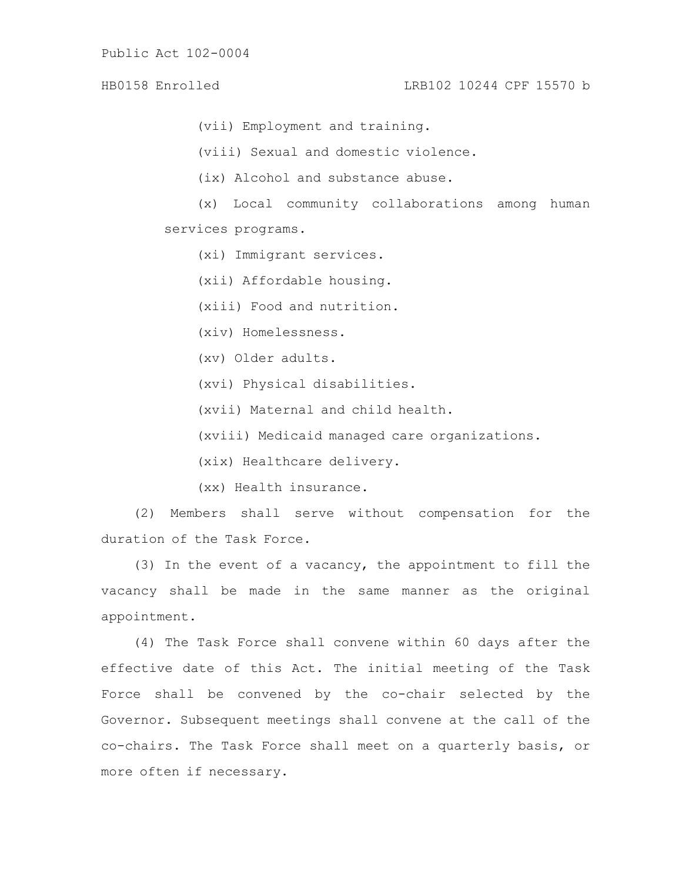(vii) Employment and training.

(viii) Sexual and domestic violence.

(ix) Alcohol and substance abuse.

(x) Local community collaborations among human services programs.

(xi) Immigrant services.

(xii) Affordable housing.

(xiii) Food and nutrition.

(xiv) Homelessness.

(xv) Older adults.

(xvi) Physical disabilities.

(xvii) Maternal and child health.

(xviii) Medicaid managed care organizations.

(xix) Healthcare delivery.

(xx) Health insurance.

(2) Members shall serve without compensation for the duration of the Task Force.

(3) In the event of a vacancy, the appointment to fill the vacancy shall be made in the same manner as the original appointment.

(4) The Task Force shall convene within 60 days after the effective date of this Act. The initial meeting of the Task Force shall be convened by the co-chair selected by the Governor. Subsequent meetings shall convene at the call of the co-chairs. The Task Force shall meet on a quarterly basis, or more often if necessary.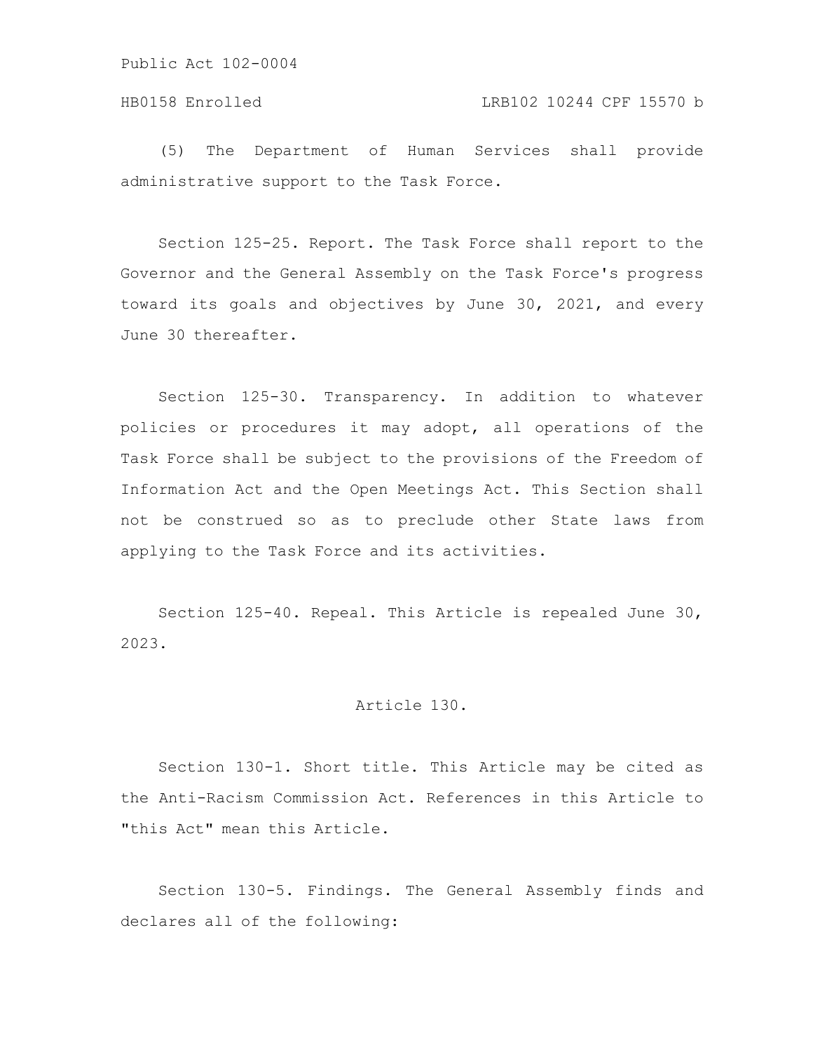(5) The Department of Human Services shall provide administrative support to the Task Force.

Section 125-25. Report. The Task Force shall report to the Governor and the General Assembly on the Task Force's progress toward its goals and objectives by June 30, 2021, and every June 30 thereafter.

Section 125-30. Transparency. In addition to whatever policies or procedures it may adopt, all operations of the Task Force shall be subject to the provisions of the Freedom of Information Act and the Open Meetings Act. This Section shall not be construed so as to preclude other State laws from applying to the Task Force and its activities.

Section 125-40. Repeal. This Article is repealed June 30, 2023.

## Article 130.

Section 130-1. Short title. This Article may be cited as the Anti-Racism Commission Act. References in this Article to "this Act" mean this Article.

Section 130-5. Findings. The General Assembly finds and declares all of the following: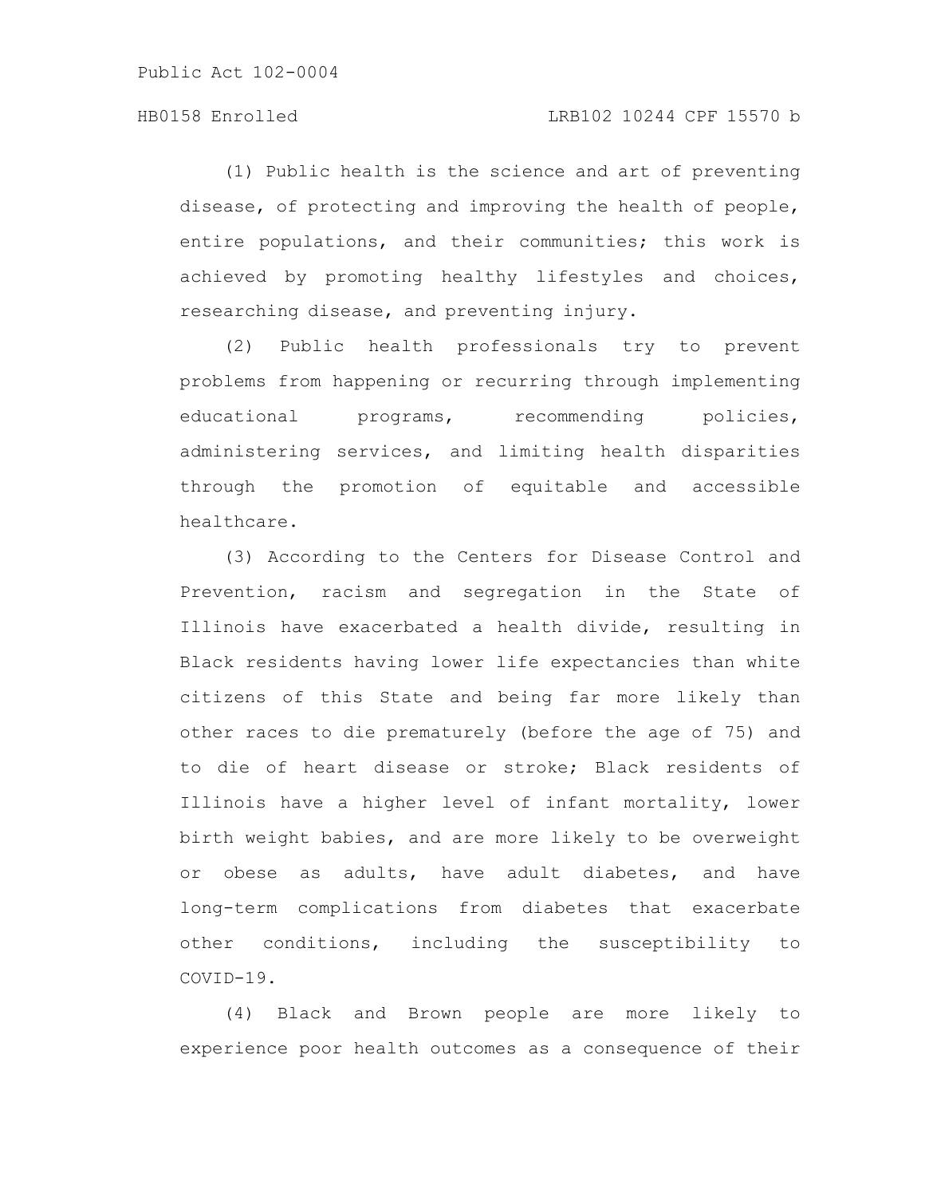(1) Public health is the science and art of preventing disease, of protecting and improving the health of people, entire populations, and their communities; this work is achieved by promoting healthy lifestyles and choices, researching disease, and preventing injury.

(2) Public health professionals try to prevent problems from happening or recurring through implementing educational programs, recommending policies, administering services, and limiting health disparities through the promotion of equitable and accessible healthcare.

(3) According to the Centers for Disease Control and Prevention, racism and segregation in the State of Illinois have exacerbated a health divide, resulting in Black residents having lower life expectancies than white citizens of this State and being far more likely than other races to die prematurely (before the age of 75) and to die of heart disease or stroke; Black residents of Illinois have a higher level of infant mortality, lower birth weight babies, and are more likely to be overweight or obese as adults, have adult diabetes, and have long-term complications from diabetes that exacerbate other conditions, including the susceptibility to COVID-19.

(4) Black and Brown people are more likely to experience poor health outcomes as a consequence of their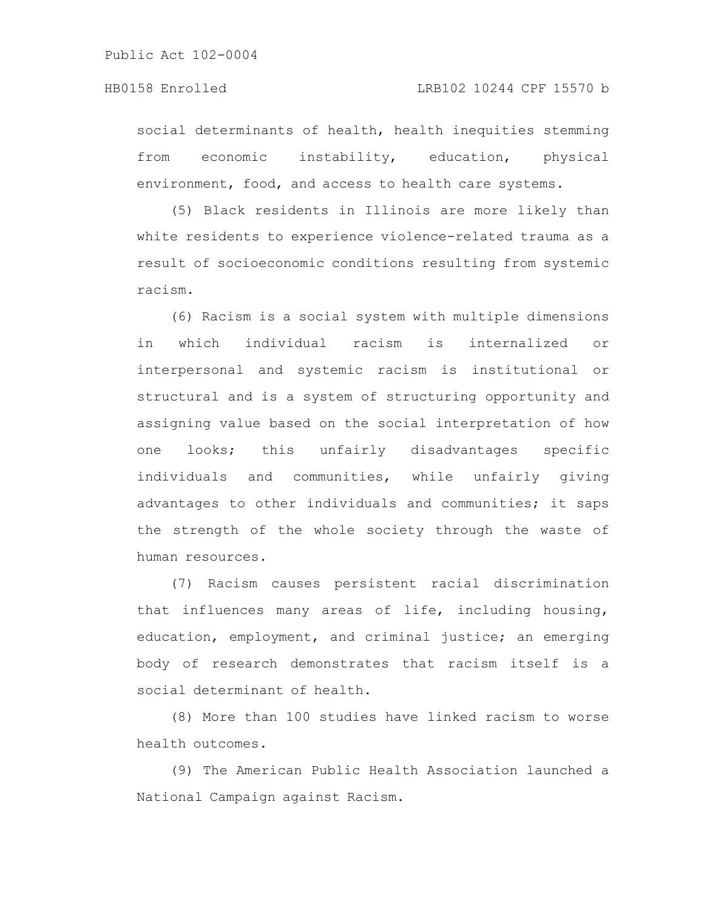social determinants of health, health inequities stemming from economic instability, education, physical environment, food, and access to health care systems.

(5) Black residents in Illinois are more likely than white residents to experience violence-related trauma as a result of socioeconomic conditions resulting from systemic racism.

(6) Racism is a social system with multiple dimensions in which individual racism is internalized or interpersonal and systemic racism is institutional or structural and is a system of structuring opportunity and assigning value based on the social interpretation of how one looks; this unfairly disadvantages specific individuals and communities, while unfairly giving advantages to other individuals and communities; it saps the strength of the whole society through the waste of human resources.

(7) Racism causes persistent racial discrimination that influences many areas of life, including housing, education, employment, and criminal justice; an emerging body of research demonstrates that racism itself is a social determinant of health.

(8) More than 100 studies have linked racism to worse health outcomes.

(9) The American Public Health Association launched a National Campaign against Racism.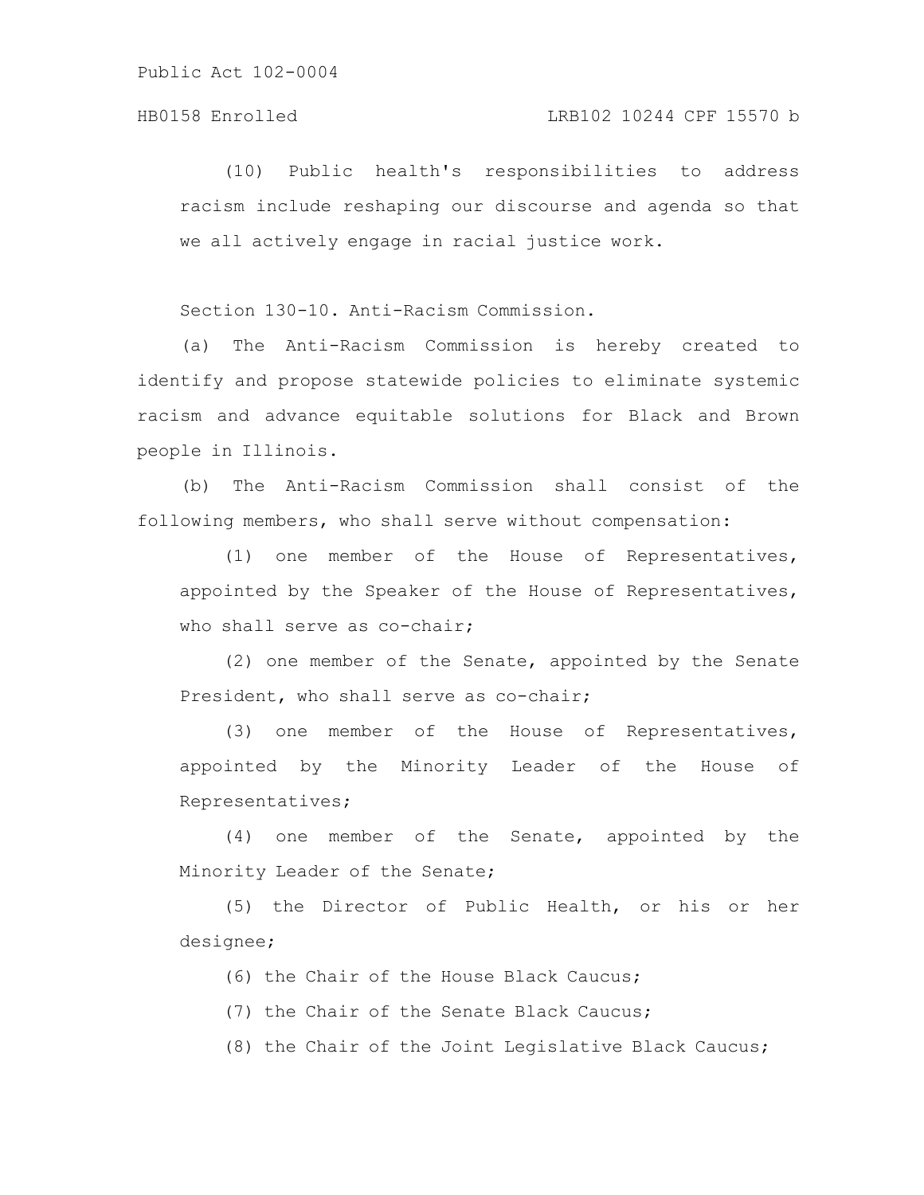(10) Public health's responsibilities to address racism include reshaping our discourse and agenda so that we all actively engage in racial justice work.

Section 130-10. Anti-Racism Commission.

(a) The Anti-Racism Commission is hereby created to identify and propose statewide policies to eliminate systemic racism and advance equitable solutions for Black and Brown people in Illinois.

(b) The Anti-Racism Commission shall consist of the following members, who shall serve without compensation:

(1) one member of the House of Representatives, appointed by the Speaker of the House of Representatives, who shall serve as co-chair;

(2) one member of the Senate, appointed by the Senate President, who shall serve as co-chair;

(3) one member of the House of Representatives, appointed by the Minority Leader of the House of Representatives;

(4) one member of the Senate, appointed by the Minority Leader of the Senate;

(5) the Director of Public Health, or his or her designee;

(6) the Chair of the House Black Caucus;

(7) the Chair of the Senate Black Caucus;

(8) the Chair of the Joint Legislative Black Caucus;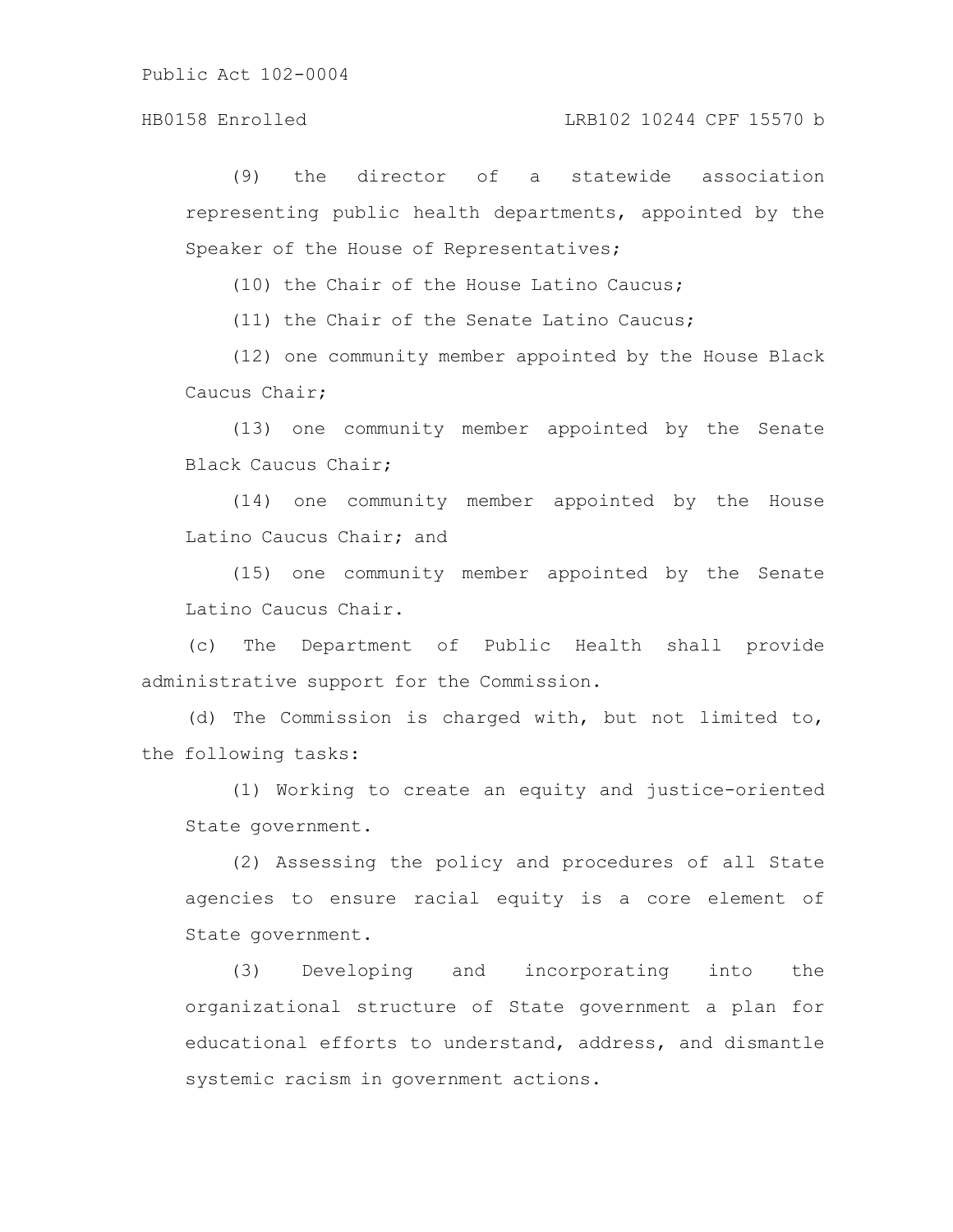(9) the director of a statewide association representing public health departments, appointed by the Speaker of the House of Representatives;

(10) the Chair of the House Latino Caucus;

(11) the Chair of the Senate Latino Caucus;

(12) one community member appointed by the House Black Caucus Chair;

(13) one community member appointed by the Senate Black Caucus Chair;

(14) one community member appointed by the House Latino Caucus Chair; and

(15) one community member appointed by the Senate Latino Caucus Chair.

(c) The Department of Public Health shall provide administrative support for the Commission.

(d) The Commission is charged with, but not limited to, the following tasks:

(1) Working to create an equity and justice-oriented State government.

(2) Assessing the policy and procedures of all State agencies to ensure racial equity is a core element of State government.

(3) Developing and incorporating into the organizational structure of State government a plan for educational efforts to understand, address, and dismantle systemic racism in government actions.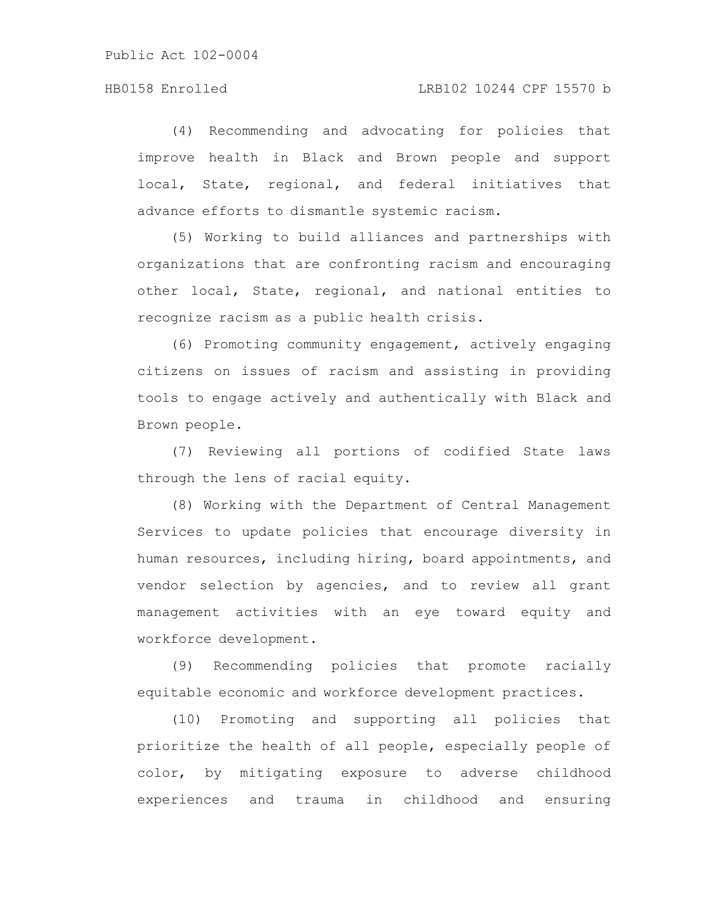(4) Recommending and advocating for policies that improve health in Black and Brown people and support local, State, regional, and federal initiatives that advance efforts to dismantle systemic racism.

(5) Working to build alliances and partnerships with organizations that are confronting racism and encouraging other local, State, regional, and national entities to recognize racism as a public health crisis.

(6) Promoting community engagement, actively engaging citizens on issues of racism and assisting in providing tools to engage actively and authentically with Black and Brown people.

(7) Reviewing all portions of codified State laws through the lens of racial equity.

(8) Working with the Department of Central Management Services to update policies that encourage diversity in human resources, including hiring, board appointments, and vendor selection by agencies, and to review all grant management activities with an eye toward equity and workforce development.

(9) Recommending policies that promote racially equitable economic and workforce development practices.

(10) Promoting and supporting all policies that prioritize the health of all people, especially people of color, by mitigating exposure to adverse childhood experiences and trauma in childhood and ensuring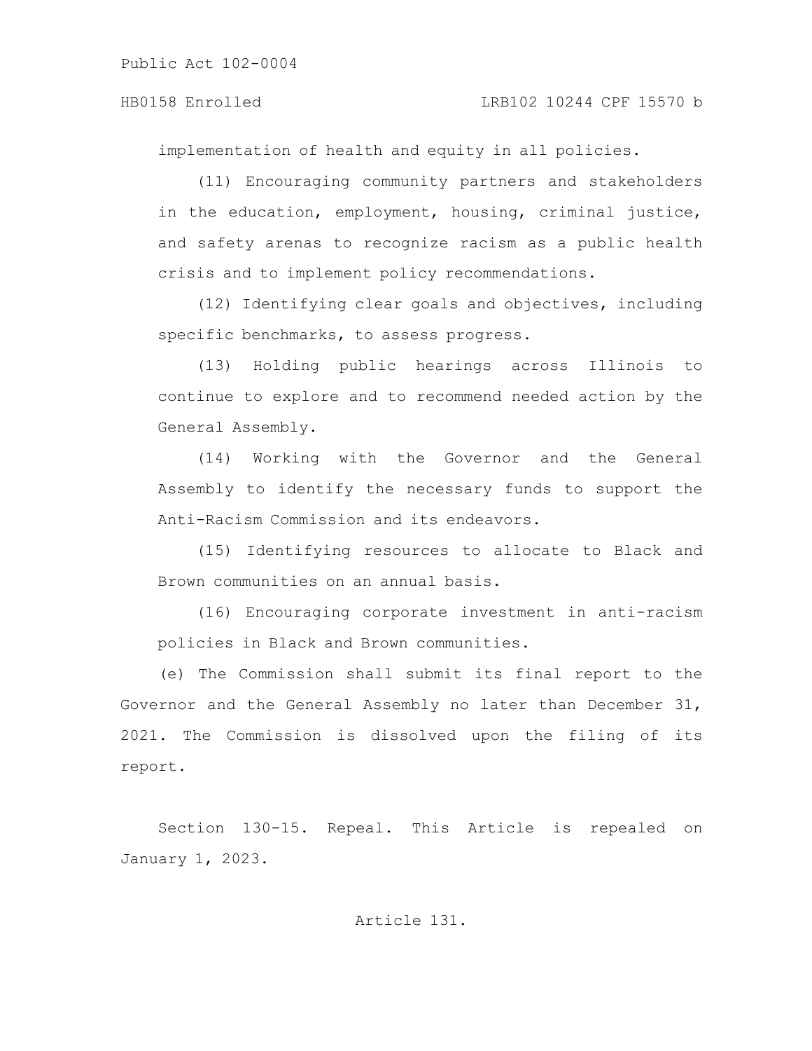implementation of health and equity in all policies.

(11) Encouraging community partners and stakeholders in the education, employment, housing, criminal justice, and safety arenas to recognize racism as a public health crisis and to implement policy recommendations.

(12) Identifying clear goals and objectives, including specific benchmarks, to assess progress.

(13) Holding public hearings across Illinois to continue to explore and to recommend needed action by the General Assembly.

(14) Working with the Governor and the General Assembly to identify the necessary funds to support the Anti-Racism Commission and its endeavors.

(15) Identifying resources to allocate to Black and Brown communities on an annual basis.

(16) Encouraging corporate investment in anti-racism policies in Black and Brown communities.

(e) The Commission shall submit its final report to the Governor and the General Assembly no later than December 31, 2021. The Commission is dissolved upon the filing of its report.

Section 130-15. Repeal. This Article is repealed on January 1, 2023.

Article 131.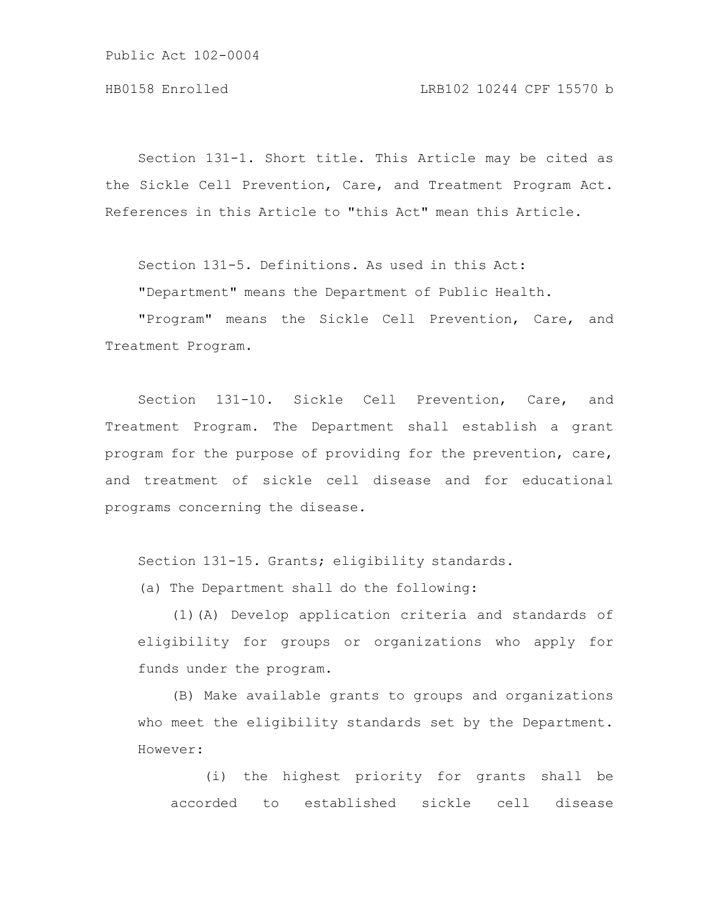Section 131-1. Short title. This Article may be cited as the Sickle Cell Prevention, Care, and Treatment Program Act. References in this Article to "this Act" mean this Article.

Section 131-5. Definitions. As used in this Act:

"Department" means the Department of Public Health.

"Program" means the Sickle Cell Prevention, Care, and Treatment Program.

Section 131-10. Sickle Cell Prevention, Care, and Treatment Program. The Department shall establish a grant program for the purpose of providing for the prevention, care, and treatment of sickle cell disease and for educational programs concerning the disease.

Section 131-15. Grants; eligibility standards.

(a) The Department shall do the following:

(1)(A) Develop application criteria and standards of eligibility for groups or organizations who apply for funds under the program.

(B) Make available grants to groups and organizations who meet the eligibility standards set by the Department. However:

(i) the highest priority for grants shall be accorded to established sickle cell disease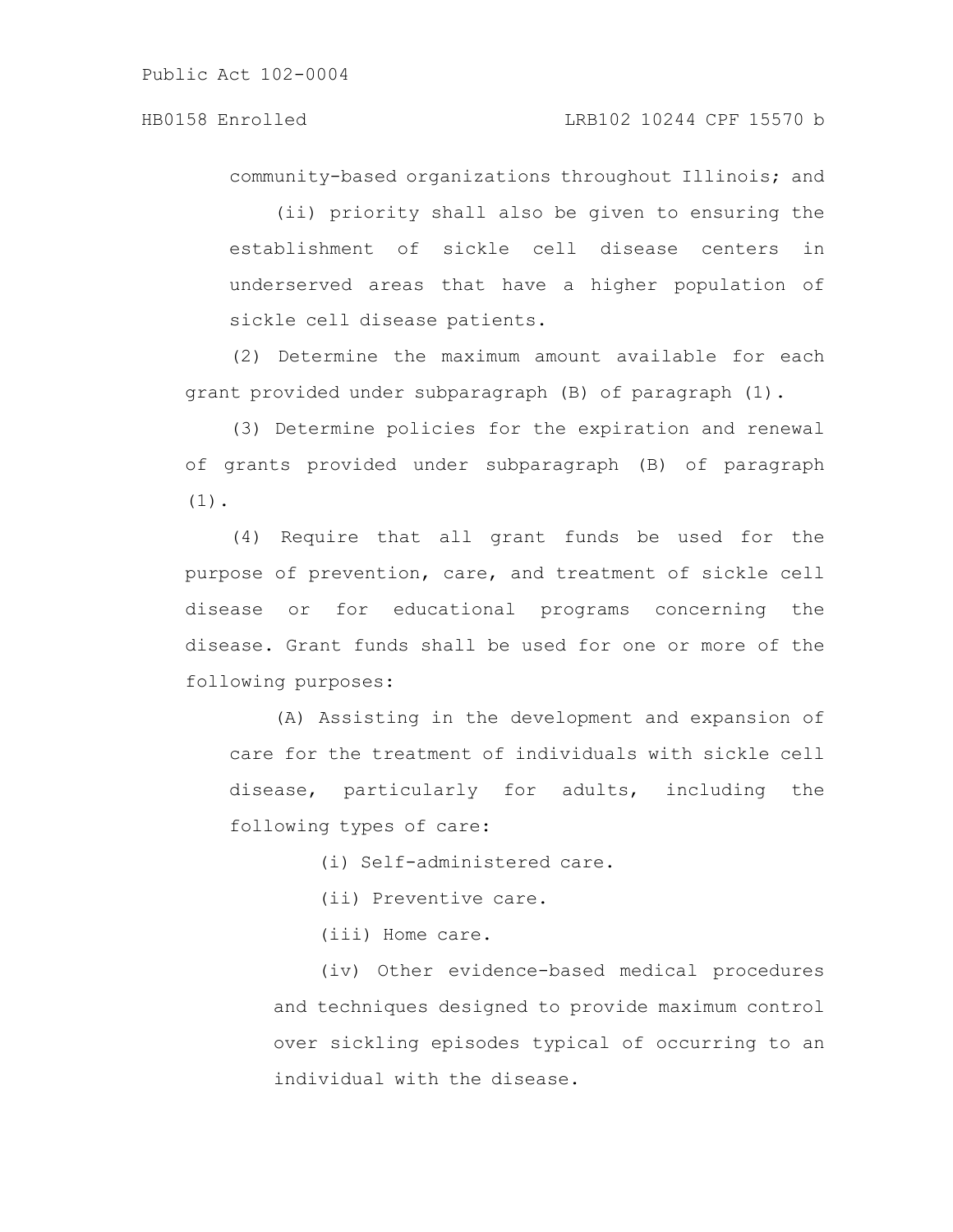community-based organizations throughout Illinois; and

(ii) priority shall also be given to ensuring the establishment of sickle cell disease centers in underserved areas that have a higher population of sickle cell disease patients.

(2) Determine the maximum amount available for each grant provided under subparagraph (B) of paragraph (1).

(3) Determine policies for the expiration and renewal of grants provided under subparagraph (B) of paragraph (1).

(4) Require that all grant funds be used for the purpose of prevention, care, and treatment of sickle cell disease or for educational programs concerning the disease. Grant funds shall be used for one or more of the following purposes:

(A) Assisting in the development and expansion of care for the treatment of individuals with sickle cell disease, particularly for adults, including the following types of care:

(i) Self-administered care.

(ii) Preventive care.

(iii) Home care.

(iv) Other evidence-based medical procedures and techniques designed to provide maximum control over sickling episodes typical of occurring to an individual with the disease.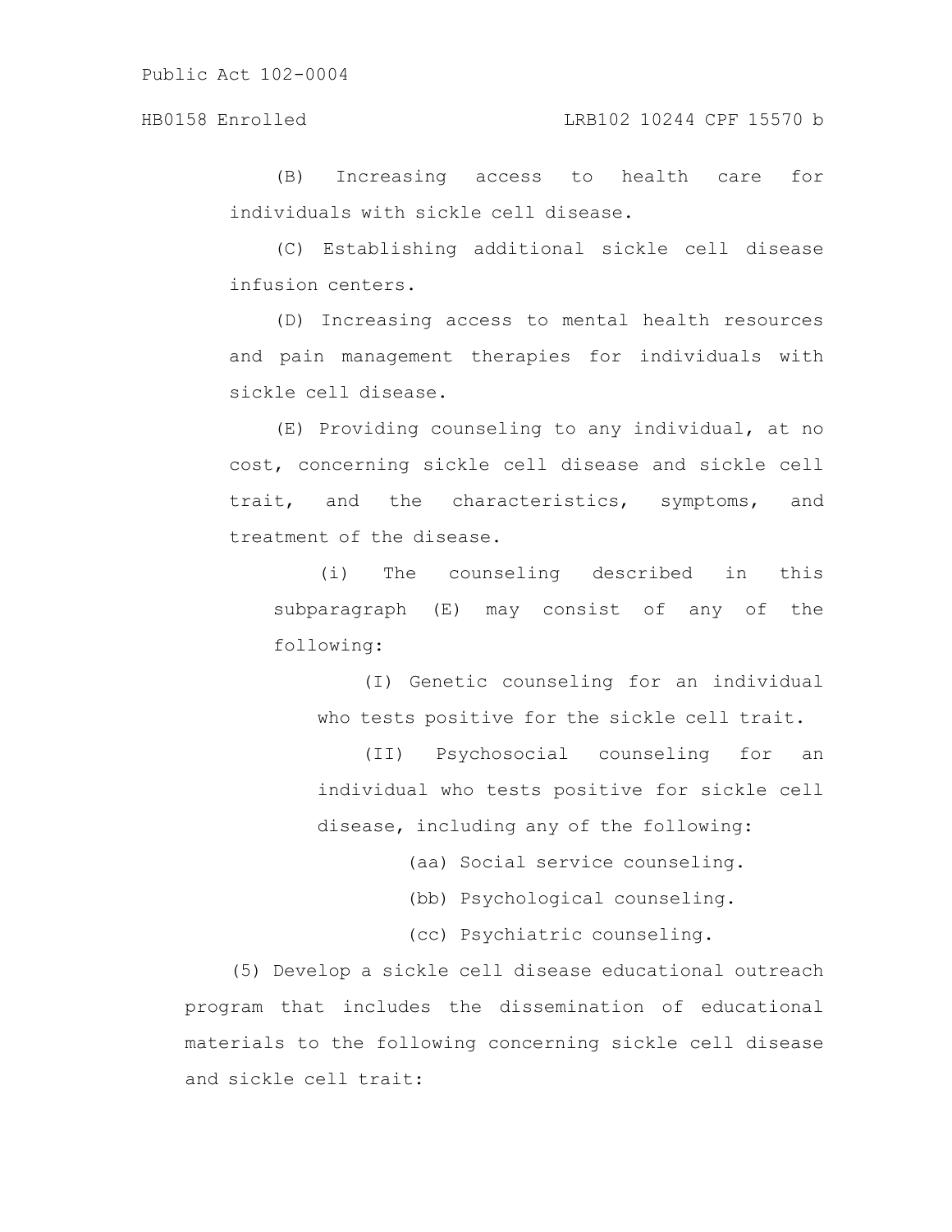(B) Increasing access to health care for individuals with sickle cell disease.

(C) Establishing additional sickle cell disease infusion centers.

(D) Increasing access to mental health resources and pain management therapies for individuals with sickle cell disease.

(E) Providing counseling to any individual, at no cost, concerning sickle cell disease and sickle cell trait, and the characteristics, symptoms, and treatment of the disease.

(i) The counseling described in this subparagraph (E) may consist of any of the following:

(I) Genetic counseling for an individual who tests positive for the sickle cell trait.

(II) Psychosocial counseling for an individual who tests positive for sickle cell disease, including any of the following:

(aa) Social service counseling.

(bb) Psychological counseling.

(cc) Psychiatric counseling.

(5) Develop a sickle cell disease educational outreach program that includes the dissemination of educational materials to the following concerning sickle cell disease and sickle cell trait: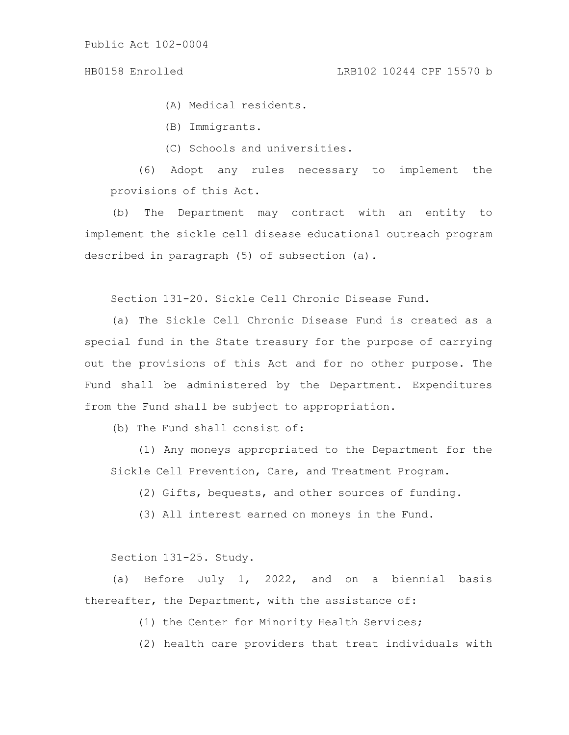(A) Medical residents.

(B) Immigrants.

(C) Schools and universities.

(6) Adopt any rules necessary to implement the provisions of this Act.

(b) The Department may contract with an entity to implement the sickle cell disease educational outreach program described in paragraph (5) of subsection (a).

Section 131-20. Sickle Cell Chronic Disease Fund.

(a) The Sickle Cell Chronic Disease Fund is created as a special fund in the State treasury for the purpose of carrying out the provisions of this Act and for no other purpose. The Fund shall be administered by the Department. Expenditures from the Fund shall be subject to appropriation.

(b) The Fund shall consist of:

(1) Any moneys appropriated to the Department for the Sickle Cell Prevention, Care, and Treatment Program.

(2) Gifts, bequests, and other sources of funding.

(3) All interest earned on moneys in the Fund.

Section 131-25. Study.

(a) Before July 1, 2022, and on a biennial basis thereafter, the Department, with the assistance of:

(1) the Center for Minority Health Services;

(2) health care providers that treat individuals with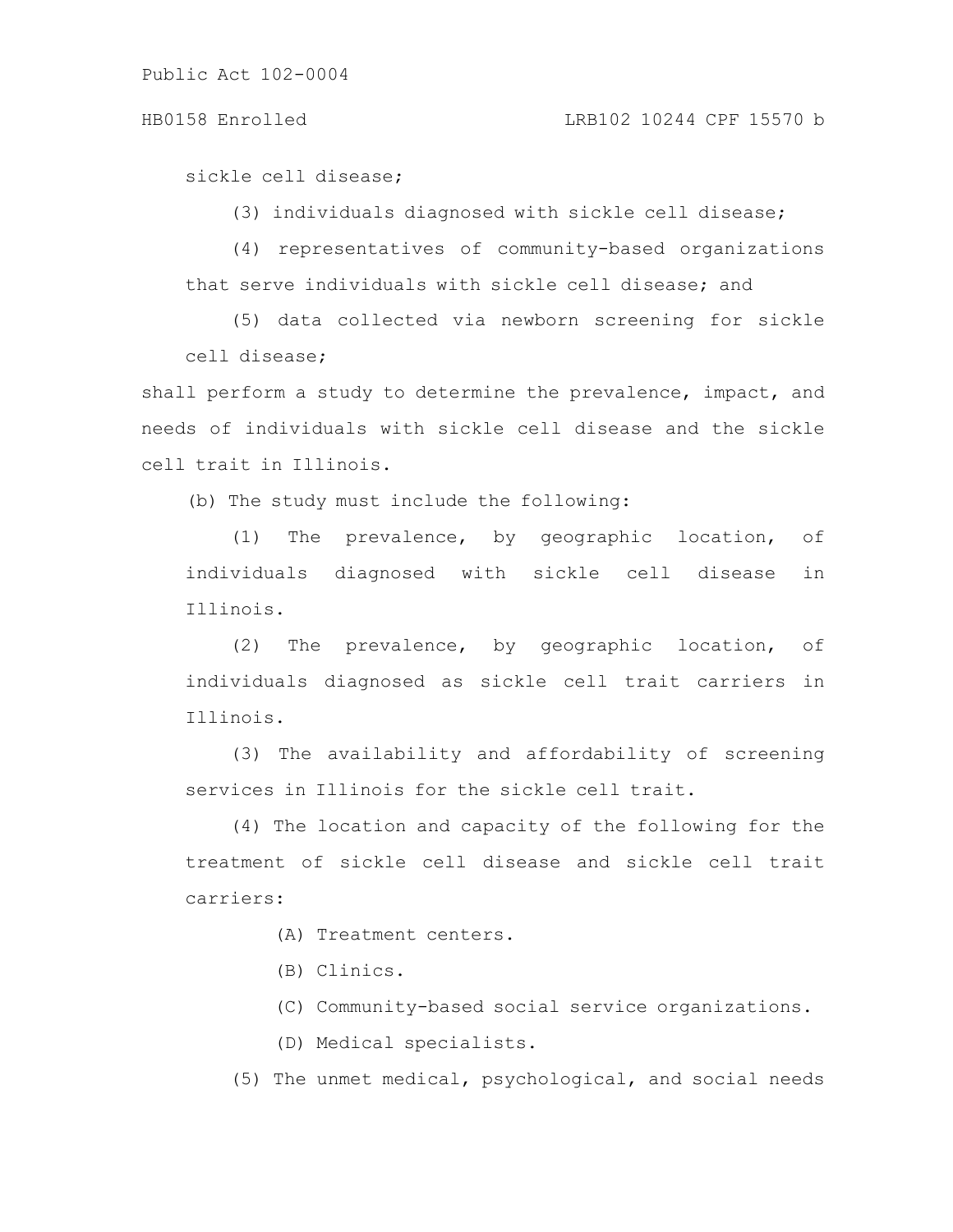sickle cell disease;

(3) individuals diagnosed with sickle cell disease;

(4) representatives of community-based organizations that serve individuals with sickle cell disease; and

(5) data collected via newborn screening for sickle cell disease;

shall perform a study to determine the prevalence, impact, and needs of individuals with sickle cell disease and the sickle cell trait in Illinois.

(b) The study must include the following:

(1) The prevalence, by geographic location, of individuals diagnosed with sickle cell disease in Illinois.

(2) The prevalence, by geographic location, of individuals diagnosed as sickle cell trait carriers in Illinois.

(3) The availability and affordability of screening services in Illinois for the sickle cell trait.

(4) The location and capacity of the following for the treatment of sickle cell disease and sickle cell trait carriers:

(A) Treatment centers.

(B) Clinics.

(C) Community-based social service organizations.

(D) Medical specialists.

(5) The unmet medical, psychological, and social needs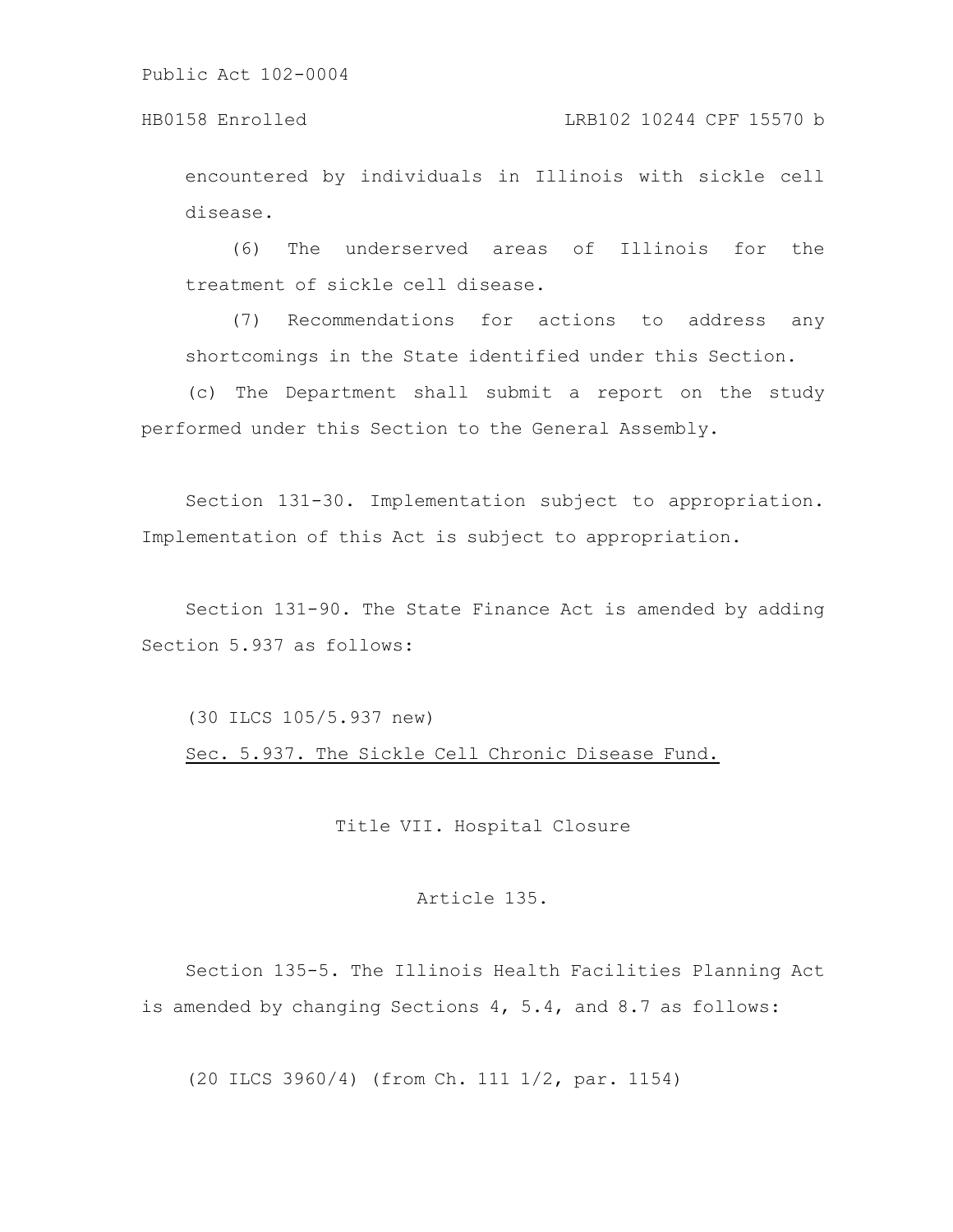encountered by individuals in Illinois with sickle cell disease.

(6) The underserved areas of Illinois for the treatment of sickle cell disease.

(7) Recommendations for actions to address any shortcomings in the State identified under this Section.

(c) The Department shall submit a report on the study performed under this Section to the General Assembly.

Section 131-30. Implementation subject to appropriation. Implementation of this Act is subject to appropriation.

Section 131-90. The State Finance Act is amended by adding Section 5.937 as follows:

(30 ILCS 105/5.937 new)

Sec. 5.937. The Sickle Cell Chronic Disease Fund.

Title VII. Hospital Closure

Article 135.

Section 135-5. The Illinois Health Facilities Planning Act is amended by changing Sections 4, 5.4, and 8.7 as follows:

(20 ILCS 3960/4) (from Ch. 111 1/2, par. 1154)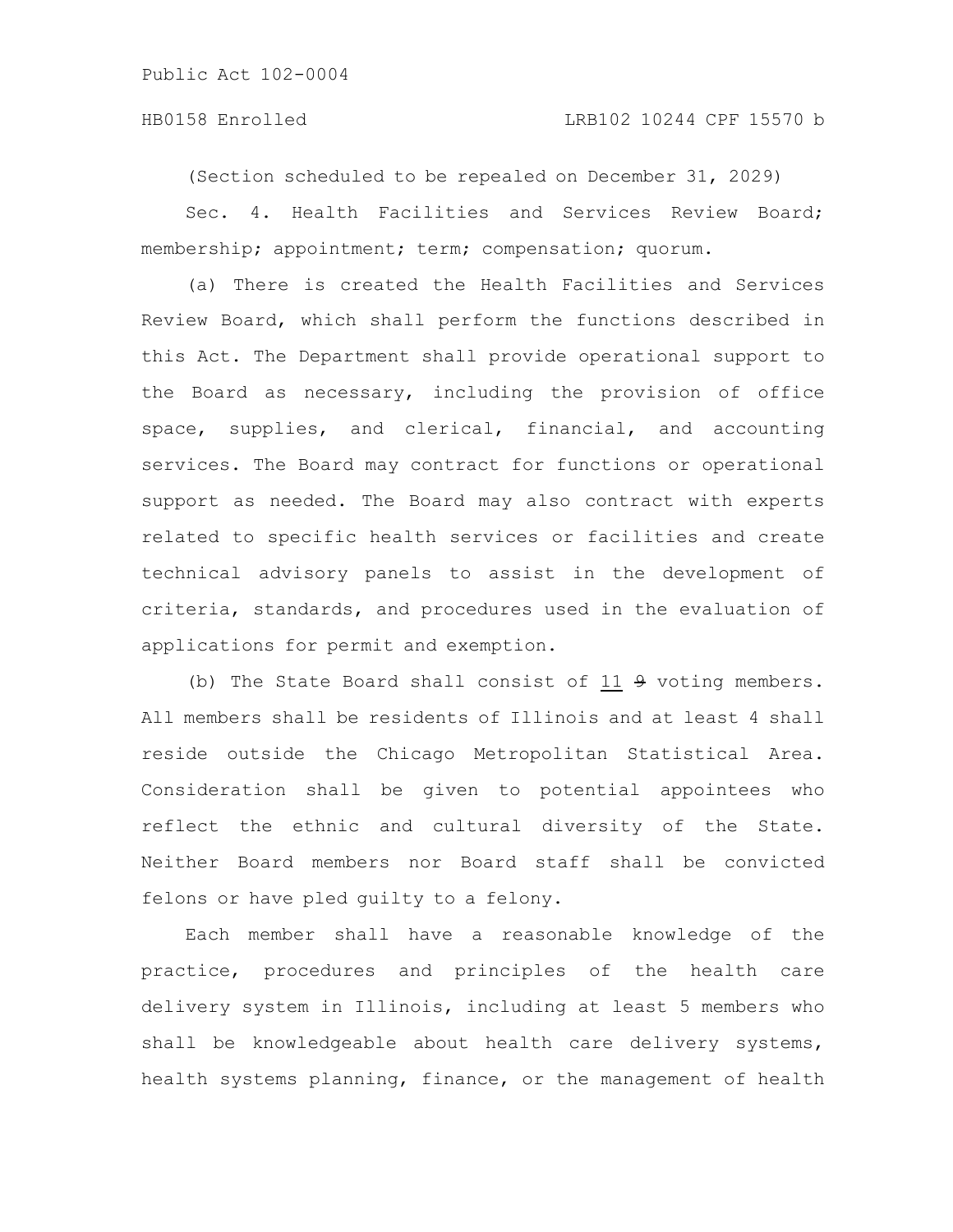(Section scheduled to be repealed on December 31, 2029)

Sec. 4. Health Facilities and Services Review Board; membership; appointment; term; compensation; quorum.

(a) There is created the Health Facilities and Services Review Board, which shall perform the functions described in this Act. The Department shall provide operational support to the Board as necessary, including the provision of office space, supplies, and clerical, financial, and accounting services. The Board may contract for functions or operational support as needed. The Board may also contract with experts related to specific health services or facilities and create technical advisory panels to assist in the development of criteria, standards, and procedures used in the evaluation of applications for permit and exemption.

(b) The State Board shall consist of <u>11</u> ~~9~~ voting members. All members shall be residents of Illinois and at least 4 shall reside outside the Chicago Metropolitan Statistical Area. Consideration shall be given to potential appointees who reflect the ethnic and cultural diversity of the State. Neither Board members nor Board staff shall be convicted felons or have pled guilty to a felony.

Each member shall have a reasonable knowledge of the practice, procedures and principles of the health care delivery system in Illinois, including at least 5 members who shall be knowledgeable about health care delivery systems, health systems planning, finance, or the management of health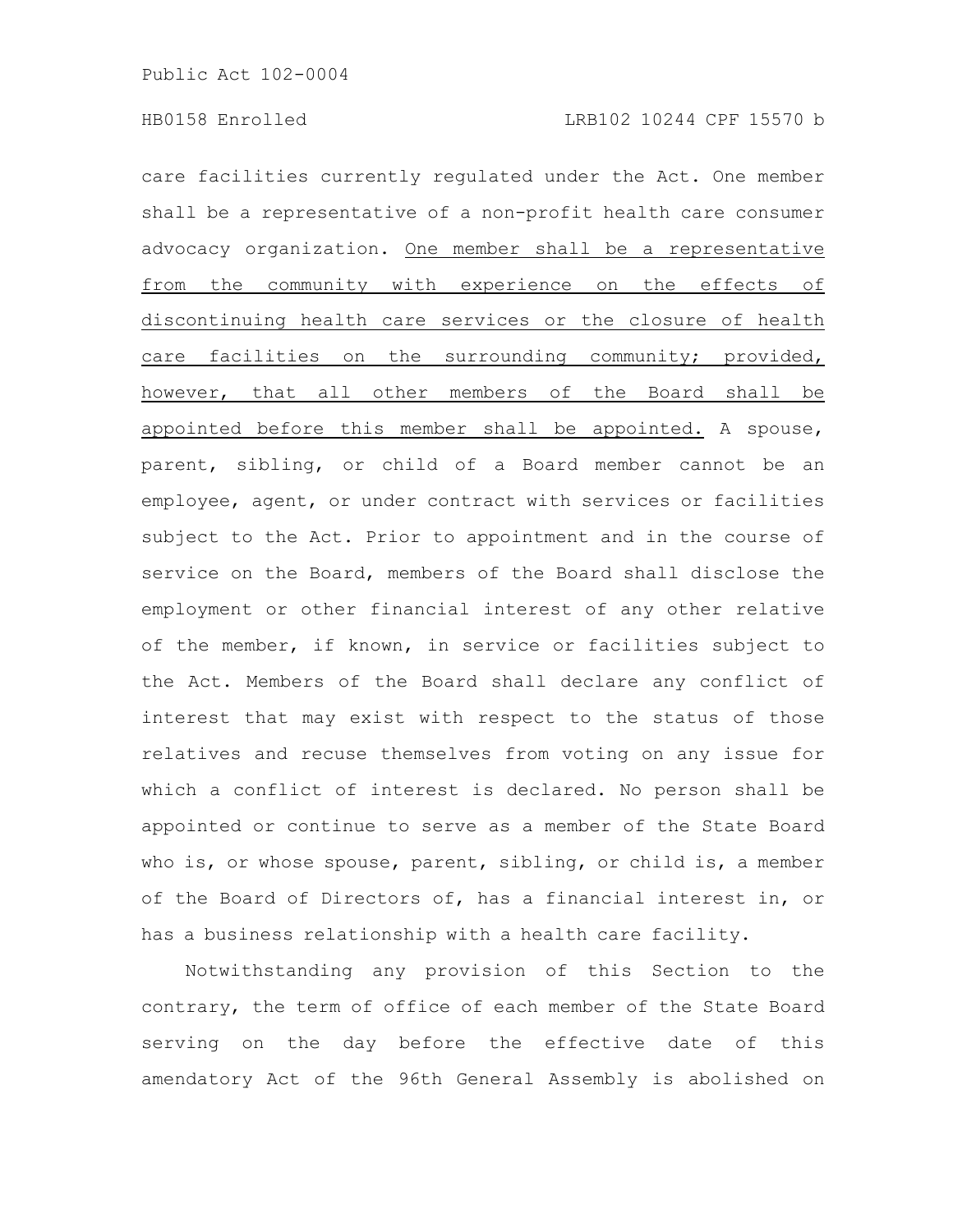care facilities currently regulated under the Act. One member shall be a representative of a non-profit health care consumer advocacy organization. <u>One member shall be a representative from the community with experience on the effects of discontinuing health care services or the closure of health care facilities on the surrounding community; provided, however, that all other members of the Board shall be appointed before this member shall be appointed.</u> A spouse, parent, sibling, or child of a Board member cannot be an employee, agent, or under contract with services or facilities subject to the Act. Prior to appointment and in the course of service on the Board, members of the Board shall disclose the employment or other financial interest of any other relative of the member, if known, in service or facilities subject to the Act. Members of the Board shall declare any conflict of interest that may exist with respect to the status of those relatives and recuse themselves from voting on any issue for which a conflict of interest is declared. No person shall be appointed or continue to serve as a member of the State Board who is, or whose spouse, parent, sibling, or child is, a member of the Board of Directors of, has a financial interest in, or has a business relationship with a health care facility.

Notwithstanding any provision of this Section to the contrary, the term of office of each member of the State Board serving on the day before the effective date of this amendatory Act of the 96th General Assembly is abolished on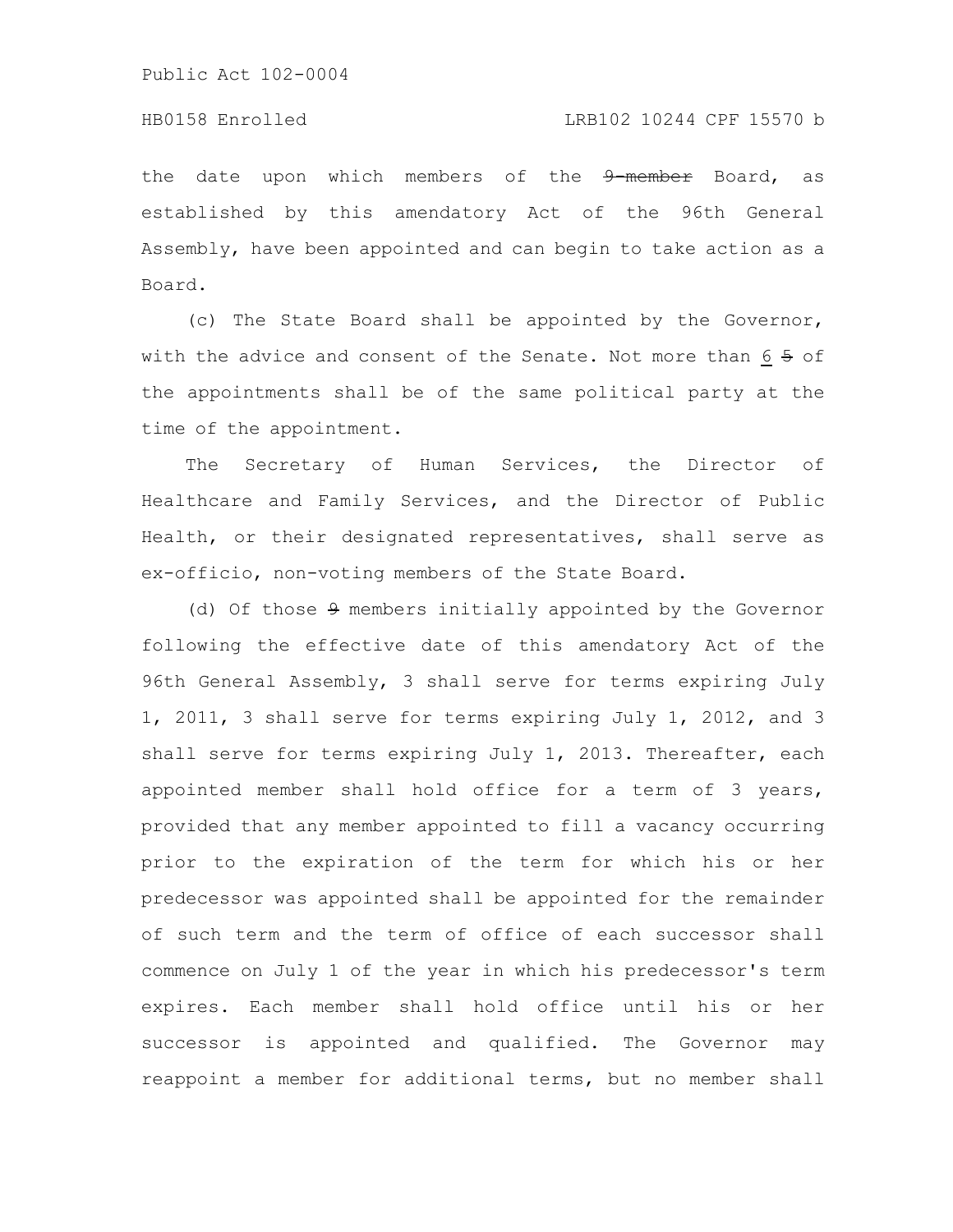the date upon which members of the ~~9-member~~ Board, as established by this amendatory Act of the 96th General Assembly, have been appointed and can begin to take action as a Board.

(c) The State Board shall be appointed by the Governor, with the advice and consent of the Senate. Not more than 6 ~~5~~ of the appointments shall be of the same political party at the time of the appointment.

The Secretary of Human Services, the Director of Healthcare and Family Services, and the Director of Public Health, or their designated representatives, shall serve as ex-officio, non-voting members of the State Board.

(d) Of those ~~9~~ members initially appointed by the Governor following the effective date of this amendatory Act of the 96th General Assembly, 3 shall serve for terms expiring July 1, 2011, 3 shall serve for terms expiring July 1, 2012, and 3 shall serve for terms expiring July 1, 2013. Thereafter, each appointed member shall hold office for a term of 3 years, provided that any member appointed to fill a vacancy occurring prior to the expiration of the term for which his or her predecessor was appointed shall be appointed for the remainder of such term and the term of office of each successor shall commence on July 1 of the year in which his predecessor's term expires. Each member shall hold office until his or her successor is appointed and qualified. The Governor may reappoint a member for additional terms, but no member shall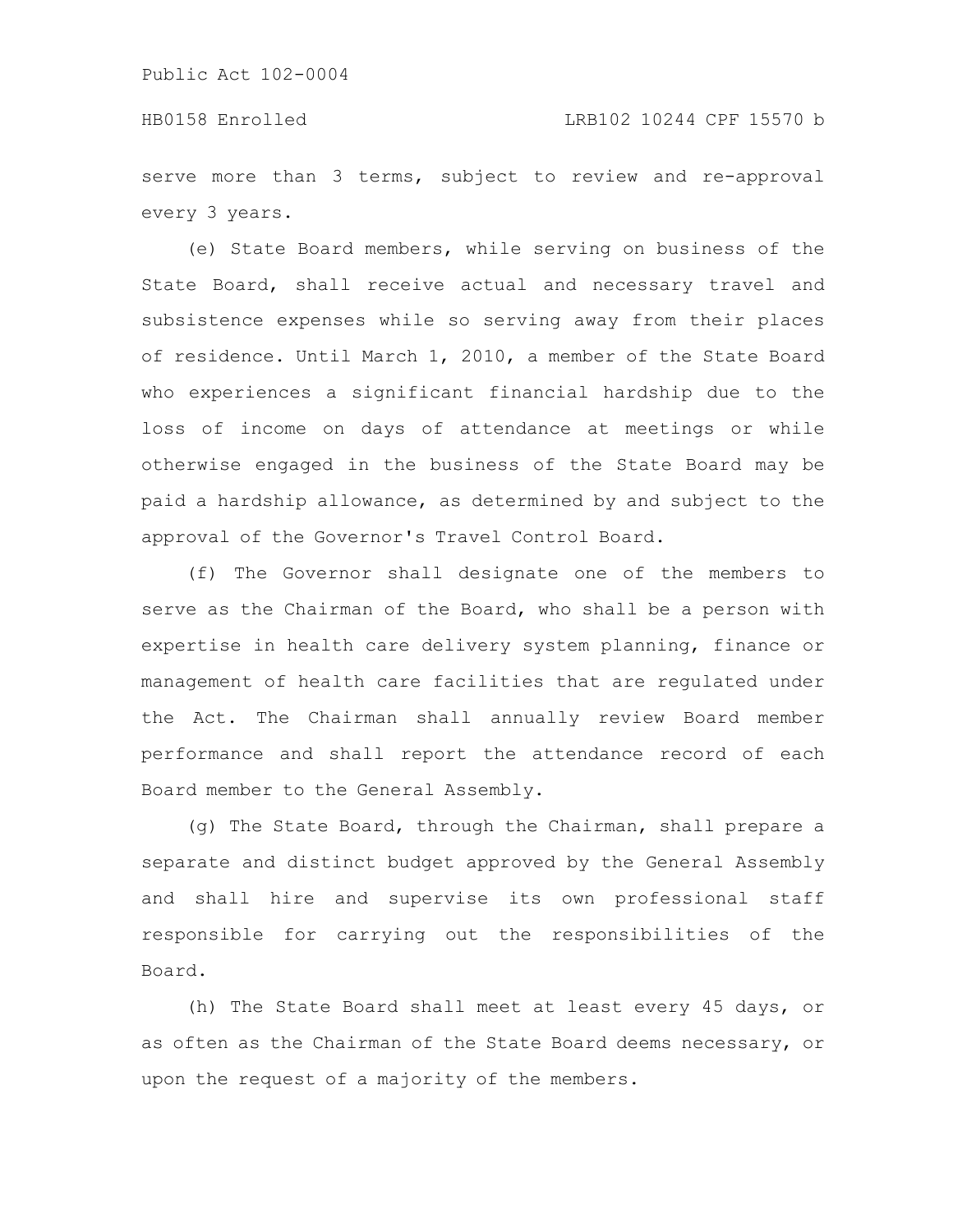serve more than 3 terms, subject to review and re-approval every 3 years.

(e) State Board members, while serving on business of the State Board, shall receive actual and necessary travel and subsistence expenses while so serving away from their places of residence. Until March 1, 2010, a member of the State Board who experiences a significant financial hardship due to the loss of income on days of attendance at meetings or while otherwise engaged in the business of the State Board may be paid a hardship allowance, as determined by and subject to the approval of the Governor's Travel Control Board.

(f) The Governor shall designate one of the members to serve as the Chairman of the Board, who shall be a person with expertise in health care delivery system planning, finance or management of health care facilities that are regulated under the Act. The Chairman shall annually review Board member performance and shall report the attendance record of each Board member to the General Assembly.

(g) The State Board, through the Chairman, shall prepare a separate and distinct budget approved by the General Assembly and shall hire and supervise its own professional staff responsible for carrying out the responsibilities of the Board.

(h) The State Board shall meet at least every 45 days, or as often as the Chairman of the State Board deems necessary, or upon the request of a majority of the members.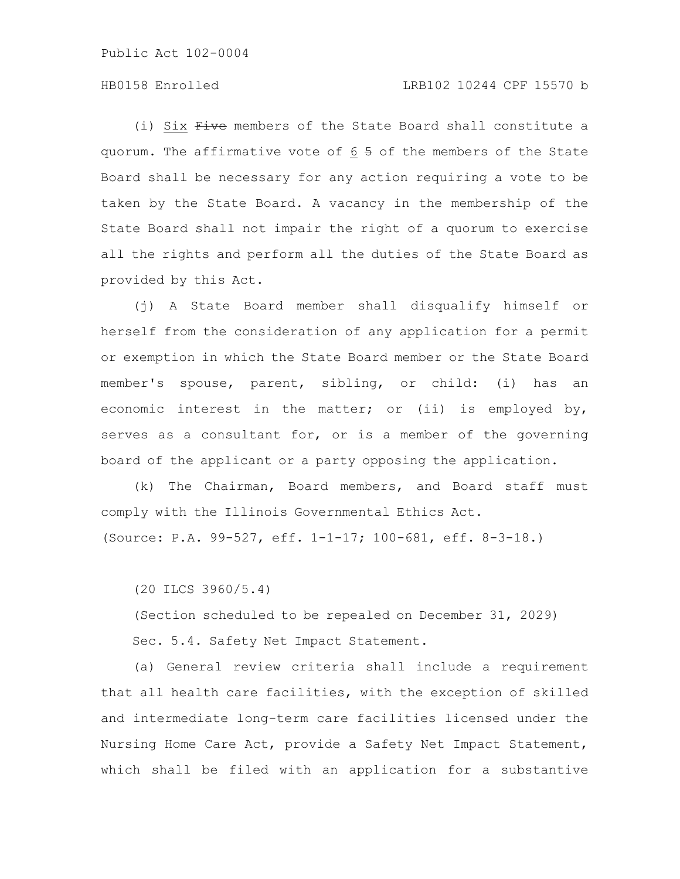(i) Six ~~Five~~ members of the State Board shall constitute a quorum. The affirmative vote of 6 ~~5~~ of the members of the State Board shall be necessary for any action requiring a vote to be taken by the State Board. A vacancy in the membership of the State Board shall not impair the right of a quorum to exercise all the rights and perform all the duties of the State Board as provided by this Act.

(j) A State Board member shall disqualify himself or herself from the consideration of any application for a permit or exemption in which the State Board member or the State Board member's spouse, parent, sibling, or child: (i) has an economic interest in the matter; or (ii) is employed by, serves as a consultant for, or is a member of the governing board of the applicant or a party opposing the application.

(k) The Chairman, Board members, and Board staff must comply with the Illinois Governmental Ethics Act.

(Source: P.A. 99-527, eff. 1-1-17; 100-681, eff. 8-3-18.)

(20 ILCS 3960/5.4)

(Section scheduled to be repealed on December 31, 2029)

Sec. 5.4. Safety Net Impact Statement.

(a) General review criteria shall include a requirement that all health care facilities, with the exception of skilled and intermediate long-term care facilities licensed under the Nursing Home Care Act, provide a Safety Net Impact Statement, which shall be filed with an application for a substantive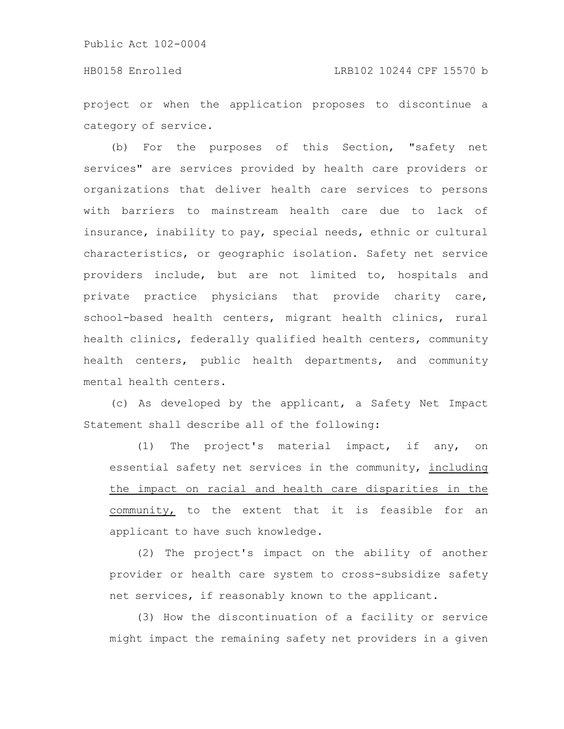project or when the application proposes to discontinue a category of service.

(b) For the purposes of this Section, "safety net services" are services provided by health care providers or organizations that deliver health care services to persons with barriers to mainstream health care due to lack of insurance, inability to pay, special needs, ethnic or cultural characteristics, or geographic isolation. Safety net service providers include, but are not limited to, hospitals and private practice physicians that provide charity care, school-based health centers, migrant health clinics, rural health clinics, federally qualified health centers, community health centers, public health departments, and community mental health centers.

(c) As developed by the applicant, a Safety Net Impact Statement shall describe all of the following:

(1) The project's material impact, if any, on essential safety net services in the community, <u>including the impact on racial and health care disparities in the community,</u> to the extent that it is feasible for an applicant to have such knowledge.

(2) The project's impact on the ability of another provider or health care system to cross-subsidize safety net services, if reasonably known to the applicant.

(3) How the discontinuation of a facility or service might impact the remaining safety net providers in a given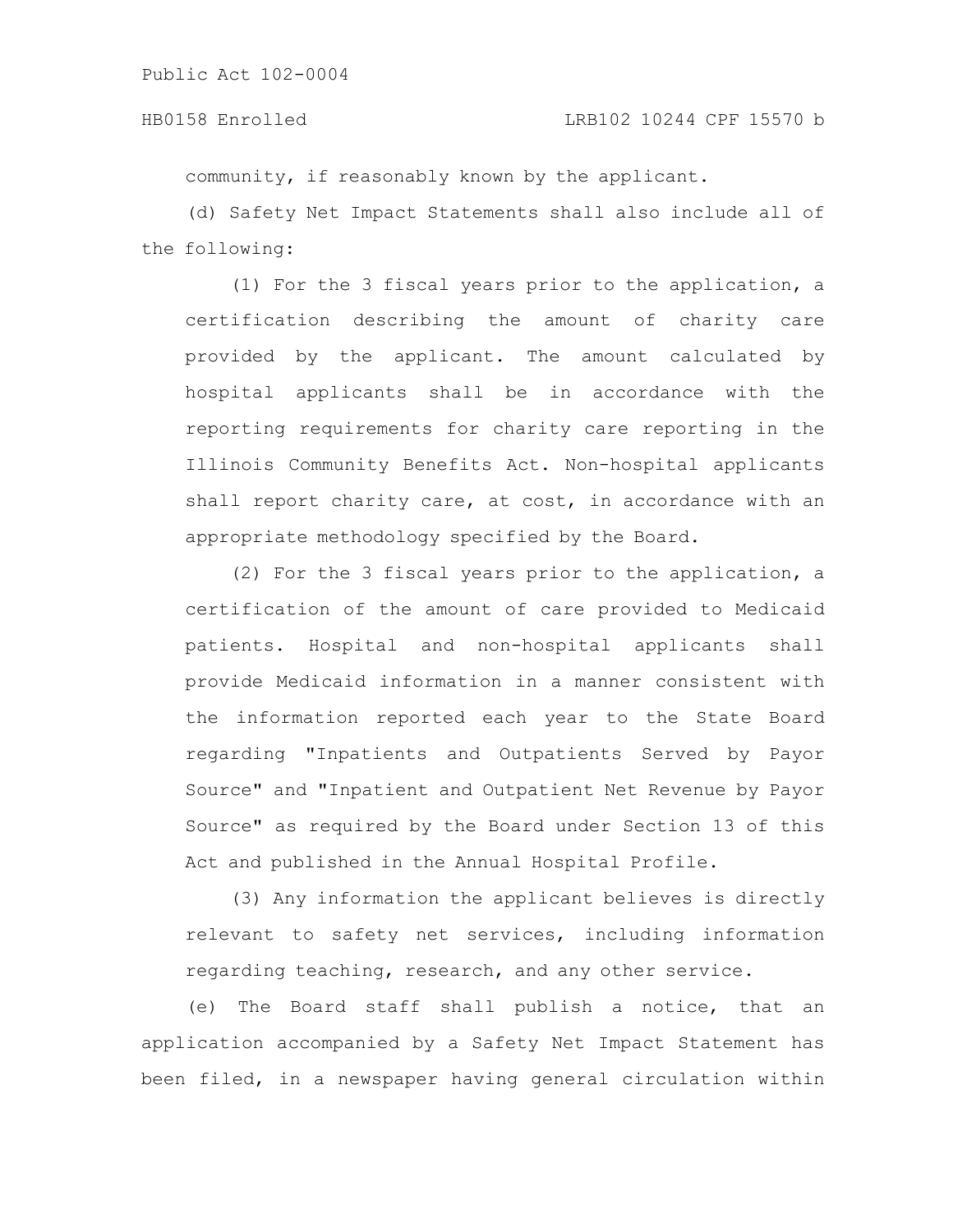community, if reasonably known by the applicant.

(d) Safety Net Impact Statements shall also include all of the following:

(1) For the 3 fiscal years prior to the application, a certification describing the amount of charity care provided by the applicant. The amount calculated by hospital applicants shall be in accordance with the reporting requirements for charity care reporting in the Illinois Community Benefits Act. Non-hospital applicants shall report charity care, at cost, in accordance with an appropriate methodology specified by the Board.

(2) For the 3 fiscal years prior to the application, a certification of the amount of care provided to Medicaid patients. Hospital and non-hospital applicants shall provide Medicaid information in a manner consistent with the information reported each year to the State Board regarding "Inpatients and Outpatients Served by Payor Source" and "Inpatient and Outpatient Net Revenue by Payor Source" as required by the Board under Section 13 of this Act and published in the Annual Hospital Profile.

(3) Any information the applicant believes is directly relevant to safety net services, including information regarding teaching, research, and any other service.

(e) The Board staff shall publish a notice, that an application accompanied by a Safety Net Impact Statement has been filed, in a newspaper having general circulation within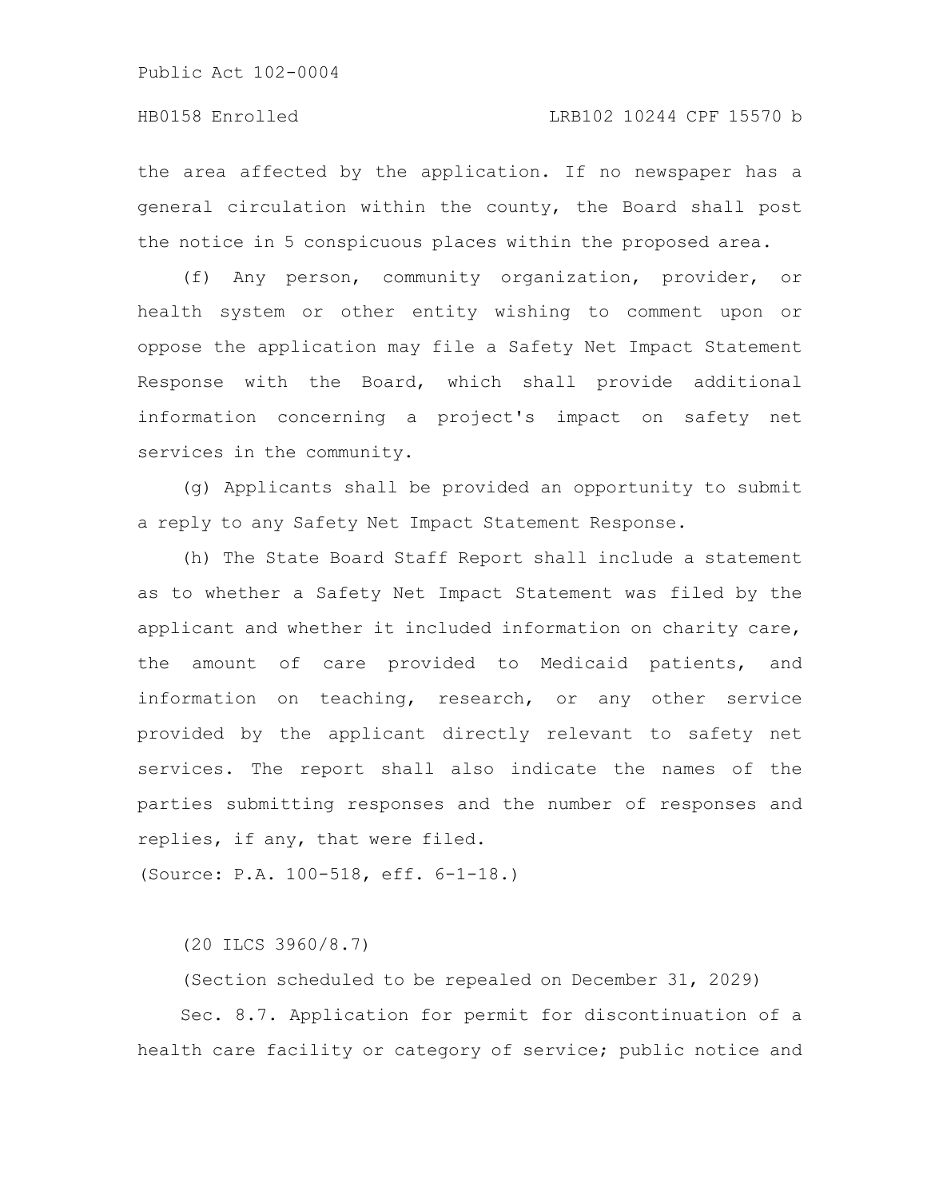the area affected by the application. If no newspaper has a general circulation within the county, the Board shall post the notice in 5 conspicuous places within the proposed area.

(f) Any person, community organization, provider, or health system or other entity wishing to comment upon or oppose the application may file a Safety Net Impact Statement Response with the Board, which shall provide additional information concerning a project's impact on safety net services in the community.

(g) Applicants shall be provided an opportunity to submit a reply to any Safety Net Impact Statement Response.

(h) The State Board Staff Report shall include a statement as to whether a Safety Net Impact Statement was filed by the applicant and whether it included information on charity care, the amount of care provided to Medicaid patients, and information on teaching, research, or any other service provided by the applicant directly relevant to safety net services. The report shall also indicate the names of the parties submitting responses and the number of responses and replies, if any, that were filed.

(Source: P.A. 100-518, eff. 6-1-18.)

(20 ILCS 3960/8.7)

(Section scheduled to be repealed on December 31, 2029)

Sec. 8.7. Application for permit for discontinuation of a health care facility or category of service; public notice and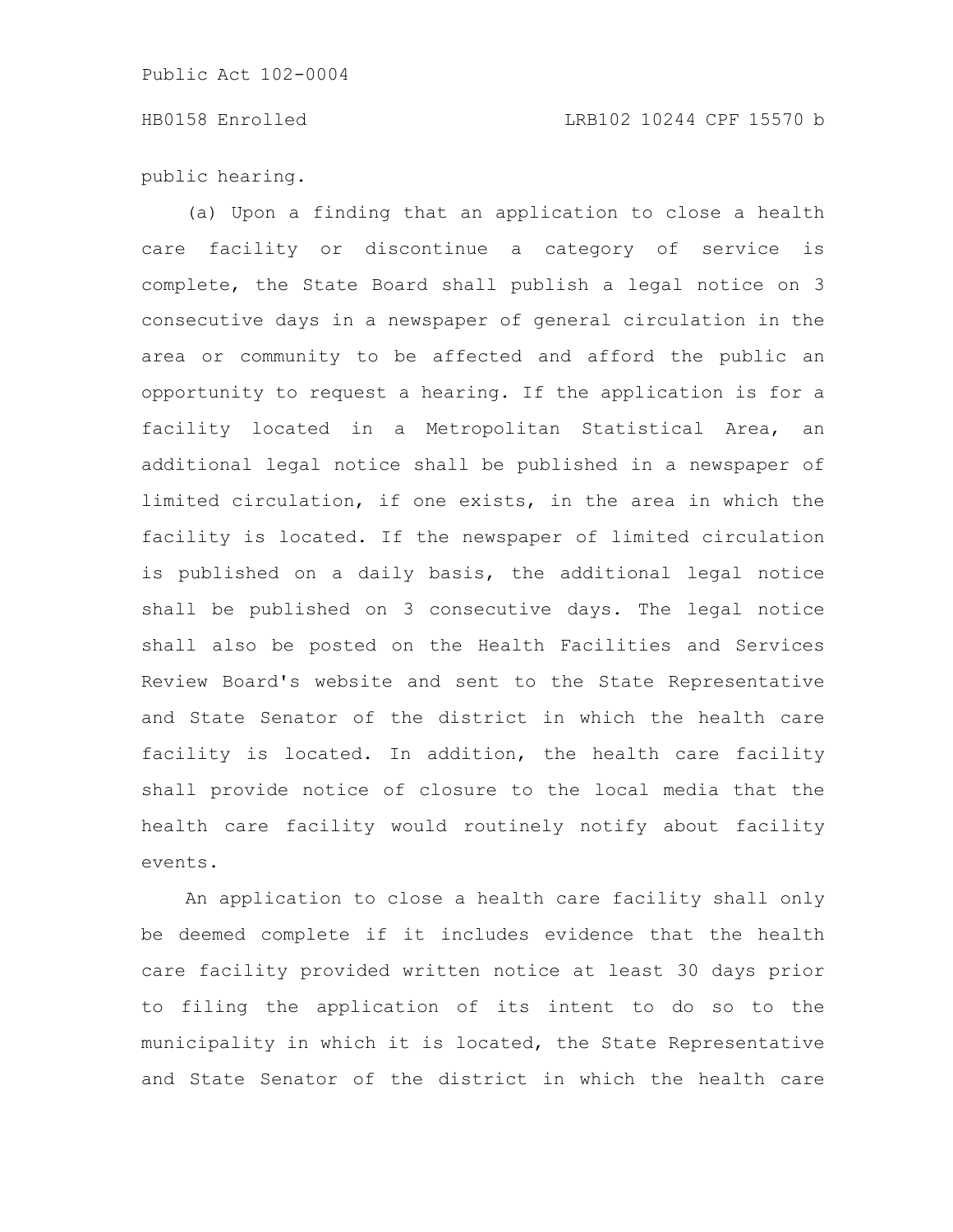public hearing.

(a) Upon a finding that an application to close a health care facility or discontinue a category of service is complete, the State Board shall publish a legal notice on 3 consecutive days in a newspaper of general circulation in the area or community to be affected and afford the public an opportunity to request a hearing. If the application is for a facility located in a Metropolitan Statistical Area, an additional legal notice shall be published in a newspaper of limited circulation, if one exists, in the area in which the facility is located. If the newspaper of limited circulation is published on a daily basis, the additional legal notice shall be published on 3 consecutive days. The legal notice shall also be posted on the Health Facilities and Services Review Board's website and sent to the State Representative and State Senator of the district in which the health care facility is located. In addition, the health care facility shall provide notice of closure to the local media that the health care facility would routinely notify about facility events.

An application to close a health care facility shall only be deemed complete if it includes evidence that the health care facility provided written notice at least 30 days prior to filing the application of its intent to do so to the municipality in which it is located, the State Representative and State Senator of the district in which the health care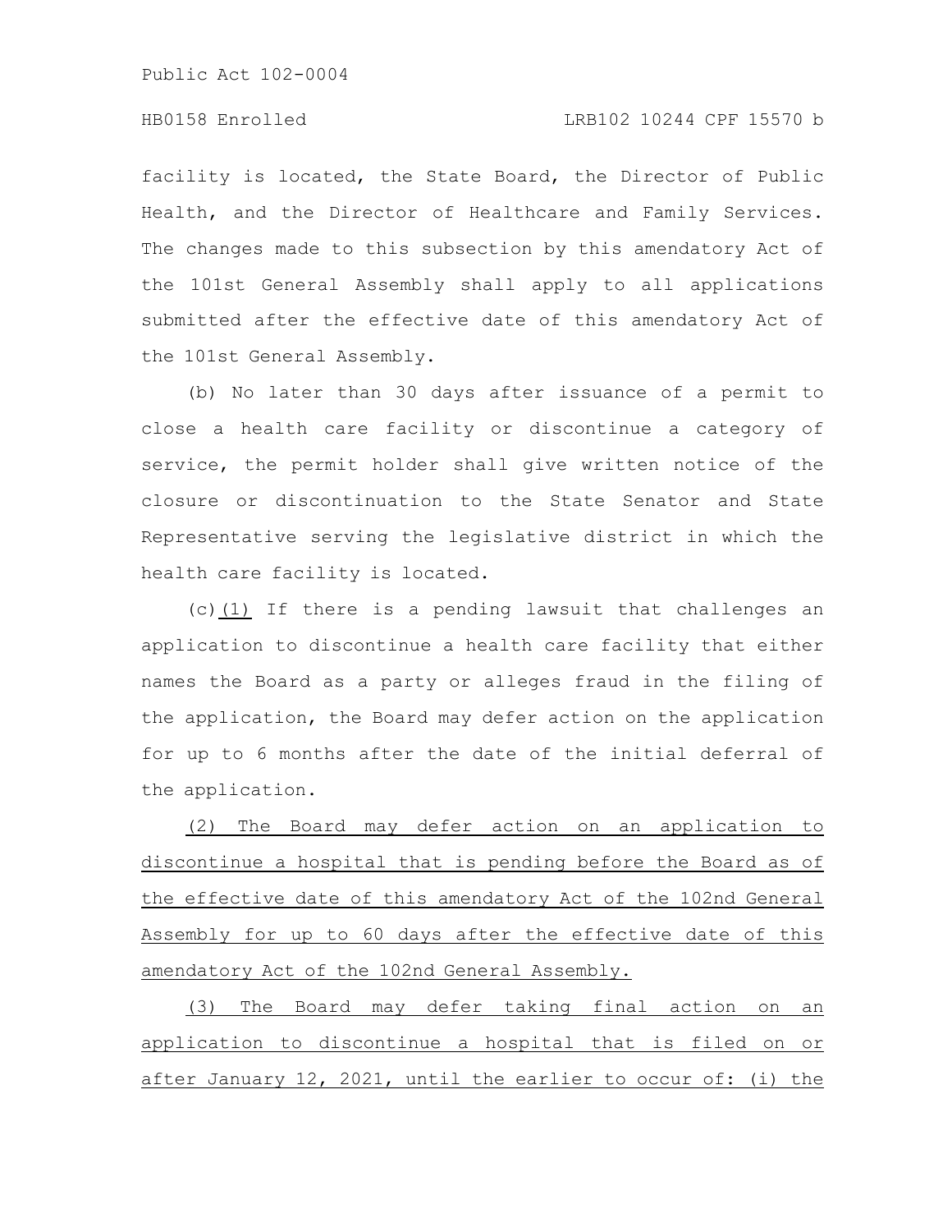facility is located, the State Board, the Director of Public Health, and the Director of Healthcare and Family Services. The changes made to this subsection by this amendatory Act of the 101st General Assembly shall apply to all applications submitted after the effective date of this amendatory Act of the 101st General Assembly.

(b) No later than 30 days after issuance of a permit to close a health care facility or discontinue a category of service, the permit holder shall give written notice of the closure or discontinuation to the State Senator and State Representative serving the legislative district in which the health care facility is located.

(c) (1) If there is a pending lawsuit that challenges an application to discontinue a health care facility that either names the Board as a party or alleges fraud in the filing of the application, the Board may defer action on the application for up to 6 months after the date of the initial deferral of the application.

(2) The Board may defer action on an application to discontinue a hospital that is pending before the Board as of the effective date of this amendatory Act of the 102nd General Assembly for up to 60 days after the effective date of this amendatory Act of the 102nd General Assembly.

(3) The Board may defer taking final action on an application to discontinue a hospital that is filed on or after January 12, 2021, until the earlier to occur of: (i) the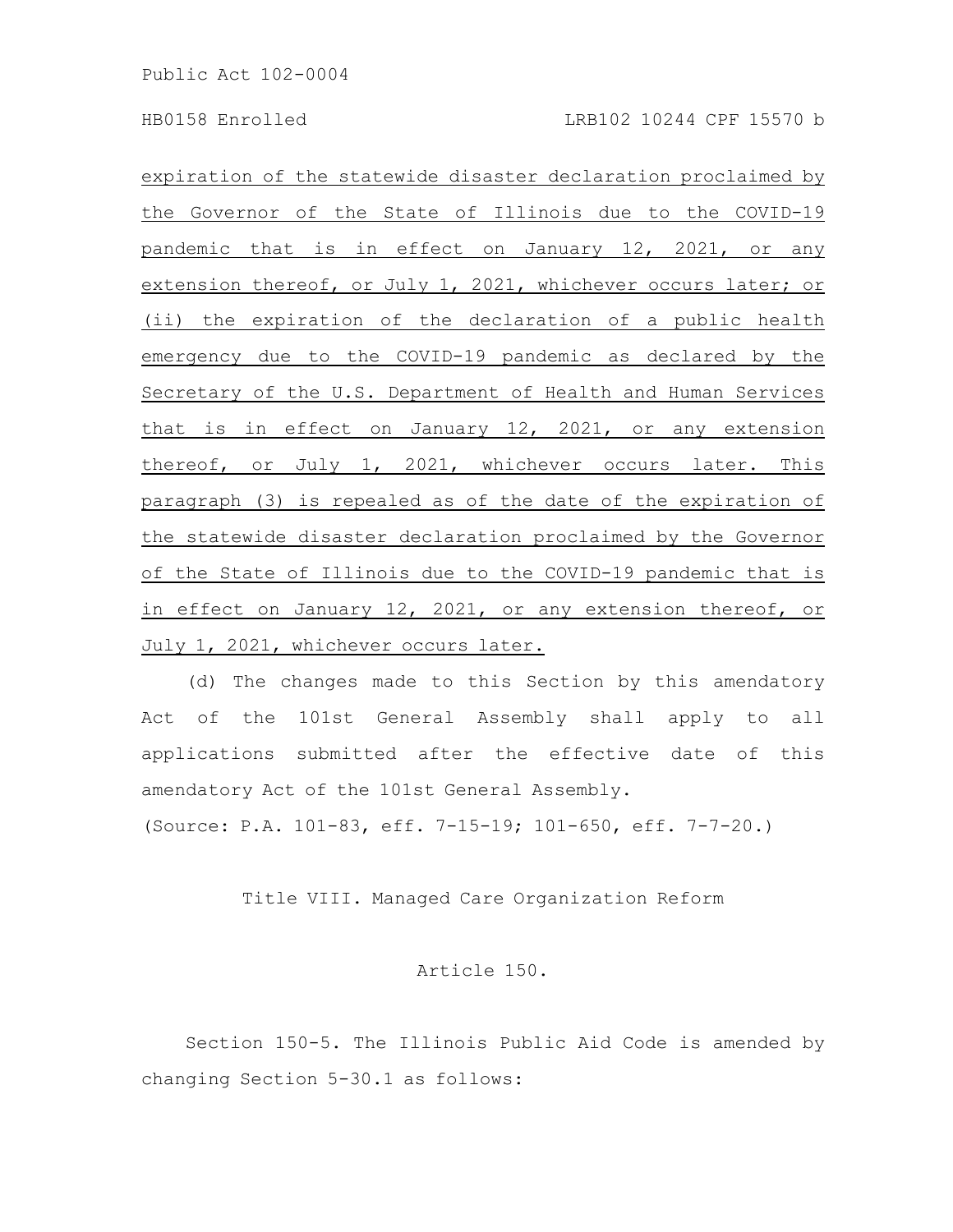expiration of the statewide disaster declaration proclaimed by the Governor of the State of Illinois due to the COVID-19 pandemic that is in effect on January 12, 2021, or any extension thereof, or July 1, 2021, whichever occurs later; or (ii) the expiration of the declaration of a public health emergency due to the COVID-19 pandemic as declared by the Secretary of the U.S. Department of Health and Human Services that is in effect on January 12, 2021, or any extension thereof, or July 1, 2021, whichever occurs later. This paragraph (3) is repealed as of the date of the expiration of the statewide disaster declaration proclaimed by the Governor of the State of Illinois due to the COVID-19 pandemic that is in effect on January 12, 2021, or any extension thereof, or July 1, 2021, whichever occurs later.

(d) The changes made to this Section by this amendatory Act of the 101st General Assembly shall apply to all applications submitted after the effective date of this amendatory Act of the 101st General Assembly.

(Source: P.A. 101-83, eff. 7-15-19; 101-650, eff. 7-7-20.)

## Title VIII. Managed Care Organization Reform

### Article 150.

Section 150-5. The Illinois Public Aid Code is amended by changing Section 5-30.1 as follows: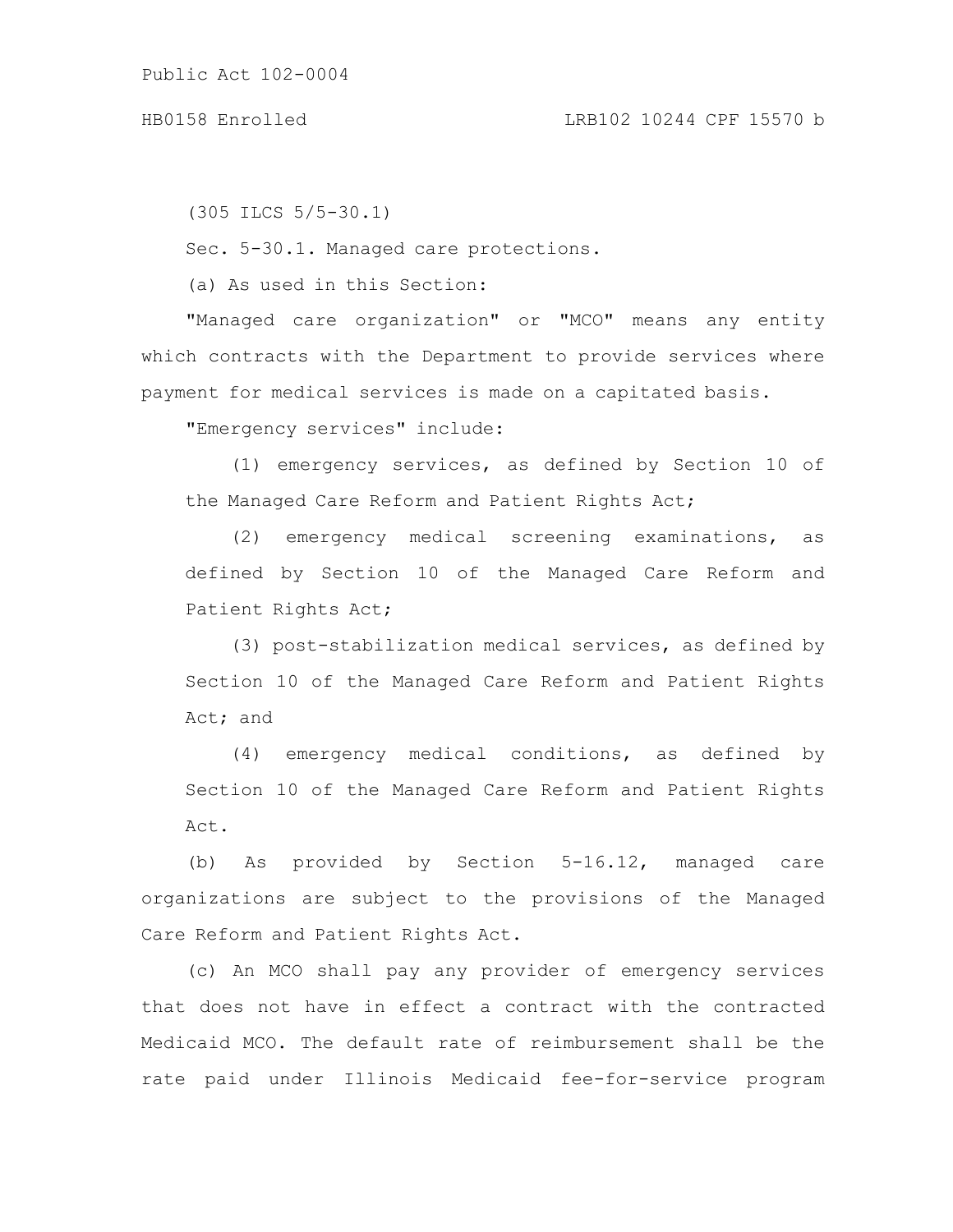(305 ILCS 5/5-30.1)

Sec. 5-30.1. Managed care protections.

(a) As used in this Section:

"Managed care organization" or "MCO" means any entity which contracts with the Department to provide services where payment for medical services is made on a capitated basis.

"Emergency services" include:

(1) emergency services, as defined by Section 10 of the Managed Care Reform and Patient Rights Act;

(2) emergency medical screening examinations, as defined by Section 10 of the Managed Care Reform and Patient Rights Act;

(3) post-stabilization medical services, as defined by Section 10 of the Managed Care Reform and Patient Rights Act; and

(4) emergency medical conditions, as defined by Section 10 of the Managed Care Reform and Patient Rights Act.

(b) As provided by Section 5-16.12, managed care organizations are subject to the provisions of the Managed Care Reform and Patient Rights Act.

(c) An MCO shall pay any provider of emergency services that does not have in effect a contract with the contracted Medicaid MCO. The default rate of reimbursement shall be the rate paid under Illinois Medicaid fee-for-service program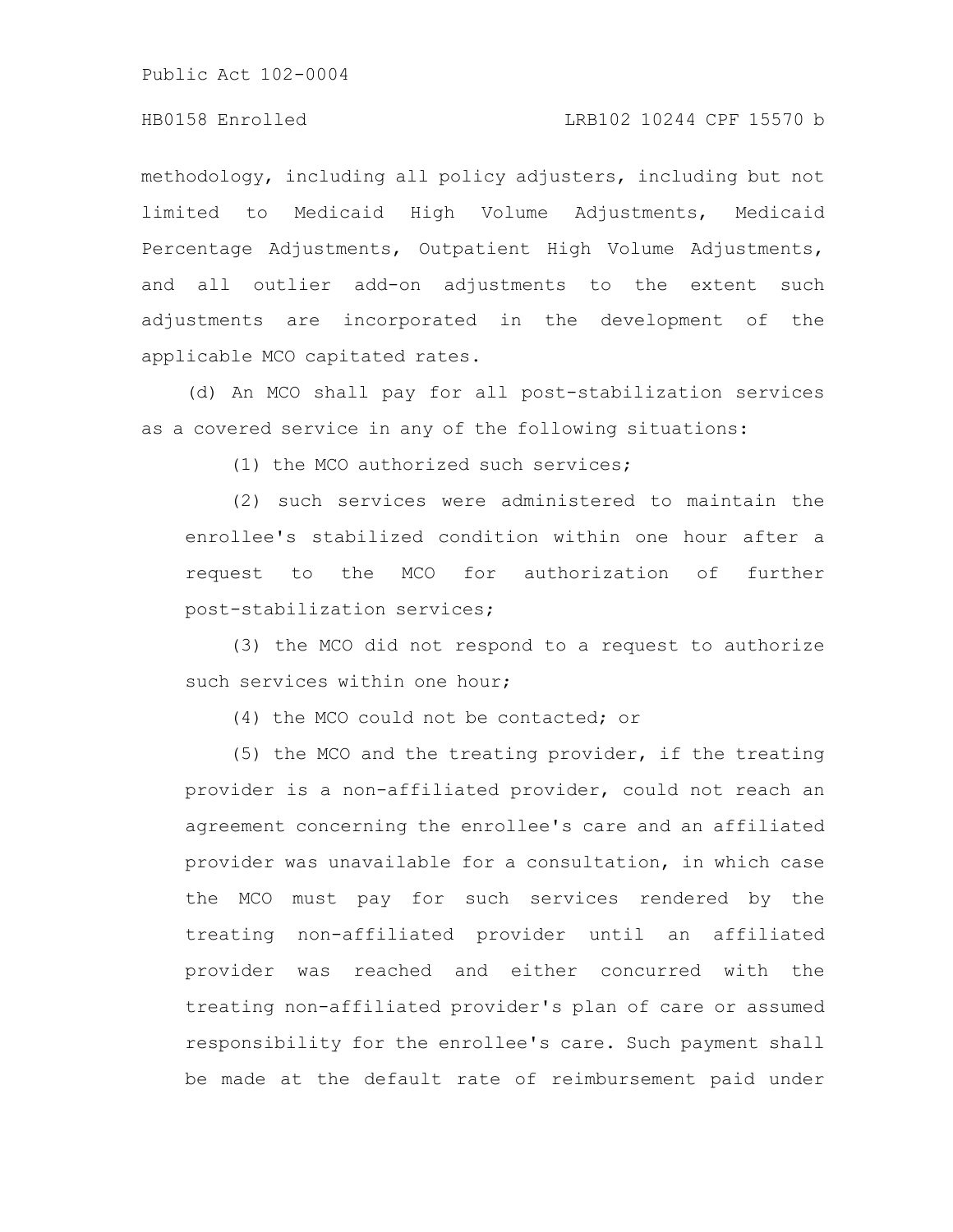methodology, including all policy adjusters, including but not limited to Medicaid High Volume Adjustments, Medicaid Percentage Adjustments, Outpatient High Volume Adjustments, and all outlier add-on adjustments to the extent such adjustments are incorporated in the development of the applicable MCO capitated rates.

(d) An MCO shall pay for all post-stabilization services as a covered service in any of the following situations:

(1) the MCO authorized such services;

(2) such services were administered to maintain the enrollee's stabilized condition within one hour after a request to the MCO for authorization of further post-stabilization services;

(3) the MCO did not respond to a request to authorize such services within one hour;

(4) the MCO could not be contacted; or

(5) the MCO and the treating provider, if the treating provider is a non-affiliated provider, could not reach an agreement concerning the enrollee's care and an affiliated provider was unavailable for a consultation, in which case the MCO must pay for such services rendered by the treating non-affiliated provider until an affiliated provider was reached and either concurred with the treating non-affiliated provider's plan of care or assumed responsibility for the enrollee's care. Such payment shall be made at the default rate of reimbursement paid under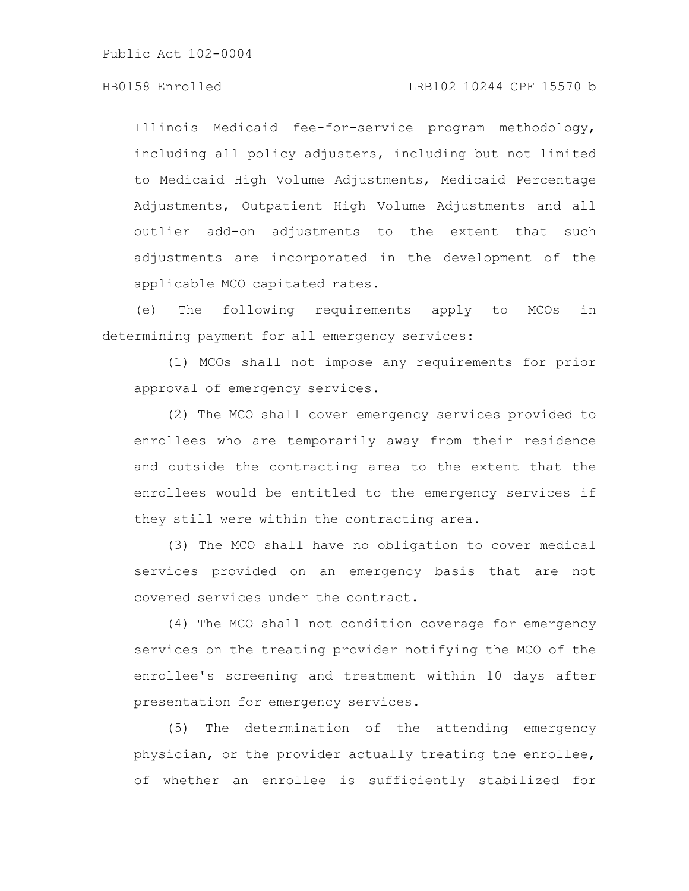Illinois Medicaid fee-for-service program methodology, including all policy adjusters, including but not limited to Medicaid High Volume Adjustments, Medicaid Percentage Adjustments, Outpatient High Volume Adjustments and all outlier add-on adjustments to the extent that such adjustments are incorporated in the development of the applicable MCO capitated rates.

(e) The following requirements apply to MCOs in determining payment for all emergency services:

(1) MCOs shall not impose any requirements for prior approval of emergency services.

(2) The MCO shall cover emergency services provided to enrollees who are temporarily away from their residence and outside the contracting area to the extent that the enrollees would be entitled to the emergency services if they still were within the contracting area.

(3) The MCO shall have no obligation to cover medical services provided on an emergency basis that are not covered services under the contract.

(4) The MCO shall not condition coverage for emergency services on the treating provider notifying the MCO of the enrollee's screening and treatment within 10 days after presentation for emergency services.

(5) The determination of the attending emergency physician, or the provider actually treating the enrollee, of whether an enrollee is sufficiently stabilized for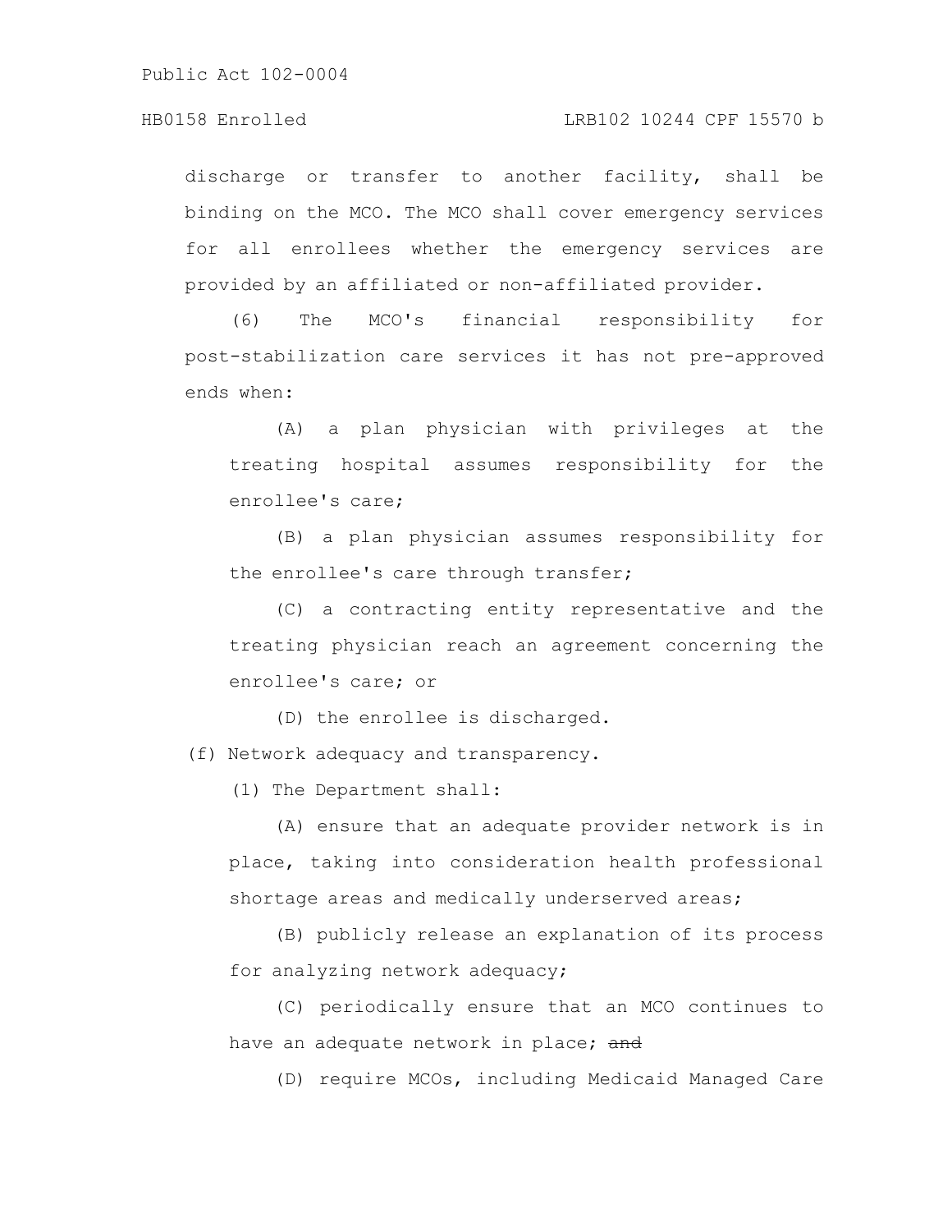discharge or transfer to another facility, shall be binding on the MCO. The MCO shall cover emergency services for all enrollees whether the emergency services are provided by an affiliated or non-affiliated provider.

(6) The MCO's financial responsibility for post-stabilization care services it has not pre-approved ends when:

(A) a plan physician with privileges at the treating hospital assumes responsibility for the enrollee's care;

(B) a plan physician assumes responsibility for the enrollee's care through transfer;

(C) a contracting entity representative and the treating physician reach an agreement concerning the enrollee's care; or

(D) the enrollee is discharged.

(f) Network adequacy and transparency.

(1) The Department shall:

(A) ensure that an adequate provider network is in place, taking into consideration health professional shortage areas and medically underserved areas;

(B) publicly release an explanation of its process for analyzing network adequacy;

(C) periodically ensure that an MCO continues to have an adequate network in place; ~~and~~

(D) require MCOs, including Medicaid Managed Care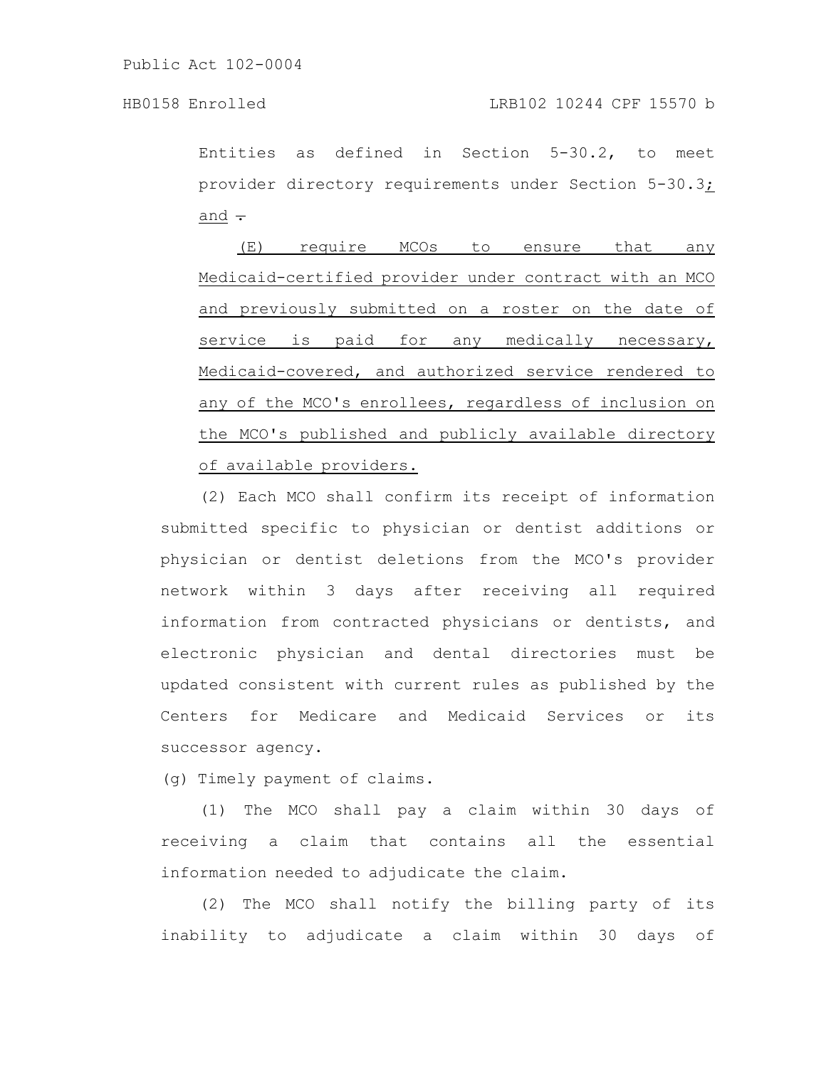Entities as defined in Section 5-30.2, to meet provider directory requirements under Section 5-30.3; and .

(E) require MCOs to ensure that any Medicaid-certified provider under contract with an MCO and previously submitted on a roster on the date of service is paid for any medically necessary, Medicaid-covered, and authorized service rendered to any of the MCO's enrollees, regardless of inclusion on the MCO's published and publicly available directory of available providers.

(2) Each MCO shall confirm its receipt of information submitted specific to physician or dentist additions or physician or dentist deletions from the MCO's provider network within 3 days after receiving all required information from contracted physicians or dentists, and electronic physician and dental directories must be updated consistent with current rules as published by the Centers for Medicare and Medicaid Services or its successor agency.

(g) Timely payment of claims.

(1) The MCO shall pay a claim within 30 days of receiving a claim that contains all the essential information needed to adjudicate the claim.

(2) The MCO shall notify the billing party of its inability to adjudicate a claim within 30 days of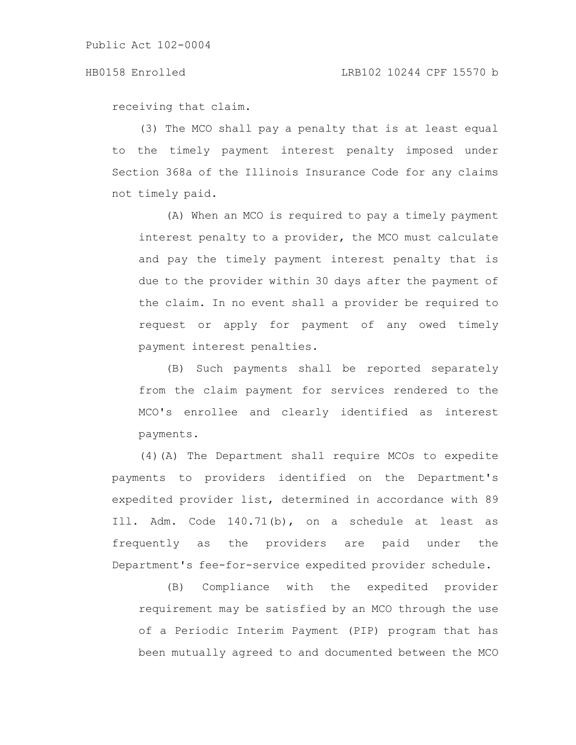receiving that claim.

(3) The MCO shall pay a penalty that is at least equal to the timely payment interest penalty imposed under Section 368a of the Illinois Insurance Code for any claims not timely paid.

(A) When an MCO is required to pay a timely payment interest penalty to a provider, the MCO must calculate and pay the timely payment interest penalty that is due to the provider within 30 days after the payment of the claim. In no event shall a provider be required to request or apply for payment of any owed timely payment interest penalties.

(B) Such payments shall be reported separately from the claim payment for services rendered to the MCO's enrollee and clearly identified as interest payments.

(4)(A) The Department shall require MCOs to expedite payments to providers identified on the Department's expedited provider list, determined in accordance with 89 Ill. Adm. Code 140.71(b), on a schedule at least as frequently as the providers are paid under the Department's fee-for-service expedited provider schedule.

(B) Compliance with the expedited provider requirement may be satisfied by an MCO through the use of a Periodic Interim Payment (PIP) program that has been mutually agreed to and documented between the MCO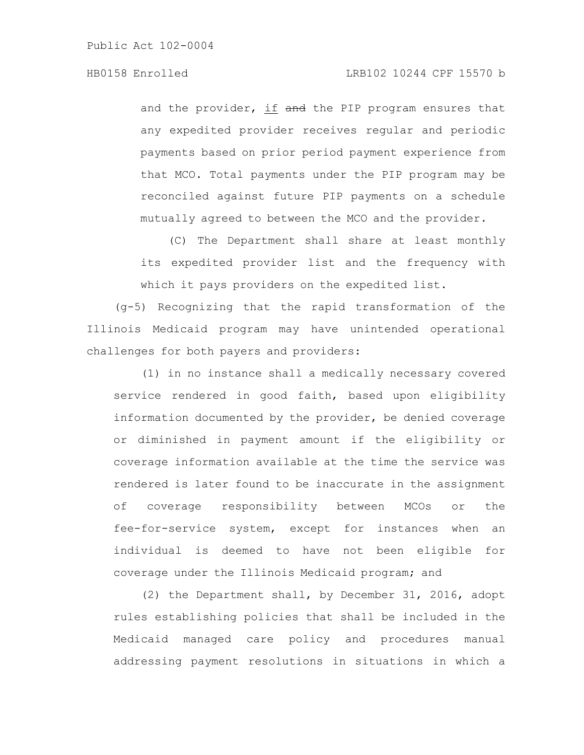and the provider, if ~~and~~ the PIP program ensures that any expedited provider receives regular and periodic payments based on prior period payment experience from that MCO. Total payments under the PIP program may be reconciled against future PIP payments on a schedule mutually agreed to between the MCO and the provider.

(C) The Department shall share at least monthly its expedited provider list and the frequency with which it pays providers on the expedited list.

(g-5) Recognizing that the rapid transformation of the Illinois Medicaid program may have unintended operational challenges for both payers and providers:

(1) in no instance shall a medically necessary covered service rendered in good faith, based upon eligibility information documented by the provider, be denied coverage or diminished in payment amount if the eligibility or coverage information available at the time the service was rendered is later found to be inaccurate in the assignment of coverage responsibility between MCOs or the fee-for-service system, except for instances when an individual is deemed to have not been eligible for coverage under the Illinois Medicaid program; and

(2) the Department shall, by December 31, 2016, adopt rules establishing policies that shall be included in the Medicaid managed care policy and procedures manual addressing payment resolutions in situations in which a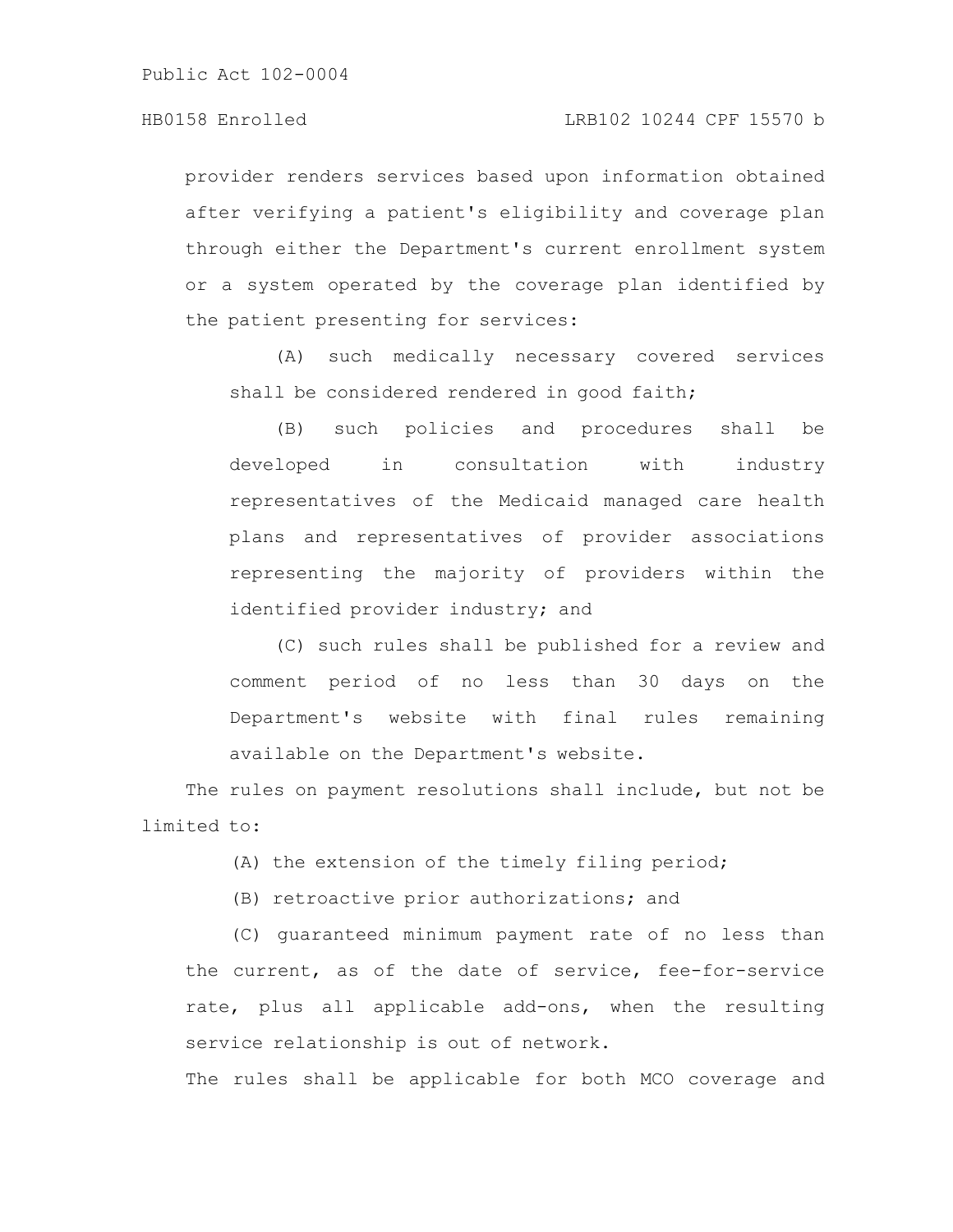provider renders services based upon information obtained after verifying a patient's eligibility and coverage plan through either the Department's current enrollment system or a system operated by the coverage plan identified by the patient presenting for services:

(A) such medically necessary covered services shall be considered rendered in good faith;

(B) such policies and procedures shall be developed in consultation with industry representatives of the Medicaid managed care health plans and representatives of provider associations representing the majority of providers within the identified provider industry; and

(C) such rules shall be published for a review and comment period of no less than 30 days on the Department's website with final rules remaining available on the Department's website.

The rules on payment resolutions shall include, but not be limited to:

(A) the extension of the timely filing period;

(B) retroactive prior authorizations; and

(C) guaranteed minimum payment rate of no less than the current, as of the date of service, fee-for-service rate, plus all applicable add-ons, when the resulting service relationship is out of network.

The rules shall be applicable for both MCO coverage and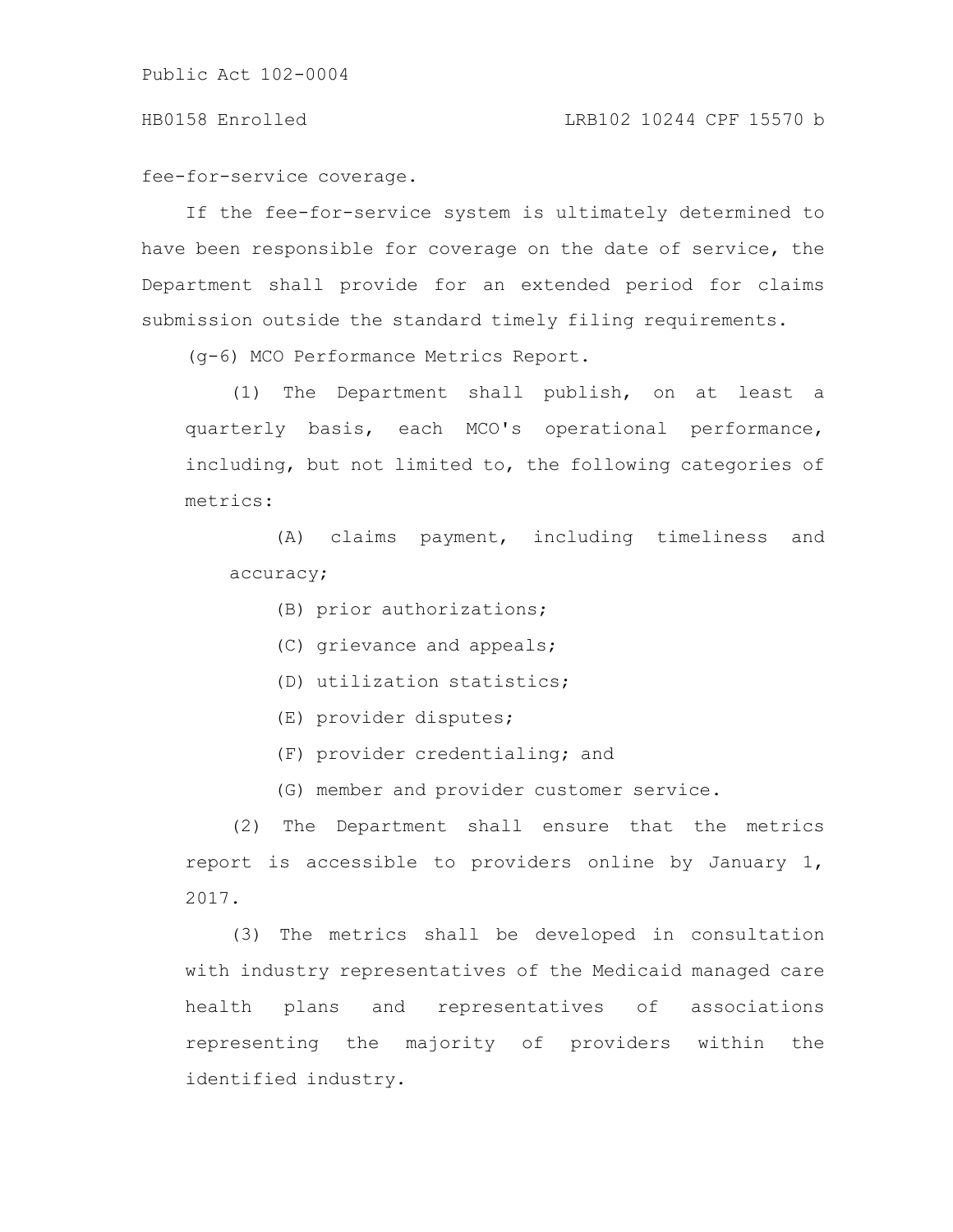fee-for-service coverage.

If the fee-for-service system is ultimately determined to have been responsible for coverage on the date of service, the Department shall provide for an extended period for claims submission outside the standard timely filing requirements.

(g-6) MCO Performance Metrics Report.

(1) The Department shall publish, on at least a quarterly basis, each MCO's operational performance, including, but not limited to, the following categories of metrics:

(A) claims payment, including timeliness and accuracy;

(B) prior authorizations;

(C) grievance and appeals;

(D) utilization statistics;

(E) provider disputes;

(F) provider credentialing; and

(G) member and provider customer service.

(2) The Department shall ensure that the metrics report is accessible to providers online by January 1, 2017.

(3) The metrics shall be developed in consultation with industry representatives of the Medicaid managed care health plans and representatives of associations representing the majority of providers within the identified industry.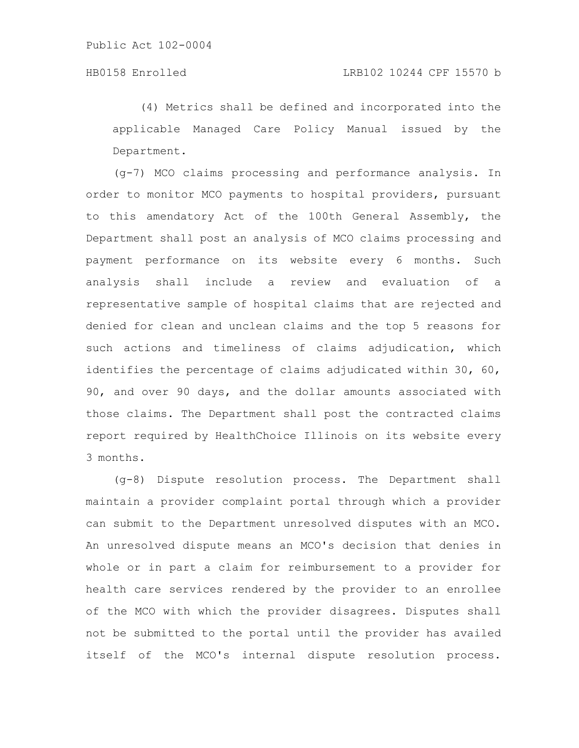(4) Metrics shall be defined and incorporated into the applicable Managed Care Policy Manual issued by the Department.

(g-7) MCO claims processing and performance analysis. In order to monitor MCO payments to hospital providers, pursuant to this amendatory Act of the 100th General Assembly, the Department shall post an analysis of MCO claims processing and payment performance on its website every 6 months. Such analysis shall include a review and evaluation of a representative sample of hospital claims that are rejected and denied for clean and unclean claims and the top 5 reasons for such actions and timeliness of claims adjudication, which identifies the percentage of claims adjudicated within 30, 60, 90, and over 90 days, and the dollar amounts associated with those claims. The Department shall post the contracted claims report required by HealthChoice Illinois on its website every 3 months.

(g-8) Dispute resolution process. The Department shall maintain a provider complaint portal through which a provider can submit to the Department unresolved disputes with an MCO. An unresolved dispute means an MCO's decision that denies in whole or in part a claim for reimbursement to a provider for health care services rendered by the provider to an enrollee of the MCO with which the provider disagrees. Disputes shall not be submitted to the portal until the provider has availed itself of the MCO's internal dispute resolution process.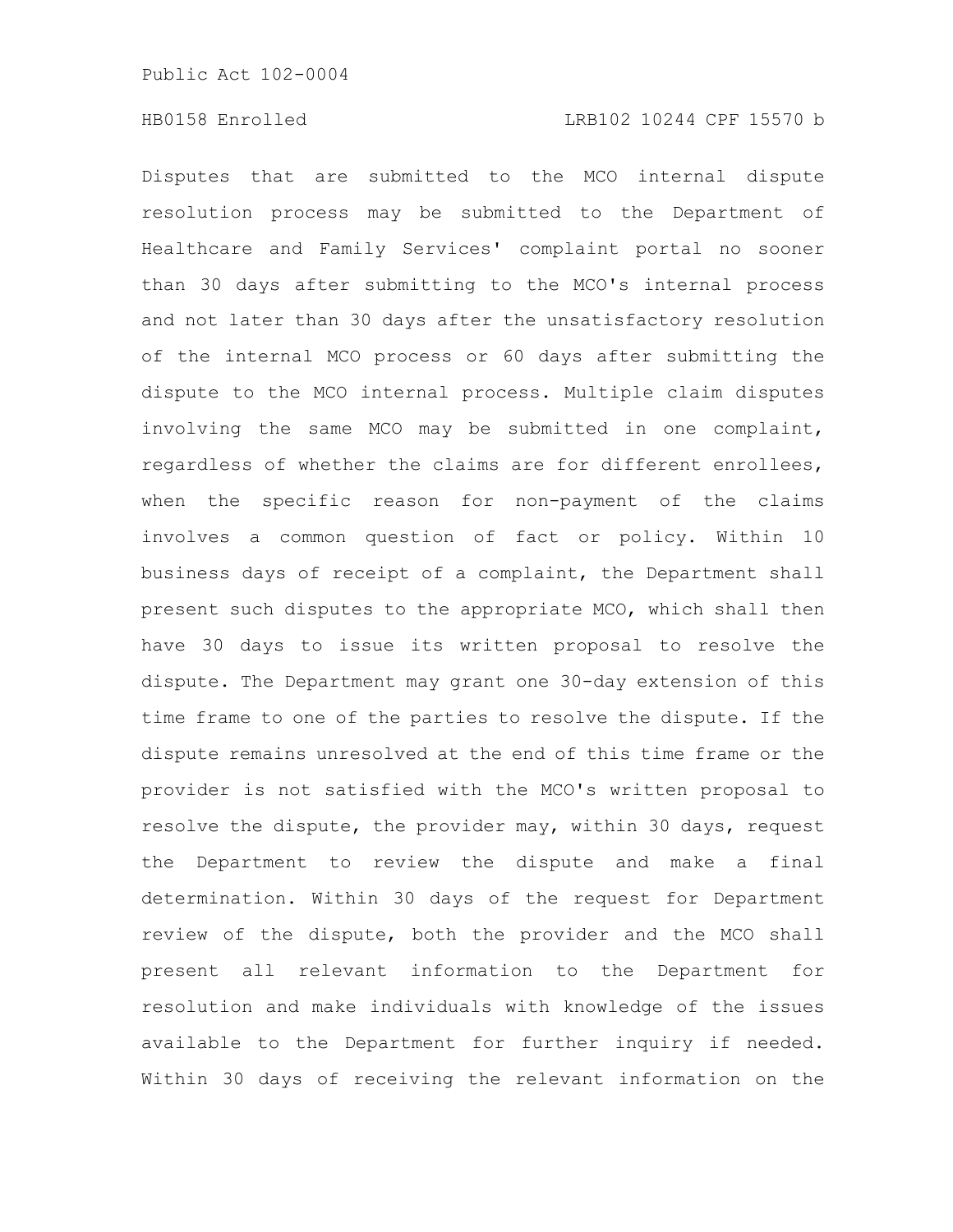Disputes that are submitted to the MCO internal dispute resolution process may be submitted to the Department of Healthcare and Family Services' complaint portal no sooner than 30 days after submitting to the MCO's internal process and not later than 30 days after the unsatisfactory resolution of the internal MCO process or 60 days after submitting the dispute to the MCO internal process. Multiple claim disputes involving the same MCO may be submitted in one complaint, regardless of whether the claims are for different enrollees, when the specific reason for non-payment of the claims involves a common question of fact or policy. Within 10 business days of receipt of a complaint, the Department shall present such disputes to the appropriate MCO, which shall then have 30 days to issue its written proposal to resolve the dispute. The Department may grant one 30-day extension of this time frame to one of the parties to resolve the dispute. If the dispute remains unresolved at the end of this time frame or the provider is not satisfied with the MCO's written proposal to resolve the dispute, the provider may, within 30 days, request the Department to review the dispute and make a final determination. Within 30 days of the request for Department review of the dispute, both the provider and the MCO shall present all relevant information to the Department for resolution and make individuals with knowledge of the issues available to the Department for further inquiry if needed. Within 30 days of receiving the relevant information on the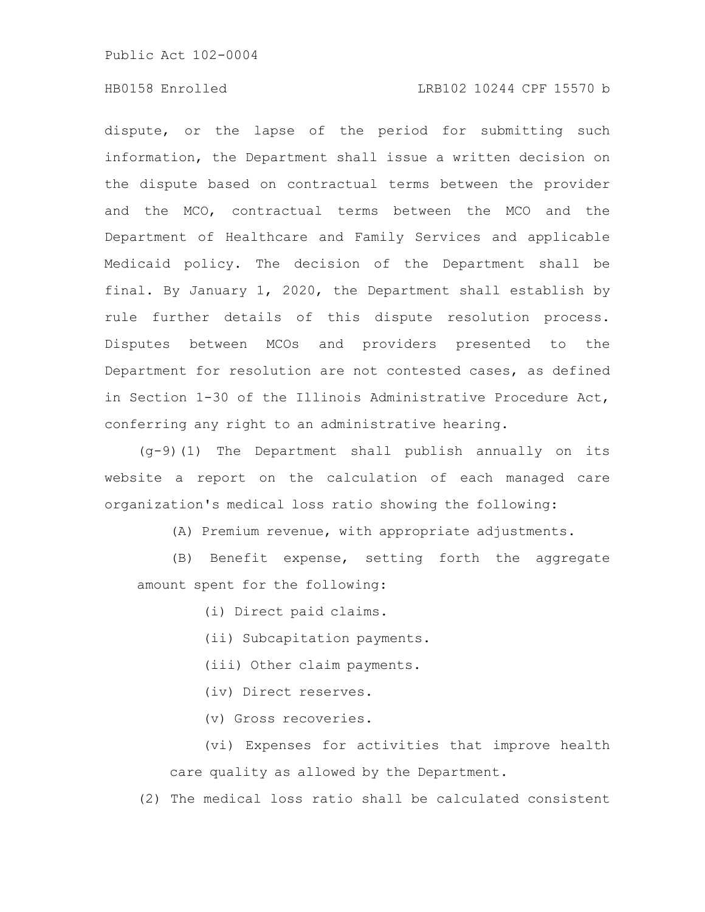dispute, or the lapse of the period for submitting such information, the Department shall issue a written decision on the dispute based on contractual terms between the provider and the MCO, contractual terms between the MCO and the Department of Healthcare and Family Services and applicable Medicaid policy. The decision of the Department shall be final. By January 1, 2020, the Department shall establish by rule further details of this dispute resolution process. Disputes between MCOs and providers presented to the Department for resolution are not contested cases, as defined in Section 1-30 of the Illinois Administrative Procedure Act, conferring any right to an administrative hearing.

(g-9)(1) The Department shall publish annually on its website a report on the calculation of each managed care organization's medical loss ratio showing the following:

(A) Premium revenue, with appropriate adjustments.

(B) Benefit expense, setting forth the aggregate amount spent for the following:

(i) Direct paid claims.

(ii) Subcapitation payments.

(iii) Other claim payments.

(iv) Direct reserves.

(v) Gross recoveries.

(vi) Expenses for activities that improve health care quality as allowed by the Department.

(2) The medical loss ratio shall be calculated consistent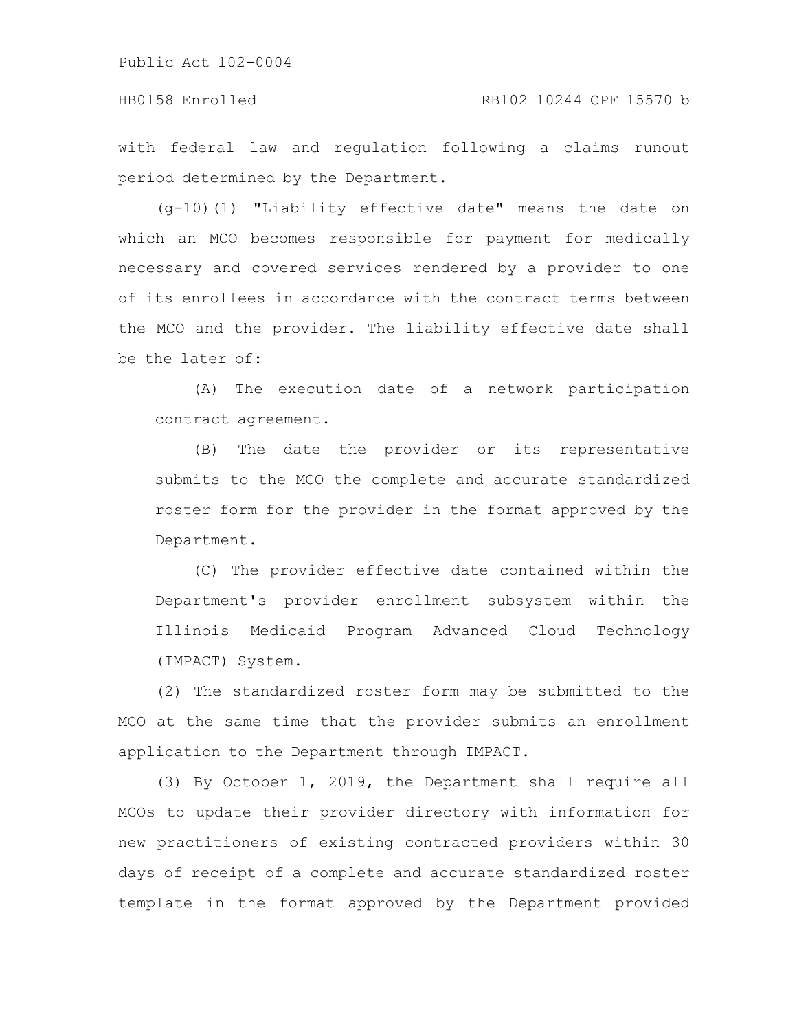with federal law and regulation following a claims runout period determined by the Department.

(g-10)(1) "Liability effective date" means the date on which an MCO becomes responsible for payment for medically necessary and covered services rendered by a provider to one of its enrollees in accordance with the contract terms between the MCO and the provider. The liability effective date shall be the later of:

(A) The execution date of a network participation contract agreement.

(B) The date the provider or its representative submits to the MCO the complete and accurate standardized roster form for the provider in the format approved by the Department.

(C) The provider effective date contained within the Department's provider enrollment subsystem within the Illinois Medicaid Program Advanced Cloud Technology (IMPACT) System.

(2) The standardized roster form may be submitted to the MCO at the same time that the provider submits an enrollment application to the Department through IMPACT.

(3) By October 1, 2019, the Department shall require all MCOs to update their provider directory with information for new practitioners of existing contracted providers within 30 days of receipt of a complete and accurate standardized roster template in the format approved by the Department provided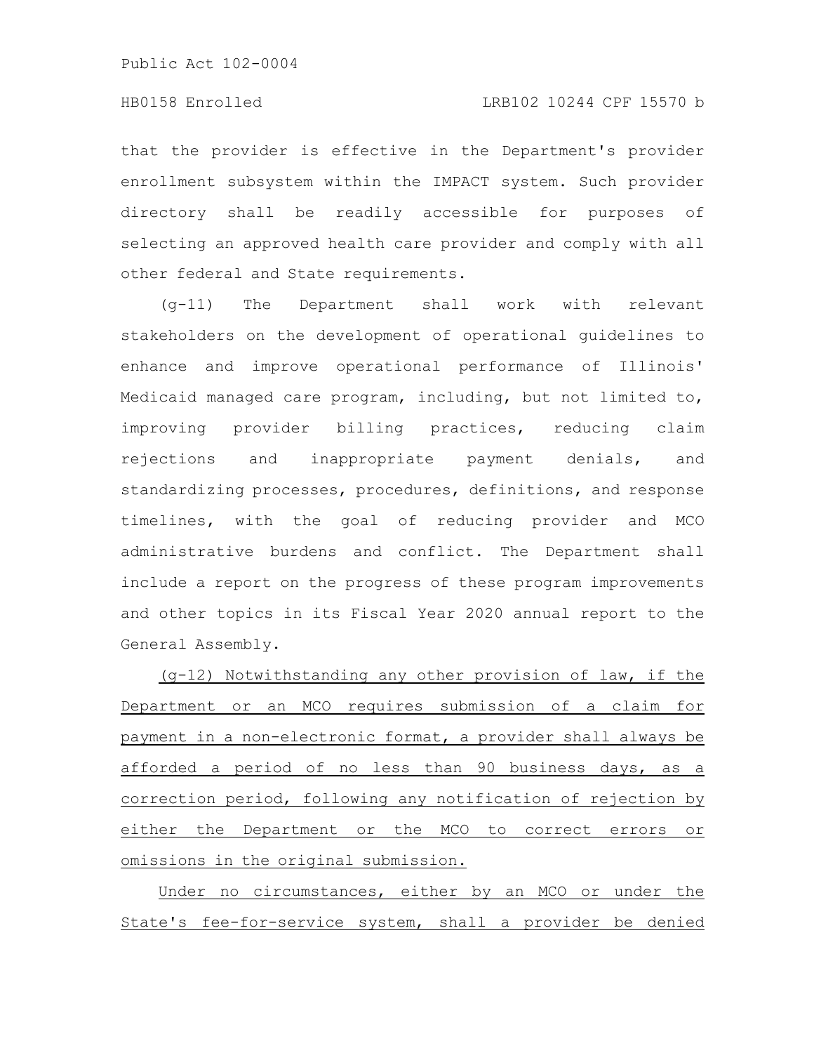that the provider is effective in the Department's provider enrollment subsystem within the IMPACT system. Such provider directory shall be readily accessible for purposes of selecting an approved health care provider and comply with all other federal and State requirements.

(g-11) The Department shall work with relevant stakeholders on the development of operational guidelines to enhance and improve operational performance of Illinois' Medicaid managed care program, including, but not limited to, improving provider billing practices, reducing claim rejections and inappropriate payment denials, and standardizing processes, procedures, definitions, and response timelines, with the goal of reducing provider and MCO administrative burdens and conflict. The Department shall include a report on the progress of these program improvements and other topics in its Fiscal Year 2020 annual report to the General Assembly.

<u>(g-12) Notwithstanding any other provision of law, if the Department or an MCO requires submission of a claim for payment in a non-electronic format, a provider shall always be afforded a period of no less than 90 business days, as a correction period, following any notification of rejection by either the Department or the MCO to correct errors or omissions in the original submission.</u>

<u>Under no circumstances, either by an MCO or under the State's fee-for-service system, shall a provider be denied</u>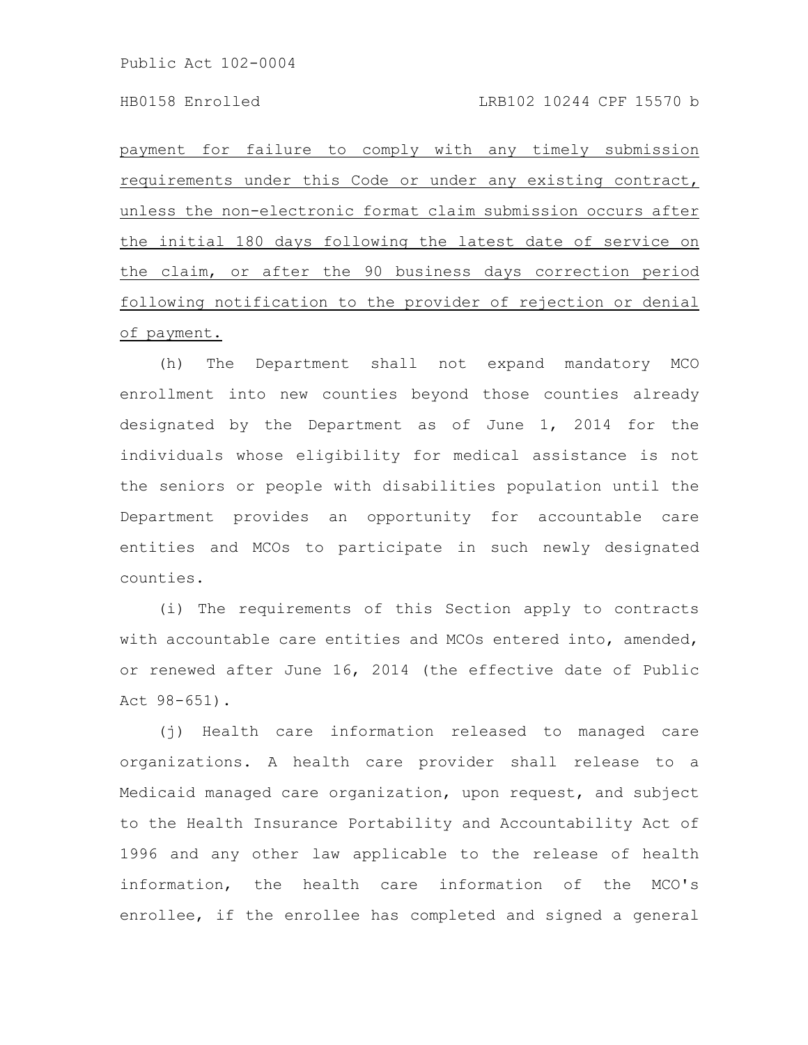payment for failure to comply with any timely submission requirements under this Code or under any existing contract, unless the non-electronic format claim submission occurs after the initial 180 days following the latest date of service on the claim, or after the 90 business days correction period following notification to the provider of rejection or denial of payment.

(h) The Department shall not expand mandatory MCO enrollment into new counties beyond those counties already designated by the Department as of June 1, 2014 for the individuals whose eligibility for medical assistance is not the seniors or people with disabilities population until the Department provides an opportunity for accountable care entities and MCOs to participate in such newly designated counties.

(i) The requirements of this Section apply to contracts with accountable care entities and MCOs entered into, amended, or renewed after June 16, 2014 (the effective date of Public Act 98-651).

(j) Health care information released to managed care organizations. A health care provider shall release to a Medicaid managed care organization, upon request, and subject to the Health Insurance Portability and Accountability Act of 1996 and any other law applicable to the release of health information, the health care information of the MCO's enrollee, if the enrollee has completed and signed a general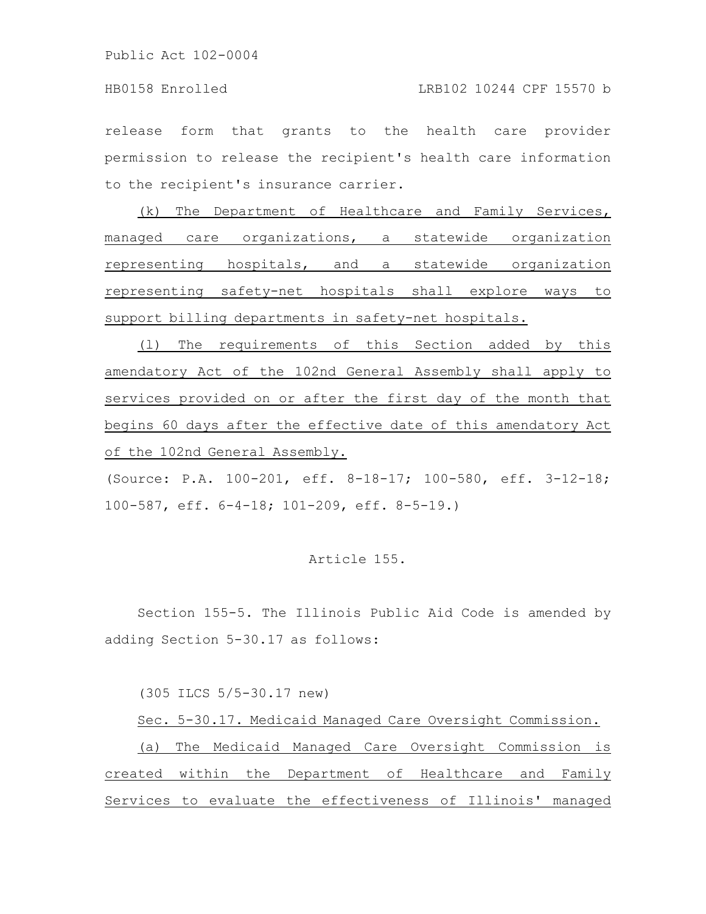release form that grants to the health care provider permission to release the recipient's health care information to the recipient's insurance carrier.

(k) The Department of Healthcare and Family Services, managed care organizations, a statewide organization representing hospitals, and a statewide organization representing safety-net hospitals shall explore ways to support billing departments in safety-net hospitals.

(l) The requirements of this Section added by this amendatory Act of the 102nd General Assembly shall apply to services provided on or after the first day of the month that begins 60 days after the effective date of this amendatory Act of the 102nd General Assembly.

(Source: P.A. 100-201, eff. 8-18-17; 100-580, eff. 3-12-18; 100-587, eff. 6-4-18; 101-209, eff. 8-5-19.)

Article 155.

Section 155-5. The Illinois Public Aid Code is amended by adding Section 5-30.17 as follows:

(305 ILCS 5/5-30.17 new)

Sec. 5-30.17. Medicaid Managed Care Oversight Commission.

(a) The Medicaid Managed Care Oversight Commission is created within the Department of Healthcare and Family Services to evaluate the effectiveness of Illinois' managed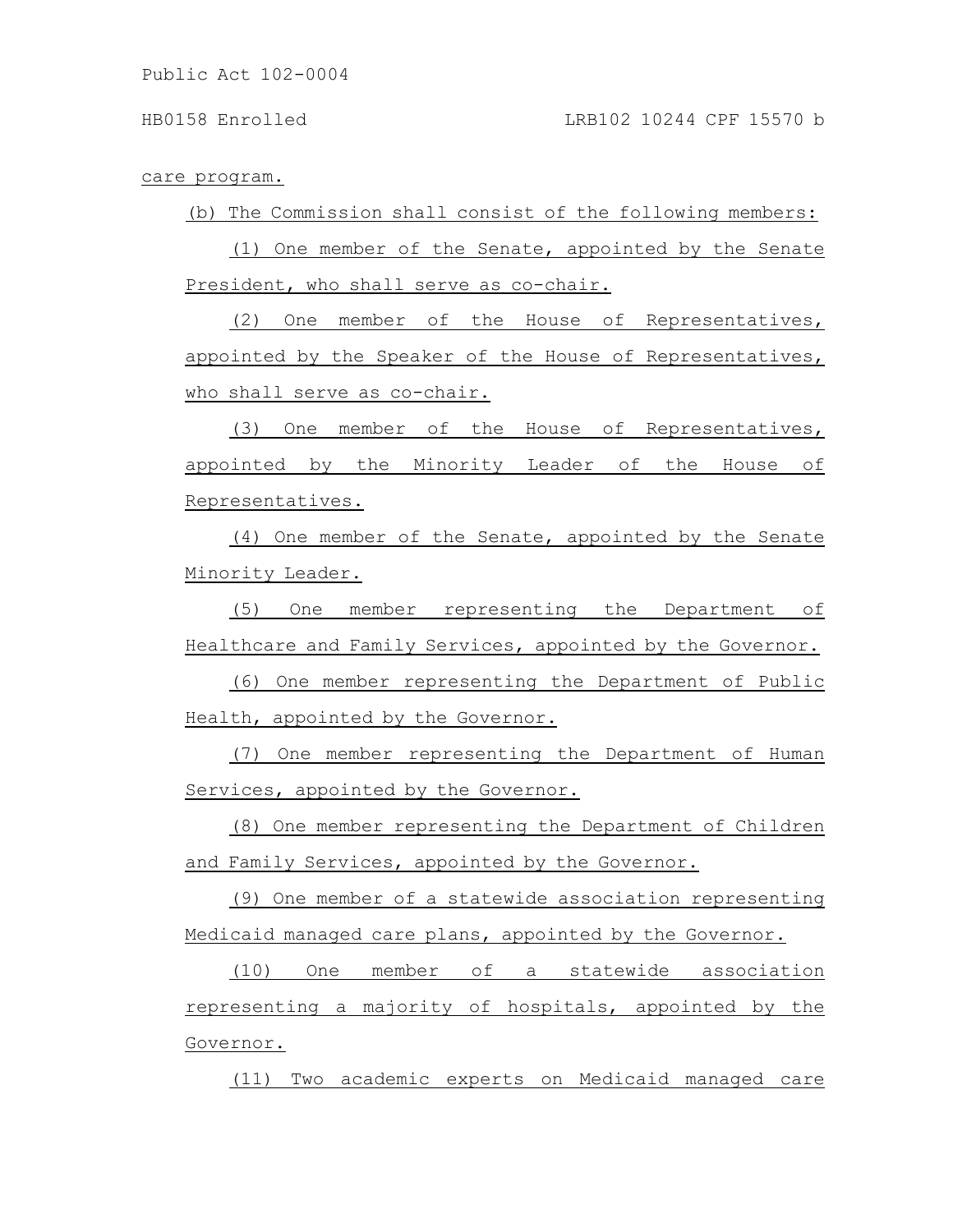care program.

(b) The Commission shall consist of the following members:

(1) One member of the Senate, appointed by the Senate President, who shall serve as co-chair.

(2) One member of the House of Representatives, appointed by the Speaker of the House of Representatives, who shall serve as co-chair.

(3) One member of the House of Representatives, appointed by the Minority Leader of the House of Representatives.

(4) One member of the Senate, appointed by the Senate Minority Leader.

(5) One member representing the Department of Healthcare and Family Services, appointed by the Governor.

(6) One member representing the Department of Public Health, appointed by the Governor.

(7) One member representing the Department of Human Services, appointed by the Governor.

(8) One member representing the Department of Children and Family Services, appointed by the Governor.

(9) One member of a statewide association representing Medicaid managed care plans, appointed by the Governor.

(10) One member of a statewide association representing a majority of hospitals, appointed by the Governor.

(11) Two academic experts on Medicaid managed care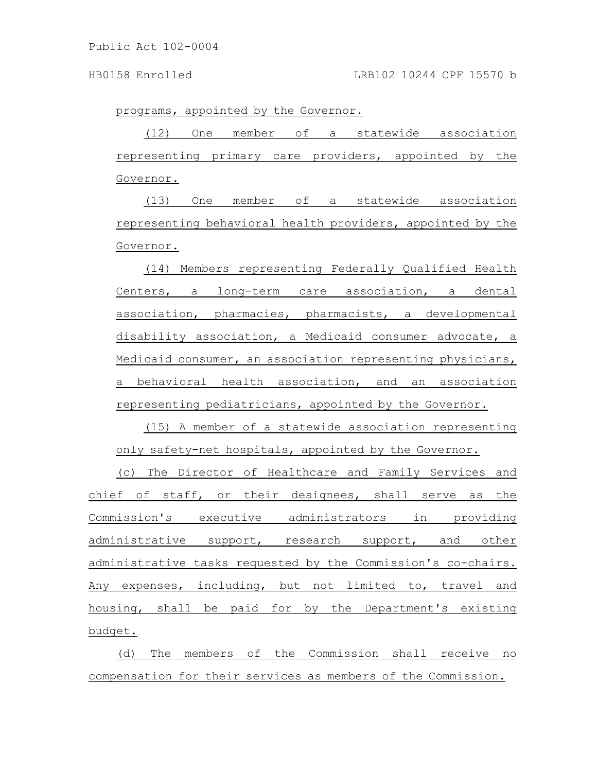programs, appointed by the Governor.

(12) One member of a statewide association representing primary care providers, appointed by the Governor.

(13) One member of a statewide association representing behavioral health providers, appointed by the Governor.

(14) Members representing Federally Qualified Health Centers, a long-term care association, a dental association, pharmacies, pharmacists, a developmental disability association, a Medicaid consumer advocate, a Medicaid consumer, an association representing physicians, a behavioral health association, and an association representing pediatricians, appointed by the Governor.

(15) A member of a statewide association representing only safety-net hospitals, appointed by the Governor.

(c) The Director of Healthcare and Family Services and chief of staff, or their designees, shall serve as the Commission's executive administrators in providing administrative support, research support, and other administrative tasks requested by the Commission's co-chairs. Any expenses, including, but not limited to, travel and housing, shall be paid for by the Department's existing budget.

(d) The members of the Commission shall receive no compensation for their services as members of the Commission.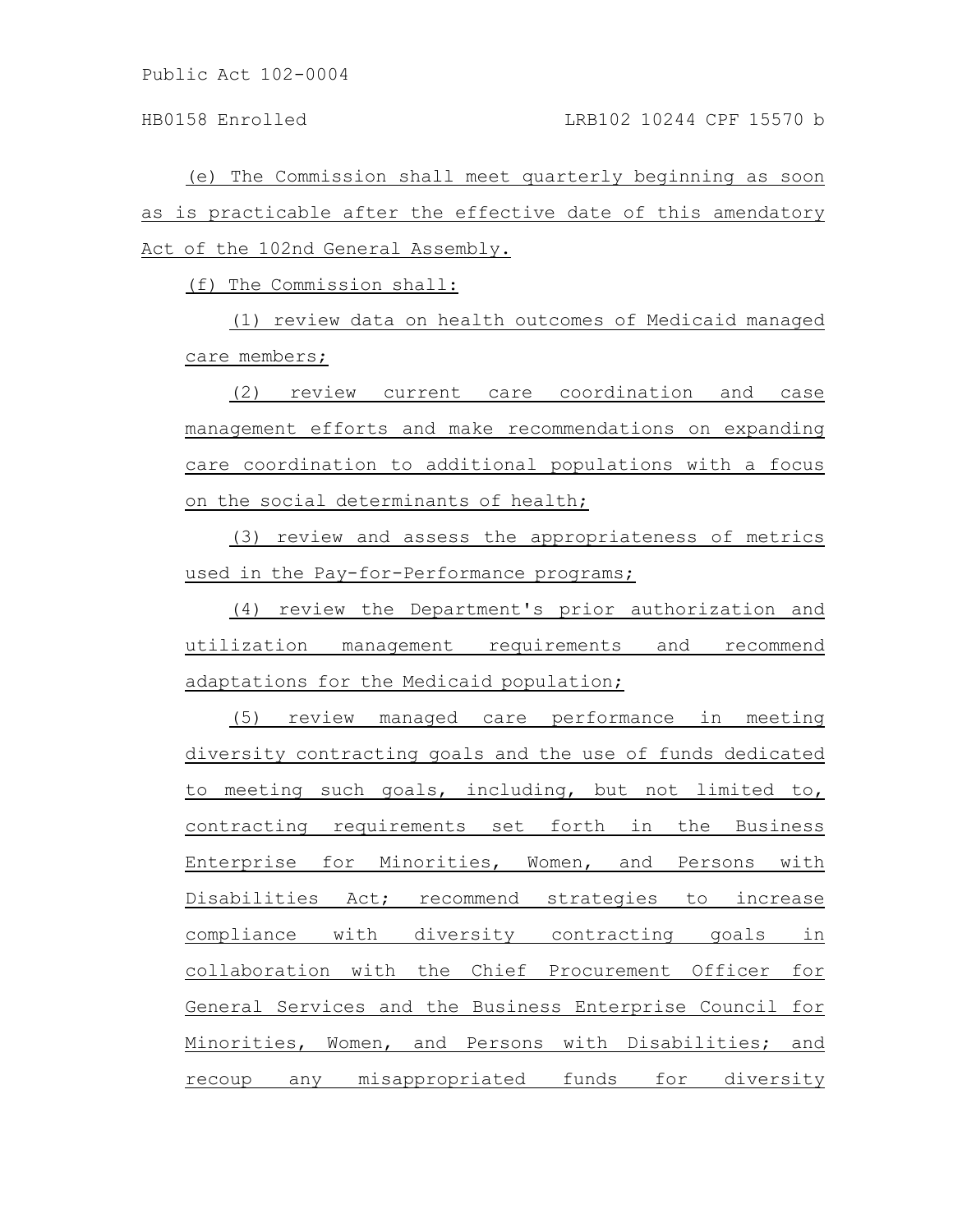(e) The Commission shall meet quarterly beginning as soon as is practicable after the effective date of this amendatory Act of the 102nd General Assembly.

(f) The Commission shall:

(1) review data on health outcomes of Medicaid managed care members;

(2) review current care coordination and case management efforts and make recommendations on expanding care coordination to additional populations with a focus on the social determinants of health;

(3) review and assess the appropriateness of metrics used in the Pay-for-Performance programs;

(4) review the Department's prior authorization and utilization management requirements and recommend adaptations for the Medicaid population;

(5) review managed care performance in meeting diversity contracting goals and the use of funds dedicated to meeting such goals, including, but not limited to, contracting requirements set forth in the Business Enterprise for Minorities, Women, and Persons with Disabilities Act; recommend strategies to increase compliance with diversity contracting goals in collaboration with the Chief Procurement Officer for General Services and the Business Enterprise Council for Minorities, Women, and Persons with Disabilities; and recoup any misappropriated funds for diversity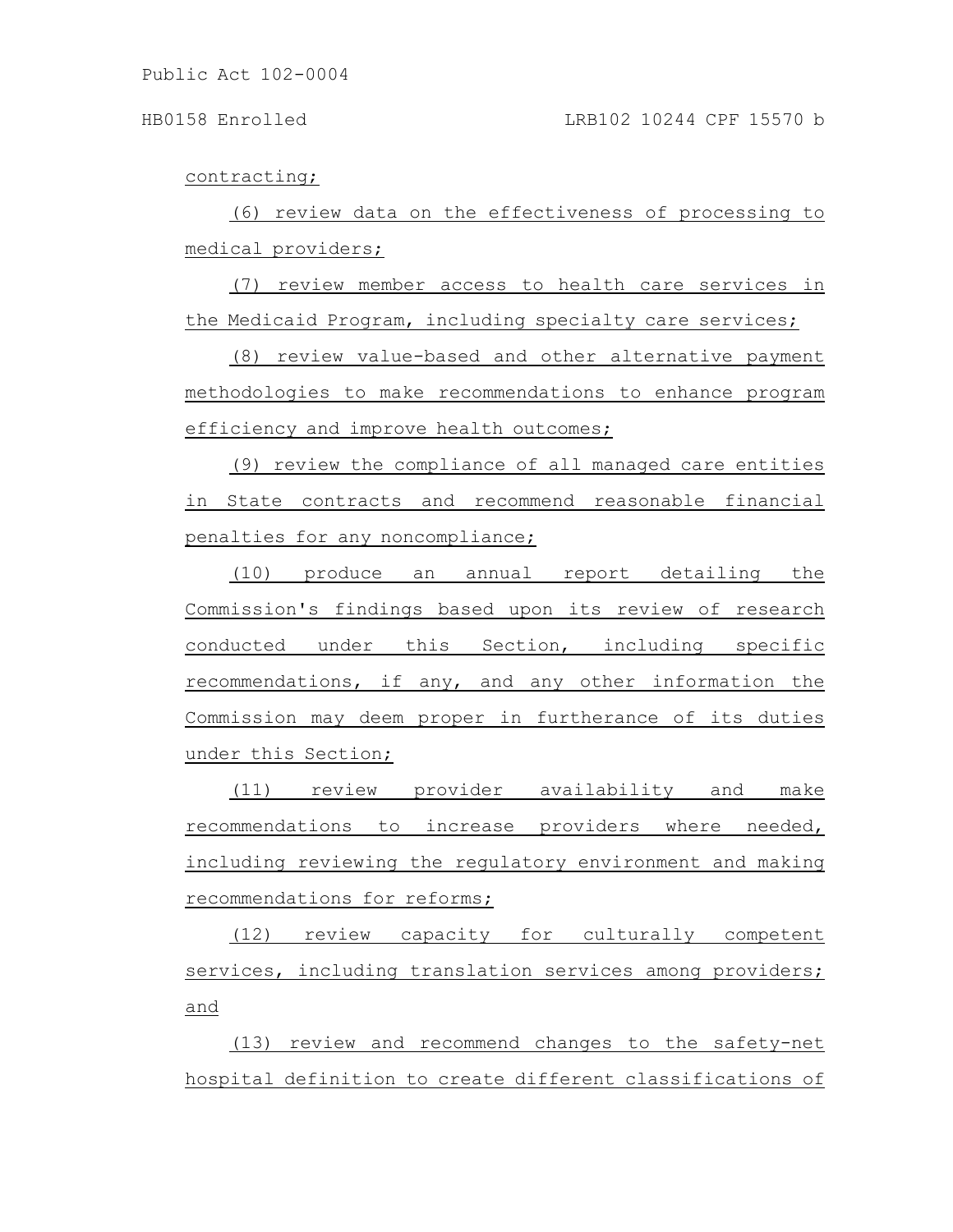contracting;

(6) review data on the effectiveness of processing to medical providers;

(7) review member access to health care services in the Medicaid Program, including specialty care services;

(8) review value-based and other alternative payment methodologies to make recommendations to enhance program efficiency and improve health outcomes;

(9) review the compliance of all managed care entities in State contracts and recommend reasonable financial penalties for any noncompliance;

(10) produce an annual report detailing the Commission's findings based upon its review of research conducted under this Section, including specific recommendations, if any, and any other information the Commission may deem proper in furtherance of its duties under this Section;

(11) review provider availability and make recommendations to increase providers where needed, including reviewing the regulatory environment and making recommendations for reforms;

(12) review capacity for culturally competent services, including translation services among providers; and

(13) review and recommend changes to the safety-net hospital definition to create different classifications of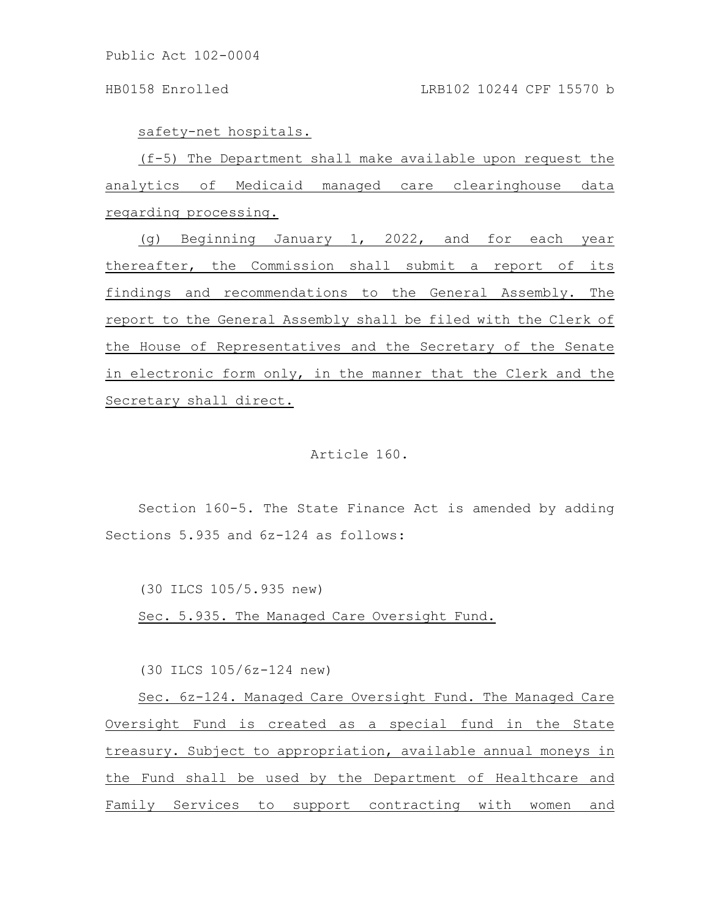safety-net hospitals.

(f-5) The Department shall make available upon request the analytics of Medicaid managed care clearinghouse data regarding processing.

(g) Beginning January 1, 2022, and for each year thereafter, the Commission shall submit a report of its findings and recommendations to the General Assembly. The report to the General Assembly shall be filed with the Clerk of the House of Representatives and the Secretary of the Senate in electronic form only, in the manner that the Clerk and the Secretary shall direct.

Article 160.

Section 160-5. The State Finance Act is amended by adding Sections 5.935 and 6z-124 as follows:

(30 ILCS 105/5.935 new)

Sec. 5.935. The Managed Care Oversight Fund.

(30 ILCS 105/6z-124 new)

Sec. 6z-124. Managed Care Oversight Fund. The Managed Care Oversight Fund is created as a special fund in the State treasury. Subject to appropriation, available annual moneys in the Fund shall be used by the Department of Healthcare and Family Services to support contracting with women and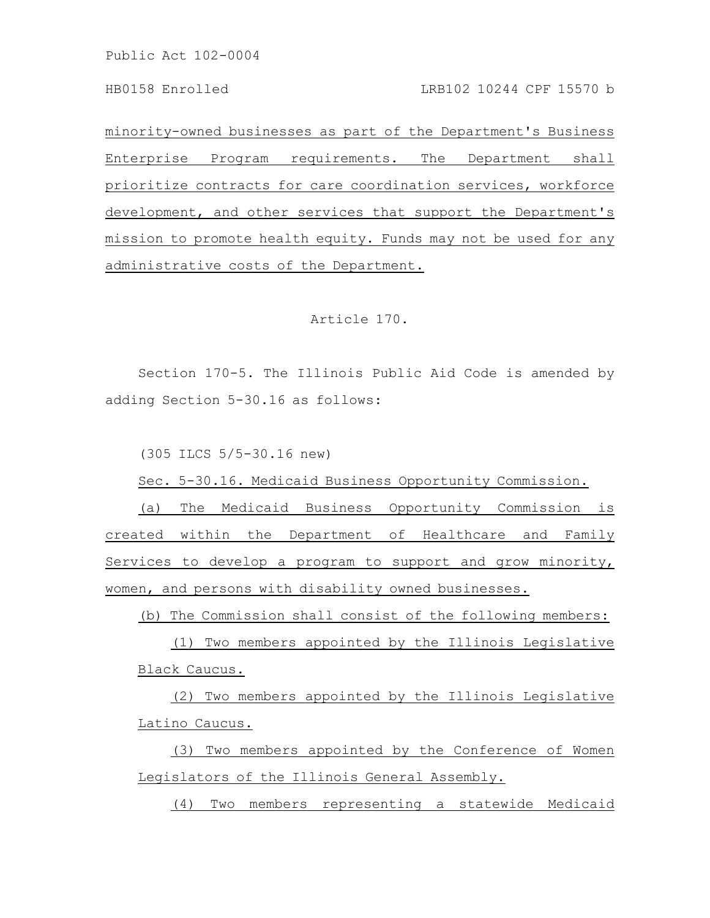minority-owned businesses as part of the Department's Business Enterprise Program requirements. The Department shall prioritize contracts for care coordination services, workforce development, and other services that support the Department's mission to promote health equity. Funds may not be used for any administrative costs of the Department.

Article 170.

Section 170-5. The Illinois Public Aid Code is amended by adding Section 5-30.16 as follows:

(305 ILCS 5/5-30.16 new)

Sec. 5-30.16. Medicaid Business Opportunity Commission.

(a) The Medicaid Business Opportunity Commission is created within the Department of Healthcare and Family Services to develop a program to support and grow minority, women, and persons with disability owned businesses.

(b) The Commission shall consist of the following members:

(1) Two members appointed by the Illinois Legislative Black Caucus.

(2) Two members appointed by the Illinois Legislative Latino Caucus.

(3) Two members appointed by the Conference of Women Legislators of the Illinois General Assembly.

(4) Two members representing a statewide Medicaid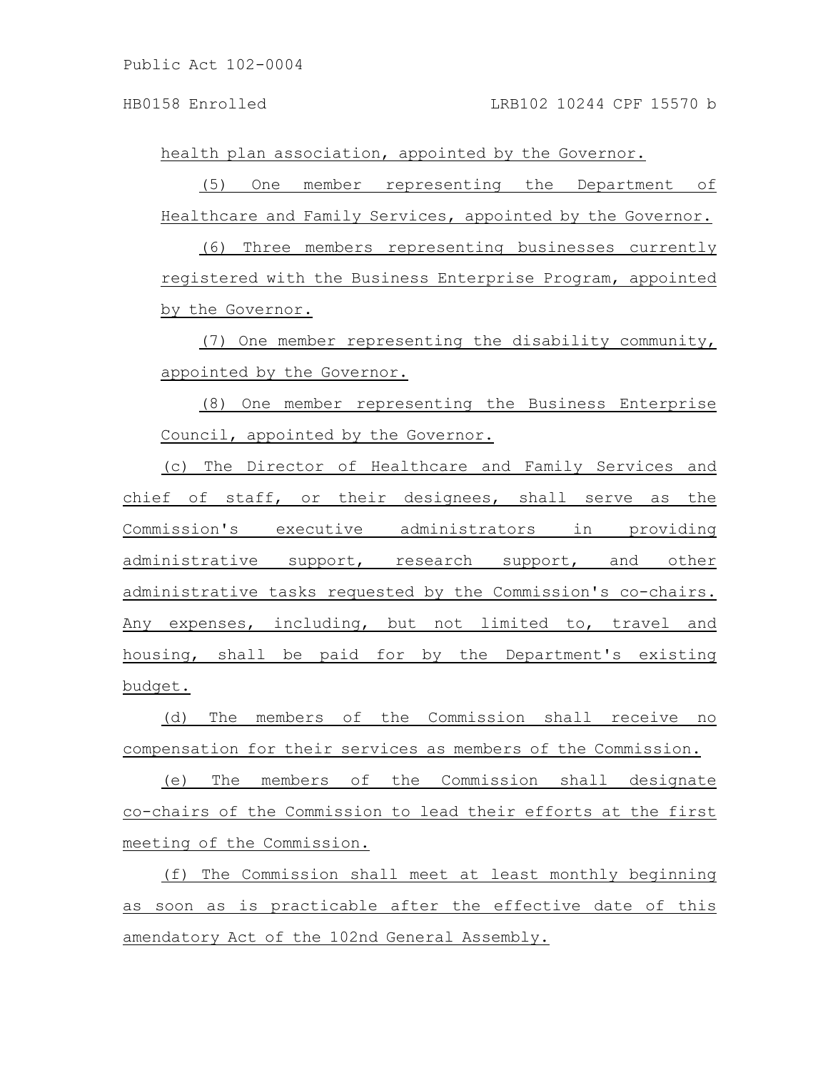health plan association, appointed by the Governor.

(5) One member representing the Department of Healthcare and Family Services, appointed by the Governor.

(6) Three members representing businesses currently registered with the Business Enterprise Program, appointed by the Governor.

(7) One member representing the disability community, appointed by the Governor.

(8) One member representing the Business Enterprise Council, appointed by the Governor.

(c) The Director of Healthcare and Family Services and chief of staff, or their designees, shall serve as the Commission's executive administrators in providing administrative support, research support, and other administrative tasks requested by the Commission's co-chairs. Any expenses, including, but not limited to, travel and housing, shall be paid for by the Department's existing budget.

(d) The members of the Commission shall receive no compensation for their services as members of the Commission.

(e) The members of the Commission shall designate co-chairs of the Commission to lead their efforts at the first meeting of the Commission.

(f) The Commission shall meet at least monthly beginning as soon as is practicable after the effective date of this amendatory Act of the 102nd General Assembly.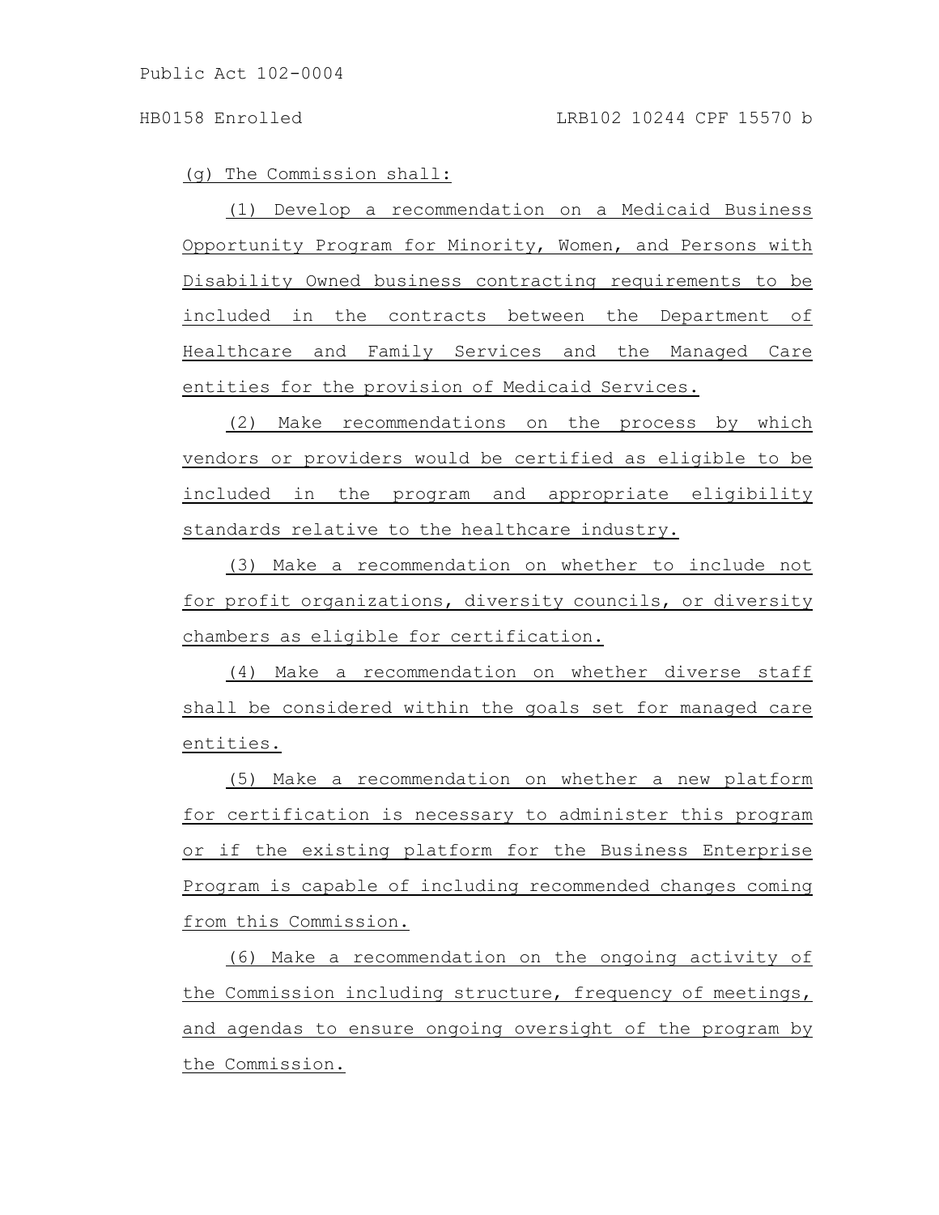(g) The Commission shall:

(1) Develop a recommendation on a Medicaid Business Opportunity Program for Minority, Women, and Persons with Disability Owned business contracting requirements to be included in the contracts between the Department of Healthcare and Family Services and the Managed Care entities for the provision of Medicaid Services.

(2) Make recommendations on the process by which vendors or providers would be certified as eligible to be included in the program and appropriate eligibility standards relative to the healthcare industry.

(3) Make a recommendation on whether to include not for profit organizations, diversity councils, or diversity chambers as eligible for certification.

(4) Make a recommendation on whether diverse staff shall be considered within the goals set for managed care entities.

(5) Make a recommendation on whether a new platform for certification is necessary to administer this program or if the existing platform for the Business Enterprise Program is capable of including recommended changes coming from this Commission.

(6) Make a recommendation on the ongoing activity of the Commission including structure, frequency of meetings, and agendas to ensure ongoing oversight of the program by the Commission.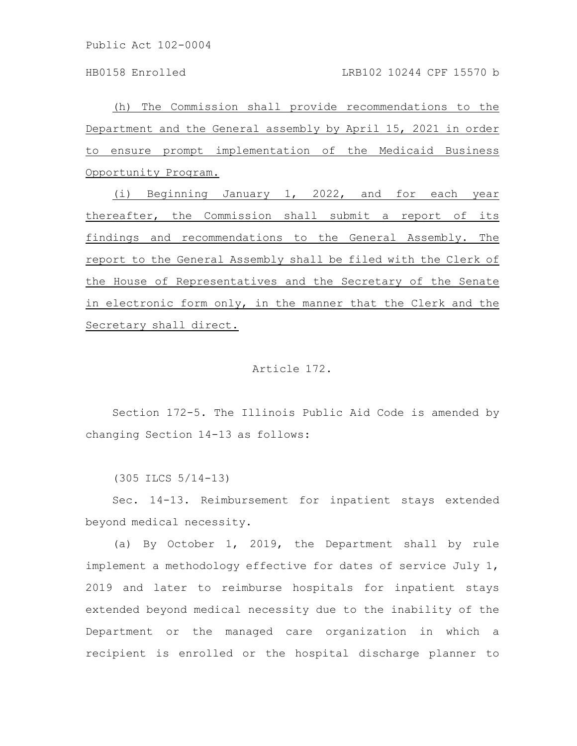(h) The Commission shall provide recommendations to the Department and the General assembly by April 15, 2021 in order to ensure prompt implementation of the Medicaid Business Opportunity Program.

(i) Beginning January 1, 2022, and for each year thereafter, the Commission shall submit a report of its findings and recommendations to the General Assembly. The report to the General Assembly shall be filed with the Clerk of the House of Representatives and the Secretary of the Senate in electronic form only, in the manner that the Clerk and the Secretary shall direct.

Article 172.

Section 172-5. The Illinois Public Aid Code is amended by changing Section 14-13 as follows:

(305 ILCS 5/14-13)

Sec. 14-13. Reimbursement for inpatient stays extended beyond medical necessity.

(a) By October 1, 2019, the Department shall by rule implement a methodology effective for dates of service July 1, 2019 and later to reimburse hospitals for inpatient stays extended beyond medical necessity due to the inability of the Department or the managed care organization in which a recipient is enrolled or the hospital discharge planner to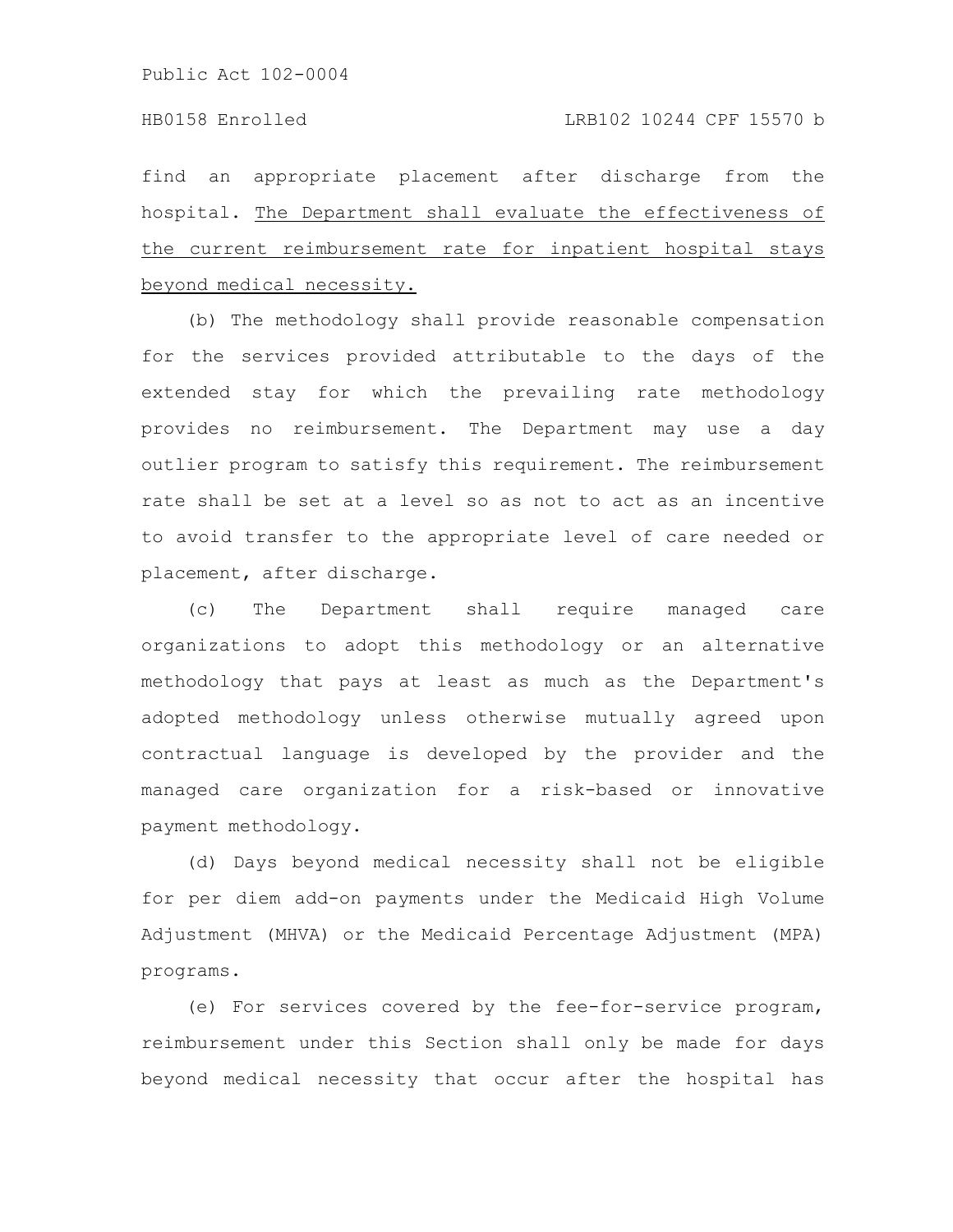find an appropriate placement after discharge from the hospital. The Department shall evaluate the effectiveness of the current reimbursement rate for inpatient hospital stays beyond medical necessity.

(b) The methodology shall provide reasonable compensation for the services provided attributable to the days of the extended stay for which the prevailing rate methodology provides no reimbursement. The Department may use a day outlier program to satisfy this requirement. The reimbursement rate shall be set at a level so as not to act as an incentive to avoid transfer to the appropriate level of care needed or placement, after discharge.

(c) The Department shall require managed care organizations to adopt this methodology or an alternative methodology that pays at least as much as the Department's adopted methodology unless otherwise mutually agreed upon contractual language is developed by the provider and the managed care organization for a risk-based or innovative payment methodology.

(d) Days beyond medical necessity shall not be eligible for per diem add-on payments under the Medicaid High Volume Adjustment (MHVA) or the Medicaid Percentage Adjustment (MPA) programs.

(e) For services covered by the fee-for-service program, reimbursement under this Section shall only be made for days beyond medical necessity that occur after the hospital has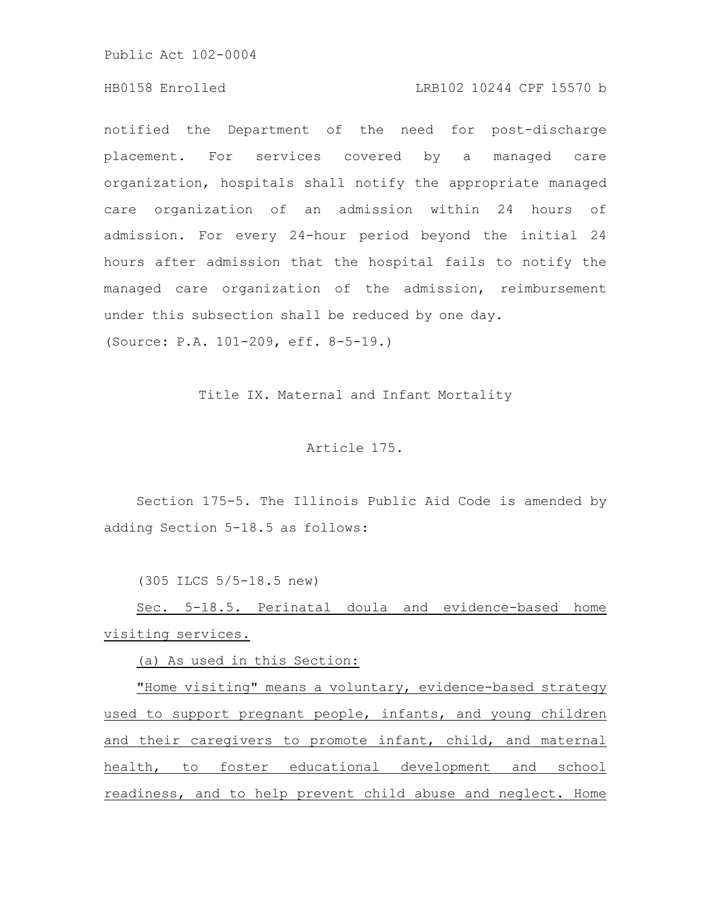notified the Department of the need for post-discharge placement. For services covered by a managed care organization, hospitals shall notify the appropriate managed care organization of an admission within 24 hours of admission. For every 24-hour period beyond the initial 24 hours after admission that the hospital fails to notify the managed care organization of the admission, reimbursement under this subsection shall be reduced by one day.

(Source: P.A. 101-209, eff. 8-5-19.)

Title IX. Maternal and Infant Mortality

Article 175.

Section 175-5. The Illinois Public Aid Code is amended by adding Section 5-18.5 as follows:

(305 ILCS 5/5-18.5 new)

Sec. 5-18.5. Perinatal doula and evidence-based home visiting services.

(a) As used in this Section:

"Home visiting" means a voluntary, evidence-based strategy used to support pregnant people, infants, and young children and their caregivers to promote infant, child, and maternal health, to foster educational development and school readiness, and to help prevent child abuse and neglect. Home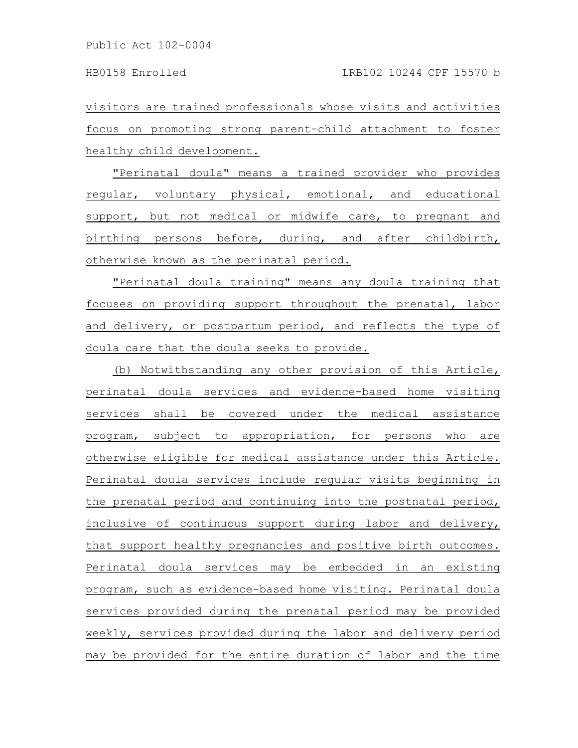visitors are trained professionals whose visits and activities focus on promoting strong parent-child attachment to foster healthy child development.

"Perinatal doula" means a trained provider who provides regular, voluntary physical, emotional, and educational support, but not medical or midwife care, to pregnant and birthing persons before, during, and after childbirth, otherwise known as the perinatal period.

"Perinatal doula training" means any doula training that focuses on providing support throughout the prenatal, labor and delivery, or postpartum period, and reflects the type of doula care that the doula seeks to provide.

(b) Notwithstanding any other provision of this Article, perinatal doula services and evidence-based home visiting services shall be covered under the medical assistance program, subject to appropriation, for persons who are otherwise eligible for medical assistance under this Article. Perinatal doula services include regular visits beginning in the prenatal period and continuing into the postnatal period, inclusive of continuous support during labor and delivery, that support healthy pregnancies and positive birth outcomes. Perinatal doula services may be embedded in an existing program, such as evidence-based home visiting. Perinatal doula services provided during the prenatal period may be provided weekly, services provided during the labor and delivery period may be provided for the entire duration of labor and the time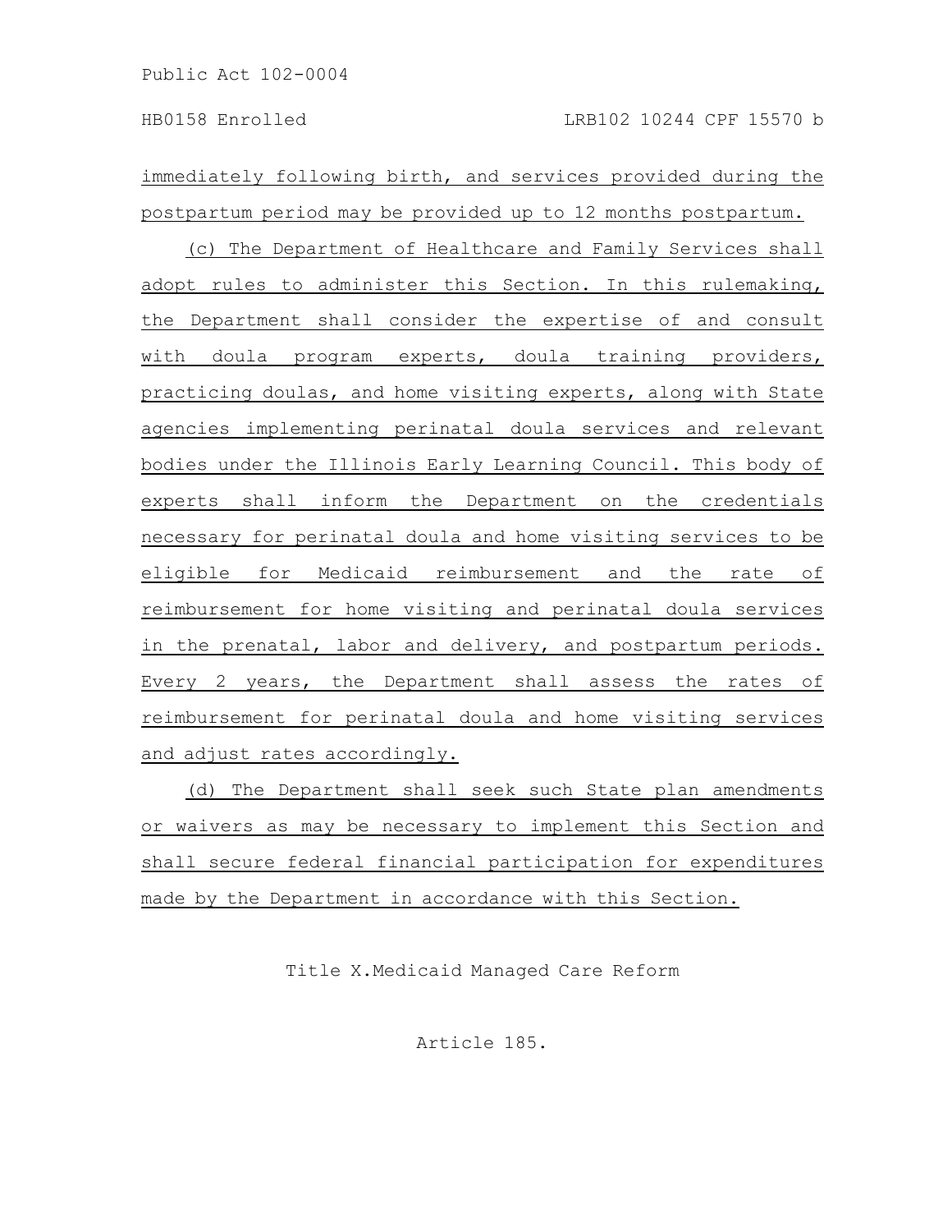immediately following birth, and services provided during the postpartum period may be provided up to 12 months postpartum.

(c) The Department of Healthcare and Family Services shall adopt rules to administer this Section. In this rulemaking, the Department shall consider the expertise of and consult with doula program experts, doula training providers, practicing doulas, and home visiting experts, along with State agencies implementing perinatal doula services and relevant bodies under the Illinois Early Learning Council. This body of experts shall inform the Department on the credentials necessary for perinatal doula and home visiting services to be eligible for Medicaid reimbursement and the rate of reimbursement for home visiting and perinatal doula services in the prenatal, labor and delivery, and postpartum periods. Every 2 years, the Department shall assess the rates of reimbursement for perinatal doula and home visiting services and adjust rates accordingly.

(d) The Department shall seek such State plan amendments or waivers as may be necessary to implement this Section and shall secure federal financial participation for expenditures made by the Department in accordance with this Section.

Title X.Medicaid Managed Care Reform

Article 185.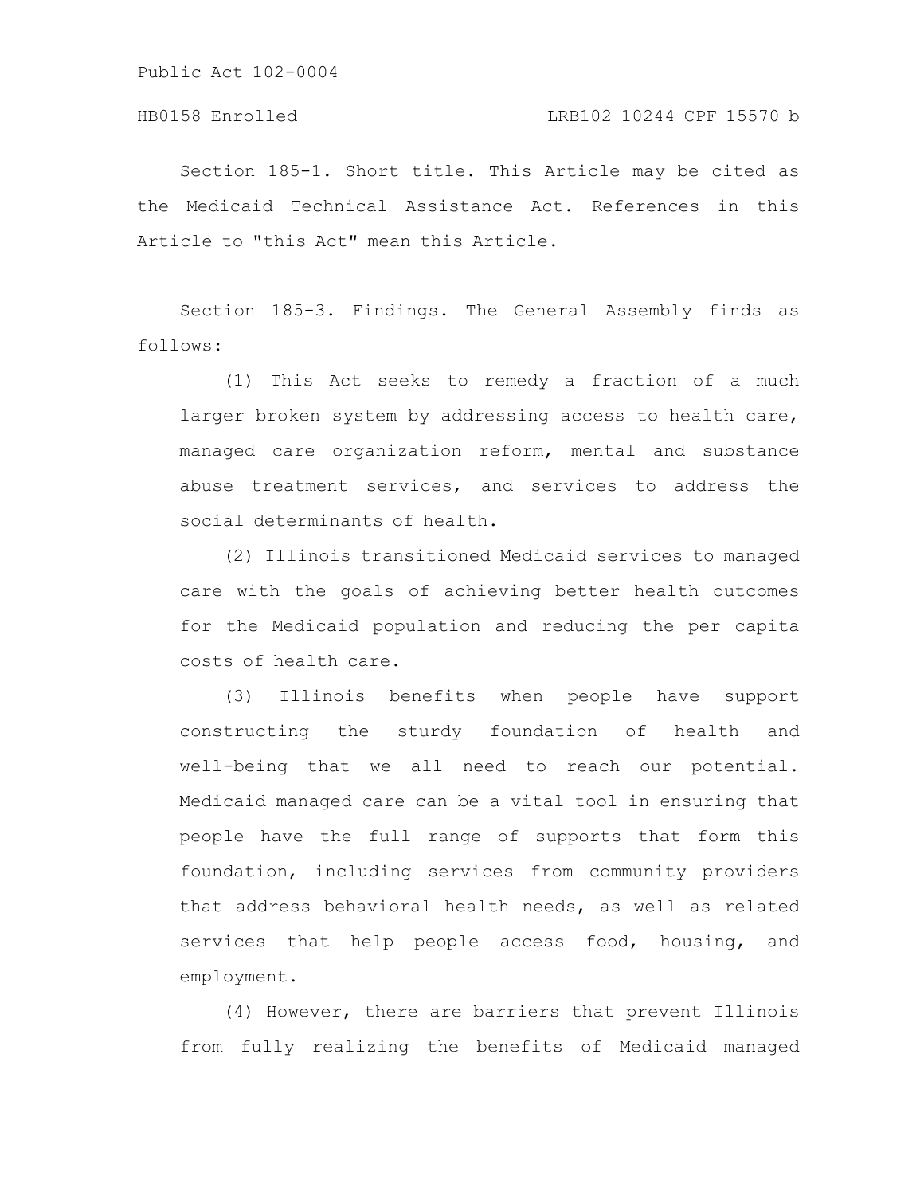Section 185-1. Short title. This Article may be cited as the Medicaid Technical Assistance Act. References in this Article to "this Act" mean this Article.

Section 185-3. Findings. The General Assembly finds as follows:

(1) This Act seeks to remedy a fraction of a much larger broken system by addressing access to health care, managed care organization reform, mental and substance abuse treatment services, and services to address the social determinants of health.

(2) Illinois transitioned Medicaid services to managed care with the goals of achieving better health outcomes for the Medicaid population and reducing the per capita costs of health care.

(3) Illinois benefits when people have support constructing the sturdy foundation of health and well-being that we all need to reach our potential. Medicaid managed care can be a vital tool in ensuring that people have the full range of supports that form this foundation, including services from community providers that address behavioral health needs, as well as related services that help people access food, housing, and employment.

(4) However, there are barriers that prevent Illinois from fully realizing the benefits of Medicaid managed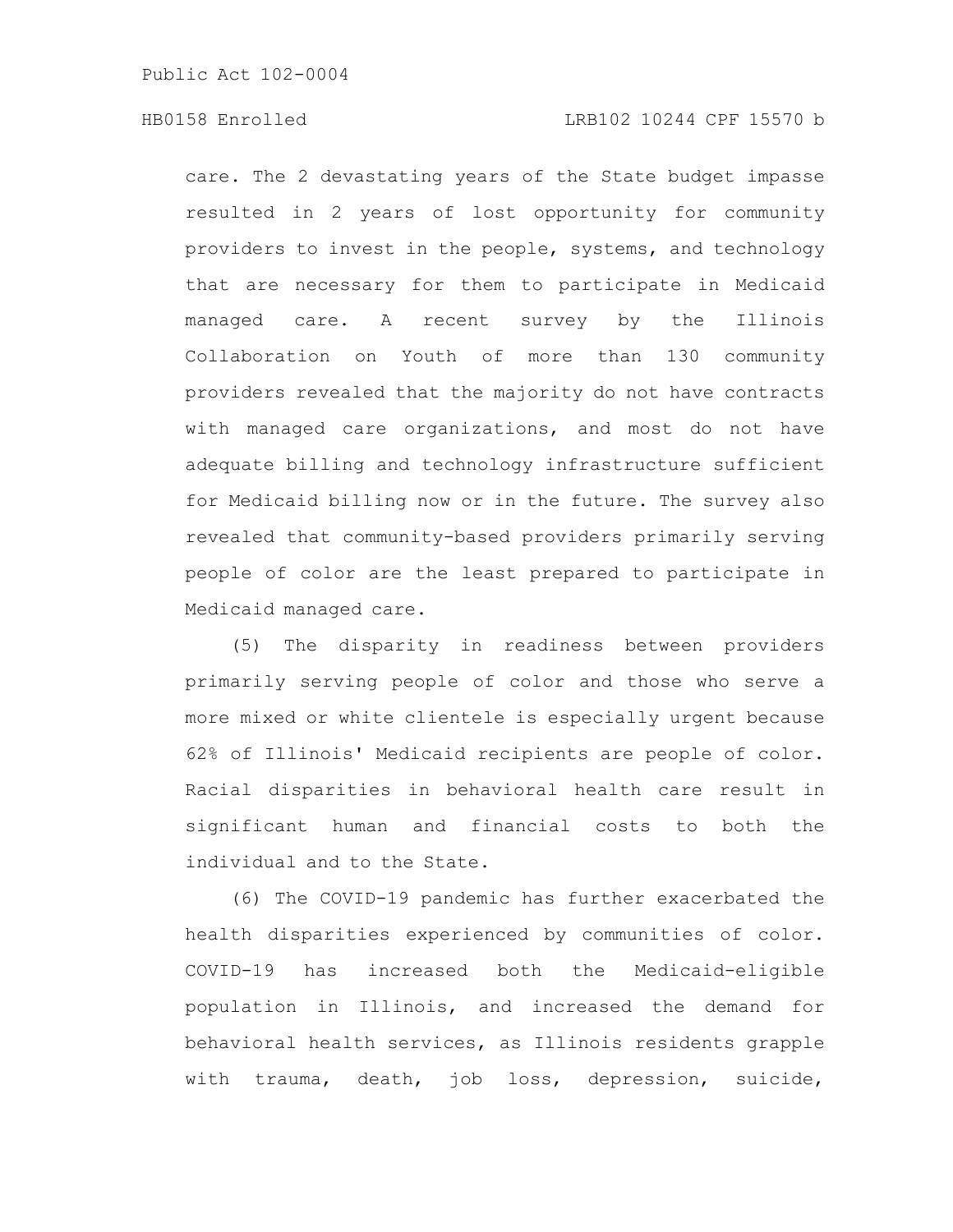care. The 2 devastating years of the State budget impasse resulted in 2 years of lost opportunity for community providers to invest in the people, systems, and technology that are necessary for them to participate in Medicaid managed care. A recent survey by the Illinois Collaboration on Youth of more than 130 community providers revealed that the majority do not have contracts with managed care organizations, and most do not have adequate billing and technology infrastructure sufficient for Medicaid billing now or in the future. The survey also revealed that community-based providers primarily serving people of color are the least prepared to participate in Medicaid managed care.

(5) The disparity in readiness between providers primarily serving people of color and those who serve a more mixed or white clientele is especially urgent because 62% of Illinois' Medicaid recipients are people of color. Racial disparities in behavioral health care result in significant human and financial costs to both the individual and to the State.

(6) The COVID-19 pandemic has further exacerbated the health disparities experienced by communities of color. COVID-19 has increased both the Medicaid-eligible population in Illinois, and increased the demand for behavioral health services, as Illinois residents grapple with trauma, death, job loss, depression, suicide,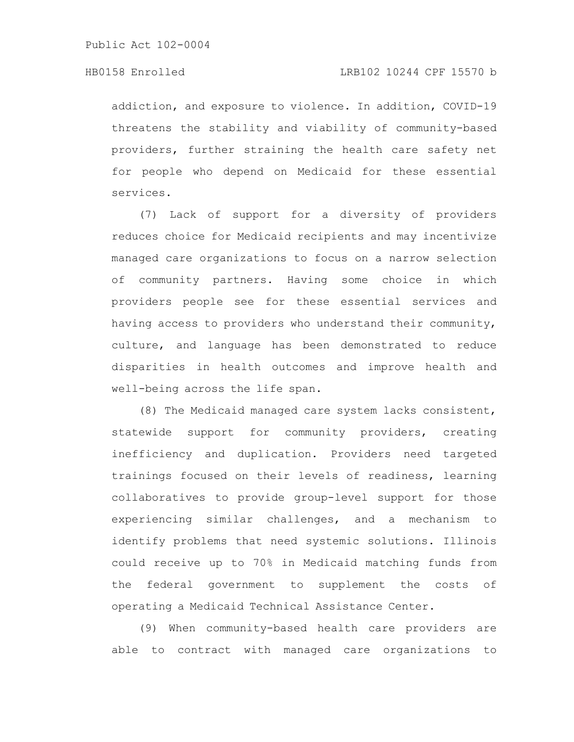addiction, and exposure to violence. In addition, COVID-19 threatens the stability and viability of community-based providers, further straining the health care safety net for people who depend on Medicaid for these essential services.

(7) Lack of support for a diversity of providers reduces choice for Medicaid recipients and may incentivize managed care organizations to focus on a narrow selection of community partners. Having some choice in which providers people see for these essential services and having access to providers who understand their community, culture, and language has been demonstrated to reduce disparities in health outcomes and improve health and well-being across the life span.

(8) The Medicaid managed care system lacks consistent, statewide support for community providers, creating inefficiency and duplication. Providers need targeted trainings focused on their levels of readiness, learning collaboratives to provide group-level support for those experiencing similar challenges, and a mechanism to identify problems that need systemic solutions. Illinois could receive up to 70% in Medicaid matching funds from the federal government to supplement the costs of operating a Medicaid Technical Assistance Center.

(9) When community-based health care providers are able to contract with managed care organizations to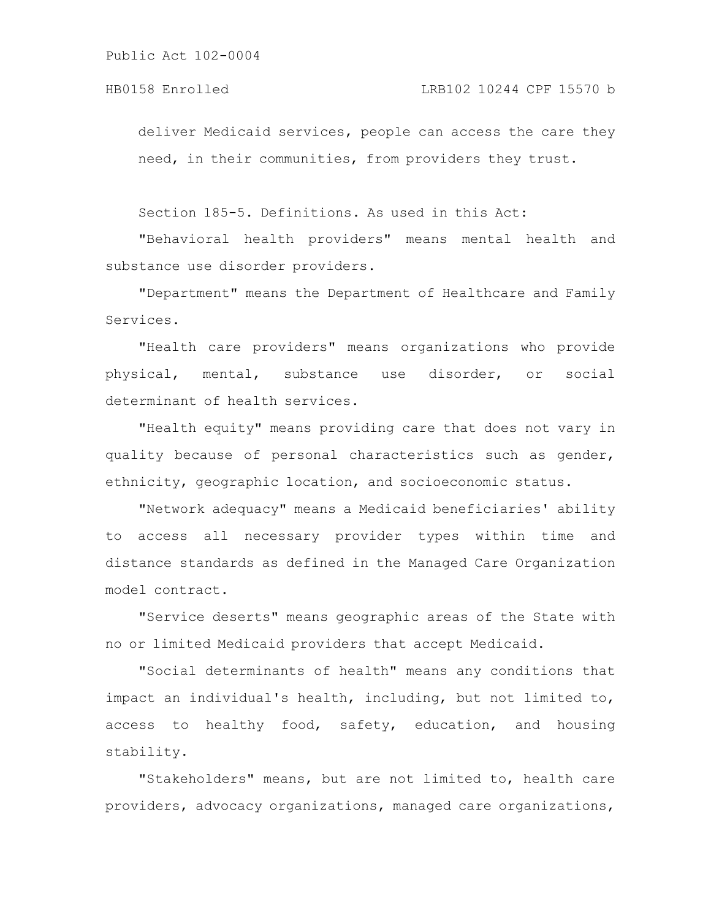deliver Medicaid services, people can access the care they need, in their communities, from providers they trust.

Section 185-5. Definitions. As used in this Act:

"Behavioral health providers" means mental health and substance use disorder providers.

"Department" means the Department of Healthcare and Family Services.

"Health care providers" means organizations who provide physical, mental, substance use disorder, or social determinant of health services.

"Health equity" means providing care that does not vary in quality because of personal characteristics such as gender, ethnicity, geographic location, and socioeconomic status.

"Network adequacy" means a Medicaid beneficiaries' ability to access all necessary provider types within time and distance standards as defined in the Managed Care Organization model contract.

"Service deserts" means geographic areas of the State with no or limited Medicaid providers that accept Medicaid.

"Social determinants of health" means any conditions that impact an individual's health, including, but not limited to, access to healthy food, safety, education, and housing stability.

"Stakeholders" means, but are not limited to, health care providers, advocacy organizations, managed care organizations,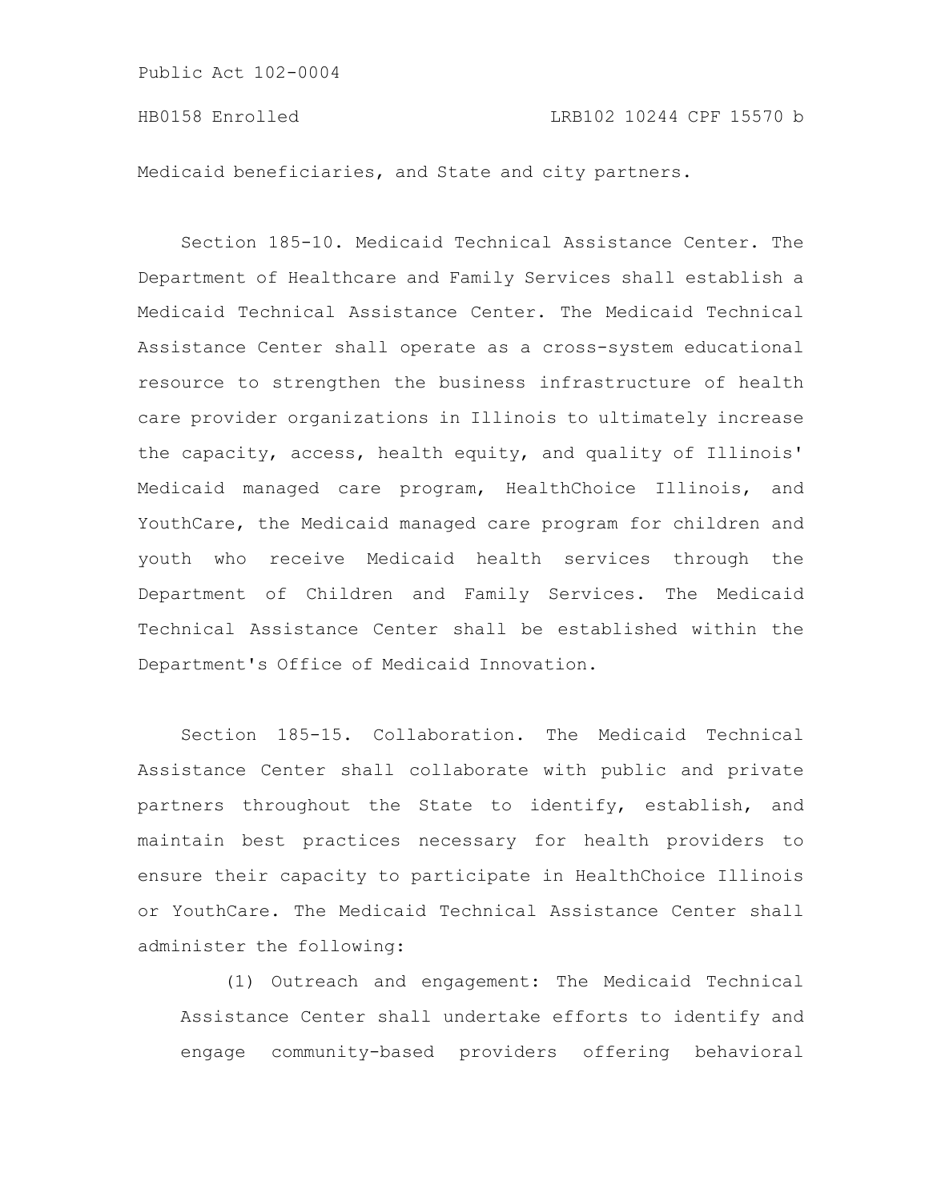Medicaid beneficiaries, and State and city partners.

Section 185-10. Medicaid Technical Assistance Center. The Department of Healthcare and Family Services shall establish a Medicaid Technical Assistance Center. The Medicaid Technical Assistance Center shall operate as a cross-system educational resource to strengthen the business infrastructure of health care provider organizations in Illinois to ultimately increase the capacity, access, health equity, and quality of Illinois' Medicaid managed care program, HealthChoice Illinois, and YouthCare, the Medicaid managed care program for children and youth who receive Medicaid health services through the Department of Children and Family Services. The Medicaid Technical Assistance Center shall be established within the Department's Office of Medicaid Innovation.

Section 185-15. Collaboration. The Medicaid Technical Assistance Center shall collaborate with public and private partners throughout the State to identify, establish, and maintain best practices necessary for health providers to ensure their capacity to participate in HealthChoice Illinois or YouthCare. The Medicaid Technical Assistance Center shall administer the following:

(1) Outreach and engagement: The Medicaid Technical Assistance Center shall undertake efforts to identify and engage community-based providers offering behavioral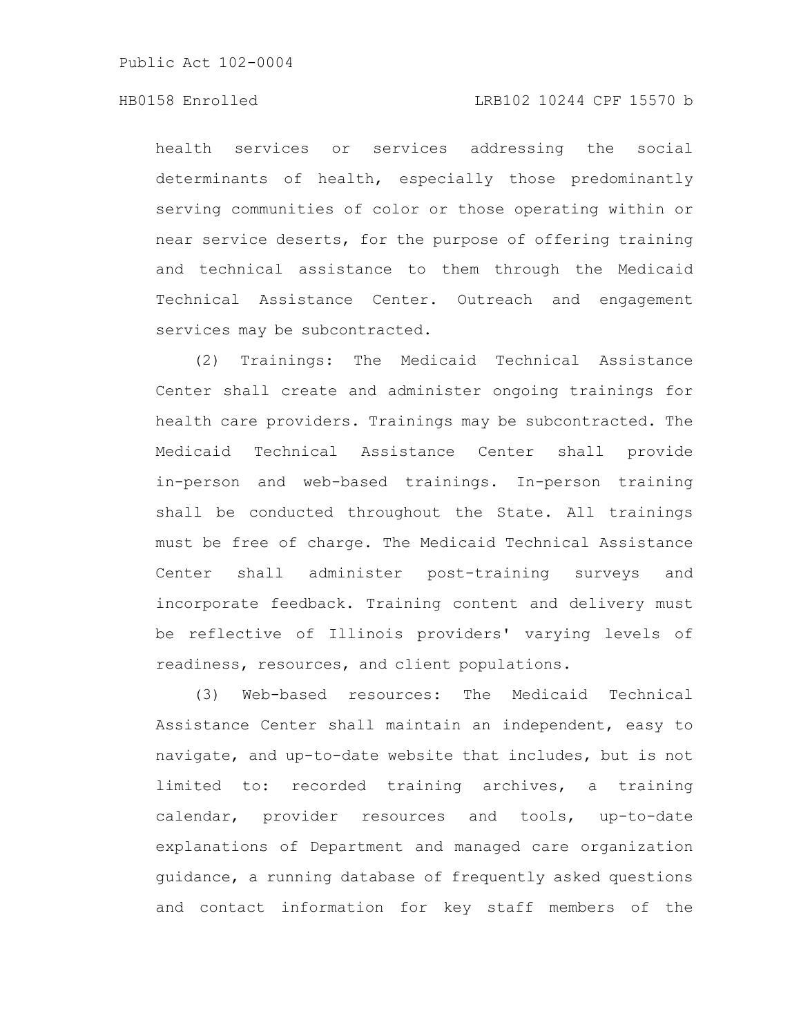health services or services addressing the social determinants of health, especially those predominantly serving communities of color or those operating within or near service deserts, for the purpose of offering training and technical assistance to them through the Medicaid Technical Assistance Center. Outreach and engagement services may be subcontracted.

(2) Trainings: The Medicaid Technical Assistance Center shall create and administer ongoing trainings for health care providers. Trainings may be subcontracted. The Medicaid Technical Assistance Center shall provide in-person and web-based trainings. In-person training shall be conducted throughout the State. All trainings must be free of charge. The Medicaid Technical Assistance Center shall administer post-training surveys and incorporate feedback. Training content and delivery must be reflective of Illinois providers' varying levels of readiness, resources, and client populations.

(3) Web-based resources: The Medicaid Technical Assistance Center shall maintain an independent, easy to navigate, and up-to-date website that includes, but is not limited to: recorded training archives, a training calendar, provider resources and tools, up-to-date explanations of Department and managed care organization guidance, a running database of frequently asked questions and contact information for key staff members of the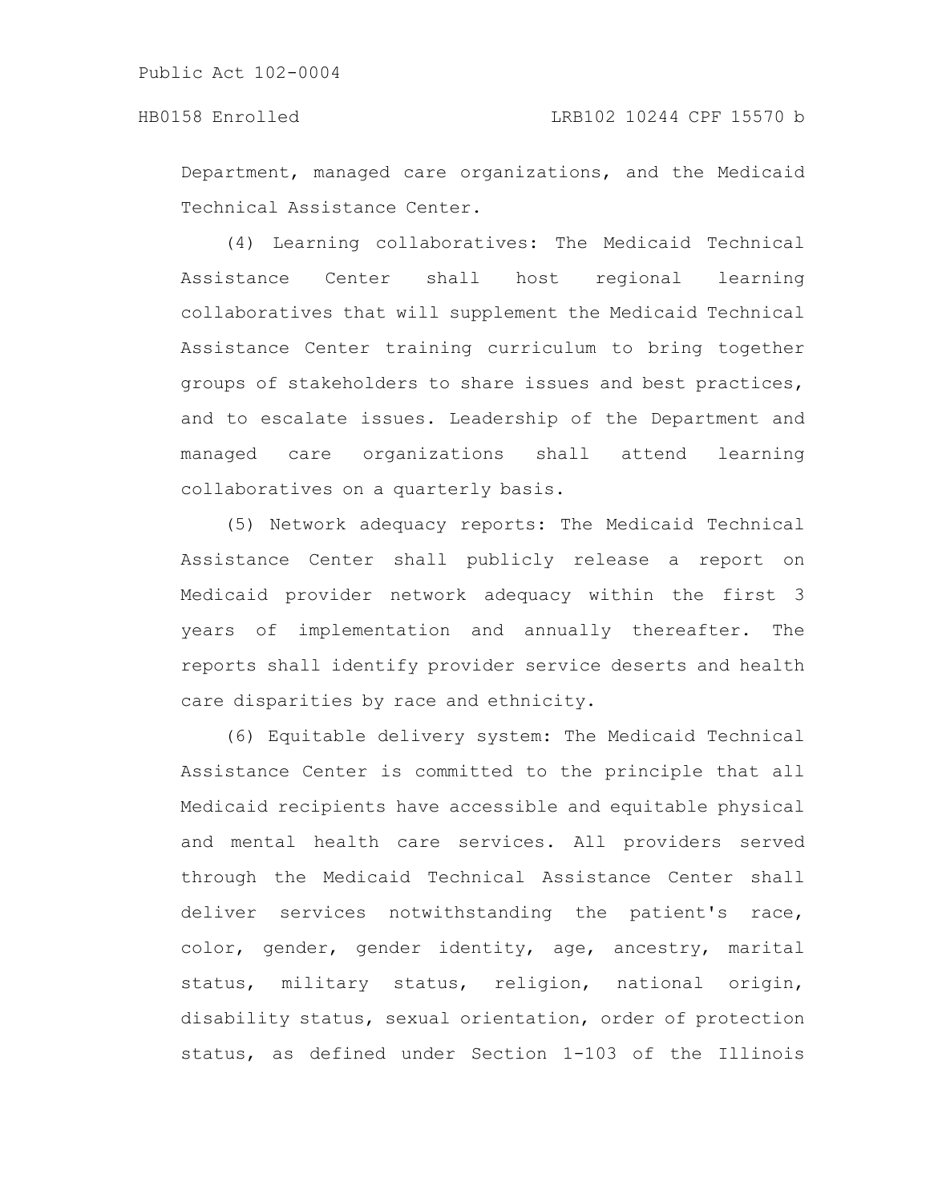Department, managed care organizations, and the Medicaid Technical Assistance Center.

(4) Learning collaboratives: The Medicaid Technical Assistance Center shall host regional learning collaboratives that will supplement the Medicaid Technical Assistance Center training curriculum to bring together groups of stakeholders to share issues and best practices, and to escalate issues. Leadership of the Department and managed care organizations shall attend learning collaboratives on a quarterly basis.

(5) Network adequacy reports: The Medicaid Technical Assistance Center shall publicly release a report on Medicaid provider network adequacy within the first 3 years of implementation and annually thereafter. The reports shall identify provider service deserts and health care disparities by race and ethnicity.

(6) Equitable delivery system: The Medicaid Technical Assistance Center is committed to the principle that all Medicaid recipients have accessible and equitable physical and mental health care services. All providers served through the Medicaid Technical Assistance Center shall deliver services notwithstanding the patient's race, color, gender, gender identity, age, ancestry, marital status, military status, religion, national origin, disability status, sexual orientation, order of protection status, as defined under Section 1-103 of the Illinois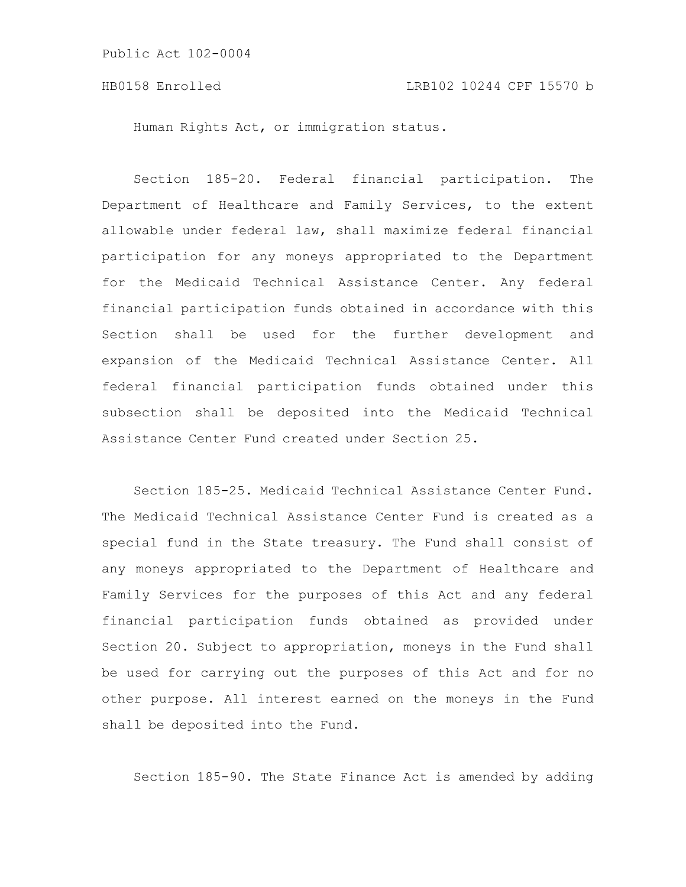Human Rights Act, or immigration status.

Section 185-20. Federal financial participation. The Department of Healthcare and Family Services, to the extent allowable under federal law, shall maximize federal financial participation for any moneys appropriated to the Department for the Medicaid Technical Assistance Center. Any federal financial participation funds obtained in accordance with this Section shall be used for the further development and expansion of the Medicaid Technical Assistance Center. All federal financial participation funds obtained under this subsection shall be deposited into the Medicaid Technical Assistance Center Fund created under Section 25.

Section 185-25. Medicaid Technical Assistance Center Fund. The Medicaid Technical Assistance Center Fund is created as a special fund in the State treasury. The Fund shall consist of any moneys appropriated to the Department of Healthcare and Family Services for the purposes of this Act and any federal financial participation funds obtained as provided under Section 20. Subject to appropriation, moneys in the Fund shall be used for carrying out the purposes of this Act and for no other purpose. All interest earned on the moneys in the Fund shall be deposited into the Fund.

Section 185-90. The State Finance Act is amended by adding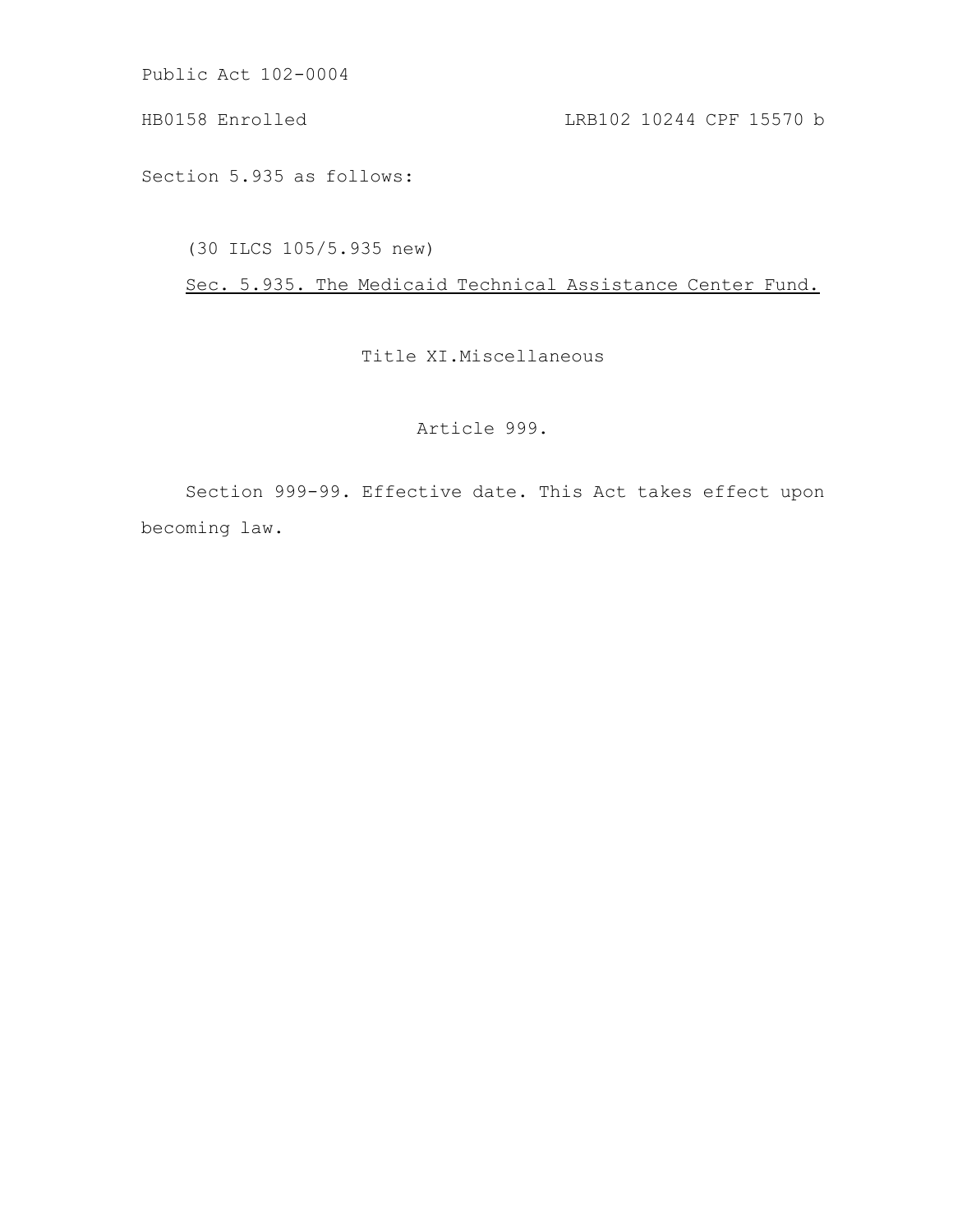Section 5.935 as follows:

(30 ILCS 105/5.935 new)

Sec. 5.935. The Medicaid Technical Assistance Center Fund.

Title XI.Miscellaneous

Article 999.

Section 999-99. Effective date. This Act takes effect upon becoming law.